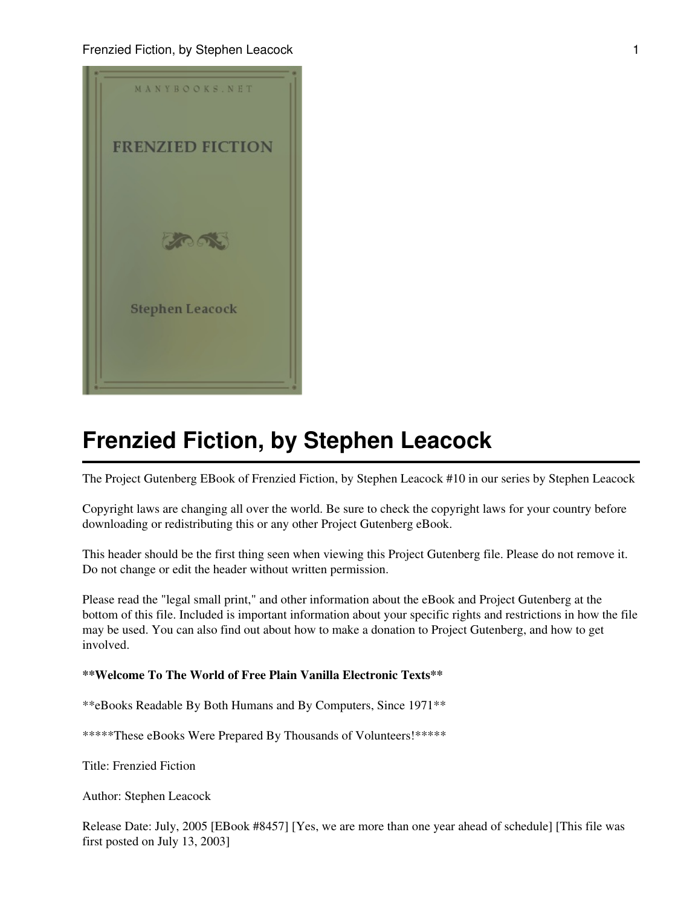# Frenzied Fiction, by Stephen Leacock

The Project Gutenberg EBook of Frenzied Fiction, by Stephen Leacock #10 in our series by Stephen Leacock

Copyright laws are changing all over the world. Be sure to check the copyright laws for your country before downloading or redistributing this or any other Project Gutenberg eBook.

This header should be the first thing seen when viewing this Project Gutenberg file. Please do not remove it. Do not change or edit the header without written permission.

Please read the "legal small print," and other information about the eBook and Project Gutenberg at the bottom of this file. Included is important information about your specific rights and restrictions in how the file may be used. You can also find out about how to make a donation to Project Gutenberg, and how to get involved.

**Welcome To The World of Free Plain Vanilla Electronic Texts**

**eBooks Readable By Both Humans and By Computers, Since 1971**

*****These eBooks Were Prepared By Thousands of Volunteers!*****

Title: Frenzied Fiction

Author: Stephen Leacock

Release Date: July, 2005 [EBook #8457] [Yes, we are more than one year ahead of schedule] [This file was first posted on July 13, 2003]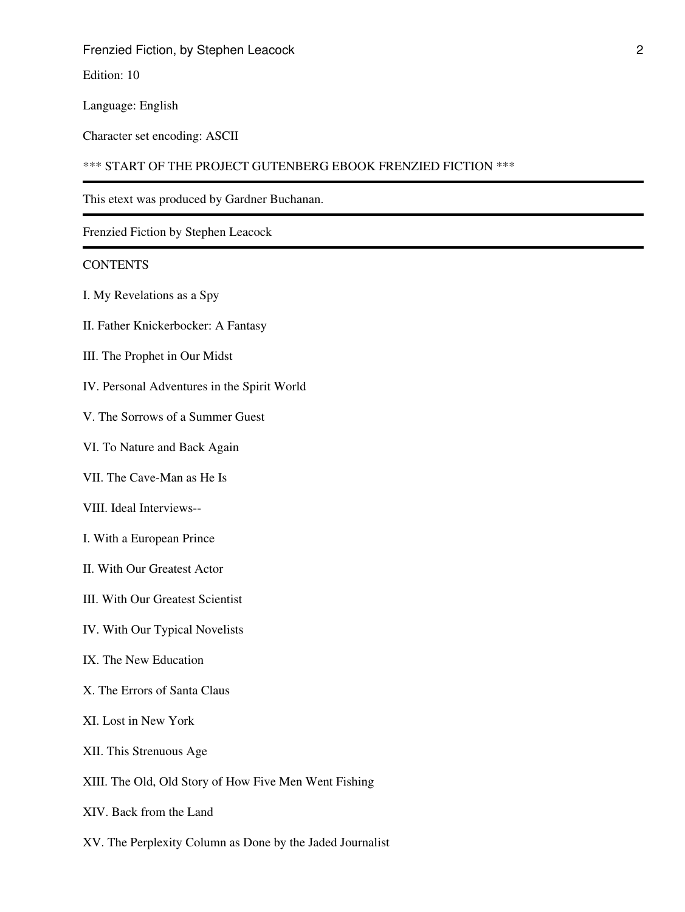Edition: 10

Language: English

Character set encoding: ASCII

*** START OF THE PROJECT GUTENBERG EBOOK FRENZIED FICTION ***

---

This etext was produced by Gardner Buchanan.

---

Frenzied Fiction by Stephen Leacock

---

CONTENTS

I. My Revelations as a Spy

II. Father Knickerbocker: A Fantasy

III. The Prophet in Our Midst

IV. Personal Adventures in the Spirit World

V. The Sorrows of a Summer Guest

VI. To Nature and Back Again

VII. The Cave-Man as He Is

VIII. Ideal Interviews--

I. With a European Prince

II. With Our Greatest Actor

III. With Our Greatest Scientist

IV. With Our Typical Novelists

IX. The New Education

X. The Errors of Santa Claus

XI. Lost in New York

XII. This Strenuous Age

XIII. The Old, Old Story of How Five Men Went Fishing

XIV. Back from the Land

XV. The Perplexity Column as Done by the Jaded Journalist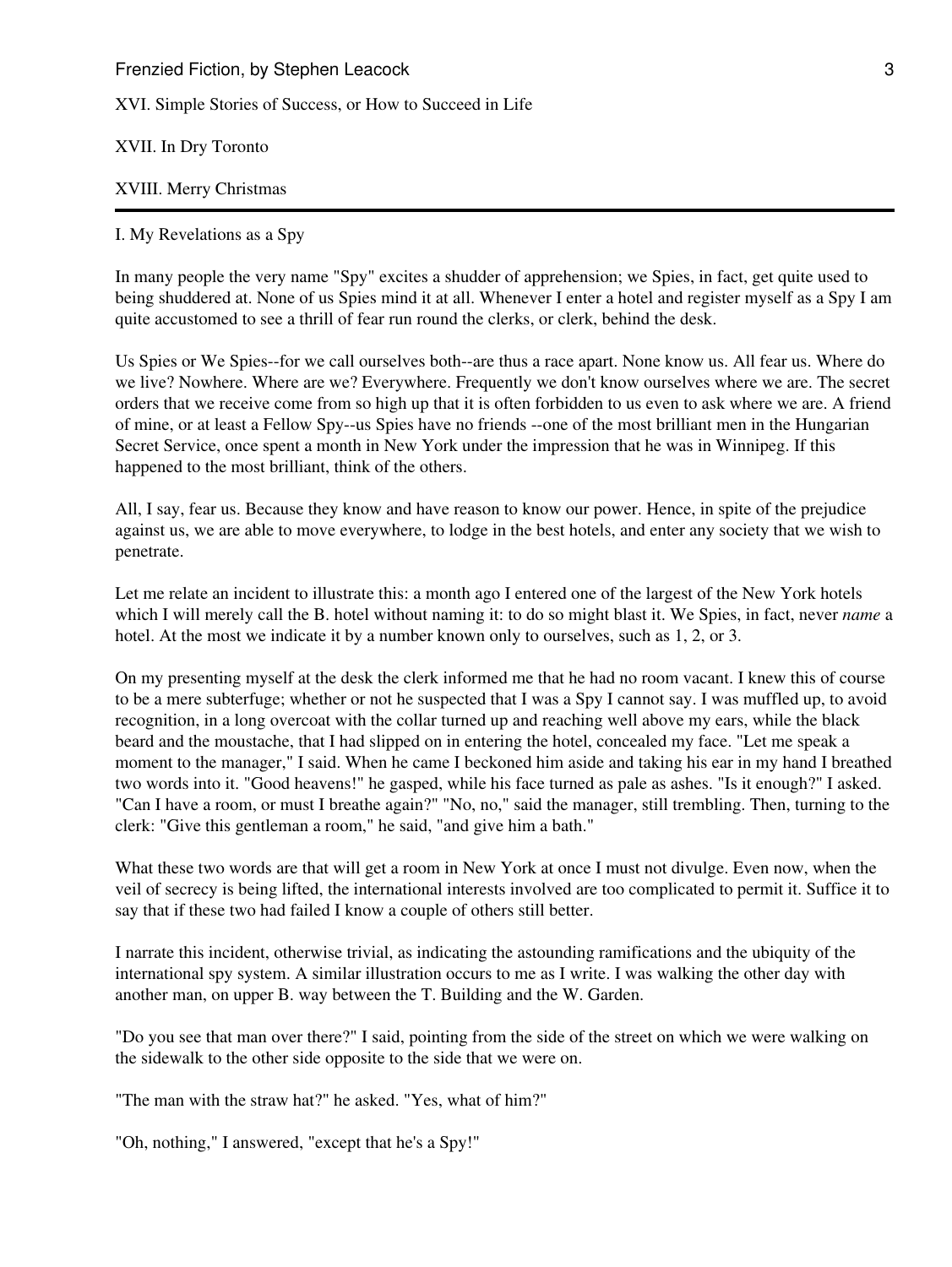XVI. Simple Stories of Success, or How to Succeed in Life

XVII. In Dry Toronto

XVIII. Merry Christmas

---

## I. My Revelations as a Spy

In many people the very name "Spy" excites a shudder of apprehension; we Spies, in fact, get quite used to being shuddered at. None of us Spies mind it at all. Whenever I enter a hotel and register myself as a Spy I am quite accustomed to see a thrill of fear run round the clerks, or clerk, behind the desk.

Us Spies or We Spies--for we call ourselves both--are thus a race apart. None know us. All fear us. Where do we live? Nowhere. Where are we? Everywhere. Frequently we don't know ourselves where we are. The secret orders that we receive come from so high up that it is often forbidden to us even to ask where we are. A friend of mine, or at least a Fellow Spy--us Spies have no friends --one of the most brilliant men in the Hungarian Secret Service, once spent a month in New York under the impression that he was in Winnipeg. If this happened to the most brilliant, think of the others.

All, I say, fear us. Because they know and have reason to know our power. Hence, in spite of the prejudice against us, we are able to move everywhere, to lodge in the best hotels, and enter any society that we wish to penetrate.

Let me relate an incident to illustrate this: a month ago I entered one of the largest of the New York hotels which I will merely call the B. hotel without naming it: to do so might blast it. We Spies, in fact, never *name* a hotel. At the most we indicate it by a number known only to ourselves, such as 1, 2, or 3.

On my presenting myself at the desk the clerk informed me that he had no room vacant. I knew this of course to be a mere subterfuge; whether or not he suspected that I was a Spy I cannot say. I was muffled up, to avoid recognition, in a long overcoat with the collar turned up and reaching well above my ears, while the black beard and the moustache, that I had slipped on in entering the hotel, concealed my face. "Let me speak a moment to the manager," I said. When he came I beckoned him aside and taking his ear in my hand I breathed two words into it. "Good heavens!" he gasped, while his face turned as pale as ashes. "Is it enough?" I asked. "Can I have a room, or must I breathe again?" "No, no," said the manager, still trembling. Then, turning to the clerk: "Give this gentleman a room," he said, "and give him a bath."

What these two words are that will get a room in New York at once I must not divulge. Even now, when the veil of secrecy is being lifted, the international interests involved are too complicated to permit it. Suffice it to say that if these two had failed I know a couple of others still better.

I narrate this incident, otherwise trivial, as indicating the astounding ramifications and the ubiquity of the international spy system. A similar illustration occurs to me as I write. I was walking the other day with another man, on upper B. way between the T. Building and the W. Garden.

"Do you see that man over there?" I said, pointing from the side of the street on which we were walking on the sidewalk to the other side opposite to the side that we were on.

"The man with the straw hat?" he asked. "Yes, what of him?"

"Oh, nothing," I answered, "except that he's a Spy!"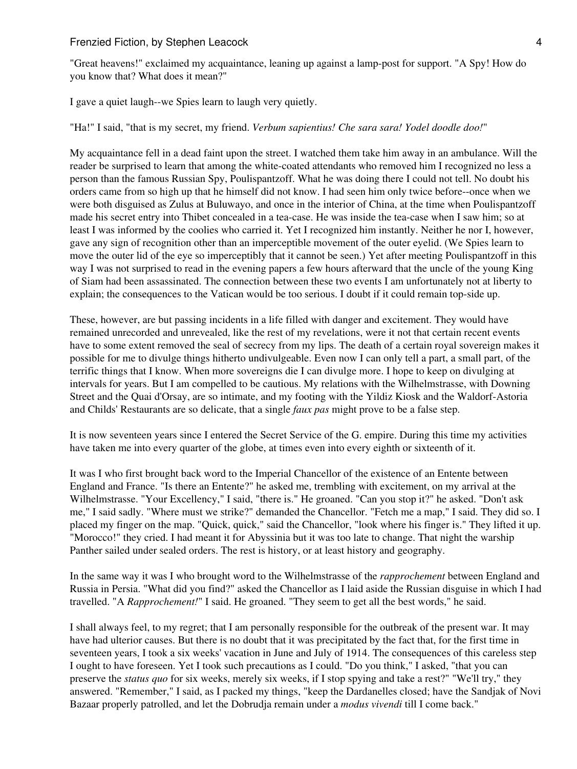"Great heavens!" exclaimed my acquaintance, leaning up against a lamp-post for support. "A Spy! How do you know that? What does it mean?"

I gave a quiet laugh--we Spies learn to laugh very quietly.

"Ha!" I said, "that is my secret, my friend. *Verbum sapientius! Che sara sara! Yodel doodle doo!*"

My acquaintance fell in a dead faint upon the street. I watched them take him away in an ambulance. Will the reader be surprised to learn that among the white-coated attendants who removed him I recognized no less a person than the famous Russian Spy, Poulispantzoff. What he was doing there I could not tell. No doubt his orders came from so high up that he himself did not know. I had seen him only twice before--once when we were both disguised as Zulus at Buluwayo, and once in the interior of China, at the time when Poulispantzoff made his secret entry into Thibet concealed in a tea-case. He was inside the tea-case when I saw him; so at least I was informed by the coolies who carried it. Yet I recognized him instantly. Neither he nor I, however, gave any sign of recognition other than an imperceptible movement of the outer eyelid. (We Spies learn to move the outer lid of the eye so imperceptibly that it cannot be seen.) Yet after meeting Poulispantzoff in this way I was not surprised to read in the evening papers a few hours afterward that the uncle of the young King of Siam had been assassinated. The connection between these two events I am unfortunately not at liberty to explain; the consequences to the Vatican would be too serious. I doubt if it could remain top-side up.

These, however, are but passing incidents in a life filled with danger and excitement. They would have remained unrecorded and unrevealed, like the rest of my revelations, were it not that certain recent events have to some extent removed the seal of secrecy from my lips. The death of a certain royal sovereign makes it possible for me to divulge things hitherto undivulgeable. Even now I can only tell a part, a small part, of the terrific things that I know. When more sovereigns die I can divulge more. I hope to keep on divulging at intervals for years. But I am compelled to be cautious. My relations with the Wilhelmstrasse, with Downing Street and the Quai d'Orsay, are so intimate, and my footing with the Yildiz Kiosk and the Waldorf-Astoria and Childs' Restaurants are so delicate, that a single *faux pas* might prove to be a false step.

It is now seventeen years since I entered the Secret Service of the G. empire. During this time my activities have taken me into every quarter of the globe, at times even into every eighth or sixteenth of it.

It was I who first brought back word to the Imperial Chancellor of the existence of an Entente between England and France. "Is there an Entente?" he asked me, trembling with excitement, on my arrival at the Wilhelmstrasse. "Your Excellency," I said, "there is." He groaned. "Can you stop it?" he asked. "Don't ask me," I said sadly. "Where must we strike?" demanded the Chancellor. "Fetch me a map," I said. They did so. I placed my finger on the map. "Quick, quick," said the Chancellor, "look where his finger is." They lifted it up. "Morocco!" they cried. I had meant it for Abyssinia but it was too late to change. That night the warship Panther sailed under sealed orders. The rest is history, or at least history and geography.

In the same way it was I who brought word to the Wilhelmstrasse of the *rapprochement* between England and Russia in Persia. "What did you find?" asked the Chancellor as I laid aside the Russian disguise in which I had travelled. "A *Rapprochement!*" I said. He groaned. "They seem to get all the best words," he said.

I shall always feel, to my regret; that I am personally responsible for the outbreak of the present war. It may have had ulterior causes. But there is no doubt that it was precipitated by the fact that, for the first time in seventeen years, I took a six weeks' vacation in June and July of 1914. The consequences of this careless step I ought to have foreseen. Yet I took such precautions as I could. "Do you think," I asked, "that you can preserve the *status quo* for six weeks, merely six weeks, if I stop spying and take a rest?" "We'll try," they answered. "Remember," I said, as I packed my things, "keep the Dardanelles closed; have the Sandjak of Novi Bazaar properly patrolled, and let the Dobrudja remain under a *modus vivendi* till I come back."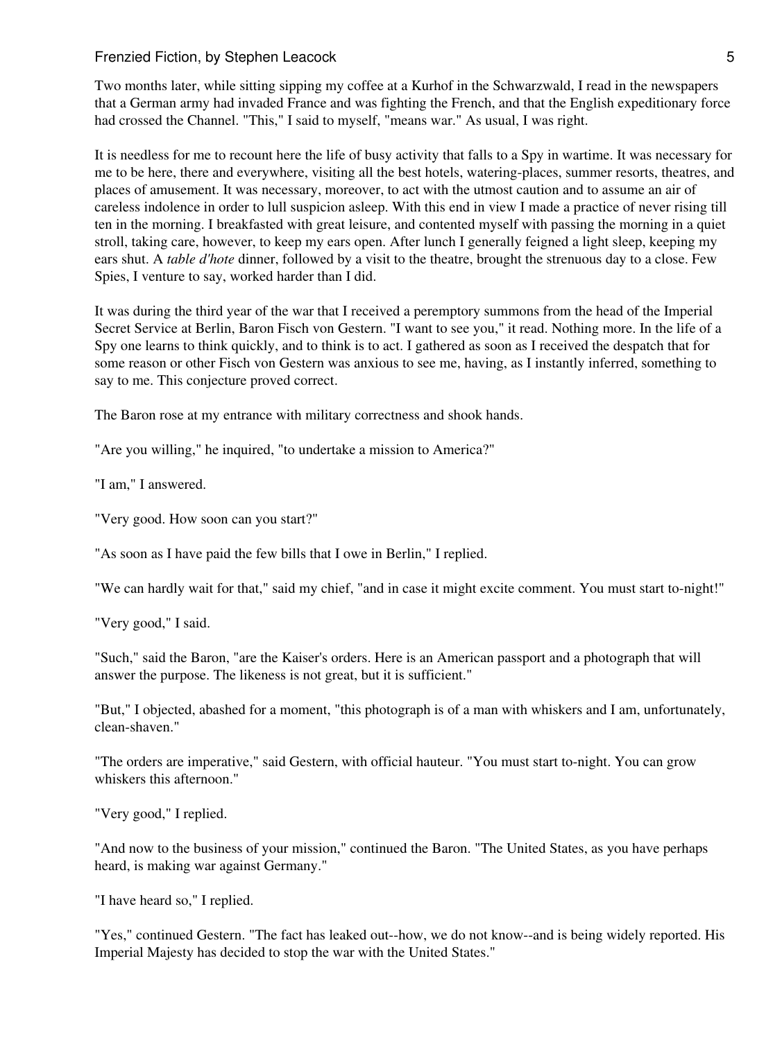Two months later, while sitting sipping my coffee at a Kurhof in the Schwarzwald, I read in the newspapers that a German army had invaded France and was fighting the French, and that the English expeditionary force had crossed the Channel. "This," I said to myself, "means war." As usual, I was right.

It is needless for me to recount here the life of busy activity that falls to a Spy in wartime. It was necessary for me to be here, there and everywhere, visiting all the best hotels, watering-places, summer resorts, theatres, and places of amusement. It was necessary, moreover, to act with the utmost caution and to assume an air of careless indolence in order to lull suspicion asleep. With this end in view I made a practice of never rising till ten in the morning. I breakfasted with great leisure, and contented myself with passing the morning in a quiet stroll, taking care, however, to keep my ears open. After lunch I generally feigned a light sleep, keeping my ears shut. A *table d'hote* dinner, followed by a visit to the theatre, brought the strenuous day to a close. Few Spies, I venture to say, worked harder than I did.

It was during the third year of the war that I received a peremptory summons from the head of the Imperial Secret Service at Berlin, Baron Fisch von Gestern. "I want to see you," it read. Nothing more. In the life of a Spy one learns to think quickly, and to think is to act. I gathered as soon as I received the despatch that for some reason or other Fisch von Gestern was anxious to see me, having, as I instantly inferred, something to say to me. This conjecture proved correct.

The Baron rose at my entrance with military correctness and shook hands.

"Are you willing," he inquired, "to undertake a mission to America?"

"I am," I answered.

"Very good. How soon can you start?"

"As soon as I have paid the few bills that I owe in Berlin," I replied.

"We can hardly wait for that," said my chief, "and in case it might excite comment. You must start to-night!"

"Very good," I said.

"Such," said the Baron, "are the Kaiser's orders. Here is an American passport and a photograph that will answer the purpose. The likeness is not great, but it is sufficient."

"But," I objected, abashed for a moment, "this photograph is of a man with whiskers and I am, unfortunately, clean-shaven."

"The orders are imperative," said Gestern, with official hauteur. "You must start to-night. You can grow whiskers this afternoon."

"Very good," I replied.

"And now to the business of your mission," continued the Baron. "The United States, as you have perhaps heard, is making war against Germany."

"I have heard so," I replied.

"Yes," continued Gestern. "The fact has leaked out--how, we do not know--and is being widely reported. His Imperial Majesty has decided to stop the war with the United States."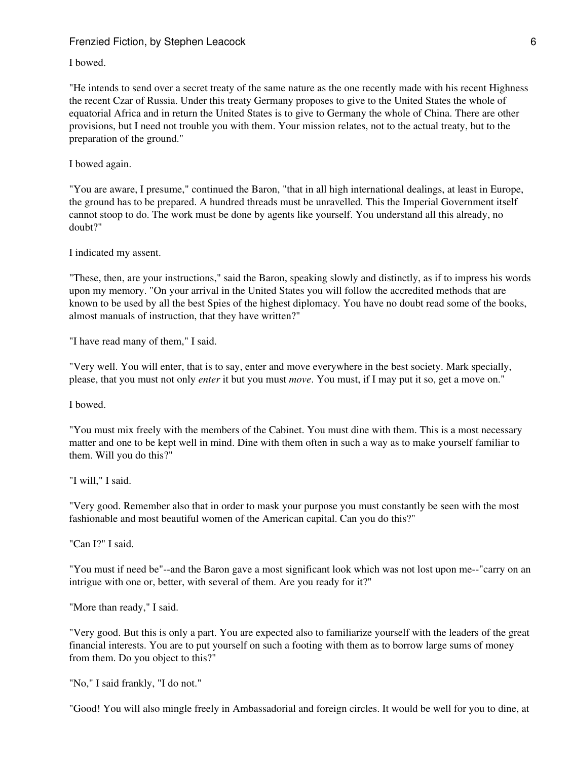I bowed.

"He intends to send over a secret treaty of the same nature as the one recently made with his recent Highness the recent Czar of Russia. Under this treaty Germany proposes to give to the United States the whole of equatorial Africa and in return the United States is to give to Germany the whole of China. There are other provisions, but I need not trouble you with them. Your mission relates, not to the actual treaty, but to the preparation of the ground."

I bowed again.

"You are aware, I presume," continued the Baron, "that in all high international dealings, at least in Europe, the ground has to be prepared. A hundred threads must be unravelled. This the Imperial Government itself cannot stoop to do. The work must be done by agents like yourself. You understand all this already, no doubt?"

I indicated my assent.

"These, then, are your instructions," said the Baron, speaking slowly and distinctly, as if to impress his words upon my memory. "On your arrival in the United States you will follow the accredited methods that are known to be used by all the best Spies of the highest diplomacy. You have no doubt read some of the books, almost manuals of instruction, that they have written?"

"I have read many of them," I said.

"Very well. You will enter, that is to say, enter and move everywhere in the best society. Mark specially, please, that you must not only *enter* it but you must *move*. You must, if I may put it so, get a move on."

I bowed.

"You must mix freely with the members of the Cabinet. You must dine with them. This is a most necessary matter and one to be kept well in mind. Dine with them often in such a way as to make yourself familiar to them. Will you do this?"

"I will," I said.

"Very good. Remember also that in order to mask your purpose you must constantly be seen with the most fashionable and most beautiful women of the American capital. Can you do this?"

"Can I?" I said.

"You must if need be"--and the Baron gave a most significant look which was not lost upon me--"carry on an intrigue with one or, better, with several of them. Are you ready for it?"

"More than ready," I said.

"Very good. But this is only a part. You are expected also to familiarize yourself with the leaders of the great financial interests. You are to put yourself on such a footing with them as to borrow large sums of money from them. Do you object to this?"

"No," I said frankly, "I do not."

"Good! You will also mingle freely in Ambassadorial and foreign circles. It would be well for you to dine, at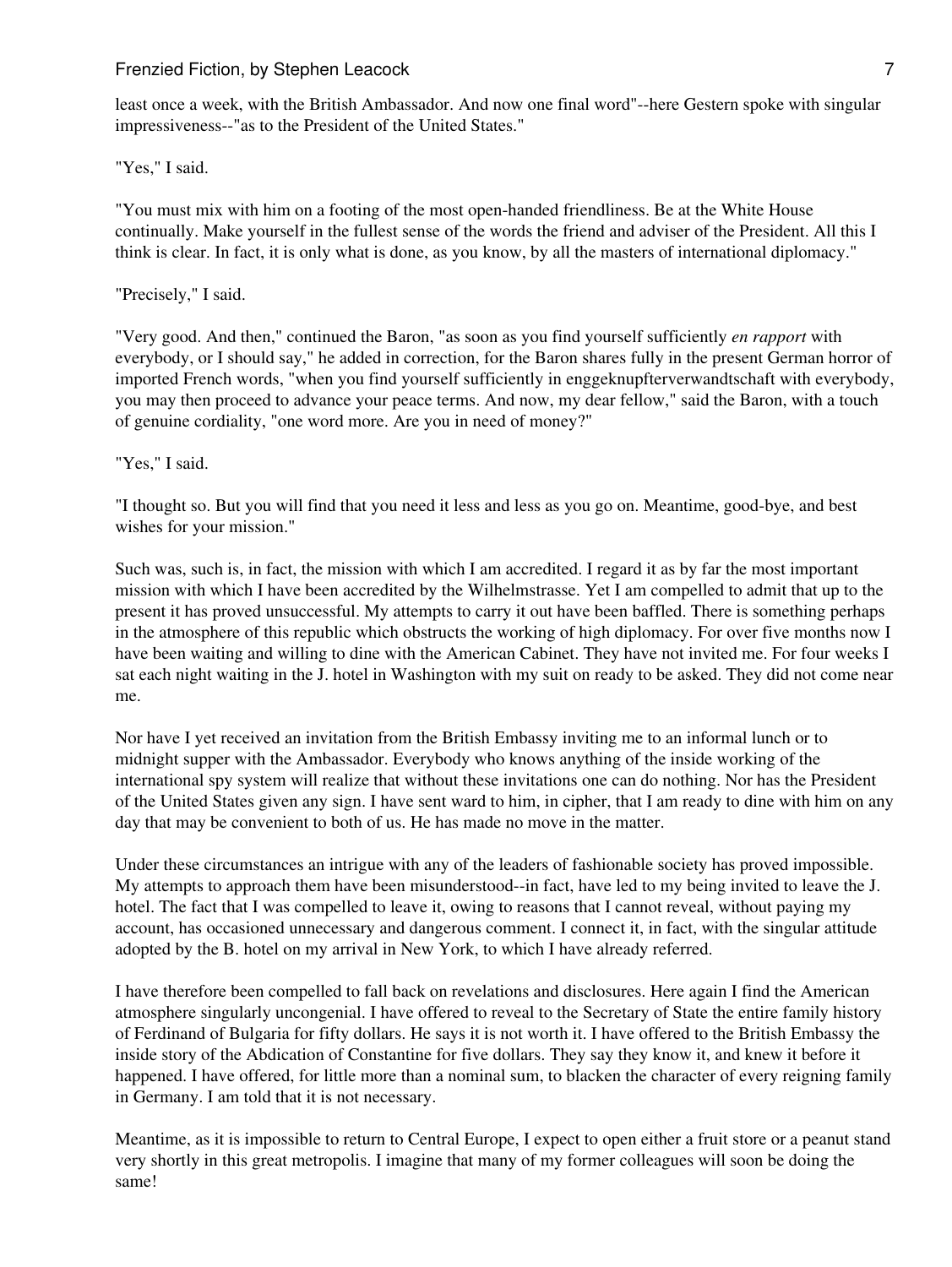least once a week, with the British Ambassador. And now one final word"--here Gestern spoke with singular impressiveness--"as to the President of the United States."

"Yes," I said.

"You must mix with him on a footing of the most open-handed friendliness. Be at the White House continually. Make yourself in the fullest sense of the words the friend and adviser of the President. All this I think is clear. In fact, it is only what is done, as you know, by all the masters of international diplomacy."

"Precisely," I said.

"Very good. And then," continued the Baron, "as soon as you find yourself sufficiently *en rapport* with everybody, or I should say," he added in correction, for the Baron shares fully in the present German horror of imported French words, "when you find yourself sufficiently in enggeknupfterverwandtschaft with everybody, you may then proceed to advance your peace terms. And now, my dear fellow," said the Baron, with a touch of genuine cordiality, "one word more. Are you in need of money?"

"Yes," I said.

"I thought so. But you will find that you need it less and less as you go on. Meantime, good-bye, and best wishes for your mission."

Such was, such is, in fact, the mission with which I am accredited. I regard it as by far the most important mission with which I have been accredited by the Wilhelmstrasse. Yet I am compelled to admit that up to the present it has proved unsuccessful. My attempts to carry it out have been baffled. There is something perhaps in the atmosphere of this republic which obstructs the working of high diplomacy. For over five months now I have been waiting and willing to dine with the American Cabinet. They have not invited me. For four weeks I sat each night waiting in the J. hotel in Washington with my suit on ready to be asked. They did not come near me.

Nor have I yet received an invitation from the British Embassy inviting me to an informal lunch or to midnight supper with the Ambassador. Everybody who knows anything of the inside working of the international spy system will realize that without these invitations one can do nothing. Nor has the President of the United States given any sign. I have sent ward to him, in cipher, that I am ready to dine with him on any day that may be convenient to both of us. He has made no move in the matter.

Under these circumstances an intrigue with any of the leaders of fashionable society has proved impossible. My attempts to approach them have been misunderstood--in fact, have led to my being invited to leave the J. hotel. The fact that I was compelled to leave it, owing to reasons that I cannot reveal, without paying my account, has occasioned unnecessary and dangerous comment. I connect it, in fact, with the singular attitude adopted by the B. hotel on my arrival in New York, to which I have already referred.

I have therefore been compelled to fall back on revelations and disclosures. Here again I find the American atmosphere singularly uncongenial. I have offered to reveal to the Secretary of State the entire family history of Ferdinand of Bulgaria for fifty dollars. He says it is not worth it. I have offered to the British Embassy the inside story of the Abdication of Constantine for five dollars. They say they know it, and knew it before it happened. I have offered, for little more than a nominal sum, to blacken the character of every reigning family in Germany. I am told that it is not necessary.

Meantime, as it is impossible to return to Central Europe, I expect to open either a fruit store or a peanut stand very shortly in this great metropolis. I imagine that many of my former colleagues will soon be doing the same!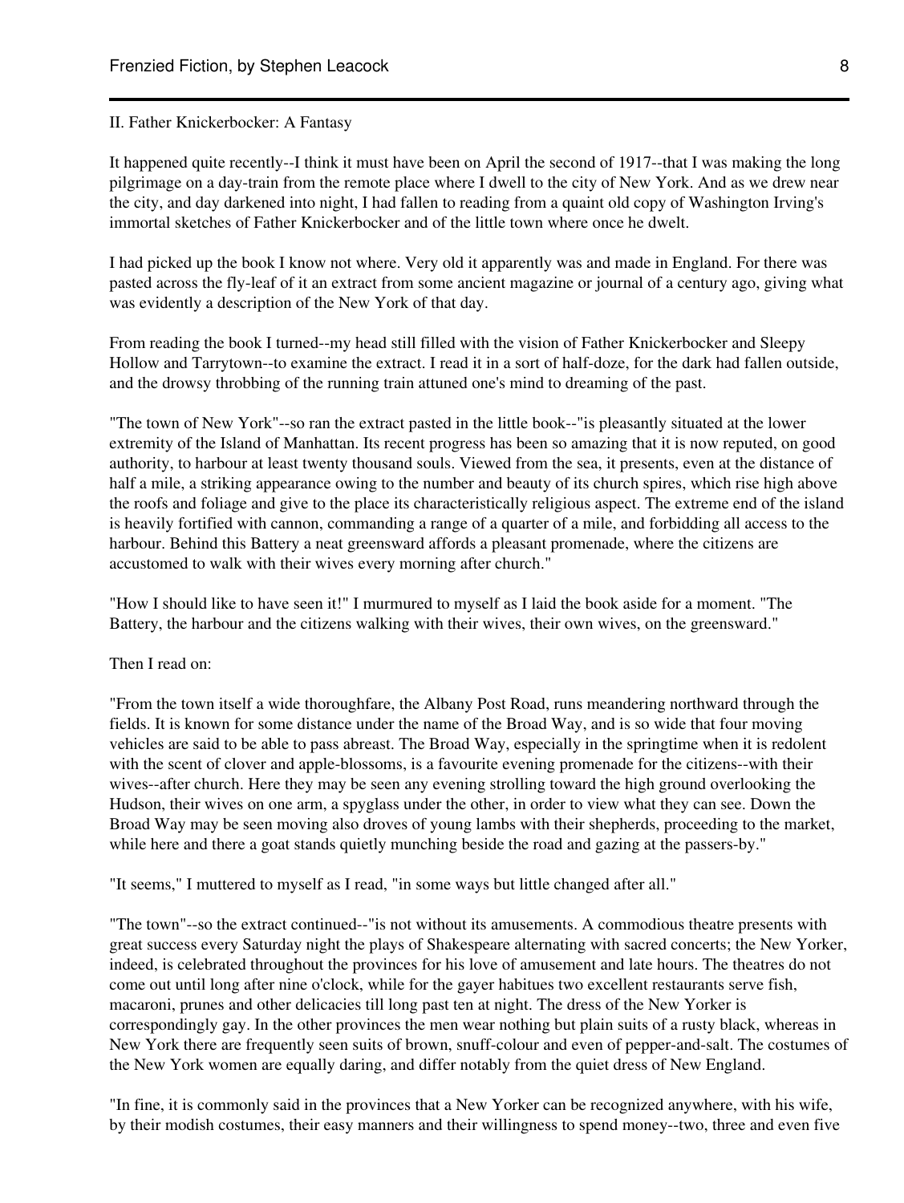## II. Father Knickerbocker: A Fantasy

It happened quite recently--I think it must have been on April the second of 1917--that I was making the long pilgrimage on a day-train from the remote place where I dwell to the city of New York. And as we drew near the city, and day darkened into night, I had fallen to reading from a quaint old copy of Washington Irving's immortal sketches of Father Knickerbocker and of the little town where once he dwelt.

I had picked up the book I know not where. Very old it apparently was and made in England. For there was pasted across the fly-leaf of it an extract from some ancient magazine or journal of a century ago, giving what was evidently a description of the New York of that day.

From reading the book I turned--my head still filled with the vision of Father Knickerbocker and Sleepy Hollow and Tarrytown--to examine the extract. I read it in a sort of half-doze, for the dark had fallen outside, and the drowsy throbbing of the running train attuned one's mind to dreaming of the past.

"The town of New York"--so ran the extract pasted in the little book--"is pleasantly situated at the lower extremity of the Island of Manhattan. Its recent progress has been so amazing that it is now reputed, on good authority, to harbour at least twenty thousand souls. Viewed from the sea, it presents, even at the distance of half a mile, a striking appearance owing to the number and beauty of its church spires, which rise high above the roofs and foliage and give to the place its characteristically religious aspect. The extreme end of the island is heavily fortified with cannon, commanding a range of a quarter of a mile, and forbidding all access to the harbour. Behind this Battery a neat greensward affords a pleasant promenade, where the citizens are accustomed to walk with their wives every morning after church."

"How I should like to have seen it!" I murmured to myself as I laid the book aside for a moment. "The Battery, the harbour and the citizens walking with their wives, their own wives, on the greensward."

Then I read on:

"From the town itself a wide thoroughfare, the Albany Post Road, runs meandering northward through the fields. It is known for some distance under the name of the Broad Way, and is so wide that four moving vehicles are said to be able to pass abreast. The Broad Way, especially in the springtime when it is redolent with the scent of clover and apple-blossoms, is a favourite evening promenade for the citizens--with their wives--after church. Here they may be seen any evening strolling toward the high ground overlooking the Hudson, their wives on one arm, a spyglass under the other, in order to view what they can see. Down the Broad Way may be seen moving also droves of young lambs with their shepherds, proceeding to the market, while here and there a goat stands quietly munching beside the road and gazing at the passers-by."

"It seems," I muttered to myself as I read, "in some ways but little changed after all."

"The town"--so the extract continued--"is not without its amusements. A commodious theatre presents with great success every Saturday night the plays of Shakespeare alternating with sacred concerts; the New Yorker, indeed, is celebrated throughout the provinces for his love of amusement and late hours. The theatres do not come out until long after nine o'clock, while for the gayer habitues two excellent restaurants serve fish, macaroni, prunes and other delicacies till long past ten at night. The dress of the New Yorker is correspondingly gay. In the other provinces the men wear nothing but plain suits of a rusty black, whereas in New York there are frequently seen suits of brown, snuff-colour and even of pepper-and-salt. The costumes of the New York women are equally daring, and differ notably from the quiet dress of New England.

"In fine, it is commonly said in the provinces that a New Yorker can be recognized anywhere, with his wife, by their modish costumes, their easy manners and their willingness to spend money--two, three and even five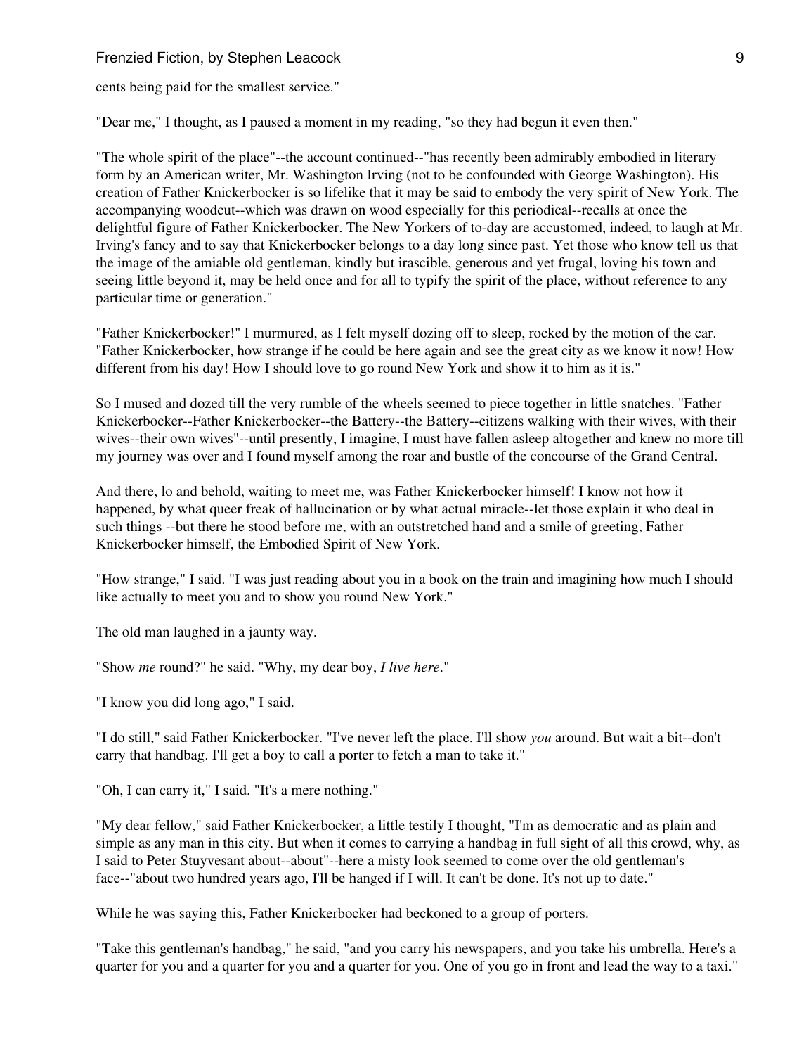cents being paid for the smallest service."

"Dear me," I thought, as I paused a moment in my reading, "so they had begun it even then."

"The whole spirit of the place"--the account continued--"has recently been admirably embodied in literary form by an American writer, Mr. Washington Irving (not to be confounded with George Washington). His creation of Father Knickerbocker is so lifelike that it may be said to embody the very spirit of New York. The accompanying woodcut--which was drawn on wood especially for this periodical--recalls at once the delightful figure of Father Knickerbocker. The New Yorkers of to-day are accustomed, indeed, to laugh at Mr. Irving's fancy and to say that Knickerbocker belongs to a day long since past. Yet those who know tell us that the image of the amiable old gentleman, kindly but irascible, generous and yet frugal, loving his town and seeing little beyond it, may be held once and for all to typify the spirit of the place, without reference to any particular time or generation."

"Father Knickerbocker!" I murmured, as I felt myself dozing off to sleep, rocked by the motion of the car. "Father Knickerbocker, how strange if he could be here again and see the great city as we know it now! How different from his day! How I should love to go round New York and show it to him as it is."

So I mused and dozed till the very rumble of the wheels seemed to piece together in little snatches. "Father Knickerbocker--Father Knickerbocker--the Battery--the Battery--citizens walking with their wives, with their wives--their own wives"--until presently, I imagine, I must have fallen asleep altogether and knew no more till my journey was over and I found myself among the roar and bustle of the concourse of the Grand Central.

And there, lo and behold, waiting to meet me, was Father Knickerbocker himself! I know not how it happened, by what queer freak of hallucination or by what actual miracle--let those explain it who deal in such things --but there he stood before me, with an outstretched hand and a smile of greeting, Father Knickerbocker himself, the Embodied Spirit of New York.

"How strange," I said. "I was just reading about you in a book on the train and imagining how much I should like actually to meet you and to show you round New York."

The old man laughed in a jaunty way.

"Show *me* round?" he said. "Why, my dear boy, *I live here*."

"I know you did long ago," I said.

"I do still," said Father Knickerbocker. "I've never left the place. I'll show *you* around. But wait a bit--don't carry that handbag. I'll get a boy to call a porter to fetch a man to take it."

"Oh, I can carry it," I said. "It's a mere nothing."

"My dear fellow," said Father Knickerbocker, a little testily I thought, "I'm as democratic and as plain and simple as any man in this city. But when it comes to carrying a handbag in full sight of all this crowd, why, as I said to Peter Stuyvesant about--about"--here a misty look seemed to come over the old gentleman's face--"about two hundred years ago, I'll be hanged if I will. It can't be done. It's not up to date."

While he was saying this, Father Knickerbocker had beckoned to a group of porters.

"Take this gentleman's handbag," he said, "and you carry his newspapers, and you take his umbrella. Here's a quarter for you and a quarter for you and a quarter for you. One of you go in front and lead the way to a taxi."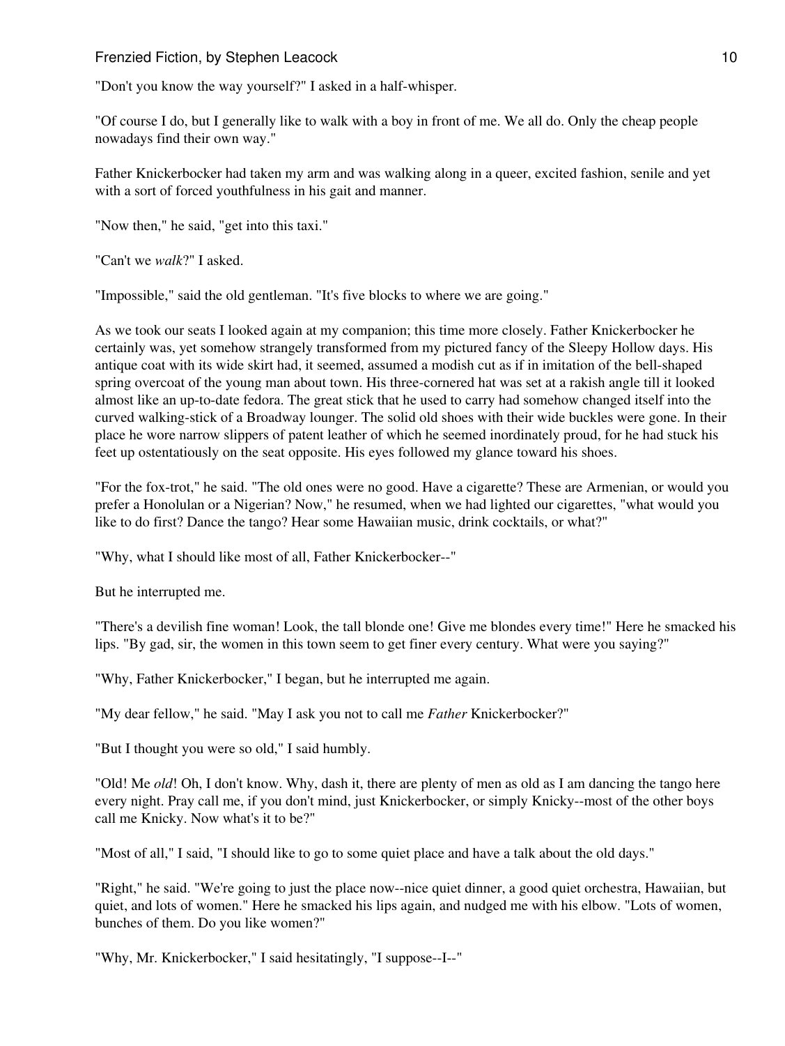"Don't you know the way yourself?" I asked in a half-whisper.

"Of course I do, but I generally like to walk with a boy in front of me. We all do. Only the cheap people nowadays find their own way."

Father Knickerbocker had taken my arm and was walking along in a queer, excited fashion, senile and yet with a sort of forced youthfulness in his gait and manner.

"Now then," he said, "get into this taxi."

"Can't we *walk*?" I asked.

"Impossible," said the old gentleman. "It's five blocks to where we are going."

As we took our seats I looked again at my companion; this time more closely. Father Knickerbocker he certainly was, yet somehow strangely transformed from my pictured fancy of the Sleepy Hollow days. His antique coat with its wide skirt had, it seemed, assumed a modish cut as if in imitation of the bell-shaped spring overcoat of the young man about town. His three-cornered hat was set at a rakish angle till it looked almost like an up-to-date fedora. The great stick that he used to carry had somehow changed itself into the curved walking-stick of a Broadway lounger. The solid old shoes with their wide buckles were gone. In their place he wore narrow slippers of patent leather of which he seemed inordinately proud, for he had stuck his feet up ostentatiously on the seat opposite. His eyes followed my glance toward his shoes.

"For the fox-trot," he said. "The old ones were no good. Have a cigarette? These are Armenian, or would you prefer a Honolulan or a Nigerian? Now," he resumed, when we had lighted our cigarettes, "what would you like to do first? Dance the tango? Hear some Hawaiian music, drink cocktails, or what?"

"Why, what I should like most of all, Father Knickerbocker--"

But he interrupted me.

"There's a devilish fine woman! Look, the tall blonde one! Give me blondes every time!" Here he smacked his lips. "By gad, sir, the women in this town seem to get finer every century. What were you saying?"

"Why, Father Knickerbocker," I began, but he interrupted me again.

"My dear fellow," he said. "May I ask you not to call me *Father* Knickerbocker?"

"But I thought you were so old," I said humbly.

"Old! Me *old*! Oh, I don't know. Why, dash it, there are plenty of men as old as I am dancing the tango here every night. Pray call me, if you don't mind, just Knickerbocker, or simply Knicky--most of the other boys call me Knicky. Now what's it to be?"

"Most of all," I said, "I should like to go to some quiet place and have a talk about the old days."

"Right," he said. "We're going to just the place now--nice quiet dinner, a good quiet orchestra, Hawaiian, but quiet, and lots of women." Here he smacked his lips again, and nudged me with his elbow. "Lots of women, bunches of them. Do you like women?"

"Why, Mr. Knickerbocker," I said hesitatingly, "I suppose--I--"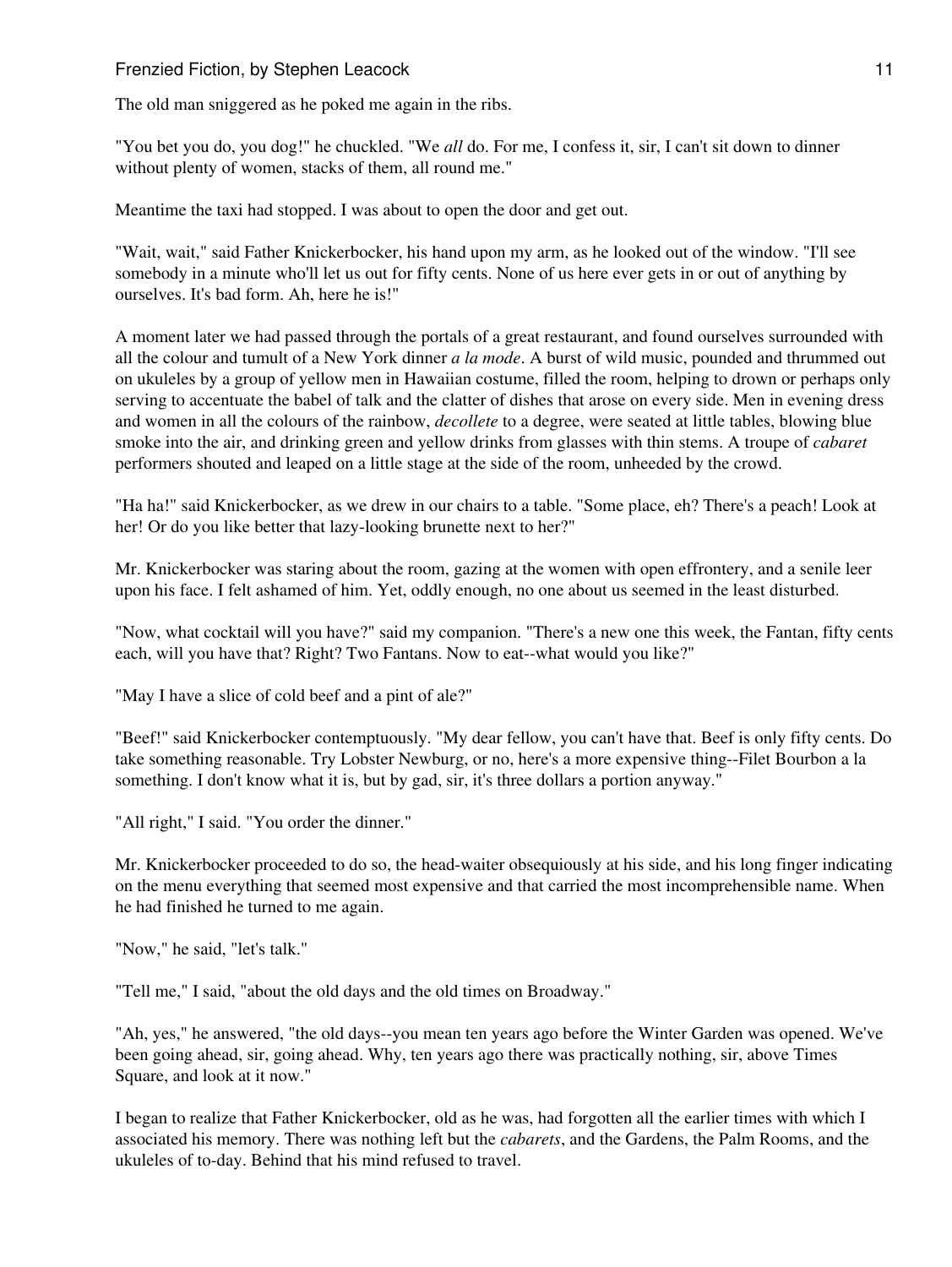The old man sniggered as he poked me again in the ribs.

"You bet you do, you dog!" he chuckled. "We *all* do. For me, I confess it, sir, I can't sit down to dinner without plenty of women, stacks of them, all round me."

Meantime the taxi had stopped. I was about to open the door and get out.

"Wait, wait," said Father Knickerbocker, his hand upon my arm, as he looked out of the window. "I'll see somebody in a minute who'll let us out for fifty cents. None of us here ever gets in or out of anything by ourselves. It's bad form. Ah, here he is!"

A moment later we had passed through the portals of a great restaurant, and found ourselves surrounded with all the colour and tumult of a New York dinner *a la mode*. A burst of wild music, pounded and thrummed out on ukuleles by a group of yellow men in Hawaiian costume, filled the room, helping to drown or perhaps only serving to accentuate the babel of talk and the clatter of dishes that arose on every side. Men in evening dress and women in all the colours of the rainbow, *decollete* to a degree, were seated at little tables, blowing blue smoke into the air, and drinking green and yellow drinks from glasses with thin stems. A troupe of *cabaret* performers shouted and leaped on a little stage at the side of the room, unheeded by the crowd.

"Ha ha!" said Knickerbocker, as we drew in our chairs to a table. "Some place, eh? There's a peach! Look at her! Or do you like better that lazy-looking brunette next to her?"

Mr. Knickerbocker was staring about the room, gazing at the women with open effrontery, and a senile leer upon his face. I felt ashamed of him. Yet, oddly enough, no one about us seemed in the least disturbed.

"Now, what cocktail will you have?" said my companion. "There's a new one this week, the Fantan, fifty cents each, will you have that? Right? Two Fantans. Now to eat--what would you like?"

"May I have a slice of cold beef and a pint of ale?"

"Beef!" said Knickerbocker contemptuously. "My dear fellow, you can't have that. Beef is only fifty cents. Do take something reasonable. Try Lobster Newburg, or no, here's a more expensive thing--Filet Bourbon a la something. I don't know what it is, but by gad, sir, it's three dollars a portion anyway."

"All right," I said. "You order the dinner."

Mr. Knickerbocker proceeded to do so, the head-waiter obsequiously at his side, and his long finger indicating on the menu everything that seemed most expensive and that carried the most incomprehensible name. When he had finished he turned to me again.

"Now," he said, "let's talk."

"Tell me," I said, "about the old days and the old times on Broadway."

"Ah, yes," he answered, "the old days--you mean ten years ago before the Winter Garden was opened. We've been going ahead, sir, going ahead. Why, ten years ago there was practically nothing, sir, above Times Square, and look at it now."

I began to realize that Father Knickerbocker, old as he was, had forgotten all the earlier times with which I associated his memory. There was nothing left but the *cabarets*, and the Gardens, the Palm Rooms, and the ukuleles of to-day. Behind that his mind refused to travel.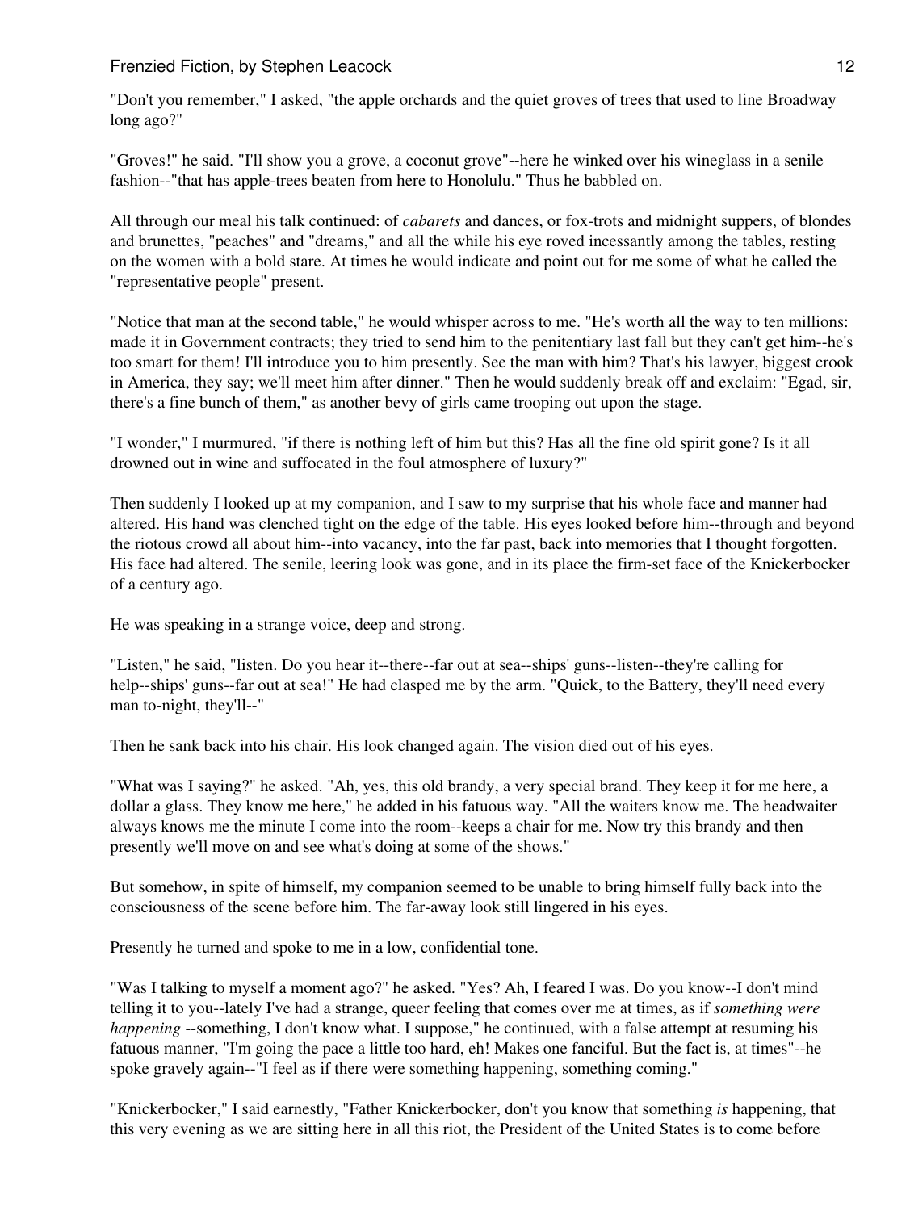"Don't you remember," I asked, "the apple orchards and the quiet groves of trees that used to line Broadway long ago?"

"Groves!" he said. "I'll show you a grove, a coconut grove"--here he winked over his wineglass in a senile fashion--"that has apple-trees beaten from here to Honolulu." Thus he babbled on.

All through our meal his talk continued: of *cabarets* and dances, or fox-trots and midnight suppers, of blondes and brunettes, "peaches" and "dreams," and all the while his eye roved incessantly among the tables, resting on the women with a bold stare. At times he would indicate and point out for me some of what he called the "representative people" present.

"Notice that man at the second table," he would whisper across to me. "He's worth all the way to ten millions: made it in Government contracts; they tried to send him to the penitentiary last fall but they can't get him--he's too smart for them! I'll introduce you to him presently. See the man with him? That's his lawyer, biggest crook in America, they say; we'll meet him after dinner." Then he would suddenly break off and exclaim: "Egad, sir, there's a fine bunch of them," as another bevy of girls came trooping out upon the stage.

"I wonder," I murmured, "if there is nothing left of him but this? Has all the fine old spirit gone? Is it all drowned out in wine and suffocated in the foul atmosphere of luxury?"

Then suddenly I looked up at my companion, and I saw to my surprise that his whole face and manner had altered. His hand was clenched tight on the edge of the table. His eyes looked before him--through and beyond the riotous crowd all about him--into vacancy, into the far past, back into memories that I thought forgotten. His face had altered. The senile, leering look was gone, and in its place the firm-set face of the Knickerbocker of a century ago.

He was speaking in a strange voice, deep and strong.

"Listen," he said, "listen. Do you hear it--there--far out at sea--ships' guns--listen--they're calling for help--ships' guns--far out at sea!" He had clasped me by the arm. "Quick, to the Battery, they'll need every man to-night, they'll--"

Then he sank back into his chair. His look changed again. The vision died out of his eyes.

"What was I saying?" he asked. "Ah, yes, this old brandy, a very special brand. They keep it for me here, a dollar a glass. They know me here," he added in his fatuous way. "All the waiters know me. The headwaiter always knows me the minute I come into the room--keeps a chair for me. Now try this brandy and then presently we'll move on and see what's doing at some of the shows."

But somehow, in spite of himself, my companion seemed to be unable to bring himself fully back into the consciousness of the scene before him. The far-away look still lingered in his eyes.

Presently he turned and spoke to me in a low, confidential tone.

"Was I talking to myself a moment ago?" he asked. "Yes? Ah, I feared I was. Do you know--I don't mind telling it to you--lately I've had a strange, queer feeling that comes over me at times, as if *something were happening* --something, I don't know what. I suppose," he continued, with a false attempt at resuming his fatuous manner, "I'm going the pace a little too hard, eh! Makes one fanciful. But the fact is, at times"--he spoke gravely again--"I feel as if there were something happening, something coming."

"Knickerbocker," I said earnestly, "Father Knickerbocker, don't you know that something *is* happening, that this very evening as we are sitting here in all this riot, the President of the United States is to come before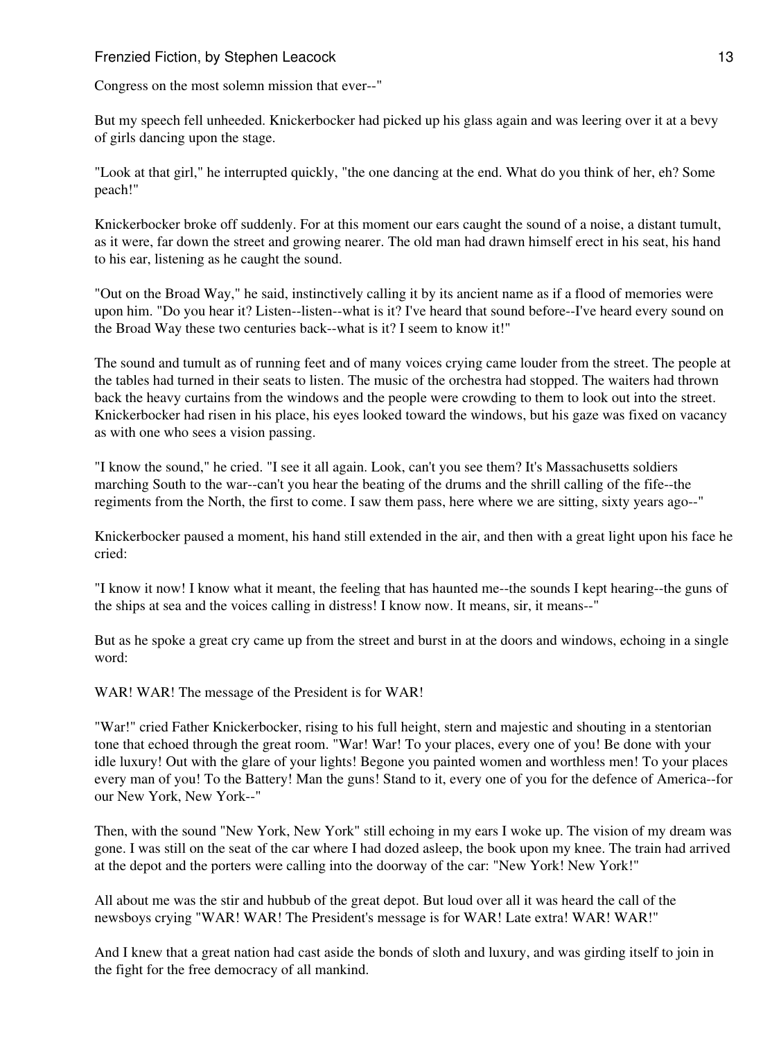Congress on the most solemn mission that ever--"

But my speech fell unheeded. Knickerbocker had picked up his glass again and was leering over it at a bevy of girls dancing upon the stage.

"Look at that girl," he interrupted quickly, "the one dancing at the end. What do you think of her, eh? Some peach!"

Knickerbocker broke off suddenly. For at this moment our ears caught the sound of a noise, a distant tumult, as it were, far down the street and growing nearer. The old man had drawn himself erect in his seat, his hand to his ear, listening as he caught the sound.

"Out on the Broad Way," he said, instinctively calling it by its ancient name as if a flood of memories were upon him. "Do you hear it? Listen--listen--what is it? I've heard that sound before--I've heard every sound on the Broad Way these two centuries back--what is it? I seem to know it!"

The sound and tumult as of running feet and of many voices crying came louder from the street. The people at the tables had turned in their seats to listen. The music of the orchestra had stopped. The waiters had thrown back the heavy curtains from the windows and the people were crowding to them to look out into the street. Knickerbocker had risen in his place, his eyes looked toward the windows, but his gaze was fixed on vacancy as with one who sees a vision passing.

"I know the sound," he cried. "I see it all again. Look, can't you see them? It's Massachusetts soldiers marching South to the war--can't you hear the beating of the drums and the shrill calling of the fife--the regiments from the North, the first to come. I saw them pass, here where we are sitting, sixty years ago--"

Knickerbocker paused a moment, his hand still extended in the air, and then with a great light upon his face he cried:

"I know it now! I know what it meant, the feeling that has haunted me--the sounds I kept hearing--the guns of the ships at sea and the voices calling in distress! I know now. It means, sir, it means--"

But as he spoke a great cry came up from the street and burst in at the doors and windows, echoing in a single word:

WAR! WAR! The message of the President is for WAR!

"War!" cried Father Knickerbocker, rising to his full height, stern and majestic and shouting in a stentorian tone that echoed through the great room. "War! War! To your places, every one of you! Be done with your idle luxury! Out with the glare of your lights! Begone you painted women and worthless men! To your places every man of you! To the Battery! Man the guns! Stand to it, every one of you for the defence of America--for our New York, New York--"

Then, with the sound "New York, New York" still echoing in my ears I woke up. The vision of my dream was gone. I was still on the seat of the car where I had dozed asleep, the book upon my knee. The train had arrived at the depot and the porters were calling into the doorway of the car: "New York! New York!"

All about me was the stir and hubbub of the great depot. But loud over all it was heard the call of the newsboys crying "WAR! WAR! The President's message is for WAR! Late extra! WAR! WAR!"

And I knew that a great nation had cast aside the bonds of sloth and luxury, and was girding itself to join in the fight for the free democracy of all mankind.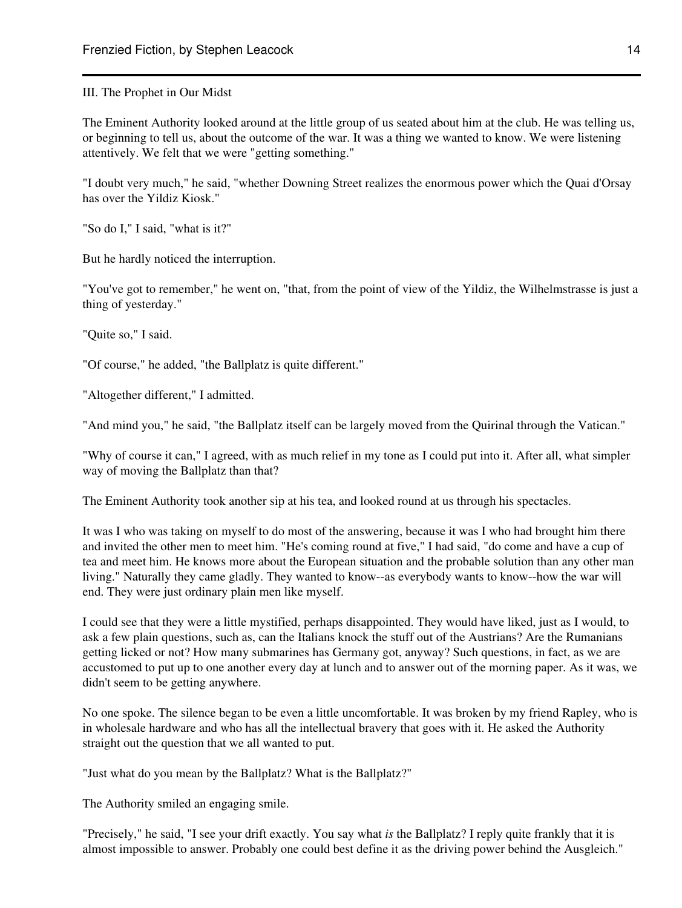## III. The Prophet in Our Midst

The Eminent Authority looked around at the little group of us seated about him at the club. He was telling us, or beginning to tell us, about the outcome of the war. It was a thing we wanted to know. We were listening attentively. We felt that we were "getting something."

"I doubt very much," he said, "whether Downing Street realizes the enormous power which the Quai d'Orsay has over the Yildiz Kiosk."

"So do I," I said, "what is it?"

But he hardly noticed the interruption.

"You've got to remember," he went on, "that, from the point of view of the Yildiz, the Wilhelmstrasse is just a thing of yesterday."

"Quite so," I said.

"Of course," he added, "the Ballplatz is quite different."

"Altogether different," I admitted.

"And mind you," he said, "the Ballplatz itself can be largely moved from the Quirinal through the Vatican."

"Why of course it can," I agreed, with as much relief in my tone as I could put into it. After all, what simpler way of moving the Ballplatz than that?

The Eminent Authority took another sip at his tea, and looked round at us through his spectacles.

It was I who was taking on myself to do most of the answering, because it was I who had brought him there and invited the other men to meet him. "He's coming round at five," I had said, "do come and have a cup of tea and meet him. He knows more about the European situation and the probable solution than any other man living." Naturally they came gladly. They wanted to know--as everybody wants to know--how the war will end. They were just ordinary plain men like myself.

I could see that they were a little mystified, perhaps disappointed. They would have liked, just as I would, to ask a few plain questions, such as, can the Italians knock the stuff out of the Austrians? Are the Rumanians getting licked or not? How many submarines has Germany got, anyway? Such questions, in fact, as we are accustomed to put up to one another every day at lunch and to answer out of the morning paper. As it was, we didn't seem to be getting anywhere.

No one spoke. The silence began to be even a little uncomfortable. It was broken by my friend Rapley, who is in wholesale hardware and who has all the intellectual bravery that goes with it. He asked the Authority straight out the question that we all wanted to put.

"Just what do you mean by the Ballplatz? What is the Ballplatz?"

The Authority smiled an engaging smile.

"Precisely," he said, "I see your drift exactly. You say what *is* the Ballplatz? I reply quite frankly that it is almost impossible to answer. Probably one could best define it as the driving power behind the Ausgleich."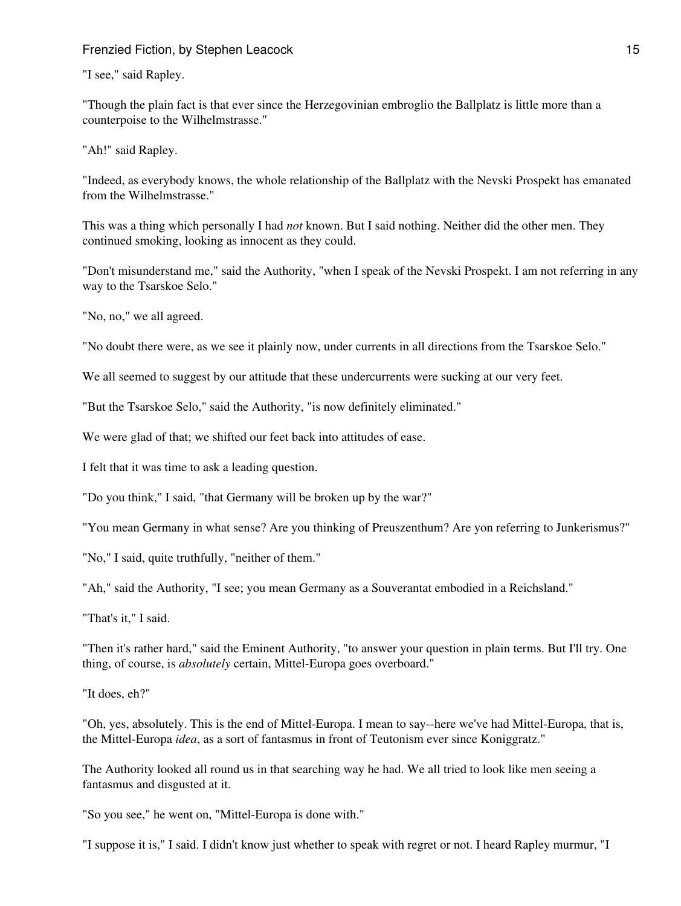"I see," said Rapley.

"Though the plain fact is that ever since the Herzegovinian embroglio the Ballplatz is little more than a counterpoise to the Wilhelmstrasse."

"Ah!" said Rapley.

"Indeed, as everybody knows, the whole relationship of the Ballplatz with the Nevski Prospekt has emanated from the Wilhelmstrasse."

This was a thing which personally I had *not* known. But I said nothing. Neither did the other men. They continued smoking, looking as innocent as they could.

"Don't misunderstand me," said the Authority, "when I speak of the Nevski Prospekt. I am not referring in any way to the Tsarskoe Selo."

"No, no," we all agreed.

"No doubt there were, as we see it plainly now, under currents in all directions from the Tsarskoe Selo."

We all seemed to suggest by our attitude that these undercurrents were sucking at our very feet.

"But the Tsarskoe Selo," said the Authority, "is now definitely eliminated."

We were glad of that; we shifted our feet back into attitudes of ease.

I felt that it was time to ask a leading question.

"Do you think," I said, "that Germany will be broken up by the war?"

"You mean Germany in what sense? Are you thinking of Preuszenthum? Are yon referring to Junkerismus?"

"No," I said, quite truthfully, "neither of them."

"Ah," said the Authority, "I see; you mean Germany as a Souverantat embodied in a Reichsland."

"That's it," I said.

"Then it's rather hard," said the Eminent Authority, "to answer your question in plain terms. But I'll try. One thing, of course, is *absolutely* certain, Mittel-Europa goes overboard."

"It does, eh?"

"Oh, yes, absolutely. This is the end of Mittel-Europa. I mean to say--here we've had Mittel-Europa, that is, the Mittel-Europa *idea*, as a sort of fantasmus in front of Teutonism ever since Koniggratz."

The Authority looked all round us in that searching way he had. We all tried to look like men seeing a fantasmus and disgusted at it.

"So you see," he went on, "Mittel-Europa is done with."

"I suppose it is," I said. I didn't know just whether to speak with regret or not. I heard Rapley murmur, "I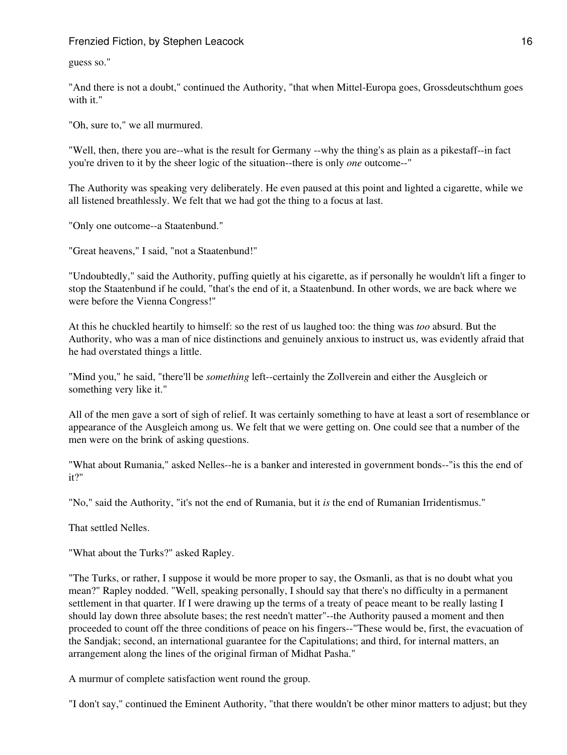guess so."

"And there is not a doubt," continued the Authority, "that when Mittel-Europa goes, Grossdeutschthum goes with it."

"Oh, sure to," we all murmured.

"Well, then, there you are--what is the result for Germany --why the thing's as plain as a pikestaff--in fact you're driven to it by the sheer logic of the situation--there is only *one* outcome--"

The Authority was speaking very deliberately. He even paused at this point and lighted a cigarette, while we all listened breathlessly. We felt that we had got the thing to a focus at last.

"Only one outcome--a Staatenbund."

"Great heavens," I said, "not a Staatenbund!"

"Undoubtedly," said the Authority, puffing quietly at his cigarette, as if personally he wouldn't lift a finger to stop the Staatenbund if he could, "that's the end of it, a Staatenbund. In other words, we are back where we were before the Vienna Congress!"

At this he chuckled heartily to himself: so the rest of us laughed too: the thing was *too* absurd. But the Authority, who was a man of nice distinctions and genuinely anxious to instruct us, was evidently afraid that he had overstated things a little.

"Mind you," he said, "there'll be *something* left--certainly the Zollverein and either the Ausgleich or something very like it."

All of the men gave a sort of sigh of relief. It was certainly something to have at least a sort of resemblance or appearance of the Ausgleich among us. We felt that we were getting on. One could see that a number of the men were on the brink of asking questions.

"What about Rumania," asked Nelles--he is a banker and interested in government bonds--"is this the end of it?"

"No," said the Authority, "it's not the end of Rumania, but it *is* the end of Rumanian Irridentismus."

That settled Nelles.

"What about the Turks?" asked Rapley.

"The Turks, or rather, I suppose it would be more proper to say, the Osmanli, as that is no doubt what you mean?" Rapley nodded. "Well, speaking personally, I should say that there's no difficulty in a permanent settlement in that quarter. If I were drawing up the terms of a treaty of peace meant to be really lasting I should lay down three absolute bases; the rest needn't matter"--the Authority paused a moment and then proceeded to count off the three conditions of peace on his fingers--"These would be, first, the evacuation of the Sandjak; second, an international guarantee for the Capitulations; and third, for internal matters, an arrangement along the lines of the original firman of Midhat Pasha."

A murmur of complete satisfaction went round the group.

"I don't say," continued the Eminent Authority, "that there wouldn't be other minor matters to adjust; but they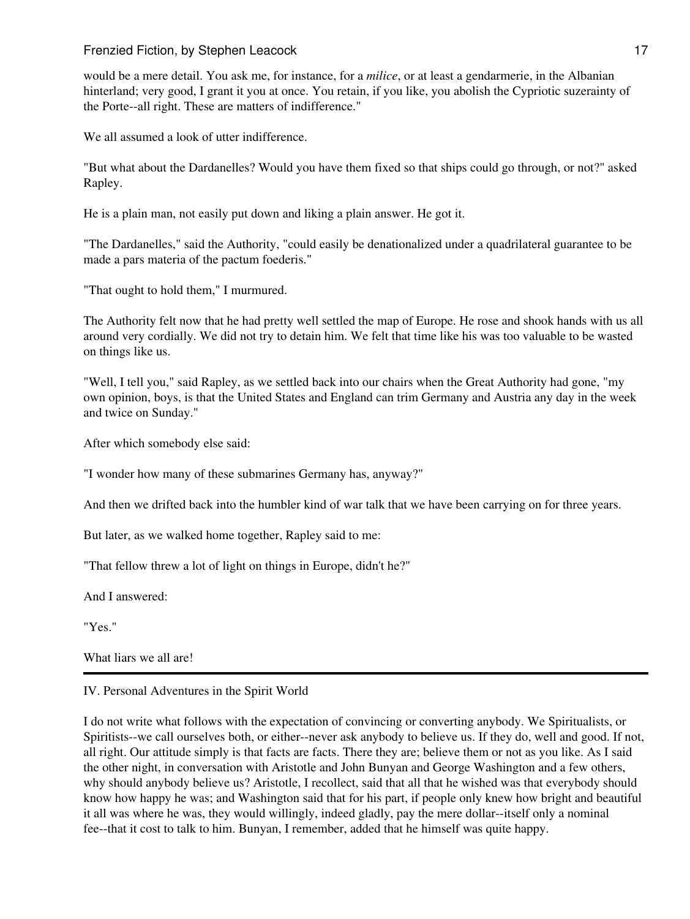would be a mere detail. You ask me, for instance, for a *milice*, or at least a gendarmerie, in the Albanian hinterland; very good, I grant it you at once. You retain, if you like, you abolish the Cypriotic suzerainty of the Porte--all right. These are matters of indifference."

We all assumed a look of utter indifference.

"But what about the Dardanelles? Would you have them fixed so that ships could go through, or not?" asked Rapley.

He is a plain man, not easily put down and liking a plain answer. He got it.

"The Dardanelles," said the Authority, "could easily be denationalized under a quadrilateral guarantee to be made a pars materia of the pactum foederis."

"That ought to hold them," I murmured.

The Authority felt now that he had pretty well settled the map of Europe. He rose and shook hands with us all around very cordially. We did not try to detain him. We felt that time like his was too valuable to be wasted on things like us.

"Well, I tell you," said Rapley, as we settled back into our chairs when the Great Authority had gone, "my own opinion, boys, is that the United States and England can trim Germany and Austria any day in the week and twice on Sunday."

After which somebody else said:

"I wonder how many of these submarines Germany has, anyway?"

And then we drifted back into the humbler kind of war talk that we have been carrying on for three years.

But later, as we walked home together, Rapley said to me:

"That fellow threw a lot of light on things in Europe, didn't he?"

And I answered:

"Yes."

What liars we all are!

---

## IV. Personal Adventures in the Spirit World

I do not write what follows with the expectation of convincing or converting anybody. We Spiritualists, or Spiritists--we call ourselves both, or either--never ask anybody to believe us. If they do, well and good. If not, all right. Our attitude simply is that facts are facts. There they are; believe them or not as you like. As I said the other night, in conversation with Aristotle and John Bunyan and George Washington and a few others, why should anybody believe us? Aristotle, I recollect, said that all that he wished was that everybody should know how happy he was; and Washington said that for his part, if people only knew how bright and beautiful it all was where he was, they would willingly, indeed gladly, pay the mere dollar--itself only a nominal fee--that it cost to talk to him. Bunyan, I remember, added that he himself was quite happy.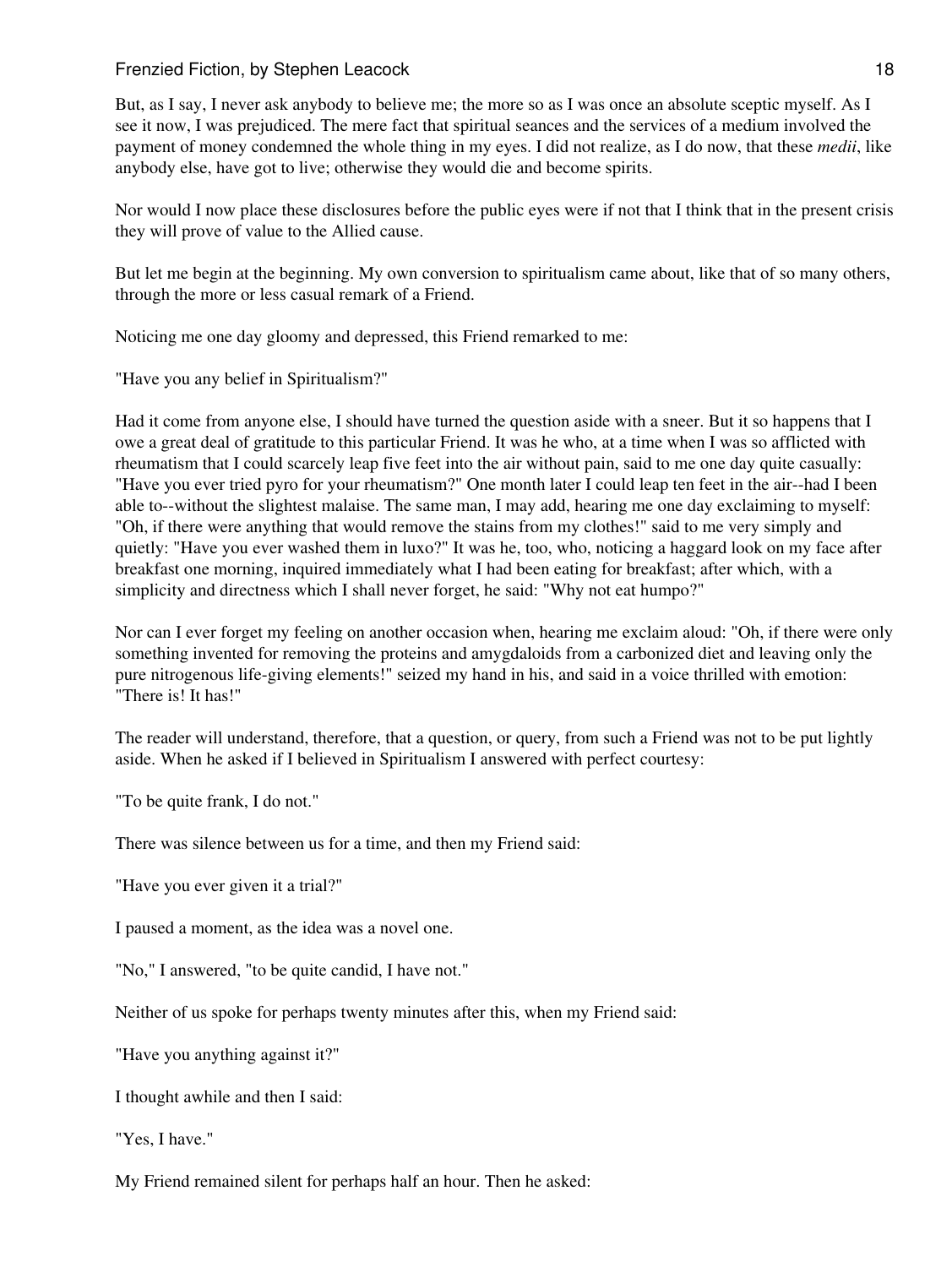But, as I say, I never ask anybody to believe me; the more so as I was once an absolute sceptic myself. As I see it now, I was prejudiced. The mere fact that spiritual seances and the services of a medium involved the payment of money condemned the whole thing in my eyes. I did not realize, as I do now, that these *medii*, like anybody else, have got to live; otherwise they would die and become spirits.

Nor would I now place these disclosures before the public eyes were if not that I think that in the present crisis they will prove of value to the Allied cause.

But let me begin at the beginning. My own conversion to spiritualism came about, like that of so many others, through the more or less casual remark of a Friend.

Noticing me one day gloomy and depressed, this Friend remarked to me:

"Have you any belief in Spiritualism?"

Had it come from anyone else, I should have turned the question aside with a sneer. But it so happens that I owe a great deal of gratitude to this particular Friend. It was he who, at a time when I was so afflicted with rheumatism that I could scarcely leap five feet into the air without pain, said to me one day quite casually: "Have you ever tried pyro for your rheumatism?" One month later I could leap ten feet in the air--had I been able to--without the slightest malaise. The same man, I may add, hearing me one day exclaiming to myself: "Oh, if there were anything that would remove the stains from my clothes!" said to me very simply and quietly: "Have you ever washed them in luxo?" It was he, too, who, noticing a haggard look on my face after breakfast one morning, inquired immediately what I had been eating for breakfast; after which, with a simplicity and directness which I shall never forget, he said: "Why not eat humpo?"

Nor can I ever forget my feeling on another occasion when, hearing me exclaim aloud: "Oh, if there were only something invented for removing the proteins and amygdaloids from a carbonized diet and leaving only the pure nitrogenous life-giving elements!" seized my hand in his, and said in a voice thrilled with emotion: "There is! It has!"

The reader will understand, therefore, that a question, or query, from such a Friend was not to be put lightly aside. When he asked if I believed in Spiritualism I answered with perfect courtesy:

"To be quite frank, I do not."

There was silence between us for a time, and then my Friend said:

"Have you ever given it a trial?"

I paused a moment, as the idea was a novel one.

"No," I answered, "to be quite candid, I have not."

Neither of us spoke for perhaps twenty minutes after this, when my Friend said:

"Have you anything against it?"

I thought awhile and then I said:

"Yes, I have."

My Friend remained silent for perhaps half an hour. Then he asked: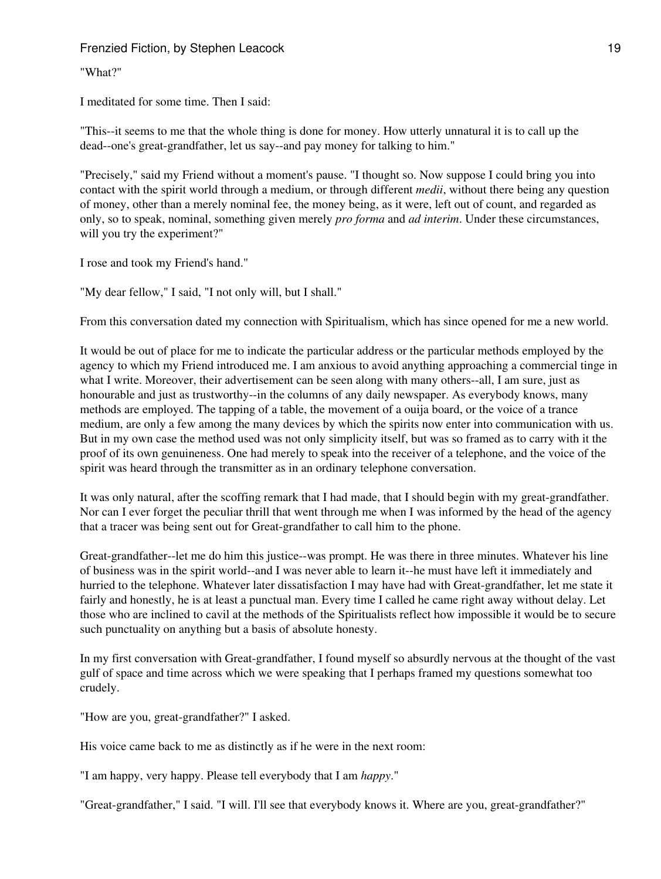"What?"

I meditated for some time. Then I said:

"This--it seems to me that the whole thing is done for money. How utterly unnatural it is to call up the dead--one's great-grandfather, let us say--and pay money for talking to him."

"Precisely," said my Friend without a moment's pause. "I thought so. Now suppose I could bring you into contact with the spirit world through a medium, or through different *medii*, without there being any question of money, other than a merely nominal fee, the money being, as it were, left out of count, and regarded as only, so to speak, nominal, something given merely *pro forma* and *ad interim*. Under these circumstances, will you try the experiment?"

I rose and took my Friend's hand."

"My dear fellow," I said, "I not only will, but I shall."

From this conversation dated my connection with Spiritualism, which has since opened for me a new world.

It would be out of place for me to indicate the particular address or the particular methods employed by the agency to which my Friend introduced me. I am anxious to avoid anything approaching a commercial tinge in what I write. Moreover, their advertisement can be seen along with many others--all, I am sure, just as honourable and just as trustworthy--in the columns of any daily newspaper. As everybody knows, many methods are employed. The tapping of a table, the movement of a ouija board, or the voice of a trance medium, are only a few among the many devices by which the spirits now enter into communication with us. But in my own case the method used was not only simplicity itself, but was so framed as to carry with it the proof of its own genuineness. One had merely to speak into the receiver of a telephone, and the voice of the spirit was heard through the transmitter as in an ordinary telephone conversation.

It was only natural, after the scoffing remark that I had made, that I should begin with my great-grandfather. Nor can I ever forget the peculiar thrill that went through me when I was informed by the head of the agency that a tracer was being sent out for Great-grandfather to call him to the phone.

Great-grandfather--let me do him this justice--was prompt. He was there in three minutes. Whatever his line of business was in the spirit world--and I was never able to learn it--he must have left it immediately and hurried to the telephone. Whatever later dissatisfaction I may have had with Great-grandfather, let me state it fairly and honestly, he is at least a punctual man. Every time I called he came right away without delay. Let those who are inclined to cavil at the methods of the Spiritualists reflect how impossible it would be to secure such punctuality on anything but a basis of absolute honesty.

In my first conversation with Great-grandfather, I found myself so absurdly nervous at the thought of the vast gulf of space and time across which we were speaking that I perhaps framed my questions somewhat too crudely.

"How are you, great-grandfather?" I asked.

His voice came back to me as distinctly as if he were in the next room:

"I am happy, very happy. Please tell everybody that I am *happy*."

"Great-grandfather," I said. "I will. I'll see that everybody knows it. Where are you, great-grandfather?"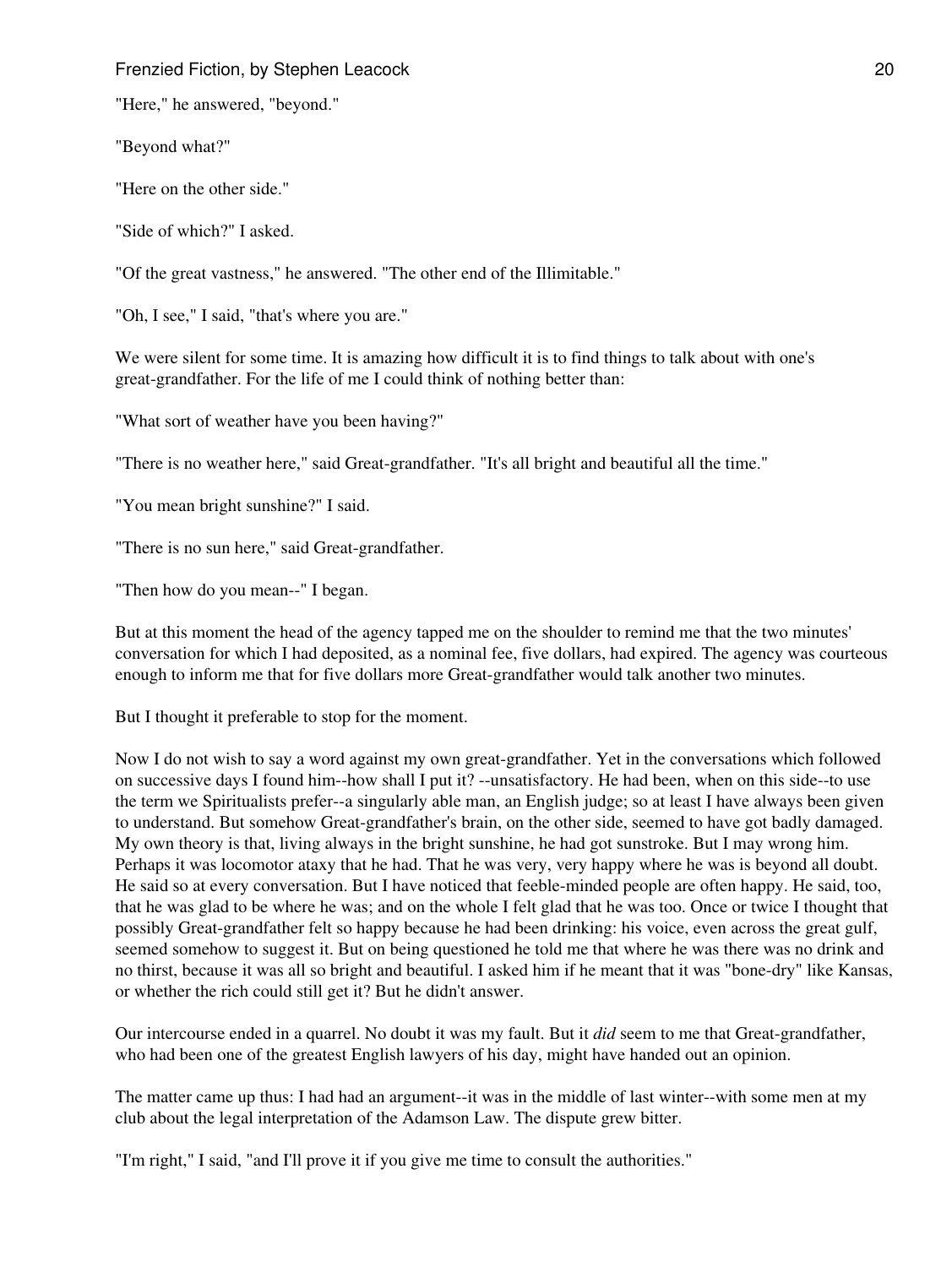"Here," he answered, "beyond."

"Beyond what?"

"Here on the other side."

"Side of which?" I asked.

"Of the great vastness," he answered. "The other end of the Illimitable."

"Oh, I see," I said, "that's where you are."

We were silent for some time. It is amazing how difficult it is to find things to talk about with one's great-grandfather. For the life of me I could think of nothing better than:

"What sort of weather have you been having?"

"There is no weather here," said Great-grandfather. "It's all bright and beautiful all the time."

"You mean bright sunshine?" I said.

"There is no sun here," said Great-grandfather.

"Then how do you mean--" I began.

But at this moment the head of the agency tapped me on the shoulder to remind me that the two minutes' conversation for which I had deposited, as a nominal fee, five dollars, had expired. The agency was courteous enough to inform me that for five dollars more Great-grandfather would talk another two minutes.

But I thought it preferable to stop for the moment.

Now I do not wish to say a word against my own great-grandfather. Yet in the conversations which followed on successive days I found him--how shall I put it? --unsatisfactory. He had been, when on this side--to use the term we Spiritualists prefer--a singularly able man, an English judge; so at least I have always been given to understand. But somehow Great-grandfather's brain, on the other side, seemed to have got badly damaged. My own theory is that, living always in the bright sunshine, he had got sunstroke. But I may wrong him. Perhaps it was locomotor ataxy that he had. That he was very, very happy where he was is beyond all doubt. He said so at every conversation. But I have noticed that feeble-minded people are often happy. He said, too, that he was glad to be where he was; and on the whole I felt glad that he was too. Once or twice I thought that possibly Great-grandfather felt so happy because he had been drinking: his voice, even across the great gulf, seemed somehow to suggest it. But on being questioned he told me that where he was there was no drink and no thirst, because it was all so bright and beautiful. I asked him if he meant that it was "bone-dry" like Kansas, or whether the rich could still get it? But he didn't answer.

Our intercourse ended in a quarrel. No doubt it was my fault. But it *did* seem to me that Great-grandfather, who had been one of the greatest English lawyers of his day, might have handed out an opinion.

The matter came up thus: I had had an argument--it was in the middle of last winter--with some men at my club about the legal interpretation of the Adamson Law. The dispute grew bitter.

"I'm right," I said, "and I'll prove it if you give me time to consult the authorities."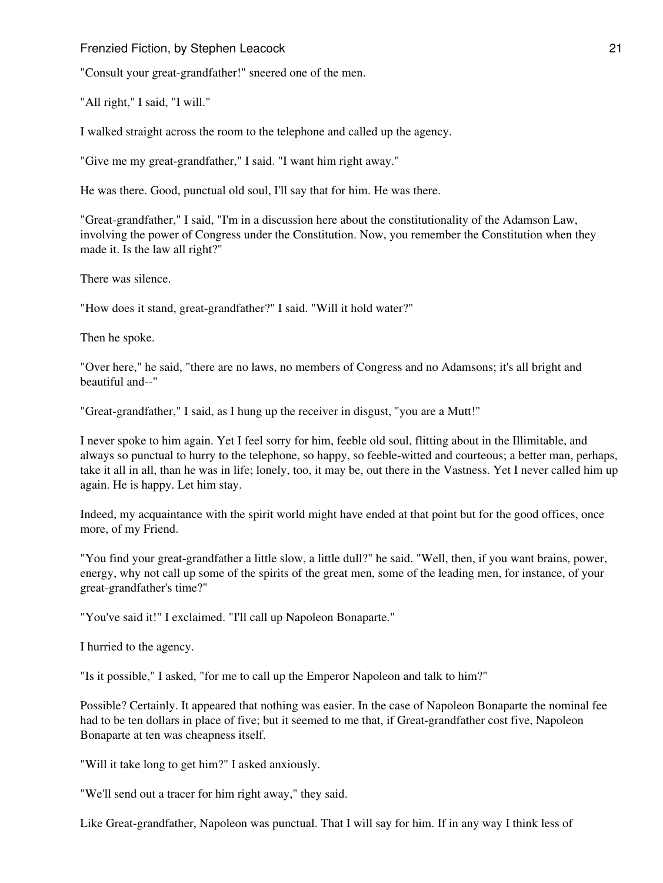"Consult your great-grandfather!" sneered one of the men.

"All right," I said, "I will."

I walked straight across the room to the telephone and called up the agency.

"Give me my great-grandfather," I said. "I want him right away."

He was there. Good, punctual old soul, I'll say that for him. He was there.

"Great-grandfather," I said, "I'm in a discussion here about the constitutionality of the Adamson Law, involving the power of Congress under the Constitution. Now, you remember the Constitution when they made it. Is the law all right?"

There was silence.

"How does it stand, great-grandfather?" I said. "Will it hold water?"

Then he spoke.

"Over here," he said, "there are no laws, no members of Congress and no Adamsons; it's all bright and beautiful and--"

"Great-grandfather," I said, as I hung up the receiver in disgust, "you are a Mutt!"

I never spoke to him again. Yet I feel sorry for him, feeble old soul, flitting about in the Illimitable, and always so punctual to hurry to the telephone, so happy, so feeble-witted and courteous; a better man, perhaps, take it all in all, than he was in life; lonely, too, it may be, out there in the Vastness. Yet I never called him up again. He is happy. Let him stay.

Indeed, my acquaintance with the spirit world might have ended at that point but for the good offices, once more, of my Friend.

"You find your great-grandfather a little slow, a little dull?" he said. "Well, then, if you want brains, power, energy, why not call up some of the spirits of the great men, some of the leading men, for instance, of your great-grandfather's time?"

"You've said it!" I exclaimed. "I'll call up Napoleon Bonaparte."

I hurried to the agency.

"Is it possible," I asked, "for me to call up the Emperor Napoleon and talk to him?"

Possible? Certainly. It appeared that nothing was easier. In the case of Napoleon Bonaparte the nominal fee had to be ten dollars in place of five; but it seemed to me that, if Great-grandfather cost five, Napoleon Bonaparte at ten was cheapness itself.

"Will it take long to get him?" I asked anxiously.

"We'll send out a tracer for him right away," they said.

Like Great-grandfather, Napoleon was punctual. That I will say for him. If in any way I think less of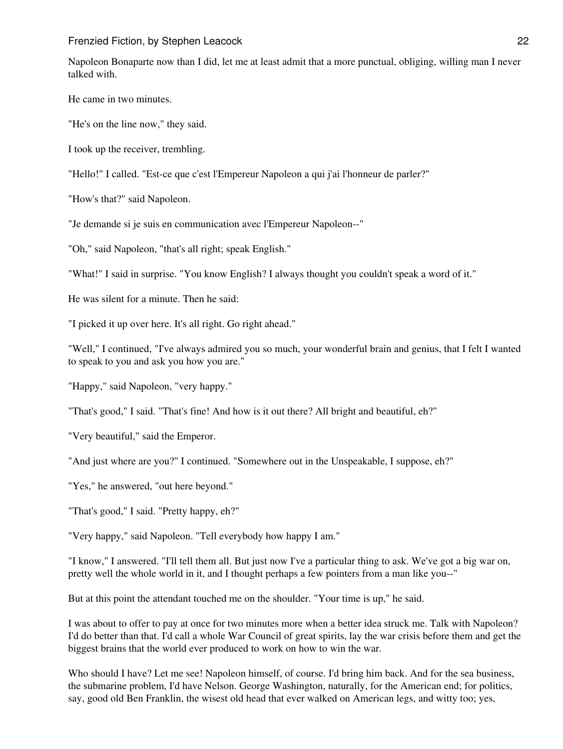Napoleon Bonaparte now than I did, let me at least admit that a more punctual, obliging, willing man I never talked with.

He came in two minutes.

"He's on the line now," they said.

I took up the receiver, trembling.

"Hello!" I called. "Est-ce que c'est l'Empereur Napoleon a qui j'ai l'honneur de parler?"

"How's that?" said Napoleon.

"Je demande si je suis en communication avec l'Empereur Napoleon--"

"Oh," said Napoleon, "that's all right; speak English."

"What!" I said in surprise. "You know English? I always thought you couldn't speak a word of it."

He was silent for a minute. Then he said:

"I picked it up over here. It's all right. Go right ahead."

"Well," I continued, "I've always admired you so much, your wonderful brain and genius, that I felt I wanted to speak to you and ask you how you are."

"Happy," said Napoleon, "very happy."

"That's good," I said. "That's fine! And how is it out there? All bright and beautiful, eh?"

"Very beautiful," said the Emperor.

"And just where are you?" I continued. "Somewhere out in the Unspeakable, I suppose, eh?"

"Yes," he answered, "out here beyond."

"That's good," I said. "Pretty happy, eh?"

"Very happy," said Napoleon. "Tell everybody how happy I am."

"I know," I answered. "I'll tell them all. But just now I've a particular thing to ask. We've got a big war on, pretty well the whole world in it, and I thought perhaps a few pointers from a man like you--"

But at this point the attendant touched me on the shoulder. "Your time is up," he said.

I was about to offer to pay at once for two minutes more when a better idea struck me. Talk with Napoleon? I'd do better than that. I'd call a whole War Council of great spirits, lay the war crisis before them and get the biggest brains that the world ever produced to work on how to win the war.

Who should I have? Let me see! Napoleon himself, of course. I'd bring him back. And for the sea business, the submarine problem, I'd have Nelson. George Washington, naturally, for the American end; for politics, say, good old Ben Franklin, the wisest old head that ever walked on American legs, and witty too; yes,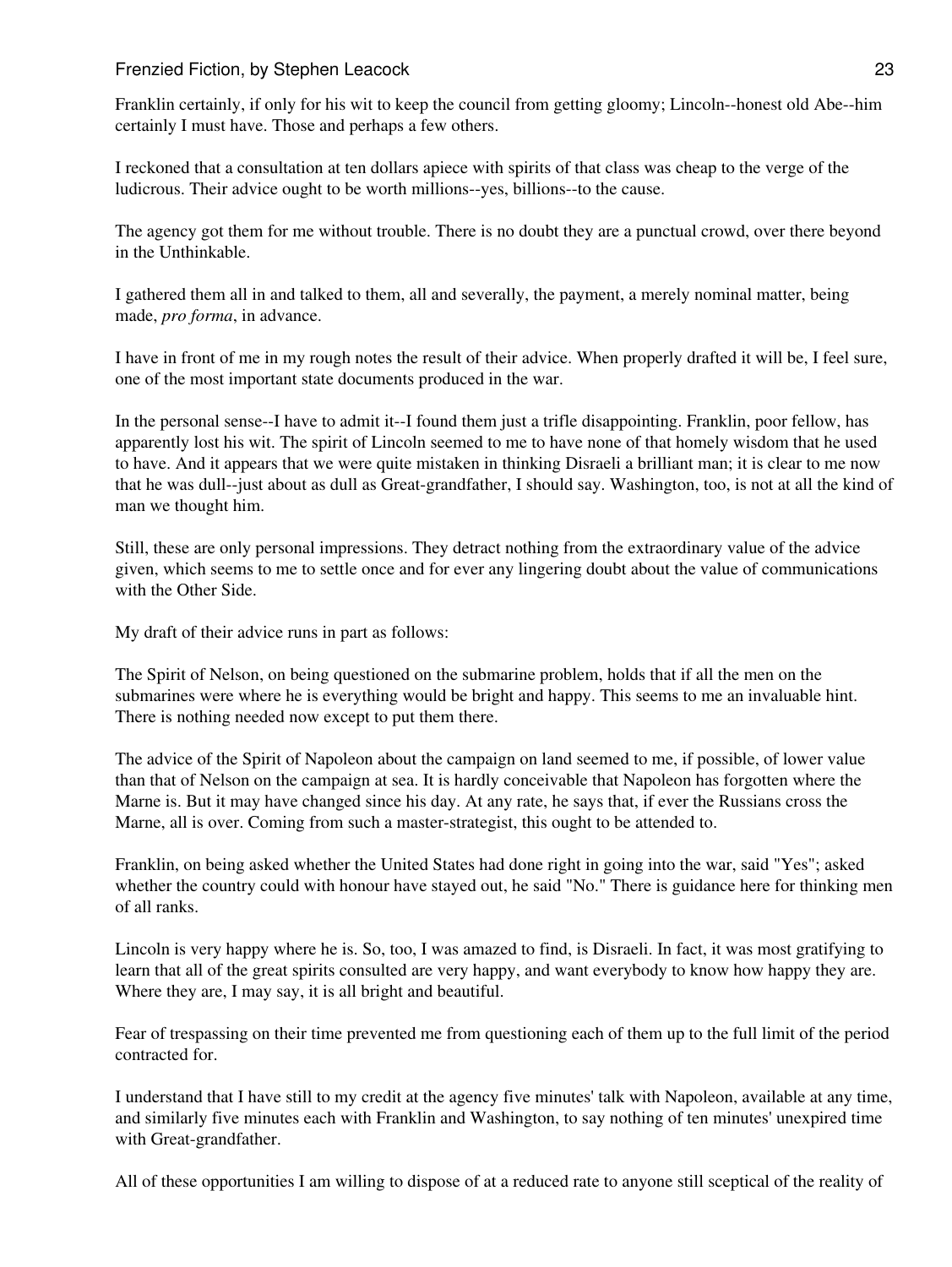Franklin certainly, if only for his wit to keep the council from getting gloomy; Lincoln--honest old Abe--him certainly I must have. Those and perhaps a few others.

I reckoned that a consultation at ten dollars apiece with spirits of that class was cheap to the verge of the ludicrous. Their advice ought to be worth millions--yes, billions--to the cause.

The agency got them for me without trouble. There is no doubt they are a punctual crowd, over there beyond in the Unthinkable.

I gathered them all in and talked to them, all and severally, the payment, a merely nominal matter, being made, *pro forma*, in advance.

I have in front of me in my rough notes the result of their advice. When properly drafted it will be, I feel sure, one of the most important state documents produced in the war.

In the personal sense--I have to admit it--I found them just a trifle disappointing. Franklin, poor fellow, has apparently lost his wit. The spirit of Lincoln seemed to me to have none of that homely wisdom that he used to have. And it appears that we were quite mistaken in thinking Disraeli a brilliant man; it is clear to me now that he was dull--just about as dull as Great-grandfather, I should say. Washington, too, is not at all the kind of man we thought him.

Still, these are only personal impressions. They detract nothing from the extraordinary value of the advice given, which seems to me to settle once and for ever any lingering doubt about the value of communications with the Other Side.

My draft of their advice runs in part as follows:

The Spirit of Nelson, on being questioned on the submarine problem, holds that if all the men on the submarines were where he is everything would be bright and happy. This seems to me an invaluable hint. There is nothing needed now except to put them there.

The advice of the Spirit of Napoleon about the campaign on land seemed to me, if possible, of lower value than that of Nelson on the campaign at sea. It is hardly conceivable that Napoleon has forgotten where the Marne is. But it may have changed since his day. At any rate, he says that, if ever the Russians cross the Marne, all is over. Coming from such a master-strategist, this ought to be attended to.

Franklin, on being asked whether the United States had done right in going into the war, said "Yes"; asked whether the country could with honour have stayed out, he said "No." There is guidance here for thinking men of all ranks.

Lincoln is very happy where he is. So, too, I was amazed to find, is Disraeli. In fact, it was most gratifying to learn that all of the great spirits consulted are very happy, and want everybody to know how happy they are. Where they are, I may say, it is all bright and beautiful.

Fear of trespassing on their time prevented me from questioning each of them up to the full limit of the period contracted for.

I understand that I have still to my credit at the agency five minutes' talk with Napoleon, available at any time, and similarly five minutes each with Franklin and Washington, to say nothing of ten minutes' unexpired time with Great-grandfather.

All of these opportunities I am willing to dispose of at a reduced rate to anyone still sceptical of the reality of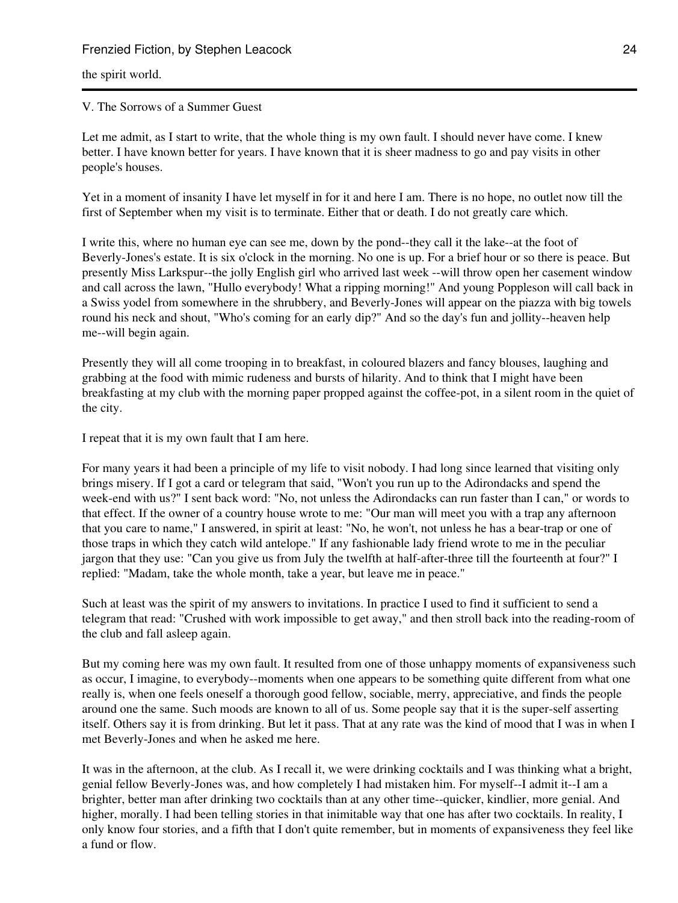the spirit world.

---

V. The Sorrows of a Summer Guest

Let me admit, as I start to write, that the whole thing is my own fault. I should never have come. I knew better. I have known better for years. I have known that it is sheer madness to go and pay visits in other people's houses.

Yet in a moment of insanity I have let myself in for it and here I am. There is no hope, no outlet now till the first of September when my visit is to terminate. Either that or death. I do not greatly care which.

I write this, where no human eye can see me, down by the pond--they call it the lake--at the foot of Beverly-Jones's estate. It is six o'clock in the morning. No one is up. For a brief hour or so there is peace. But presently Miss Larkspur--the jolly English girl who arrived last week --will throw open her casement window and call across the lawn, "Hullo everybody! What a ripping morning!" And young Poppleson will call back in a Swiss yodel from somewhere in the shrubbery, and Beverly-Jones will appear on the piazza with big towels round his neck and shout, "Who's coming for an early dip?" And so the day's fun and jollity--heaven help me--will begin again.

Presently they will all come trooping in to breakfast, in coloured blazers and fancy blouses, laughing and grabbing at the food with mimic rudeness and bursts of hilarity. And to think that I might have been breakfasting at my club with the morning paper propped against the coffee-pot, in a silent room in the quiet of the city.

I repeat that it is my own fault that I am here.

For many years it had been a principle of my life to visit nobody. I had long since learned that visiting only brings misery. If I got a card or telegram that said, "Won't you run up to the Adirondacks and spend the week-end with us?" I sent back word: "No, not unless the Adirondacks can run faster than I can," or words to that effect. If the owner of a country house wrote to me: "Our man will meet you with a trap any afternoon that you care to name," I answered, in spirit at least: "No, he won't, not unless he has a bear-trap or one of those traps in which they catch wild antelope." If any fashionable lady friend wrote to me in the peculiar jargon that they use: "Can you give us from July the twelfth at half-after-three till the fourteenth at four?" I replied: "Madam, take the whole month, take a year, but leave me in peace."

Such at least was the spirit of my answers to invitations. In practice I used to find it sufficient to send a telegram that read: "Crushed with work impossible to get away," and then stroll back into the reading-room of the club and fall asleep again.

But my coming here was my own fault. It resulted from one of those unhappy moments of expansiveness such as occur, I imagine, to everybody--moments when one appears to be something quite different from what one really is, when one feels oneself a thorough good fellow, sociable, merry, appreciative, and finds the people around one the same. Such moods are known to all of us. Some people say that it is the super-self asserting itself. Others say it is from drinking. But let it pass. That at any rate was the kind of mood that I was in when I met Beverly-Jones and when he asked me here.

It was in the afternoon, at the club. As I recall it, we were drinking cocktails and I was thinking what a bright, genial fellow Beverly-Jones was, and how completely I had mistaken him. For myself--I admit it--I am a brighter, better man after drinking two cocktails than at any other time--quicker, kindlier, more genial. And higher, morally. I had been telling stories in that inimitable way that one has after two cocktails. In reality, I only know four stories, and a fifth that I don't quite remember, but in moments of expansiveness they feel like a fund or flow.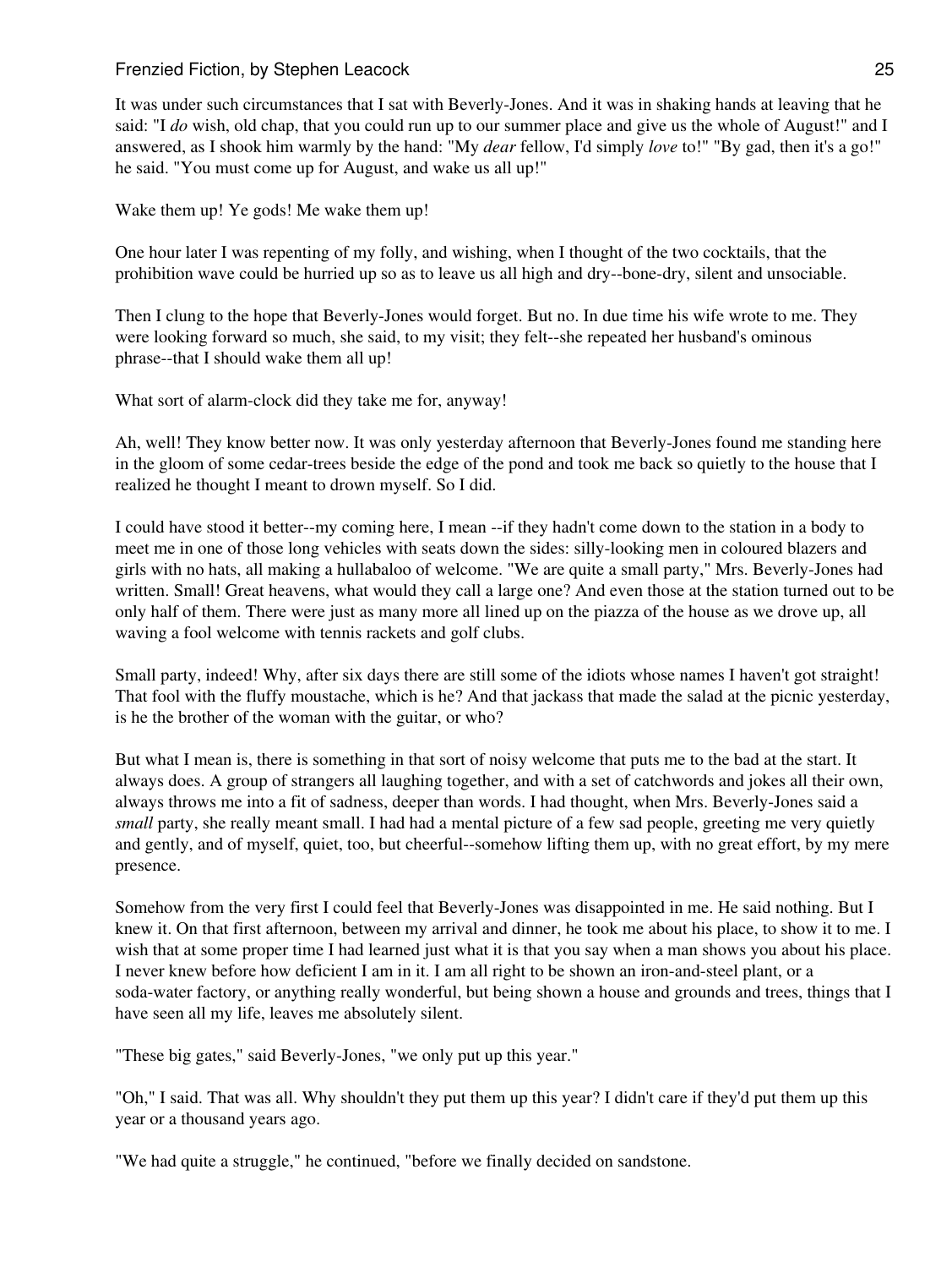It was under such circumstances that I sat with Beverly-Jones. And it was in shaking hands at leaving that he said: "I *do* wish, old chap, that you could run up to our summer place and give us the whole of August!" and I answered, as I shook him warmly by the hand: "My *dear* fellow, I'd simply *love* to!" "By gad, then it's a go!" he said. "You must come up for August, and wake us all up!"

Wake them up! Ye gods! Me wake them up!

One hour later I was repenting of my folly, and wishing, when I thought of the two cocktails, that the prohibition wave could be hurried up so as to leave us all high and dry--bone-dry, silent and unsociable.

Then I clung to the hope that Beverly-Jones would forget. But no. In due time his wife wrote to me. They were looking forward so much, she said, to my visit; they felt--she repeated her husband's ominous phrase--that I should wake them all up!

What sort of alarm-clock did they take me for, anyway!

Ah, well! They know better now. It was only yesterday afternoon that Beverly-Jones found me standing here in the gloom of some cedar-trees beside the edge of the pond and took me back so quietly to the house that I realized he thought I meant to drown myself. So I did.

I could have stood it better--my coming here, I mean --if they hadn't come down to the station in a body to meet me in one of those long vehicles with seats down the sides: silly-looking men in coloured blazers and girls with no hats, all making a hullabaloo of welcome. "We are quite a small party," Mrs. Beverly-Jones had written. Small! Great heavens, what would they call a large one? And even those at the station turned out to be only half of them. There were just as many more all lined up on the piazza of the house as we drove up, all waving a fool welcome with tennis rackets and golf clubs.

Small party, indeed! Why, after six days there are still some of the idiots whose names I haven't got straight! That fool with the fluffy moustache, which is he? And that jackass that made the salad at the picnic yesterday, is he the brother of the woman with the guitar, or who?

But what I mean is, there is something in that sort of noisy welcome that puts me to the bad at the start. It always does. A group of strangers all laughing together, and with a set of catchwords and jokes all their own, always throws me into a fit of sadness, deeper than words. I had thought, when Mrs. Beverly-Jones said a *small* party, she really meant small. I had had a mental picture of a few sad people, greeting me very quietly and gently, and of myself, quiet, too, but cheerful--somehow lifting them up, with no great effort, by my mere presence.

Somehow from the very first I could feel that Beverly-Jones was disappointed in me. He said nothing. But I knew it. On that first afternoon, between my arrival and dinner, he took me about his place, to show it to me. I wish that at some proper time I had learned just what it is that you say when a man shows you about his place. I never knew before how deficient I am in it. I am all right to be shown an iron-and-steel plant, or a soda-water factory, or anything really wonderful, but being shown a house and grounds and trees, things that I have seen all my life, leaves me absolutely silent.

"These big gates," said Beverly-Jones, "we only put up this year."

"Oh," I said. That was all. Why shouldn't they put them up this year? I didn't care if they'd put them up this year or a thousand years ago.

"We had quite a struggle," he continued, "before we finally decided on sandstone.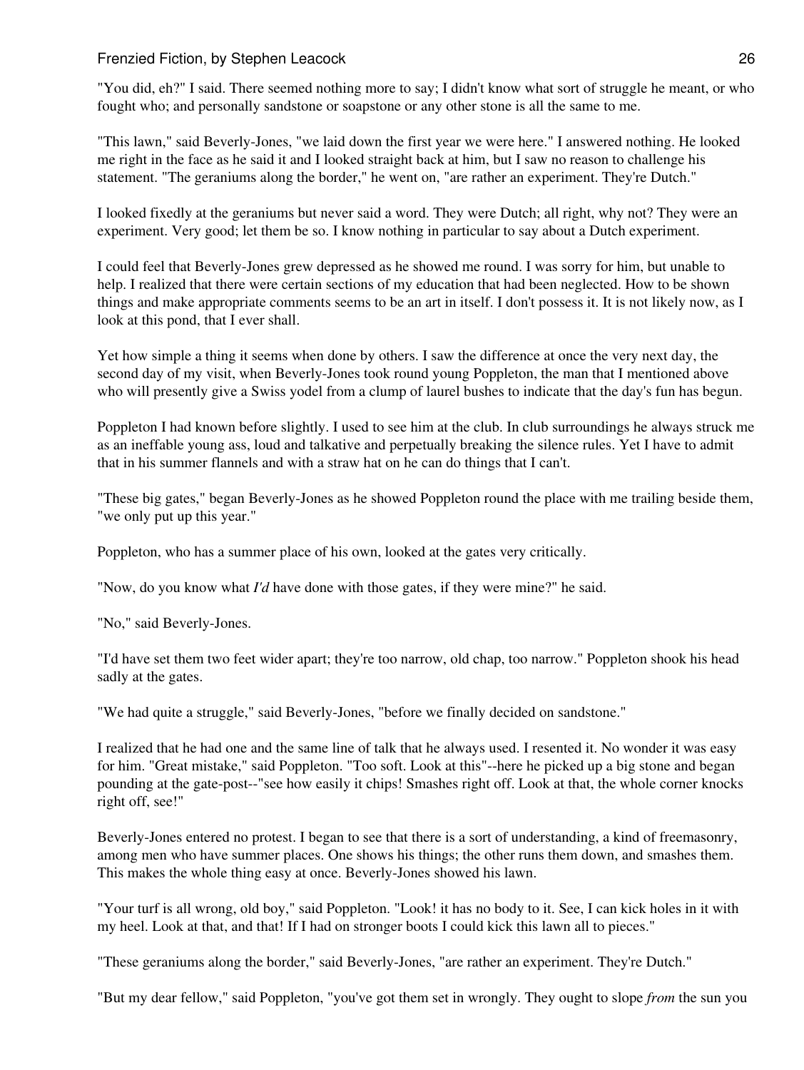"You did, eh?" I said. There seemed nothing more to say; I didn't know what sort of struggle he meant, or who fought who; and personally sandstone or soapstone or any other stone is all the same to me.

"This lawn," said Beverly-Jones, "we laid down the first year we were here." I answered nothing. He looked me right in the face as he said it and I looked straight back at him, but I saw no reason to challenge his statement. "The geraniums along the border," he went on, "are rather an experiment. They're Dutch."

I looked fixedly at the geraniums but never said a word. They were Dutch; all right, why not? They were an experiment. Very good; let them be so. I know nothing in particular to say about a Dutch experiment.

I could feel that Beverly-Jones grew depressed as he showed me round. I was sorry for him, but unable to help. I realized that there were certain sections of my education that had been neglected. How to be shown things and make appropriate comments seems to be an art in itself. I don't possess it. It is not likely now, as I look at this pond, that I ever shall.

Yet how simple a thing it seems when done by others. I saw the difference at once the very next day, the second day of my visit, when Beverly-Jones took round young Poppleton, the man that I mentioned above who will presently give a Swiss yodel from a clump of laurel bushes to indicate that the day's fun has begun.

Poppleton I had known before slightly. I used to see him at the club. In club surroundings he always struck me as an ineffable young ass, loud and talkative and perpetually breaking the silence rules. Yet I have to admit that in his summer flannels and with a straw hat on he can do things that I can't.

"These big gates," began Beverly-Jones as he showed Poppleton round the place with me trailing beside them, "we only put up this year."

Poppleton, who has a summer place of his own, looked at the gates very critically.

"Now, do you know what *I'd* have done with those gates, if they were mine?" he said.

"No," said Beverly-Jones.

"I'd have set them two feet wider apart; they're too narrow, old chap, too narrow." Poppleton shook his head sadly at the gates.

"We had quite a struggle," said Beverly-Jones, "before we finally decided on sandstone."

I realized that he had one and the same line of talk that he always used. I resented it. No wonder it was easy for him. "Great mistake," said Poppleton. "Too soft. Look at this"--here he picked up a big stone and began pounding at the gate-post--"see how easily it chips! Smashes right off. Look at that, the whole corner knocks right off, see!"

Beverly-Jones entered no protest. I began to see that there is a sort of understanding, a kind of freemasonry, among men who have summer places. One shows his things; the other runs them down, and smashes them. This makes the whole thing easy at once. Beverly-Jones showed his lawn.

"Your turf is all wrong, old boy," said Poppleton. "Look! it has no body to it. See, I can kick holes in it with my heel. Look at that, and that! If I had on stronger boots I could kick this lawn all to pieces."

"These geraniums along the border," said Beverly-Jones, "are rather an experiment. They're Dutch."

"But my dear fellow," said Poppleton, "you've got them set in wrongly. They ought to slope *from* the sun you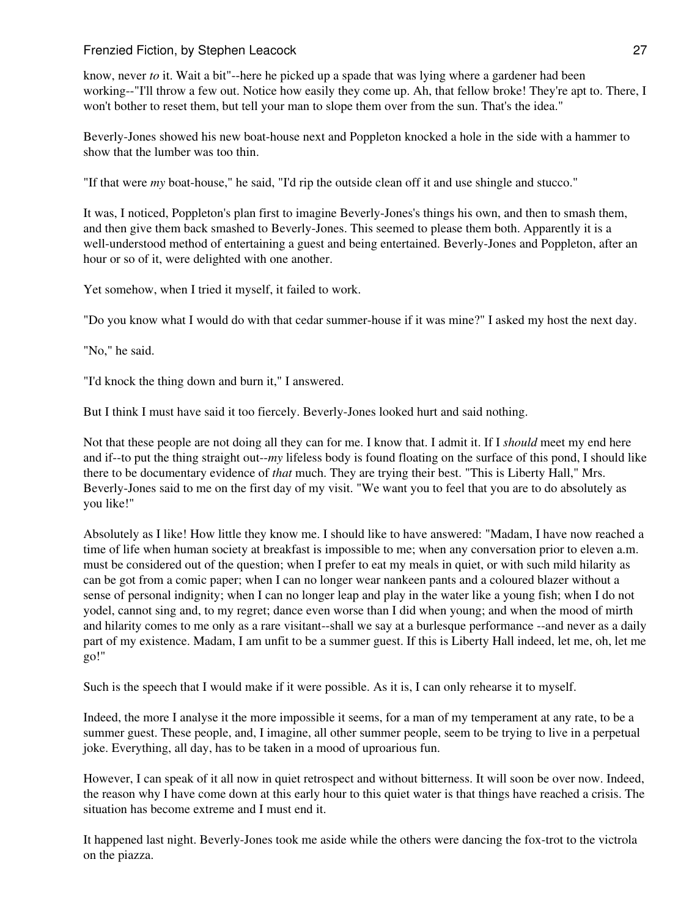know, never *to* it. Wait a bit"--here he picked up a spade that was lying where a gardener had been working--"I'll throw a few out. Notice how easily they come up. Ah, that fellow broke! They're apt to. There, I won't bother to reset them, but tell your man to slope them over from the sun. That's the idea."

Beverly-Jones showed his new boat-house next and Poppleton knocked a hole in the side with a hammer to show that the lumber was too thin.

"If that were *my* boat-house," he said, "I'd rip the outside clean off it and use shingle and stucco."

It was, I noticed, Poppleton's plan first to imagine Beverly-Jones's things his own, and then to smash them, and then give them back smashed to Beverly-Jones. This seemed to please them both. Apparently it is a well-understood method of entertaining a guest and being entertained. Beverly-Jones and Poppleton, after an hour or so of it, were delighted with one another.

Yet somehow, when I tried it myself, it failed to work.

"Do you know what I would do with that cedar summer-house if it was mine?" I asked my host the next day.

"No," he said.

"I'd knock the thing down and burn it," I answered.

But I think I must have said it too fiercely. Beverly-Jones looked hurt and said nothing.

Not that these people are not doing all they can for me. I know that. I admit it. If I *should* meet my end here and if--to put the thing straight out--*my* lifeless body is found floating on the surface of this pond, I should like there to be documentary evidence of *that* much. They are trying their best. "This is Liberty Hall," Mrs. Beverly-Jones said to me on the first day of my visit. "We want you to feel that you are to do absolutely as you like!"

Absolutely as I like! How little they know me. I should like to have answered: "Madam, I have now reached a time of life when human society at breakfast is impossible to me; when any conversation prior to eleven a.m. must be considered out of the question; when I prefer to eat my meals in quiet, or with such mild hilarity as can be got from a comic paper; when I can no longer wear nankeen pants and a coloured blazer without a sense of personal indignity; when I can no longer leap and play in the water like a young fish; when I do not yodel, cannot sing and, to my regret; dance even worse than I did when young; and when the mood of mirth and hilarity comes to me only as a rare visitant--shall we say at a burlesque performance --and never as a daily part of my existence. Madam, I am unfit to be a summer guest. If this is Liberty Hall indeed, let me, oh, let me go!"

Such is the speech that I would make if it were possible. As it is, I can only rehearse it to myself.

Indeed, the more I analyse it the more impossible it seems, for a man of my temperament at any rate, to be a summer guest. These people, and, I imagine, all other summer people, seem to be trying to live in a perpetual joke. Everything, all day, has to be taken in a mood of uproarious fun.

However, I can speak of it all now in quiet retrospect and without bitterness. It will soon be over now. Indeed, the reason why I have come down at this early hour to this quiet water is that things have reached a crisis. The situation has become extreme and I must end it.

It happened last night. Beverly-Jones took me aside while the others were dancing the fox-trot to the victrola on the piazza.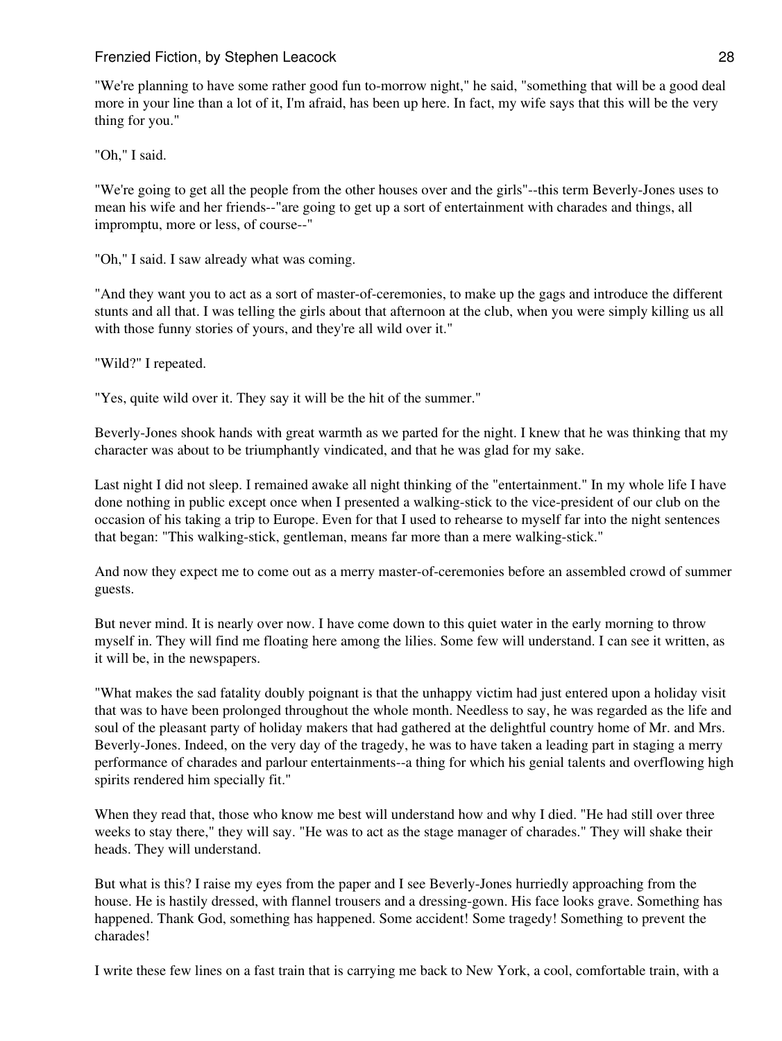"We're planning to have some rather good fun to-morrow night," he said, "something that will be a good deal more in your line than a lot of it, I'm afraid, has been up here. In fact, my wife says that this will be the very thing for you."

"Oh," I said.

"We're going to get all the people from the other houses over and the girls"--this term Beverly-Jones uses to mean his wife and her friends--"are going to get up a sort of entertainment with charades and things, all impromptu, more or less, of course--"

"Oh," I said. I saw already what was coming.

"And they want you to act as a sort of master-of-ceremonies, to make up the gags and introduce the different stunts and all that. I was telling the girls about that afternoon at the club, when you were simply killing us all with those funny stories of yours, and they're all wild over it."

"Wild?" I repeated.

"Yes, quite wild over it. They say it will be the hit of the summer."

Beverly-Jones shook hands with great warmth as we parted for the night. I knew that he was thinking that my character was about to be triumphantly vindicated, and that he was glad for my sake.

Last night I did not sleep. I remained awake all night thinking of the "entertainment." In my whole life I have done nothing in public except once when I presented a walking-stick to the vice-president of our club on the occasion of his taking a trip to Europe. Even for that I used to rehearse to myself far into the night sentences that began: "This walking-stick, gentleman, means far more than a mere walking-stick."

And now they expect me to come out as a merry master-of-ceremonies before an assembled crowd of summer guests.

But never mind. It is nearly over now. I have come down to this quiet water in the early morning to throw myself in. They will find me floating here among the lilies. Some few will understand. I can see it written, as it will be, in the newspapers.

"What makes the sad fatality doubly poignant is that the unhappy victim had just entered upon a holiday visit that was to have been prolonged throughout the whole month. Needless to say, he was regarded as the life and soul of the pleasant party of holiday makers that had gathered at the delightful country home of Mr. and Mrs. Beverly-Jones. Indeed, on the very day of the tragedy, he was to have taken a leading part in staging a merry performance of charades and parlour entertainments--a thing for which his genial talents and overflowing high spirits rendered him specially fit."

When they read that, those who know me best will understand how and why I died. "He had still over three weeks to stay there," they will say. "He was to act as the stage manager of charades." They will shake their heads. They will understand.

But what is this? I raise my eyes from the paper and I see Beverly-Jones hurriedly approaching from the house. He is hastily dressed, with flannel trousers and a dressing-gown. His face looks grave. Something has happened. Thank God, something has happened. Some accident! Some tragedy! Something to prevent the charades!

I write these few lines on a fast train that is carrying me back to New York, a cool, comfortable train, with a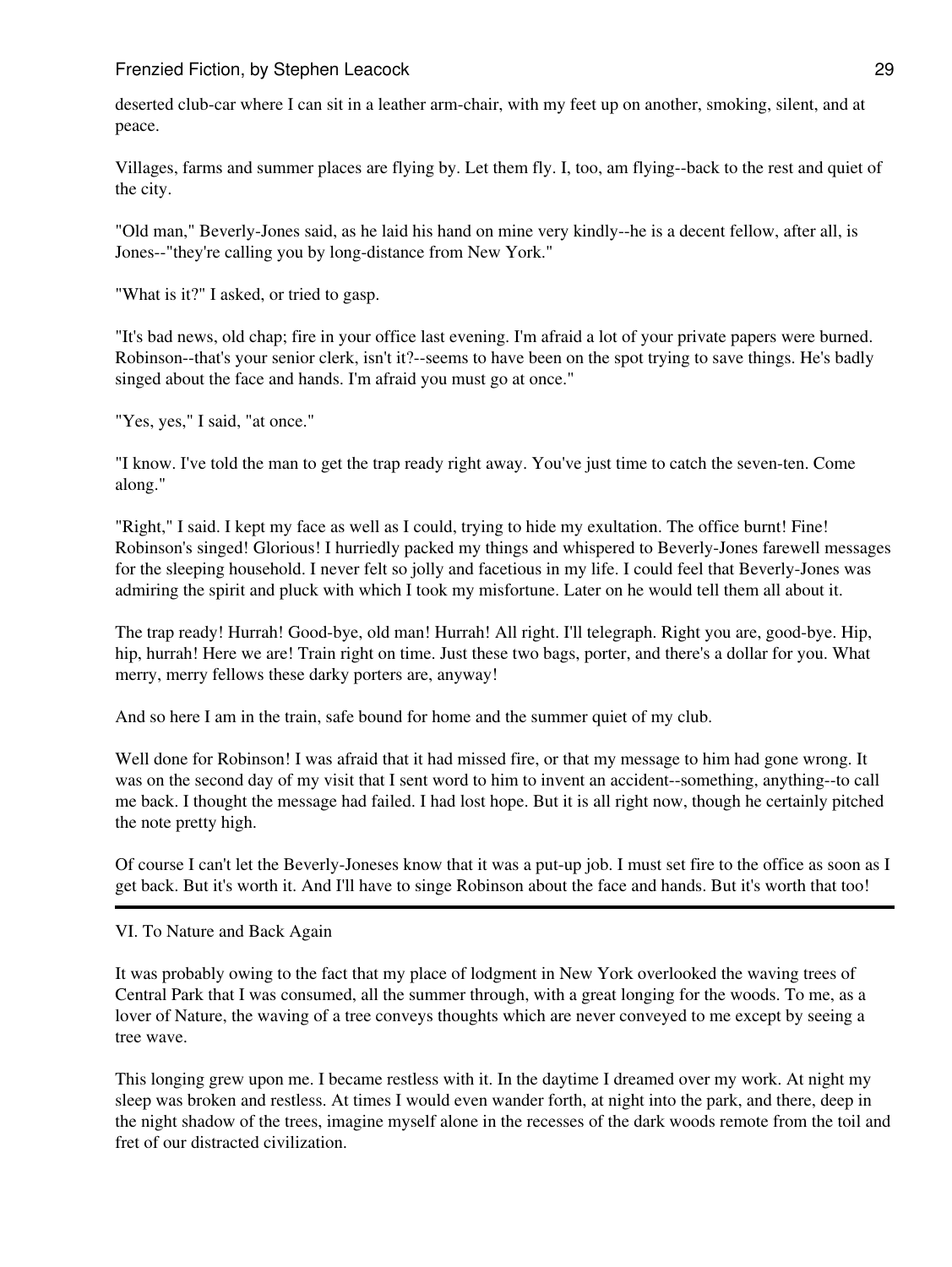deserted club-car where I can sit in a leather arm-chair, with my feet up on another, smoking, silent, and at peace.

Villages, farms and summer places are flying by. Let them fly. I, too, am flying--back to the rest and quiet of the city.

"Old man," Beverly-Jones said, as he laid his hand on mine very kindly--he is a decent fellow, after all, is Jones--"they're calling you by long-distance from New York."

"What is it?" I asked, or tried to gasp.

"It's bad news, old chap; fire in your office last evening. I'm afraid a lot of your private papers were burned. Robinson--that's your senior clerk, isn't it?--seems to have been on the spot trying to save things. He's badly singed about the face and hands. I'm afraid you must go at once."

"Yes, yes," I said, "at once."

"I know. I've told the man to get the trap ready right away. You've just time to catch the seven-ten. Come along."

"Right," I said. I kept my face as well as I could, trying to hide my exultation. The office burnt! Fine! Robinson's singed! Glorious! I hurriedly packed my things and whispered to Beverly-Jones farewell messages for the sleeping household. I never felt so jolly and facetious in my life. I could feel that Beverly-Jones was admiring the spirit and pluck with which I took my misfortune. Later on he would tell them all about it.

The trap ready! Hurrah! Good-bye, old man! Hurrah! All right. I'll telegraph. Right you are, good-bye. Hip, hip, hurrah! Here we are! Train right on time. Just these two bags, porter, and there's a dollar for you. What merry, merry fellows these darky porters are, anyway!

And so here I am in the train, safe bound for home and the summer quiet of my club.

Well done for Robinson! I was afraid that it had missed fire, or that my message to him had gone wrong. It was on the second day of my visit that I sent word to him to invent an accident--something, anything--to call me back. I thought the message had failed. I had lost hope. But it is all right now, though he certainly pitched the note pretty high.

Of course I can't let the Beverly-Joneses know that it was a put-up job. I must set fire to the office as soon as I get back. But it's worth it. And I'll have to singe Robinson about the face and hands. But it's worth that too!

---

## VI. To Nature and Back Again

It was probably owing to the fact that my place of lodgment in New York overlooked the waving trees of Central Park that I was consumed, all the summer through, with a great longing for the woods. To me, as a lover of Nature, the waving of a tree conveys thoughts which are never conveyed to me except by seeing a tree wave.

This longing grew upon me. I became restless with it. In the daytime I dreamed over my work. At night my sleep was broken and restless. At times I would even wander forth, at night into the park, and there, deep in the night shadow of the trees, imagine myself alone in the recesses of the dark woods remote from the toil and fret of our distracted civilization.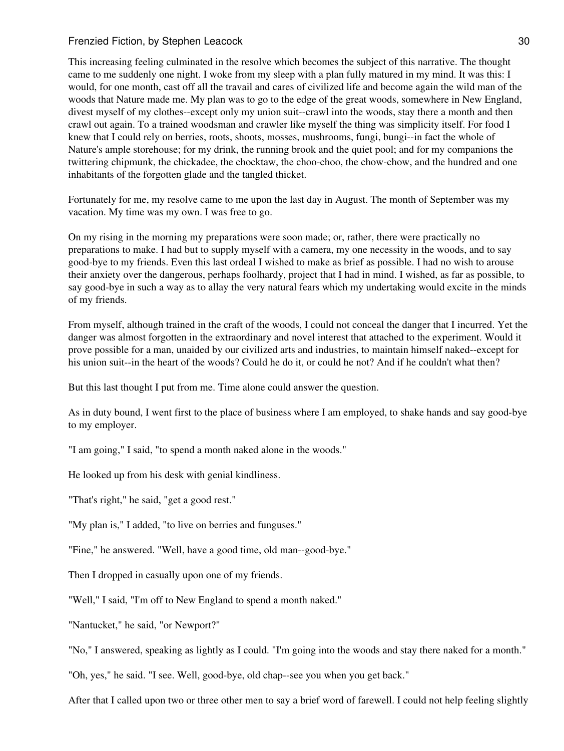This increasing feeling culminated in the resolve which becomes the subject of this narrative. The thought came to me suddenly one night. I woke from my sleep with a plan fully matured in my mind. It was this: I would, for one month, cast off all the travail and cares of civilized life and become again the wild man of the woods that Nature made me. My plan was to go to the edge of the great woods, somewhere in New England, divest myself of my clothes--except only my union suit--crawl into the woods, stay there a month and then crawl out again. To a trained woodsman and crawler like myself the thing was simplicity itself. For food I knew that I could rely on berries, roots, shoots, mosses, mushrooms, fungi, bungi--in fact the whole of Nature's ample storehouse; for my drink, the running brook and the quiet pool; and for my companions the twittering chipmunk, the chickadee, the chocktaw, the choo-choo, the chow-chow, and the hundred and one inhabitants of the forgotten glade and the tangled thicket.

Fortunately for me, my resolve came to me upon the last day in August. The month of September was my vacation. My time was my own. I was free to go.

On my rising in the morning my preparations were soon made; or, rather, there were practically no preparations to make. I had but to supply myself with a camera, my one necessity in the woods, and to say good-bye to my friends. Even this last ordeal I wished to make as brief as possible. I had no wish to arouse their anxiety over the dangerous, perhaps foolhardy, project that I had in mind. I wished, as far as possible, to say good-bye in such a way as to allay the very natural fears which my undertaking would excite in the minds of my friends.

From myself, although trained in the craft of the woods, I could not conceal the danger that I incurred. Yet the danger was almost forgotten in the extraordinary and novel interest that attached to the experiment. Would it prove possible for a man, unaided by our civilized arts and industries, to maintain himself naked--except for his union suit--in the heart of the woods? Could he do it, or could he not? And if he couldn't what then?

But this last thought I put from me. Time alone could answer the question.

As in duty bound, I went first to the place of business where I am employed, to shake hands and say good-bye to my employer.

"I am going," I said, "to spend a month naked alone in the woods."

He looked up from his desk with genial kindliness.

"That's right," he said, "get a good rest."

"My plan is," I added, "to live on berries and funguses."

"Fine," he answered. "Well, have a good time, old man--good-bye."

Then I dropped in casually upon one of my friends.

"Well," I said, "I'm off to New England to spend a month naked."

"Nantucket," he said, "or Newport?"

"No," I answered, speaking as lightly as I could. "I'm going into the woods and stay there naked for a month."

"Oh, yes," he said. "I see. Well, good-bye, old chap--see you when you get back."

After that I called upon two or three other men to say a brief word of farewell. I could not help feeling slightly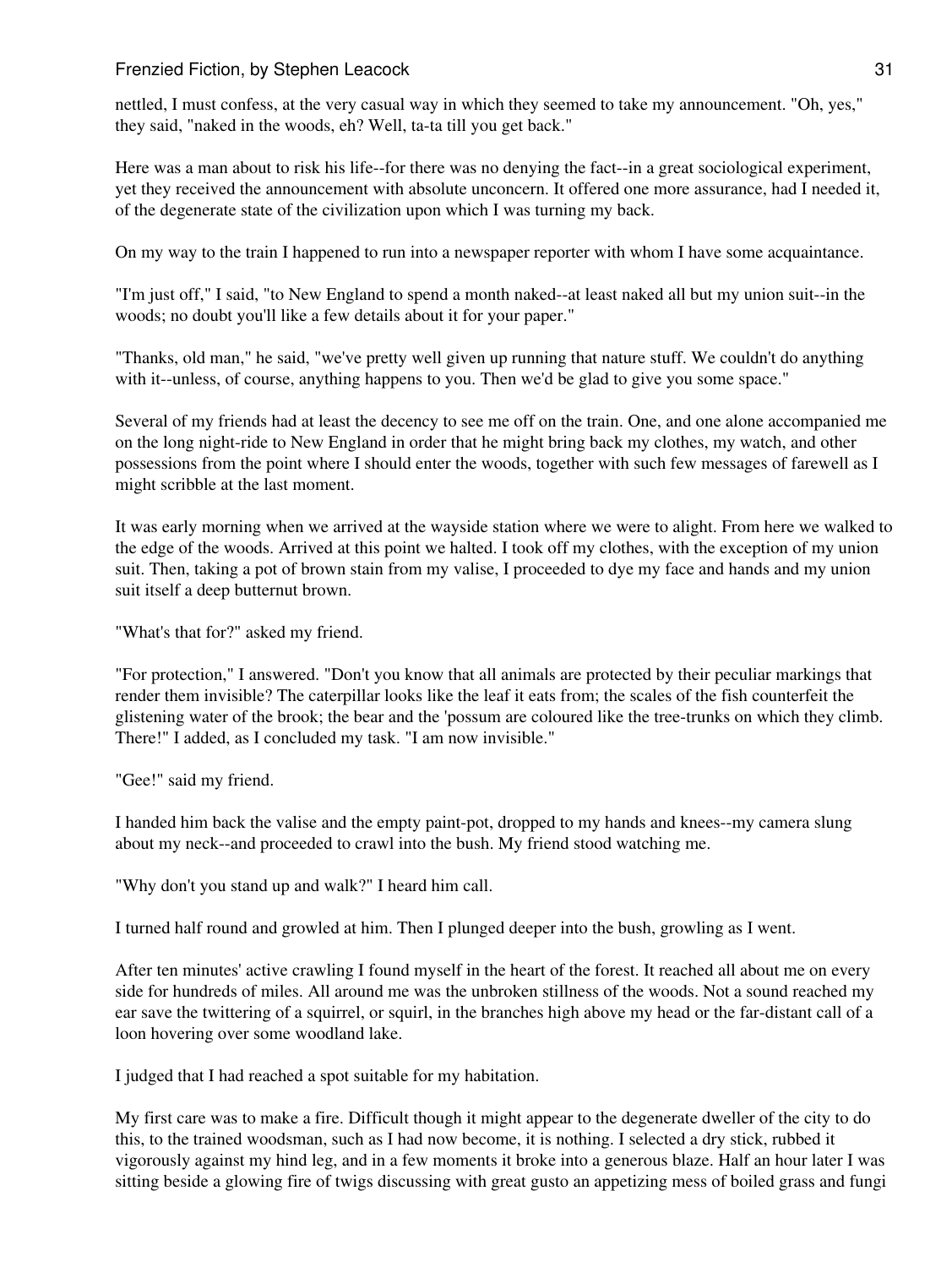nettled, I must confess, at the very casual way in which they seemed to take my announcement. "Oh, yes," they said, "naked in the woods, eh? Well, ta-ta till you get back."

Here was a man about to risk his life--for there was no denying the fact--in a great sociological experiment, yet they received the announcement with absolute unconcern. It offered one more assurance, had I needed it, of the degenerate state of the civilization upon which I was turning my back.

On my way to the train I happened to run into a newspaper reporter with whom I have some acquaintance.

"I'm just off," I said, "to New England to spend a month naked--at least naked all but my union suit--in the woods; no doubt you'll like a few details about it for your paper."

"Thanks, old man," he said, "we've pretty well given up running that nature stuff. We couldn't do anything with it--unless, of course, anything happens to you. Then we'd be glad to give you some space."

Several of my friends had at least the decency to see me off on the train. One, and one alone accompanied me on the long night-ride to New England in order that he might bring back my clothes, my watch, and other possessions from the point where I should enter the woods, together with such few messages of farewell as I might scribble at the last moment.

It was early morning when we arrived at the wayside station where we were to alight. From here we walked to the edge of the woods. Arrived at this point we halted. I took off my clothes, with the exception of my union suit. Then, taking a pot of brown stain from my valise, I proceeded to dye my face and hands and my union suit itself a deep butternut brown.

"What's that for?" asked my friend.

"For protection," I answered. "Don't you know that all animals are protected by their peculiar markings that render them invisible? The caterpillar looks like the leaf it eats from; the scales of the fish counterfeit the glistening water of the brook; the bear and the 'possum are coloured like the tree-trunks on which they climb. There!" I added, as I concluded my task. "I am now invisible."

"Gee!" said my friend.

I handed him back the valise and the empty paint-pot, dropped to my hands and knees--my camera slung about my neck--and proceeded to crawl into the bush. My friend stood watching me.

"Why don't you stand up and walk?" I heard him call.

I turned half round and growled at him. Then I plunged deeper into the bush, growling as I went.

After ten minutes' active crawling I found myself in the heart of the forest. It reached all about me on every side for hundreds of miles. All around me was the unbroken stillness of the woods. Not a sound reached my ear save the twittering of a squirrel, or squirl, in the branches high above my head or the far-distant call of a loon hovering over some woodland lake.

I judged that I had reached a spot suitable for my habitation.

My first care was to make a fire. Difficult though it might appear to the degenerate dweller of the city to do this, to the trained woodsman, such as I had now become, it is nothing. I selected a dry stick, rubbed it vigorously against my hind leg, and in a few moments it broke into a generous blaze. Half an hour later I was sitting beside a glowing fire of twigs discussing with great gusto an appetizing mess of boiled grass and fungi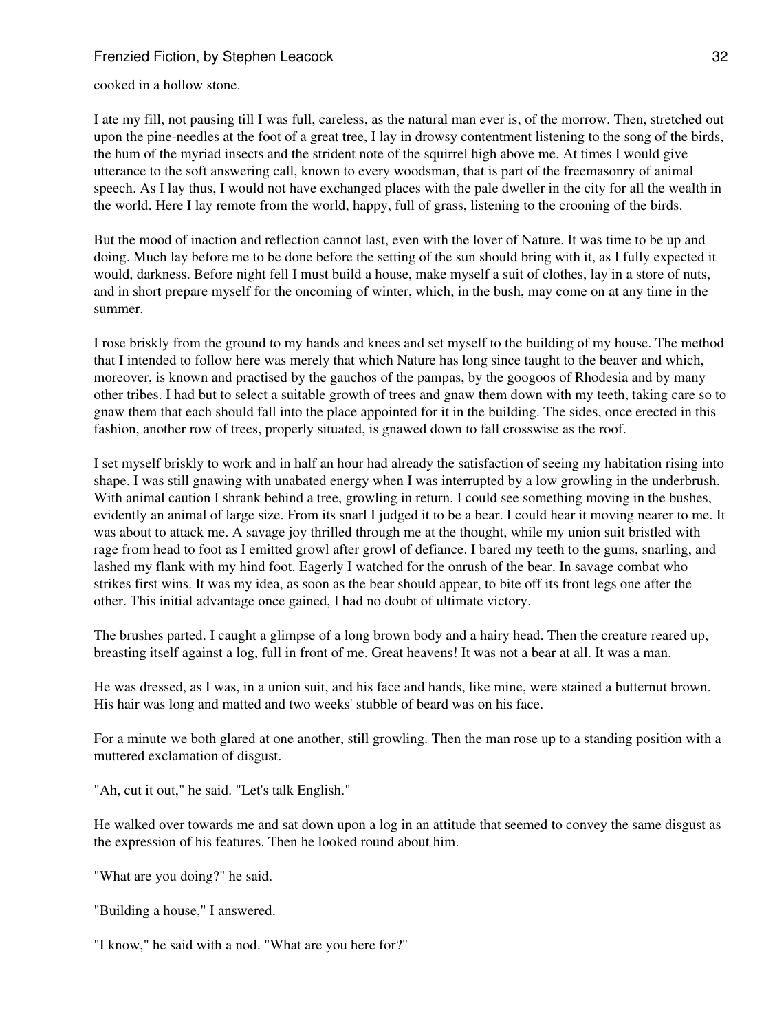cooked in a hollow stone.

I ate my fill, not pausing till I was full, careless, as the natural man ever is, of the morrow. Then, stretched out upon the pine-needles at the foot of a great tree, I lay in drowsy contentment listening to the song of the birds, the hum of the myriad insects and the strident note of the squirrel high above me. At times I would give utterance to the soft answering call, known to every woodsman, that is part of the freemasonry of animal speech. As I lay thus, I would not have exchanged places with the pale dweller in the city for all the wealth in the world. Here I lay remote from the world, happy, full of grass, listening to the crooning of the birds.

But the mood of inaction and reflection cannot last, even with the lover of Nature. It was time to be up and doing. Much lay before me to be done before the setting of the sun should bring with it, as I fully expected it would, darkness. Before night fell I must build a house, make myself a suit of clothes, lay in a store of nuts, and in short prepare myself for the oncoming of winter, which, in the bush, may come on at any time in the summer.

I rose briskly from the ground to my hands and knees and set myself to the building of my house. The method that I intended to follow here was merely that which Nature has long since taught to the beaver and which, moreover, is known and practised by the gauchos of the pampas, by the googoos of Rhodesia and by many other tribes. I had but to select a suitable growth of trees and gnaw them down with my teeth, taking care so to gnaw them that each should fall into the place appointed for it in the building. The sides, once erected in this fashion, another row of trees, properly situated, is gnawed down to fall crosswise as the roof.

I set myself briskly to work and in half an hour had already the satisfaction of seeing my habitation rising into shape. I was still gnawing with unabated energy when I was interrupted by a low growling in the underbrush. With animal caution I shrank behind a tree, growling in return. I could see something moving in the bushes, evidently an animal of large size. From its snarl I judged it to be a bear. I could hear it moving nearer to me. It was about to attack me. A savage joy thrilled through me at the thought, while my union suit bristled with rage from head to foot as I emitted growl after growl of defiance. I bared my teeth to the gums, snarling, and lashed my flank with my hind foot. Eagerly I watched for the onrush of the bear. In savage combat who strikes first wins. It was my idea, as soon as the bear should appear, to bite off its front legs one after the other. This initial advantage once gained, I had no doubt of ultimate victory.

The brushes parted. I caught a glimpse of a long brown body and a hairy head. Then the creature reared up, breasting itself against a log, full in front of me. Great heavens! It was not a bear at all. It was a man.

He was dressed, as I was, in a union suit, and his face and hands, like mine, were stained a butternut brown. His hair was long and matted and two weeks' stubble of beard was on his face.

For a minute we both glared at one another, still growling. Then the man rose up to a standing position with a muttered exclamation of disgust.

"Ah, cut it out," he said. "Let's talk English."

He walked over towards me and sat down upon a log in an attitude that seemed to convey the same disgust as the expression of his features. Then he looked round about him.

"What are you doing?" he said.

"Building a house," I answered.

"I know," he said with a nod. "What are you here for?"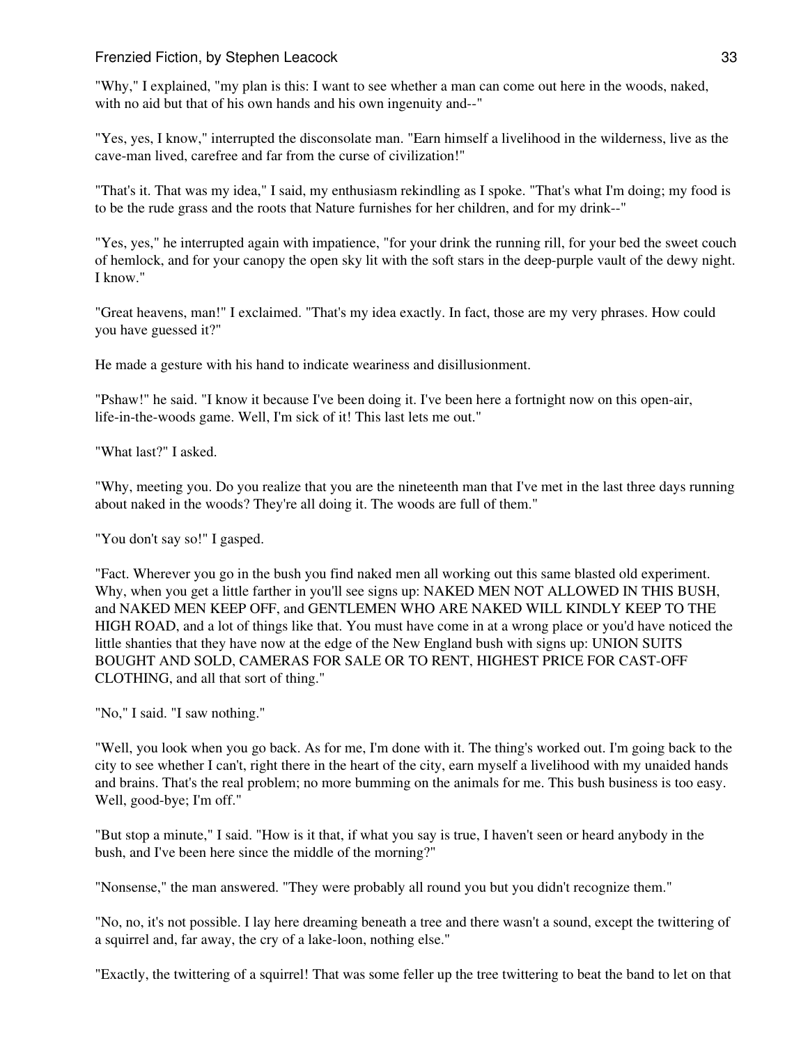"Why," I explained, "my plan is this: I want to see whether a man can come out here in the woods, naked, with no aid but that of his own hands and his own ingenuity and--"

"Yes, yes, I know," interrupted the disconsolate man. "Earn himself a livelihood in the wilderness, live as the cave-man lived, carefree and far from the curse of civilization!"

"That's it. That was my idea," I said, my enthusiasm rekindling as I spoke. "That's what I'm doing; my food is to be the rude grass and the roots that Nature furnishes for her children, and for my drink--"

"Yes, yes," he interrupted again with impatience, "for your drink the running rill, for your bed the sweet couch of hemlock, and for your canopy the open sky lit with the soft stars in the deep-purple vault of the dewy night. I know."

"Great heavens, man!" I exclaimed. "That's my idea exactly. In fact, those are my very phrases. How could you have guessed it?"

He made a gesture with his hand to indicate weariness and disillusionment.

"Pshaw!" he said. "I know it because I've been doing it. I've been here a fortnight now on this open-air, life-in-the-woods game. Well, I'm sick of it! This last lets me out."

"What last?" I asked.

"Why, meeting you. Do you realize that you are the nineteenth man that I've met in the last three days running about naked in the woods? They're all doing it. The woods are full of them."

"You don't say so!" I gasped.

"Fact. Wherever you go in the bush you find naked men all working out this same blasted old experiment. Why, when you get a little farther in you'll see signs up: NAKED MEN NOT ALLOWED IN THIS BUSH, and NAKED MEN KEEP OFF, and GENTLEMEN WHO ARE NAKED WILL KINDLY KEEP TO THE HIGH ROAD, and a lot of things like that. You must have come in at a wrong place or you'd have noticed the little shanties that they have now at the edge of the New England bush with signs up: UNION SUITS BOUGHT AND SOLD, CAMERAS FOR SALE OR TO RENT, HIGHEST PRICE FOR CAST-OFF CLOTHING, and all that sort of thing."

"No," I said. "I saw nothing."

"Well, you look when you go back. As for me, I'm done with it. The thing's worked out. I'm going back to the city to see whether I can't, right there in the heart of the city, earn myself a livelihood with my unaided hands and brains. That's the real problem; no more bumming on the animals for me. This bush business is too easy. Well, good-bye; I'm off."

"But stop a minute," I said. "How is it that, if what you say is true, I haven't seen or heard anybody in the bush, and I've been here since the middle of the morning?"

"Nonsense," the man answered. "They were probably all round you but you didn't recognize them."

"No, no, it's not possible. I lay here dreaming beneath a tree and there wasn't a sound, except the twittering of a squirrel and, far away, the cry of a lake-loon, nothing else."

"Exactly, the twittering of a squirrel! That was some feller up the tree twittering to beat the band to let on that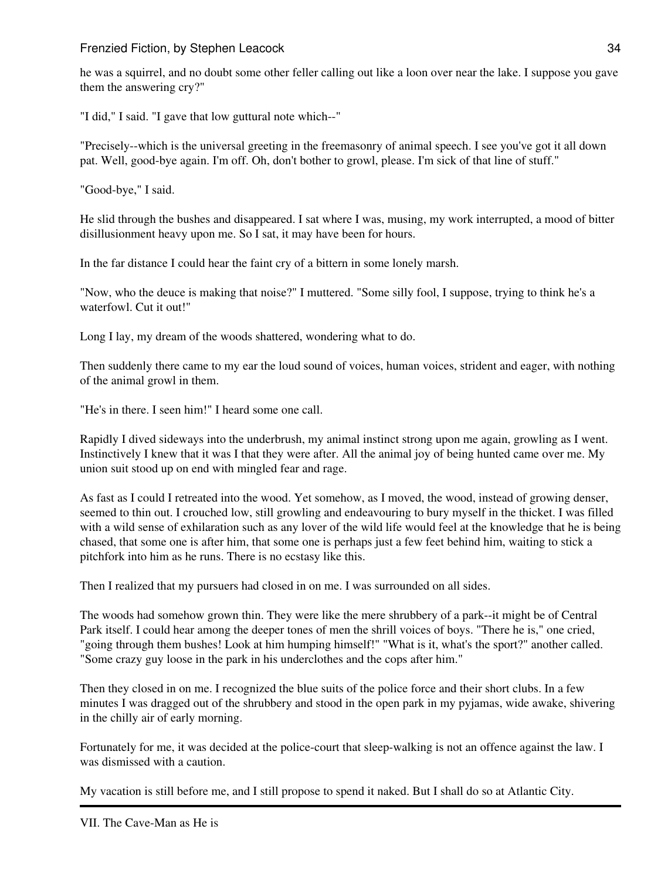he was a squirrel, and no doubt some other feller calling out like a loon over near the lake. I suppose you gave them the answering cry?"

"I did," I said. "I gave that low guttural note which--"

"Precisely--which is the universal greeting in the freemasonry of animal speech. I see you've got it all down pat. Well, good-bye again. I'm off. Oh, don't bother to growl, please. I'm sick of that line of stuff."

"Good-bye," I said.

He slid through the bushes and disappeared. I sat where I was, musing, my work interrupted, a mood of bitter disillusionment heavy upon me. So I sat, it may have been for hours.

In the far distance I could hear the faint cry of a bittern in some lonely marsh.

"Now, who the deuce is making that noise?" I muttered. "Some silly fool, I suppose, trying to think he's a waterfowl. Cut it out!"

Long I lay, my dream of the woods shattered, wondering what to do.

Then suddenly there came to my ear the loud sound of voices, human voices, strident and eager, with nothing of the animal growl in them.

"He's in there. I seen him!" I heard some one call.

Rapidly I dived sideways into the underbrush, my animal instinct strong upon me again, growling as I went. Instinctively I knew that it was I that they were after. All the animal joy of being hunted came over me. My union suit stood up on end with mingled fear and rage.

As fast as I could I retreated into the wood. Yet somehow, as I moved, the wood, instead of growing denser, seemed to thin out. I crouched low, still growling and endeavouring to bury myself in the thicket. I was filled with a wild sense of exhilaration such as any lover of the wild life would feel at the knowledge that he is being chased, that some one is after him, that some one is perhaps just a few feet behind him, waiting to stick a pitchfork into him as he runs. There is no ecstasy like this.

Then I realized that my pursuers had closed in on me. I was surrounded on all sides.

The woods had somehow grown thin. They were like the mere shrubbery of a park--it might be of Central Park itself. I could hear among the deeper tones of men the shrill voices of boys. "There he is," one cried, "going through them bushes! Look at him humping himself!" "What is it, what's the sport?" another called. "Some crazy guy loose in the park in his underclothes and the cops after him."

Then they closed in on me. I recognized the blue suits of the police force and their short clubs. In a few minutes I was dragged out of the shrubbery and stood in the open park in my pyjamas, wide awake, shivering in the chilly air of early morning.

Fortunately for me, it was decided at the police-court that sleep-walking is not an offence against the law. I was dismissed with a caution.

My vacation is still before me, and I still propose to spend it naked. But I shall do so at Atlantic City.

---

## VII. The Cave-Man as He is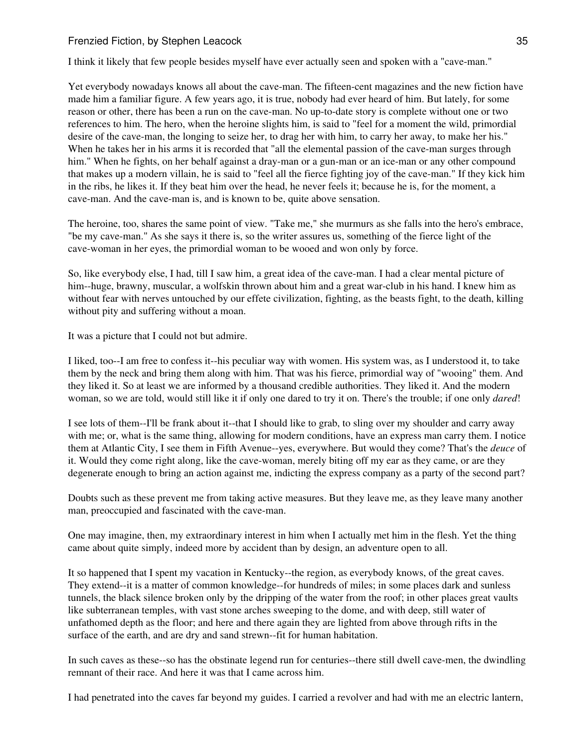I think it likely that few people besides myself have ever actually seen and spoken with a "cave-man."

Yet everybody nowadays knows all about the cave-man. The fifteen-cent magazines and the new fiction have made him a familiar figure. A few years ago, it is true, nobody had ever heard of him. But lately, for some reason or other, there has been a run on the cave-man. No up-to-date story is complete without one or two references to him. The hero, when the heroine slights him, is said to "feel for a moment the wild, primordial desire of the cave-man, the longing to seize her, to drag her with him, to carry her away, to make her his." When he takes her in his arms it is recorded that "all the elemental passion of the cave-man surges through him." When he fights, on her behalf against a dray-man or a gun-man or an ice-man or any other compound that makes up a modern villain, he is said to "feel all the fierce fighting joy of the cave-man." If they kick him in the ribs, he likes it. If they beat him over the head, he never feels it; because he is, for the moment, a cave-man. And the cave-man is, and is known to be, quite above sensation.

The heroine, too, shares the same point of view. "Take me," she murmurs as she falls into the hero's embrace, "be my cave-man." As she says it there is, so the writer assures us, something of the fierce light of the cave-woman in her eyes, the primordial woman to be wooed and won only by force.

So, like everybody else, I had, till I saw him, a great idea of the cave-man. I had a clear mental picture of him--huge, brawny, muscular, a wolfskin thrown about him and a great war-club in his hand. I knew him as without fear with nerves untouched by our effete civilization, fighting, as the beasts fight, to the death, killing without pity and suffering without a moan.

It was a picture that I could not but admire.

I liked, too--I am free to confess it--his peculiar way with women. His system was, as I understood it, to take them by the neck and bring them along with him. That was his fierce, primordial way of "wooing" them. And they liked it. So at least we are informed by a thousand credible authorities. They liked it. And the modern woman, so we are told, would still like it if only one dared to try it on. There's the trouble; if one only *dared*!

I see lots of them--I'll be frank about it--that I should like to grab, to sling over my shoulder and carry away with me; or, what is the same thing, allowing for modern conditions, have an express man carry them. I notice them at Atlantic City, I see them in Fifth Avenue--yes, everywhere. But would they come? That's the *deuce* of it. Would they come right along, like the cave-woman, merely biting off my ear as they came, or are they degenerate enough to bring an action against me, indicting the express company as a party of the second part?

Doubts such as these prevent me from taking active measures. But they leave me, as they leave many another man, preoccupied and fascinated with the cave-man.

One may imagine, then, my extraordinary interest in him when I actually met him in the flesh. Yet the thing came about quite simply, indeed more by accident than by design, an adventure open to all.

It so happened that I spent my vacation in Kentucky--the region, as everybody knows, of the great caves. They extend--it is a matter of common knowledge--for hundreds of miles; in some places dark and sunless tunnels, the black silence broken only by the dripping of the water from the roof; in other places great vaults like subterranean temples, with vast stone arches sweeping to the dome, and with deep, still water of unfathomed depth as the floor; and here and there again they are lighted from above through rifts in the surface of the earth, and are dry and sand strewn--fit for human habitation.

In such caves as these--so has the obstinate legend run for centuries--there still dwell cave-men, the dwindling remnant of their race. And here it was that I came across him.

I had penetrated into the caves far beyond my guides. I carried a revolver and had with me an electric lantern,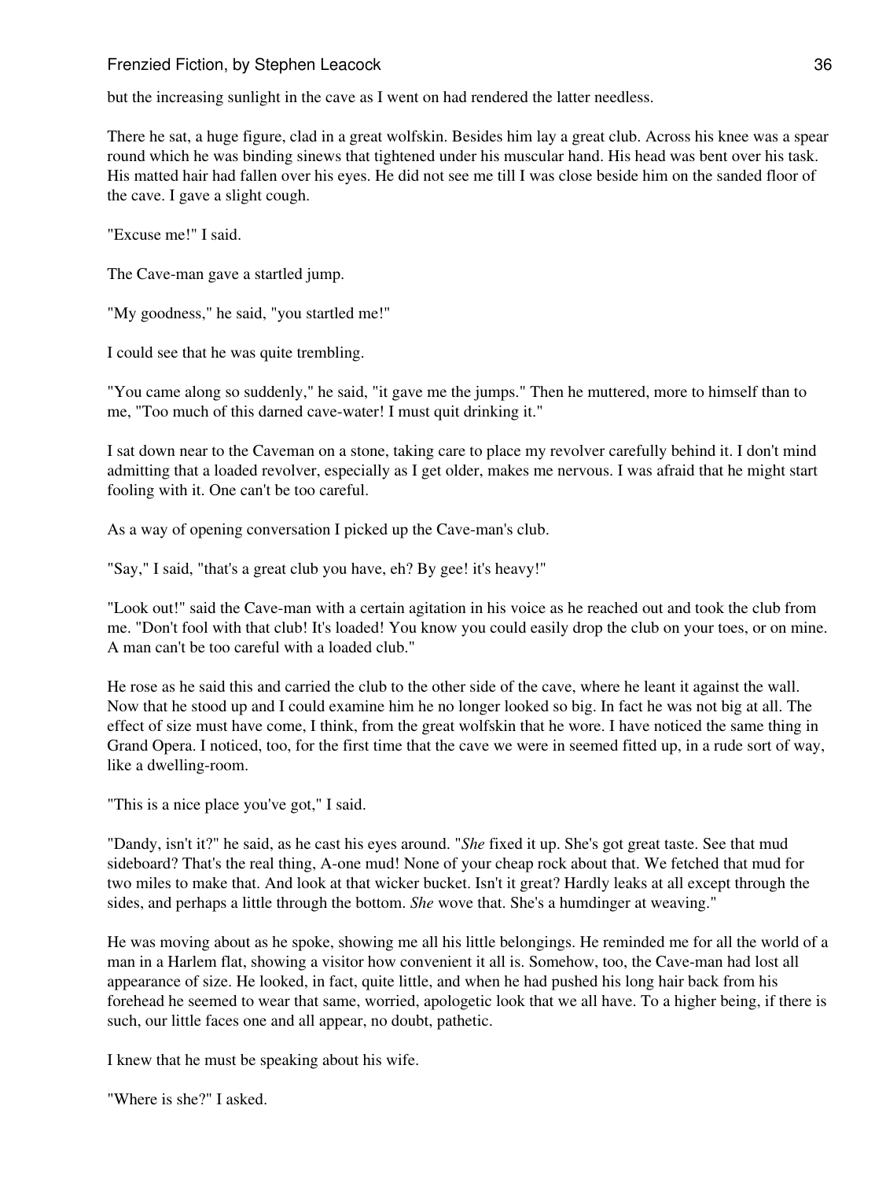but the increasing sunlight in the cave as I went on had rendered the latter needless.

There he sat, a huge figure, clad in a great wolfskin. Besides him lay a great club. Across his knee was a spear round which he was binding sinews that tightened under his muscular hand. His head was bent over his task. His matted hair had fallen over his eyes. He did not see me till I was close beside him on the sanded floor of the cave. I gave a slight cough.

"Excuse me!" I said.

The Cave-man gave a startled jump.

"My goodness," he said, "you startled me!"

I could see that he was quite trembling.

"You came along so suddenly," he said, "it gave me the jumps." Then he muttered, more to himself than to me, "Too much of this darned cave-water! I must quit drinking it."

I sat down near to the Caveman on a stone, taking care to place my revolver carefully behind it. I don't mind admitting that a loaded revolver, especially as I get older, makes me nervous. I was afraid that he might start fooling with it. One can't be too careful.

As a way of opening conversation I picked up the Cave-man's club.

"Say," I said, "that's a great club you have, eh? By gee! it's heavy!"

"Look out!" said the Cave-man with a certain agitation in his voice as he reached out and took the club from me. "Don't fool with that club! It's loaded! You know you could easily drop the club on your toes, or on mine. A man can't be too careful with a loaded club."

He rose as he said this and carried the club to the other side of the cave, where he leant it against the wall. Now that he stood up and I could examine him he no longer looked so big. In fact he was not big at all. The effect of size must have come, I think, from the great wolfskin that he wore. I have noticed the same thing in Grand Opera. I noticed, too, for the first time that the cave we were in seemed fitted up, in a rude sort of way, like a dwelling-room.

"This is a nice place you've got," I said.

"Dandy, isn't it?" he said, as he cast his eyes around. "*She* fixed it up. She's got great taste. See that mud sideboard? That's the real thing, A-one mud! None of your cheap rock about that. We fetched that mud for two miles to make that. And look at that wicker bucket. Isn't it great? Hardly leaks at all except through the sides, and perhaps a little through the bottom. *She* wove that. She's a humdinger at weaving."

He was moving about as he spoke, showing me all his little belongings. He reminded me for all the world of a man in a Harlem flat, showing a visitor how convenient it all is. Somehow, too, the Cave-man had lost all appearance of size. He looked, in fact, quite little, and when he had pushed his long hair back from his forehead he seemed to wear that same, worried, apologetic look that we all have. To a higher being, if there is such, our little faces one and all appear, no doubt, pathetic.

I knew that he must be speaking about his wife.

"Where is she?" I asked.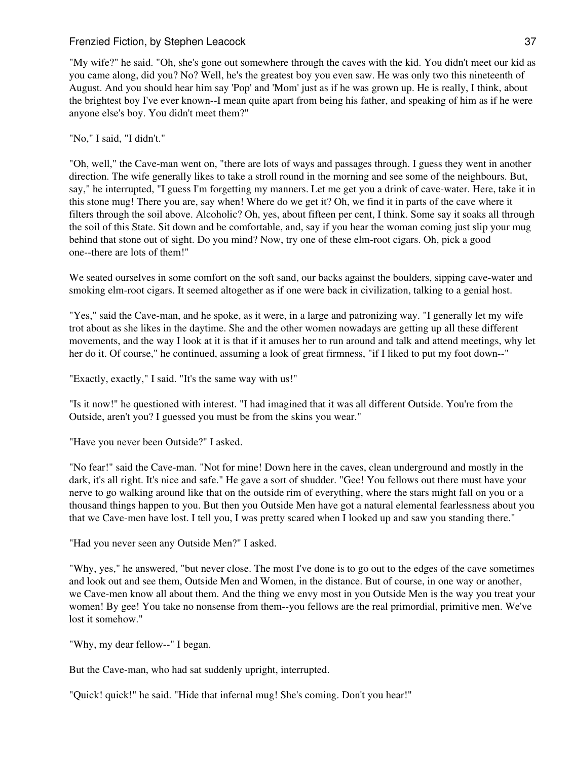"My wife?" he said. "Oh, she's gone out somewhere through the caves with the kid. You didn't meet our kid as you came along, did you? No? Well, he's the greatest boy you even saw. He was only two this nineteenth of August. And you should hear him say 'Pop' and 'Mom' just as if he was grown up. He is really, I think, about the brightest boy I've ever known--I mean quite apart from being his father, and speaking of him as if he were anyone else's boy. You didn't meet them?"

"No," I said, "I didn't."

"Oh, well," the Cave-man went on, "there are lots of ways and passages through. I guess they went in another direction. The wife generally likes to take a stroll round in the morning and see some of the neighbours. But, say," he interrupted, "I guess I'm forgetting my manners. Let me get you a drink of cave-water. Here, take it in this stone mug! There you are, say when! Where do we get it? Oh, we find it in parts of the cave where it filters through the soil above. Alcoholic? Oh, yes, about fifteen per cent, I think. Some say it soaks all through the soil of this State. Sit down and be comfortable, and, say if you hear the woman coming just slip your mug behind that stone out of sight. Do you mind? Now, try one of these elm-root cigars. Oh, pick a good one--there are lots of them!"

We seated ourselves in some comfort on the soft sand, our backs against the boulders, sipping cave-water and smoking elm-root cigars. It seemed altogether as if one were back in civilization, talking to a genial host.

"Yes," said the Cave-man, and he spoke, as it were, in a large and patronizing way. "I generally let my wife trot about as she likes in the daytime. She and the other women nowadays are getting up all these different movements, and the way I look at it is that if it amuses her to run around and talk and attend meetings, why let her do it. Of course," he continued, assuming a look of great firmness, "if I liked to put my foot down--"

"Exactly, exactly," I said. "It's the same way with us!"

"Is it now!" he questioned with interest. "I had imagined that it was all different Outside. You're from the Outside, aren't you? I guessed you must be from the skins you wear."

"Have you never been Outside?" I asked.

"No fear!" said the Cave-man. "Not for mine! Down here in the caves, clean underground and mostly in the dark, it's all right. It's nice and safe." He gave a sort of shudder. "Gee! You fellows out there must have your nerve to go walking around like that on the outside rim of everything, where the stars might fall on you or a thousand things happen to you. But then you Outside Men have got a natural elemental fearlessness about you that we Cave-men have lost. I tell you, I was pretty scared when I looked up and saw you standing there."

"Had you never seen any Outside Men?" I asked.

"Why, yes," he answered, "but never close. The most I've done is to go out to the edges of the cave sometimes and look out and see them, Outside Men and Women, in the distance. But of course, in one way or another, we Cave-men know all about them. And the thing we envy most in you Outside Men is the way you treat your women! By gee! You take no nonsense from them--you fellows are the real primordial, primitive men. We've lost it somehow."

"Why, my dear fellow--" I began.

But the Cave-man, who had sat suddenly upright, interrupted.

"Quick! quick!" he said. "Hide that infernal mug! She's coming. Don't you hear!"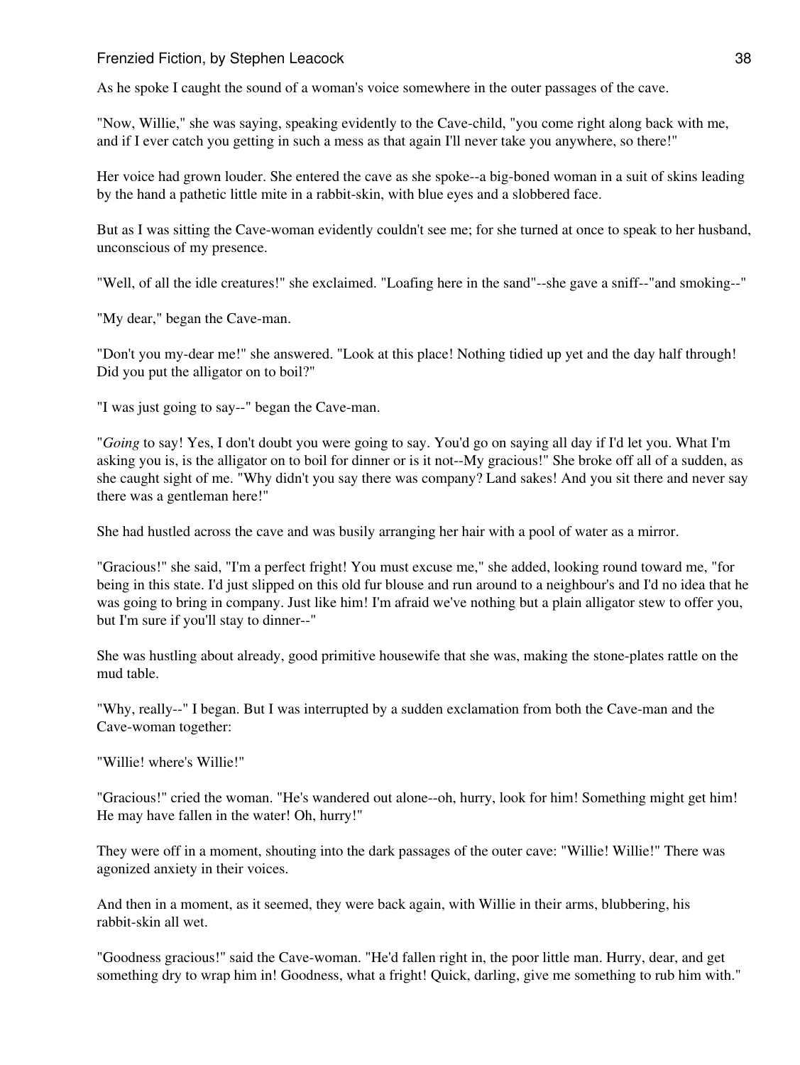As he spoke I caught the sound of a woman's voice somewhere in the outer passages of the cave.

"Now, Willie," she was saying, speaking evidently to the Cave-child, "you come right along back with me, and if I ever catch you getting in such a mess as that again I'll never take you anywhere, so there!"

Her voice had grown louder. She entered the cave as she spoke--a big-boned woman in a suit of skins leading by the hand a pathetic little mite in a rabbit-skin, with blue eyes and a slobbered face.

But as I was sitting the Cave-woman evidently couldn't see me; for she turned at once to speak to her husband, unconscious of my presence.

"Well, of all the idle creatures!" she exclaimed. "Loafing here in the sand"--she gave a sniff--"and smoking--"

"My dear," began the Cave-man.

"Don't you my-dear me!" she answered. "Look at this place! Nothing tidied up yet and the day half through! Did you put the alligator on to boil?"

"I was just going to say--" began the Cave-man.

"*Going* to say! Yes, I don't doubt you were going to say. You'd go on saying all day if I'd let you. What I'm asking you is, is the alligator on to boil for dinner or is it not--My gracious!" She broke off all of a sudden, as she caught sight of me. "Why didn't you say there was company? Land sakes! And you sit there and never say there was a gentleman here!"

She had hustled across the cave and was busily arranging her hair with a pool of water as a mirror.

"Gracious!" she said, "I'm a perfect fright! You must excuse me," she added, looking round toward me, "for being in this state. I'd just slipped on this old fur blouse and run around to a neighbour's and I'd no idea that he was going to bring in company. Just like him! I'm afraid we've nothing but a plain alligator stew to offer you, but I'm sure if you'll stay to dinner--"

She was hustling about already, good primitive housewife that she was, making the stone-plates rattle on the mud table.

"Why, really--" I began. But I was interrupted by a sudden exclamation from both the Cave-man and the Cave-woman together:

"Willie! where's Willie!"

"Gracious!" cried the woman. "He's wandered out alone--oh, hurry, look for him! Something might get him! He may have fallen in the water! Oh, hurry!"

They were off in a moment, shouting into the dark passages of the outer cave: "Willie! Willie!" There was agonized anxiety in their voices.

And then in a moment, as it seemed, they were back again, with Willie in their arms, blubbering, his rabbit-skin all wet.

"Goodness gracious!" said the Cave-woman. "He'd fallen right in, the poor little man. Hurry, dear, and get something dry to wrap him in! Goodness, what a fright! Quick, darling, give me something to rub him with."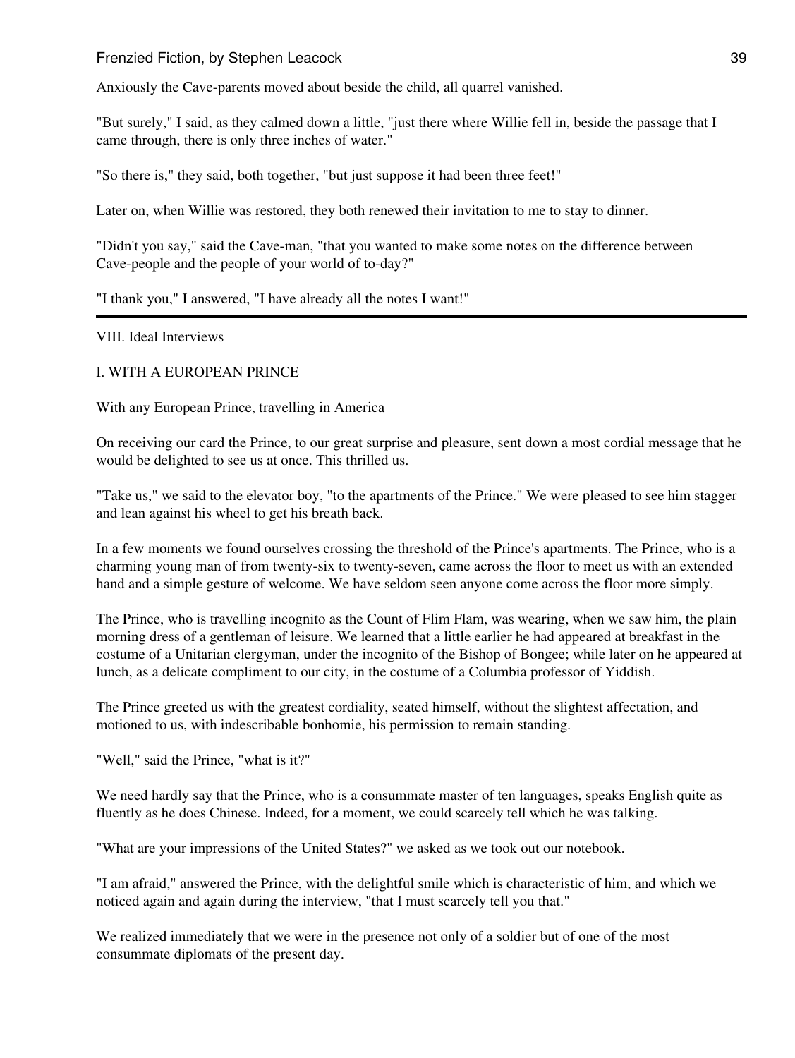Anxiously the Cave-parents moved about beside the child, all quarrel vanished.

"But surely," I said, as they calmed down a little, "just there where Willie fell in, beside the passage that I came through, there is only three inches of water."

"So there is," they said, both together, "but just suppose it had been three feet!"

Later on, when Willie was restored, they both renewed their invitation to me to stay to dinner.

"Didn't you say," said the Cave-man, "that you wanted to make some notes on the difference between Cave-people and the people of your world of to-day?"

"I thank you," I answered, "I have already all the notes I want!"

---

## VIII. Ideal Interviews

### I. WITH A EUROPEAN PRINCE

With any European Prince, travelling in America

On receiving our card the Prince, to our great surprise and pleasure, sent down a most cordial message that he would be delighted to see us at once. This thrilled us.

"Take us," we said to the elevator boy, "to the apartments of the Prince." We were pleased to see him stagger and lean against his wheel to get his breath back.

In a few moments we found ourselves crossing the threshold of the Prince's apartments. The Prince, who is a charming young man of from twenty-six to twenty-seven, came across the floor to meet us with an extended hand and a simple gesture of welcome. We have seldom seen anyone come across the floor more simply.

The Prince, who is travelling incognito as the Count of Flim Flam, was wearing, when we saw him, the plain morning dress of a gentleman of leisure. We learned that a little earlier he had appeared at breakfast in the costume of a Unitarian clergyman, under the incognito of the Bishop of Bongee; while later on he appeared at lunch, as a delicate compliment to our city, in the costume of a Columbia professor of Yiddish.

The Prince greeted us with the greatest cordiality, seated himself, without the slightest affectation, and motioned to us, with indescribable bonhomie, his permission to remain standing.

"Well," said the Prince, "what is it?"

We need hardly say that the Prince, who is a consummate master of ten languages, speaks English quite as fluently as he does Chinese. Indeed, for a moment, we could scarcely tell which he was talking.

"What are your impressions of the United States?" we asked as we took out our notebook.

"I am afraid," answered the Prince, with the delightful smile which is characteristic of him, and which we noticed again and again during the interview, "that I must scarcely tell you that."

We realized immediately that we were in the presence not only of a soldier but of one of the most consummate diplomats of the present day.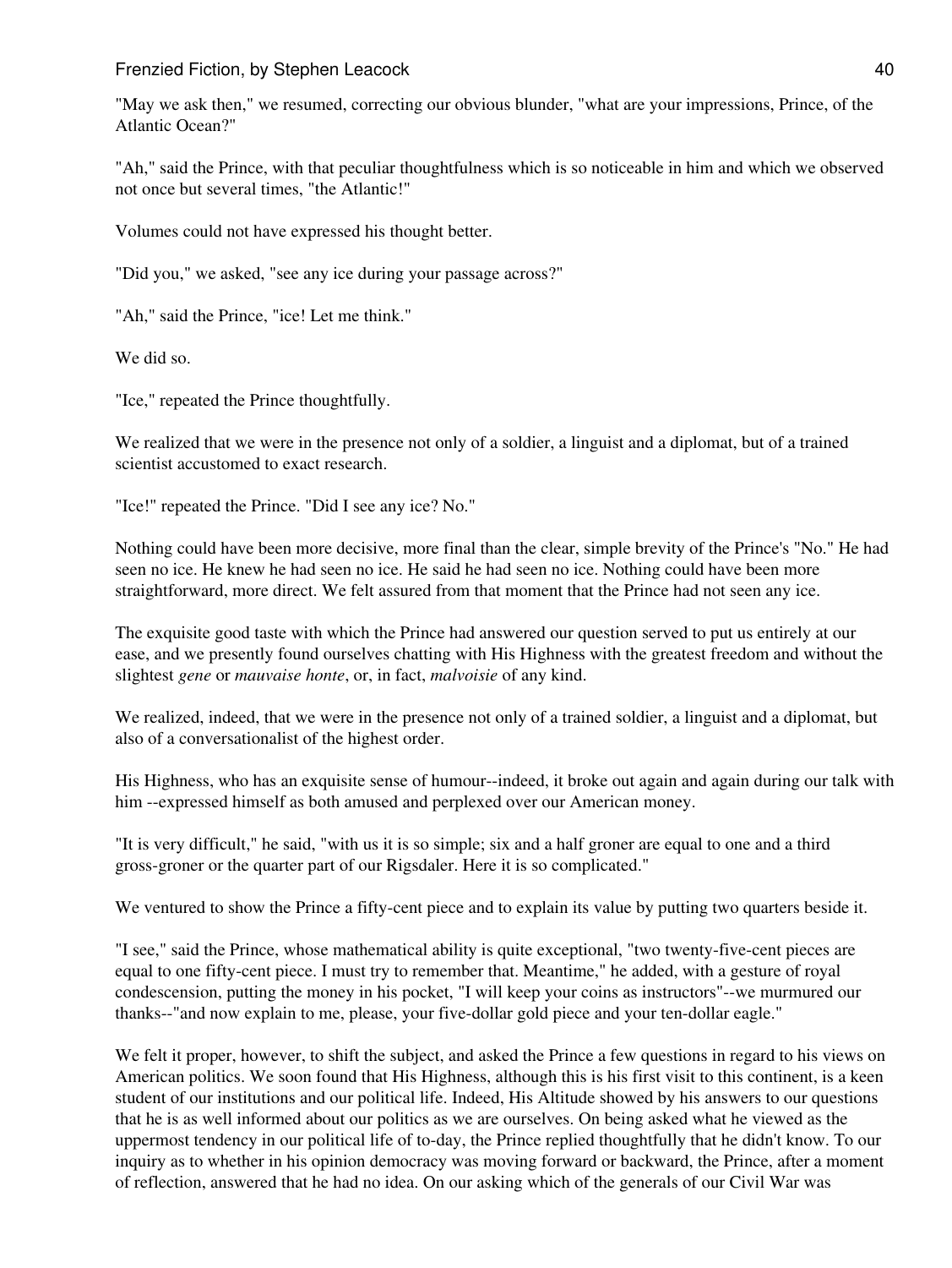"May we ask then," we resumed, correcting our obvious blunder, "what are your impressions, Prince, of the Atlantic Ocean?"

"Ah," said the Prince, with that peculiar thoughtfulness which is so noticeable in him and which we observed not once but several times, "the Atlantic!"

Volumes could not have expressed his thought better.

"Did you," we asked, "see any ice during your passage across?"

"Ah," said the Prince, "ice! Let me think."

We did so.

"Ice," repeated the Prince thoughtfully.

We realized that we were in the presence not only of a soldier, a linguist and a diplomat, but of a trained scientist accustomed to exact research.

"Ice!" repeated the Prince. "Did I see any ice? No."

Nothing could have been more decisive, more final than the clear, simple brevity of the Prince's "No." He had seen no ice. He knew he had seen no ice. He said he had seen no ice. Nothing could have been more straightforward, more direct. We felt assured from that moment that the Prince had not seen any ice.

The exquisite good taste with which the Prince had answered our question served to put us entirely at our ease, and we presently found ourselves chatting with His Highness with the greatest freedom and without the slightest *gene* or *mauvaise honte*, or, in fact, *malvoisie* of any kind.

We realized, indeed, that we were in the presence not only of a trained soldier, a linguist and a diplomat, but also of a conversationalist of the highest order.

His Highness, who has an exquisite sense of humour--indeed, it broke out again and again during our talk with him --expressed himself as both amused and perplexed over our American money.

"It is very difficult," he said, "with us it is so simple; six and a half groner are equal to one and a third gross-groner or the quarter part of our Rigsdaler. Here it is so complicated."

We ventured to show the Prince a fifty-cent piece and to explain its value by putting two quarters beside it.

"I see," said the Prince, whose mathematical ability is quite exceptional, "two twenty-five-cent pieces are equal to one fifty-cent piece. I must try to remember that. Meantime," he added, with a gesture of royal condescension, putting the money in his pocket, "I will keep your coins as instructors"--we murmured our thanks--"and now explain to me, please, your five-dollar gold piece and your ten-dollar eagle."

We felt it proper, however, to shift the subject, and asked the Prince a few questions in regard to his views on American politics. We soon found that His Highness, although this is his first visit to this continent, is a keen student of our institutions and our political life. Indeed, His Altitude showed by his answers to our questions that he is as well informed about our politics as we are ourselves. On being asked what he viewed as the uppermost tendency in our political life of to-day, the Prince replied thoughtfully that he didn't know. To our inquiry as to whether in his opinion democracy was moving forward or backward, the Prince, after a moment of reflection, answered that he had no idea. On our asking which of the generals of our Civil War was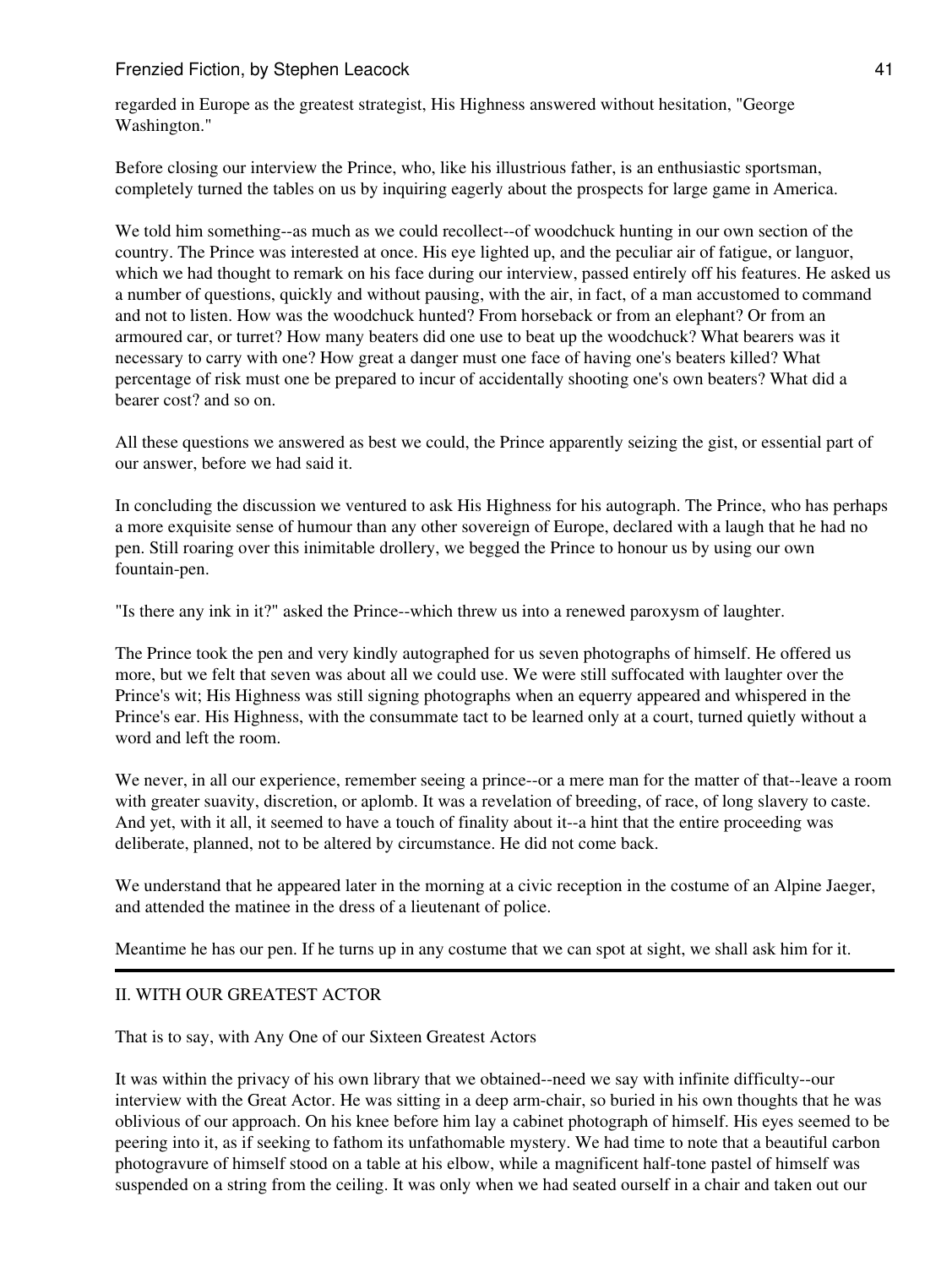regarded in Europe as the greatest strategist, His Highness answered without hesitation, "George Washington."

Before closing our interview the Prince, who, like his illustrious father, is an enthusiastic sportsman, completely turned the tables on us by inquiring eagerly about the prospects for large game in America.

We told him something--as much as we could recollect--of woodchuck hunting in our own section of the country. The Prince was interested at once. His eye lighted up, and the peculiar air of fatigue, or languor, which we had thought to remark on his face during our interview, passed entirely off his features. He asked us a number of questions, quickly and without pausing, with the air, in fact, of a man accustomed to command and not to listen. How was the woodchuck hunted? From horseback or from an elephant? Or from an armoured car, or turret? How many beaters did one use to beat up the woodchuck? What bearers was it necessary to carry with one? How great a danger must one face of having one's beaters killed? What percentage of risk must one be prepared to incur of accidentally shooting one's own beaters? What did a bearer cost? and so on.

All these questions we answered as best we could, the Prince apparently seizing the gist, or essential part of our answer, before we had said it.

In concluding the discussion we ventured to ask His Highness for his autograph. The Prince, who has perhaps a more exquisite sense of humour than any other sovereign of Europe, declared with a laugh that he had no pen. Still roaring over this inimitable drollery, we begged the Prince to honour us by using our own fountain-pen.

"Is there any ink in it?" asked the Prince--which threw us into a renewed paroxysm of laughter.

The Prince took the pen and very kindly autographed for us seven photographs of himself. He offered us more, but we felt that seven was about all we could use. We were still suffocated with laughter over the Prince's wit; His Highness was still signing photographs when an equerry appeared and whispered in the Prince's ear. His Highness, with the consummate tact to be learned only at a court, turned quietly without a word and left the room.

We never, in all our experience, remember seeing a prince--or a mere man for the matter of that--leave a room with greater suavity, discretion, or aplomb. It was a revelation of breeding, of race, of long slavery to caste. And yet, with it all, it seemed to have a touch of finality about it--a hint that the entire proceeding was deliberate, planned, not to be altered by circumstance. He did not come back.

We understand that he appeared later in the morning at a civic reception in the costume of an Alpine Jaeger, and attended the matinee in the dress of a lieutenant of police.

Meantime he has our pen. If he turns up in any costume that we can spot at sight, we shall ask him for it.

---

## II. WITH OUR GREATEST ACTOR

That is to say, with Any One of our Sixteen Greatest Actors

It was within the privacy of his own library that we obtained--need we say with infinite difficulty--our interview with the Great Actor. He was sitting in a deep arm-chair, so buried in his own thoughts that he was oblivious of our approach. On his knee before him lay a cabinet photograph of himself. His eyes seemed to be peering into it, as if seeking to fathom its unfathomable mystery. We had time to note that a beautiful carbon photogravure of himself stood on a table at his elbow, while a magnificent half-tone pastel of himself was suspended on a string from the ceiling. It was only when we had seated ourself in a chair and taken out our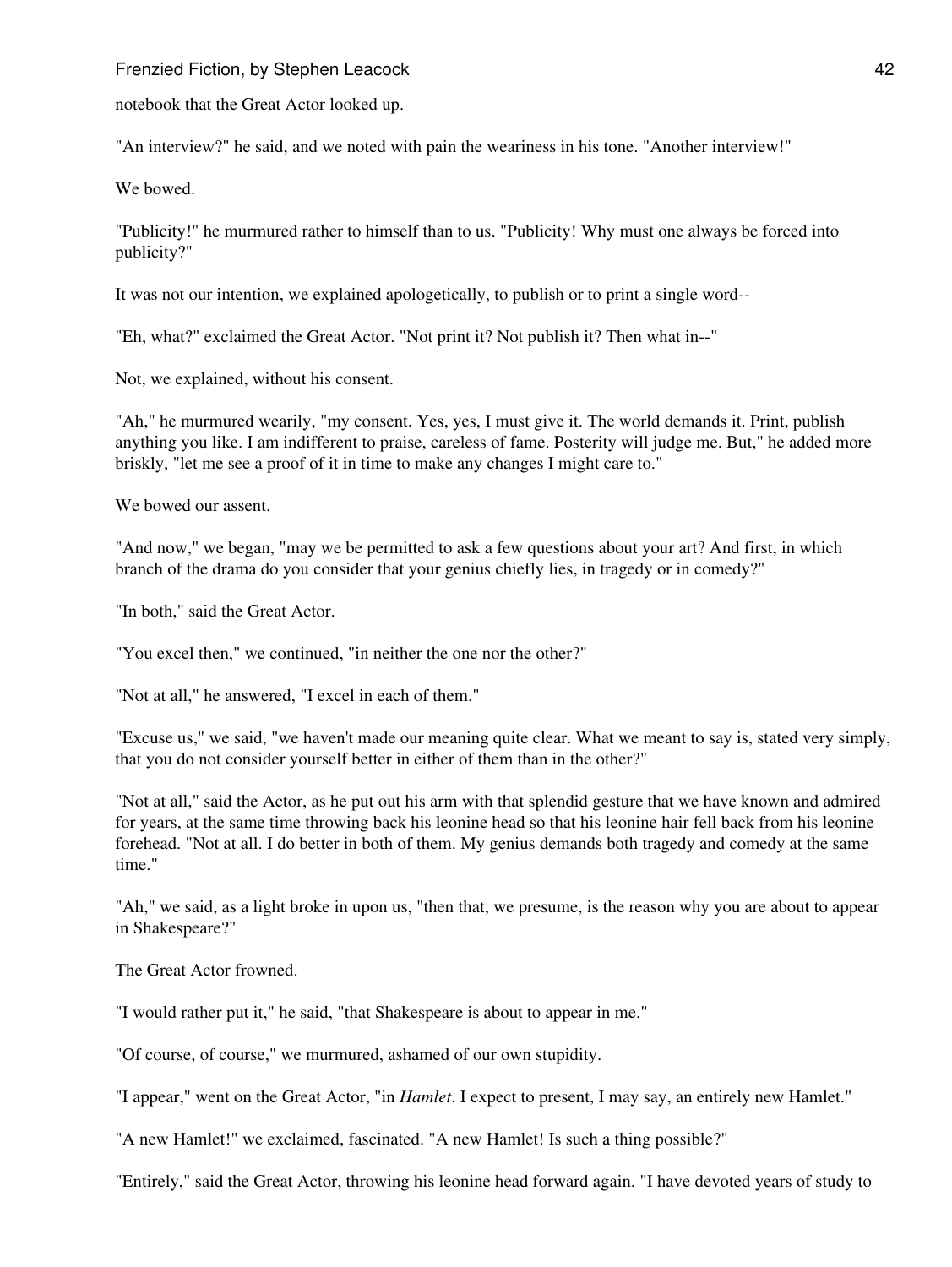notebook that the Great Actor looked up.

"An interview?" he said, and we noted with pain the weariness in his tone. "Another interview!"

We bowed.

"Publicity!" he murmured rather to himself than to us. "Publicity! Why must one always be forced into publicity?"

It was not our intention, we explained apologetically, to publish or to print a single word--

"Eh, what?" exclaimed the Great Actor. "Not print it? Not publish it? Then what in--"

Not, we explained, without his consent.

"Ah," he murmured wearily, "my consent. Yes, yes, I must give it. The world demands it. Print, publish anything you like. I am indifferent to praise, careless of fame. Posterity will judge me. But," he added more briskly, "let me see a proof of it in time to make any changes I might care to."

We bowed our assent.

"And now," we began, "may we be permitted to ask a few questions about your art? And first, in which branch of the drama do you consider that your genius chiefly lies, in tragedy or in comedy?"

"In both," said the Great Actor.

"You excel then," we continued, "in neither the one nor the other?"

"Not at all," he answered, "I excel in each of them."

"Excuse us," we said, "we haven't made our meaning quite clear. What we meant to say is, stated very simply, that you do not consider yourself better in either of them than in the other?"

"Not at all," said the Actor, as he put out his arm with that splendid gesture that we have known and admired for years, at the same time throwing back his leonine head so that his leonine hair fell back from his leonine forehead. "Not at all. I do better in both of them. My genius demands both tragedy and comedy at the same time."

"Ah," we said, as a light broke in upon us, "then that, we presume, is the reason why you are about to appear in Shakespeare?"

The Great Actor frowned.

"I would rather put it," he said, "that Shakespeare is about to appear in me."

"Of course, of course," we murmured, ashamed of our own stupidity.

"I appear," went on the Great Actor, "in *Hamlet*. I expect to present, I may say, an entirely new Hamlet."

"A new Hamlet!" we exclaimed, fascinated. "A new Hamlet! Is such a thing possible?"

"Entirely," said the Great Actor, throwing his leonine head forward again. "I have devoted years of study to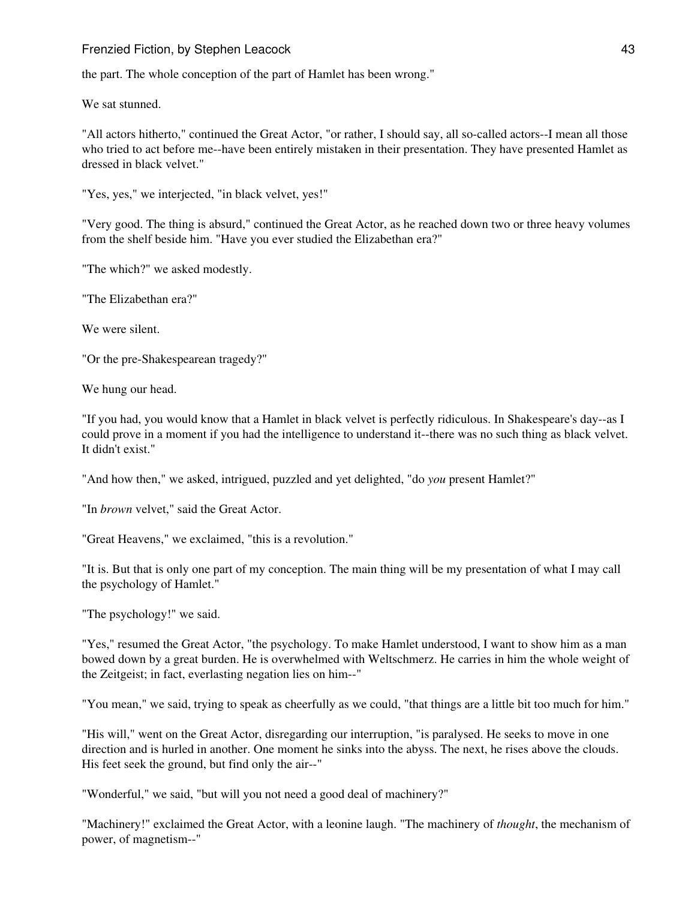the part. The whole conception of the part of Hamlet has been wrong."

We sat stunned.

"All actors hitherto," continued the Great Actor, "or rather, I should say, all so-called actors--I mean all those who tried to act before me--have been entirely mistaken in their presentation. They have presented Hamlet as dressed in black velvet."

"Yes, yes," we interjected, "in black velvet, yes!"

"Very good. The thing is absurd," continued the Great Actor, as he reached down two or three heavy volumes from the shelf beside him. "Have you ever studied the Elizabethan era?"

"The which?" we asked modestly.

"The Elizabethan era?"

We were silent.

"Or the pre-Shakespearean tragedy?"

We hung our head.

"If you had, you would know that a Hamlet in black velvet is perfectly ridiculous. In Shakespeare's day--as I could prove in a moment if you had the intelligence to understand it--there was no such thing as black velvet. It didn't exist."

"And how then," we asked, intrigued, puzzled and yet delighted, "do *you* present Hamlet?"

"In *brown* velvet," said the Great Actor.

"Great Heavens," we exclaimed, "this is a revolution."

"It is. But that is only one part of my conception. The main thing will be my presentation of what I may call the psychology of Hamlet."

"The psychology!" we said.

"Yes," resumed the Great Actor, "the psychology. To make Hamlet understood, I want to show him as a man bowed down by a great burden. He is overwhelmed with Weltschmerz. He carries in him the whole weight of the Zeitgeist; in fact, everlasting negation lies on him--"

"You mean," we said, trying to speak as cheerfully as we could, "that things are a little bit too much for him."

"His will," went on the Great Actor, disregarding our interruption, "is paralysed. He seeks to move in one direction and is hurled in another. One moment he sinks into the abyss. The next, he rises above the clouds. His feet seek the ground, but find only the air--"

"Wonderful," we said, "but will you not need a good deal of machinery?"

"Machinery!" exclaimed the Great Actor, with a leonine laugh. "The machinery of *thought*, the mechanism of power, of magnetism--"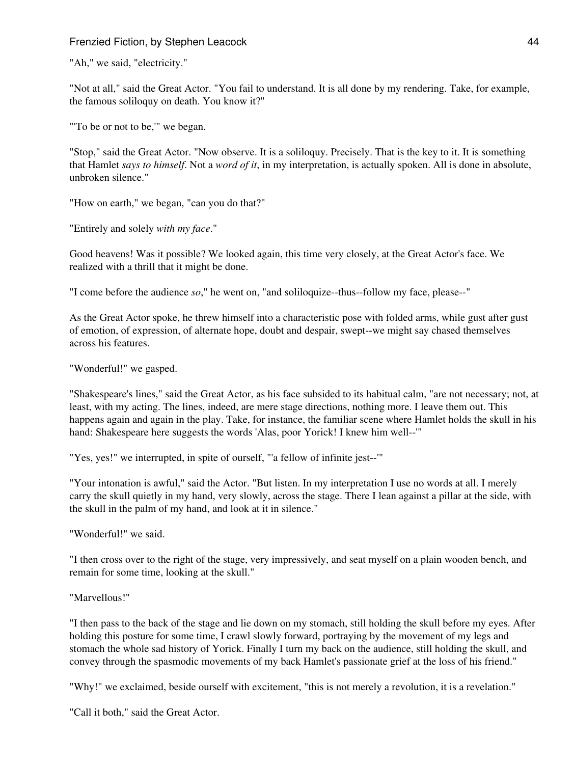"Ah," we said, "electricity."

"Not at all," said the Great Actor. "You fail to understand. It is all done by my rendering. Take, for example, the famous soliloquy on death. You know it?"

"'To be or not to be,'" we began.

"Stop," said the Great Actor. "Now observe. It is a soliloquy. Precisely. That is the key to it. It is something that Hamlet *says to himself*. Not a *word of it*, in my interpretation, is actually spoken. All is done in absolute, unbroken silence."

"How on earth," we began, "can you do that?"

"Entirely and solely *with my face*."

Good heavens! Was it possible? We looked again, this time very closely, at the Great Actor's face. We realized with a thrill that it might be done.

"I come before the audience *so*," he went on, "and soliloquize--thus--follow my face, please--"

As the Great Actor spoke, he threw himself into a characteristic pose with folded arms, while gust after gust of emotion, of expression, of alternate hope, doubt and despair, swept--we might say chased themselves across his features.

"Wonderful!" we gasped.

"Shakespeare's lines," said the Great Actor, as his face subsided to its habitual calm, "are not necessary; not, at least, with my acting. The lines, indeed, are mere stage directions, nothing more. I leave them out. This happens again and again in the play. Take, for instance, the familiar scene where Hamlet holds the skull in his hand: Shakespeare here suggests the words 'Alas, poor Yorick! I knew him well--'"

"Yes, yes!" we interrupted, in spite of ourself, "'a fellow of infinite jest--'"

"Your intonation is awful," said the Actor. "But listen. In my interpretation I use no words at all. I merely carry the skull quietly in my hand, very slowly, across the stage. There I lean against a pillar at the side, with the skull in the palm of my hand, and look at it in silence."

"Wonderful!" we said.

"I then cross over to the right of the stage, very impressively, and seat myself on a plain wooden bench, and remain for some time, looking at the skull."

"Marvellous!"

"I then pass to the back of the stage and lie down on my stomach, still holding the skull before my eyes. After holding this posture for some time, I crawl slowly forward, portraying by the movement of my legs and stomach the whole sad history of Yorick. Finally I turn my back on the audience, still holding the skull, and convey through the spasmodic movements of my back Hamlet's passionate grief at the loss of his friend."

"Why!" we exclaimed, beside ourself with excitement, "this is not merely a revolution, it is a revelation."

"Call it both," said the Great Actor.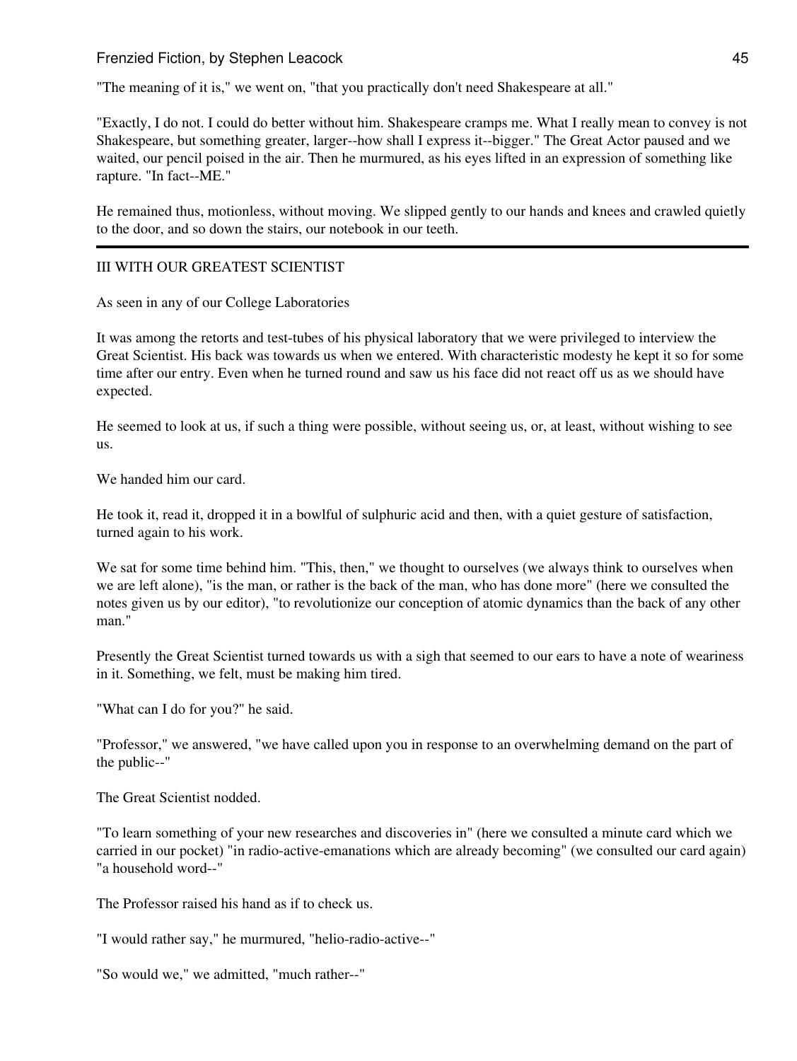"The meaning of it is," we went on, "that you practically don't need Shakespeare at all."

"Exactly, I do not. I could do better without him. Shakespeare cramps me. What I really mean to convey is not Shakespeare, but something greater, larger--how shall I express it--bigger." The Great Actor paused and we waited, our pencil poised in the air. Then he murmured, as his eyes lifted in an expression of something like rapture. "In fact--ME."

He remained thus, motionless, without moving. We slipped gently to our hands and knees and crawled quietly to the door, and so down the stairs, our notebook in our teeth.

---

## III WITH OUR GREATEST SCIENTIST

As seen in any of our College Laboratories

It was among the retorts and test-tubes of his physical laboratory that we were privileged to interview the Great Scientist. His back was towards us when we entered. With characteristic modesty he kept it so for some time after our entry. Even when he turned round and saw us his face did not react off us as we should have expected.

He seemed to look at us, if such a thing were possible, without seeing us, or, at least, without wishing to see us.

We handed him our card.

He took it, read it, dropped it in a bowlful of sulphuric acid and then, with a quiet gesture of satisfaction, turned again to his work.

We sat for some time behind him. "This, then," we thought to ourselves (we always think to ourselves when we are left alone), "is the man, or rather is the back of the man, who has done more" (here we consulted the notes given us by our editor), "to revolutionize our conception of atomic dynamics than the back of any other man."

Presently the Great Scientist turned towards us with a sigh that seemed to our ears to have a note of weariness in it. Something, we felt, must be making him tired.

"What can I do for you?" he said.

"Professor," we answered, "we have called upon you in response to an overwhelming demand on the part of the public--"

The Great Scientist nodded.

"To learn something of your new researches and discoveries in" (here we consulted a minute card which we carried in our pocket) "in radio-active-emanations which are already becoming" (we consulted our card again) "a household word--"

The Professor raised his hand as if to check us.

"I would rather say," he murmured, "helio-radio-active--"

"So would we," we admitted, "much rather--"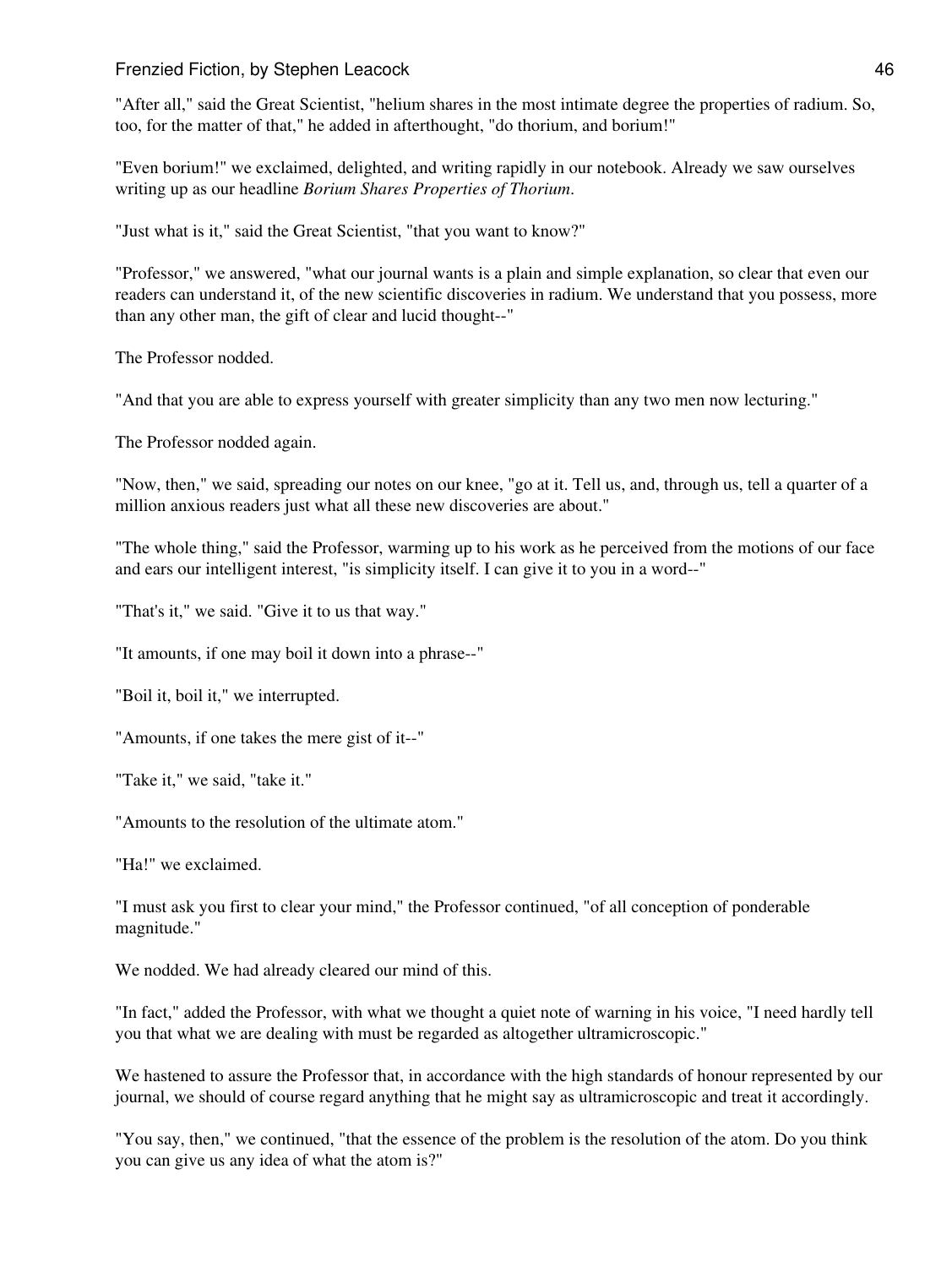"After all," said the Great Scientist, "helium shares in the most intimate degree the properties of radium. So, too, for the matter of that," he added in afterthought, "do thorium, and borium!"

"Even borium!" we exclaimed, delighted, and writing rapidly in our notebook. Already we saw ourselves writing up as our headline *Borium Shares Properties of Thorium*.

"Just what is it," said the Great Scientist, "that you want to know?"

"Professor," we answered, "what our journal wants is a plain and simple explanation, so clear that even our readers can understand it, of the new scientific discoveries in radium. We understand that you possess, more than any other man, the gift of clear and lucid thought--"

The Professor nodded.

"And that you are able to express yourself with greater simplicity than any two men now lecturing."

The Professor nodded again.

"Now, then," we said, spreading our notes on our knee, "go at it. Tell us, and, through us, tell a quarter of a million anxious readers just what all these new discoveries are about."

"The whole thing," said the Professor, warming up to his work as he perceived from the motions of our face and ears our intelligent interest, "is simplicity itself. I can give it to you in a word--"

"That's it," we said. "Give it to us that way."

"It amounts, if one may boil it down into a phrase--"

"Boil it, boil it," we interrupted.

"Amounts, if one takes the mere gist of it--"

"Take it," we said, "take it."

"Amounts to the resolution of the ultimate atom."

"Ha!" we exclaimed.

"I must ask you first to clear your mind," the Professor continued, "of all conception of ponderable magnitude."

We nodded. We had already cleared our mind of this.

"In fact," added the Professor, with what we thought a quiet note of warning in his voice, "I need hardly tell you that what we are dealing with must be regarded as altogether ultramicroscopic."

We hastened to assure the Professor that, in accordance with the high standards of honour represented by our journal, we should of course regard anything that he might say as ultramicroscopic and treat it accordingly.

"You say, then," we continued, "that the essence of the problem is the resolution of the atom. Do you think you can give us any idea of what the atom is?"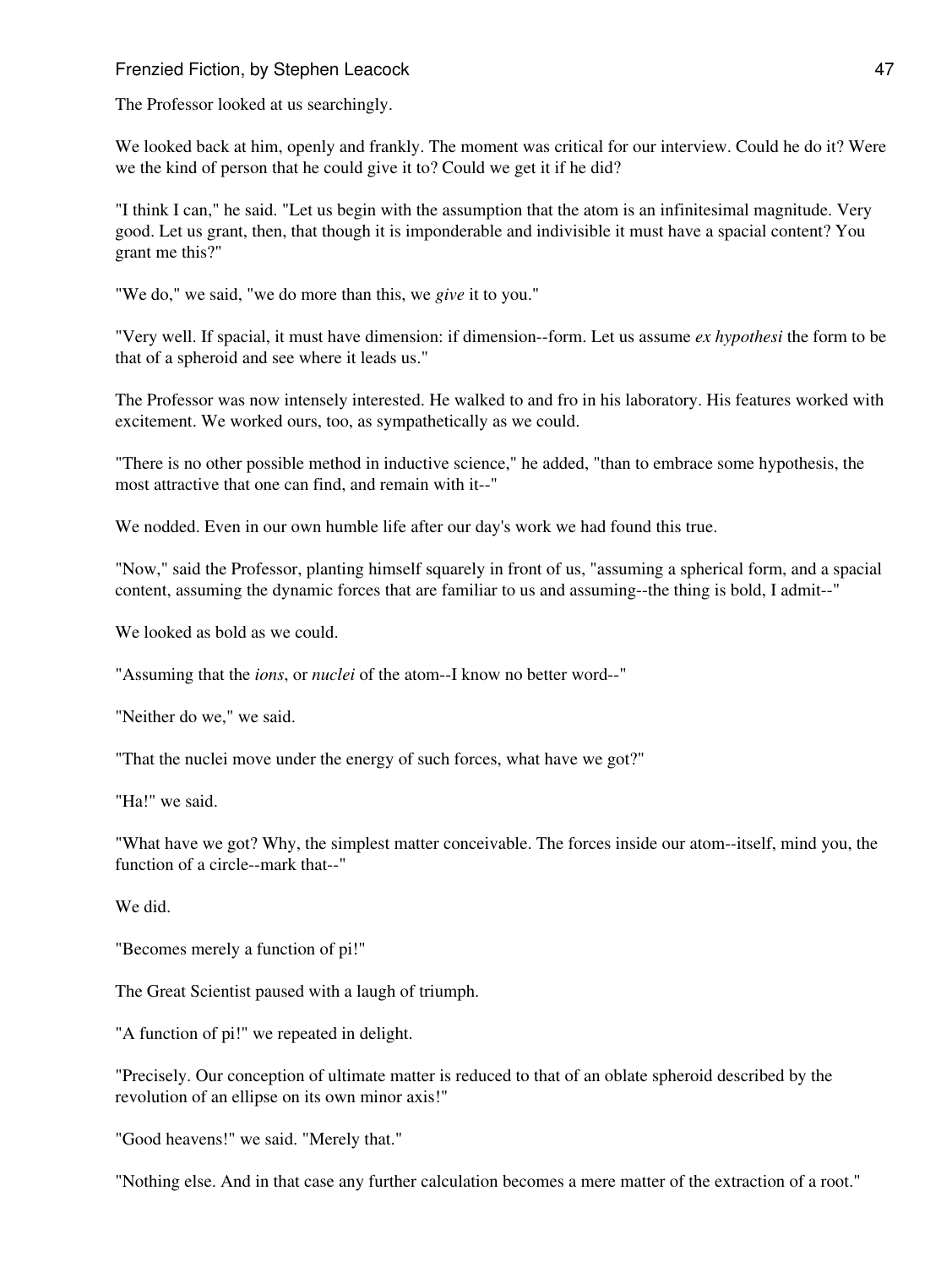The Professor looked at us searchingly.

We looked back at him, openly and frankly. The moment was critical for our interview. Could he do it? Were we the kind of person that he could give it to? Could we get it if he did?

"I think I can," he said. "Let us begin with the assumption that the atom is an infinitesimal magnitude. Very good. Let us grant, then, that though it is imponderable and indivisible it must have a spacial content? You grant me this?"

"We do," we said, "we do more than this, we *give* it to you."

"Very well. If spacial, it must have dimension: if dimension--form. Let us assume *ex hypothesi* the form to be that of a spheroid and see where it leads us."

The Professor was now intensely interested. He walked to and fro in his laboratory. His features worked with excitement. We worked ours, too, as sympathetically as we could.

"There is no other possible method in inductive science," he added, "than to embrace some hypothesis, the most attractive that one can find, and remain with it--"

We nodded. Even in our own humble life after our day's work we had found this true.

"Now," said the Professor, planting himself squarely in front of us, "assuming a spherical form, and a spacial content, assuming the dynamic forces that are familiar to us and assuming--the thing is bold, I admit--"

We looked as bold as we could.

"Assuming that the *ions*, or *nuclei* of the atom--I know no better word--"

"Neither do we," we said.

"That the nuclei move under the energy of such forces, what have we got?"

"Ha!" we said.

"What have we got? Why, the simplest matter conceivable. The forces inside our atom--itself, mind you, the function of a circle--mark that--"

We did.

"Becomes merely a function of pi!"

The Great Scientist paused with a laugh of triumph.

"A function of pi!" we repeated in delight.

"Precisely. Our conception of ultimate matter is reduced to that of an oblate spheroid described by the revolution of an ellipse on its own minor axis!"

"Good heavens!" we said. "Merely that."

"Nothing else. And in that case any further calculation becomes a mere matter of the extraction of a root."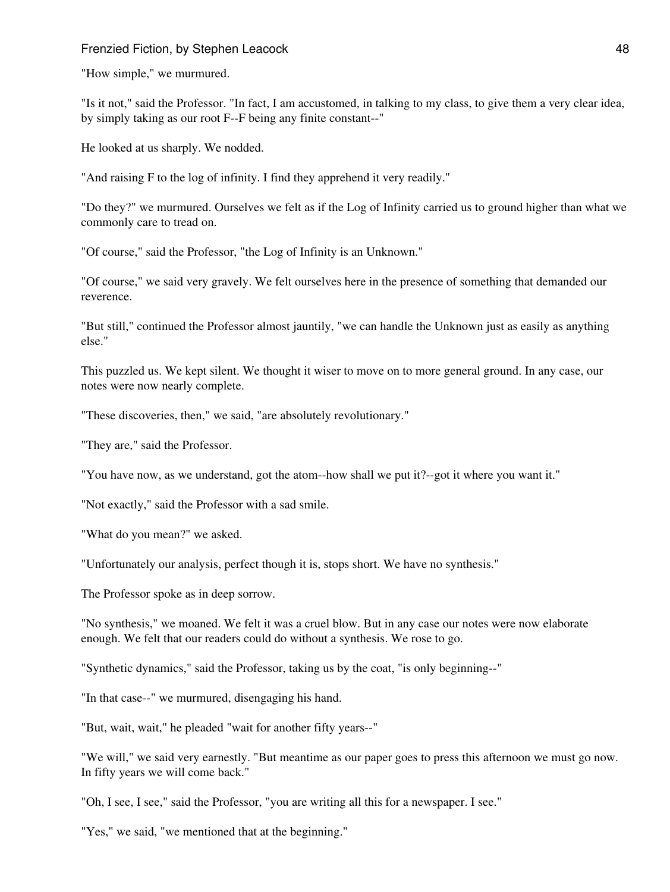"How simple," we murmured.

"Is it not," said the Professor. "In fact, I am accustomed, in talking to my class, to give them a very clear idea, by simply taking as our root F--F being any finite constant--"

He looked at us sharply. We nodded.

"And raising F to the log of infinity. I find they apprehend it very readily."

"Do they?" we murmured. Ourselves we felt as if the Log of Infinity carried us to ground higher than what we commonly care to tread on.

"Of course," said the Professor, "the Log of Infinity is an Unknown."

"Of course," we said very gravely. We felt ourselves here in the presence of something that demanded our reverence.

"But still," continued the Professor almost jauntily, "we can handle the Unknown just as easily as anything else."

This puzzled us. We kept silent. We thought it wiser to move on to more general ground. In any case, our notes were now nearly complete.

"These discoveries, then," we said, "are absolutely revolutionary."

"They are," said the Professor.

"You have now, as we understand, got the atom--how shall we put it?--got it where you want it."

"Not exactly," said the Professor with a sad smile.

"What do you mean?" we asked.

"Unfortunately our analysis, perfect though it is, stops short. We have no synthesis."

The Professor spoke as in deep sorrow.

"No synthesis," we moaned. We felt it was a cruel blow. But in any case our notes were now elaborate enough. We felt that our readers could do without a synthesis. We rose to go.

"Synthetic dynamics," said the Professor, taking us by the coat, "is only beginning--"

"In that case--" we murmured, disengaging his hand.

"But, wait, wait," he pleaded "wait for another fifty years--"

"We will," we said very earnestly. "But meantime as our paper goes to press this afternoon we must go now. In fifty years we will come back."

"Oh, I see, I see," said the Professor, "you are writing all this for a newspaper. I see."

"Yes," we said, "we mentioned that at the beginning."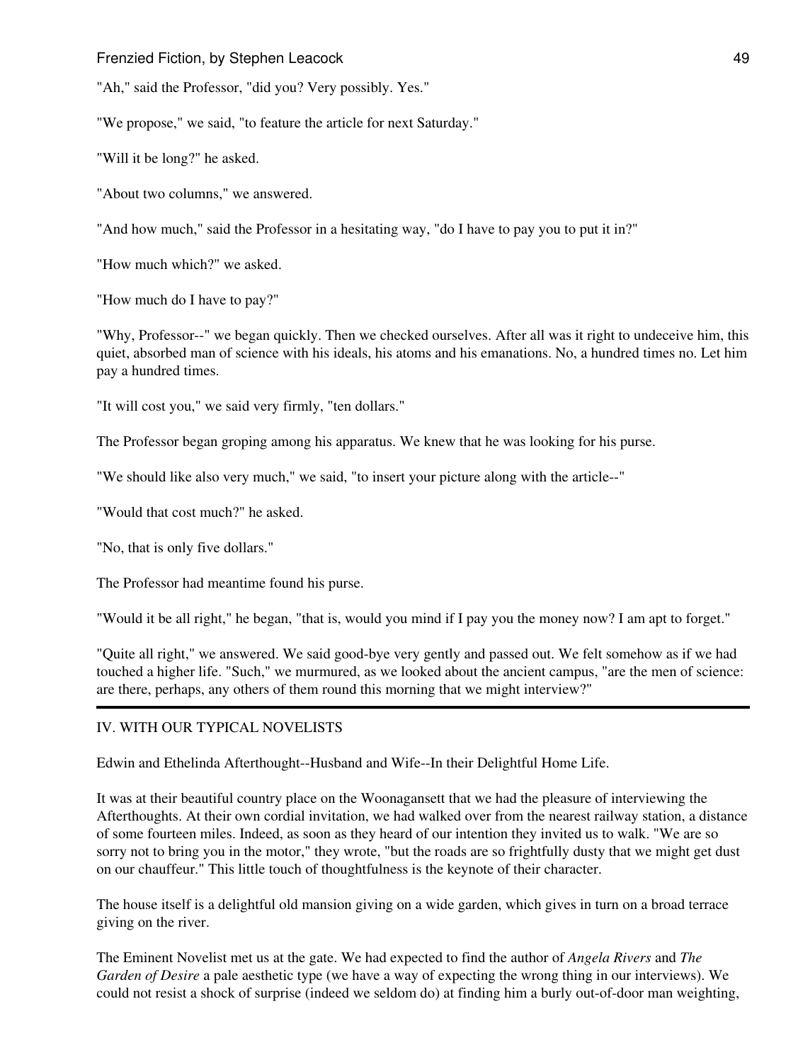"Ah," said the Professor, "did you? Very possibly. Yes."

"We propose," we said, "to feature the article for next Saturday."

"Will it be long?" he asked.

"About two columns," we answered.

"And how much," said the Professor in a hesitating way, "do I have to pay you to put it in?"

"How much which?" we asked.

"How much do I have to pay?"

"Why, Professor--" we began quickly. Then we checked ourselves. After all was it right to undeceive him, this quiet, absorbed man of science with his ideals, his atoms and his emanations. No, a hundred times no. Let him pay a hundred times.

"It will cost you," we said very firmly, "ten dollars."

The Professor began groping among his apparatus. We knew that he was looking for his purse.

"We should like also very much," we said, "to insert your picture along with the article--"

"Would that cost much?" he asked.

"No, that is only five dollars."

The Professor had meantime found his purse.

"Would it be all right," he began, "that is, would you mind if I pay you the money now? I am apt to forget."

"Quite all right," we answered. We said good-bye very gently and passed out. We felt somehow as if we had touched a higher life. "Such," we murmured, as we looked about the ancient campus, "are the men of science: are there, perhaps, any others of them round this morning that we might interview?"

---

## IV. WITH OUR TYPICAL NOVELISTS

Edwin and Ethelinda Afterthought--Husband and Wife--In their Delightful Home Life.

It was at their beautiful country place on the Woonagansett that we had the pleasure of interviewing the Afterthoughts. At their own cordial invitation, we had walked over from the nearest railway station, a distance of some fourteen miles. Indeed, as soon as they heard of our intention they invited us to walk. "We are so sorry not to bring you in the motor," they wrote, "but the roads are so frightfully dusty that we might get dust on our chauffeur." This little touch of thoughtfulness is the keynote of their character.

The house itself is a delightful old mansion giving on a wide garden, which gives in turn on a broad terrace giving on the river.

The Eminent Novelist met us at the gate. We had expected to find the author of *Angela Rivers* and *The Garden of Desire* a pale aesthetic type (we have a way of expecting the wrong thing in our interviews). We could not resist a shock of surprise (indeed we seldom do) at finding him a burly out-of-door man weighting,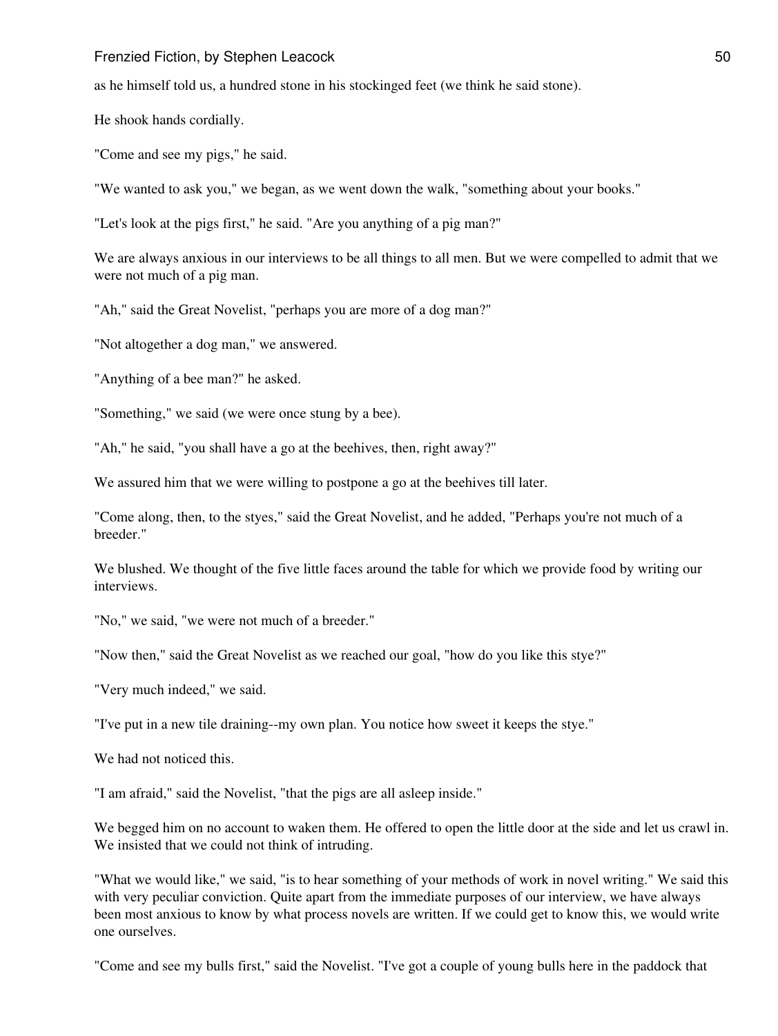as he himself told us, a hundred stone in his stockinged feet (we think he said stone).

He shook hands cordially.

"Come and see my pigs," he said.

"We wanted to ask you," we began, as we went down the walk, "something about your books."

"Let's look at the pigs first," he said. "Are you anything of a pig man?"

We are always anxious in our interviews to be all things to all men. But we were compelled to admit that we were not much of a pig man.

"Ah," said the Great Novelist, "perhaps you are more of a dog man?"

"Not altogether a dog man," we answered.

"Anything of a bee man?" he asked.

"Something," we said (we were once stung by a bee).

"Ah," he said, "you shall have a go at the beehives, then, right away?"

We assured him that we were willing to postpone a go at the beehives till later.

"Come along, then, to the styes," said the Great Novelist, and he added, "Perhaps you're not much of a breeder."

We blushed. We thought of the five little faces around the table for which we provide food by writing our interviews.

"No," we said, "we were not much of a breeder."

"Now then," said the Great Novelist as we reached our goal, "how do you like this stye?"

"Very much indeed," we said.

"I've put in a new tile draining--my own plan. You notice how sweet it keeps the stye."

We had not noticed this.

"I am afraid," said the Novelist, "that the pigs are all asleep inside."

We begged him on no account to waken them. He offered to open the little door at the side and let us crawl in. We insisted that we could not think of intruding.

"What we would like," we said, "is to hear something of your methods of work in novel writing." We said this with very peculiar conviction. Quite apart from the immediate purposes of our interview, we have always been most anxious to know by what process novels are written. If we could get to know this, we would write one ourselves.

"Come and see my bulls first," said the Novelist. "I've got a couple of young bulls here in the paddock that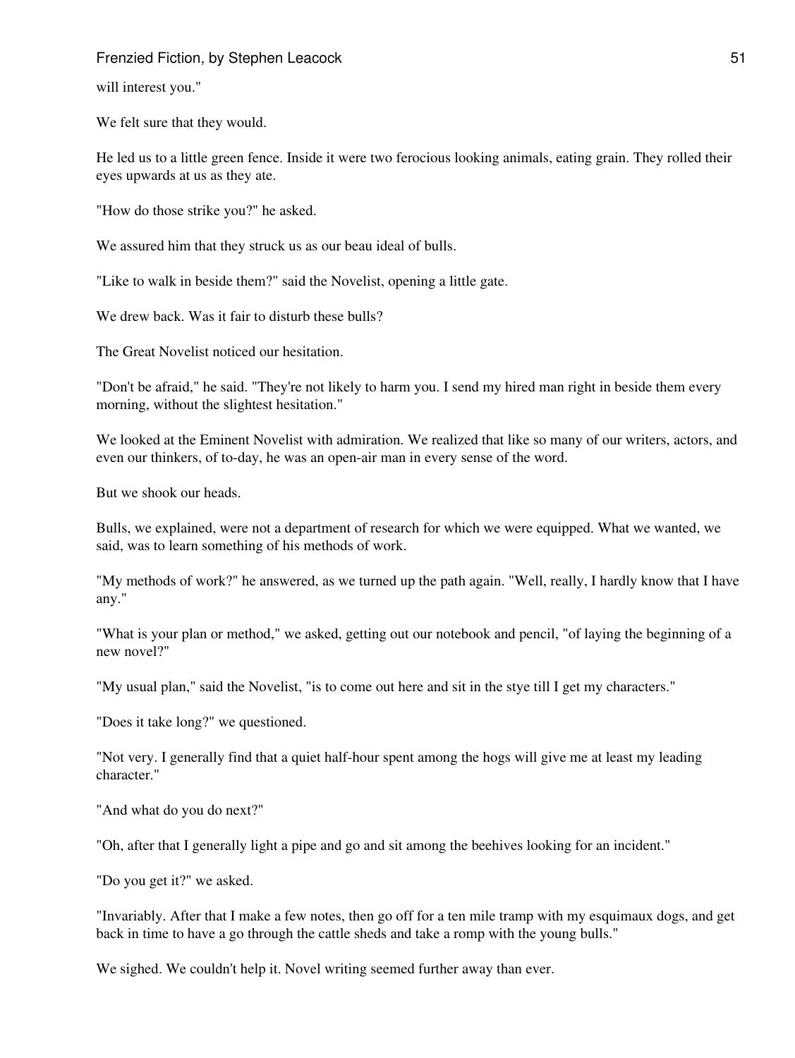will interest you."

We felt sure that they would.

He led us to a little green fence. Inside it were two ferocious looking animals, eating grain. They rolled their eyes upwards at us as they ate.

"How do those strike you?" he asked.

We assured him that they struck us as our beau ideal of bulls.

"Like to walk in beside them?" said the Novelist, opening a little gate.

We drew back. Was it fair to disturb these bulls?

The Great Novelist noticed our hesitation.

"Don't be afraid," he said. "They're not likely to harm you. I send my hired man right in beside them every morning, without the slightest hesitation."

We looked at the Eminent Novelist with admiration. We realized that like so many of our writers, actors, and even our thinkers, of to-day, he was an open-air man in every sense of the word.

But we shook our heads.

Bulls, we explained, were not a department of research for which we were equipped. What we wanted, we said, was to learn something of his methods of work.

"My methods of work?" he answered, as we turned up the path again. "Well, really, I hardly know that I have any."

"What is your plan or method," we asked, getting out our notebook and pencil, "of laying the beginning of a new novel?"

"My usual plan," said the Novelist, "is to come out here and sit in the stye till I get my characters."

"Does it take long?" we questioned.

"Not very. I generally find that a quiet half-hour spent among the hogs will give me at least my leading character."

"And what do you do next?"

"Oh, after that I generally light a pipe and go and sit among the beehives looking for an incident."

"Do you get it?" we asked.

"Invariably. After that I make a few notes, then go off for a ten mile tramp with my esquimaux dogs, and get back in time to have a go through the cattle sheds and take a romp with the young bulls."

We sighed. We couldn't help it. Novel writing seemed further away than ever.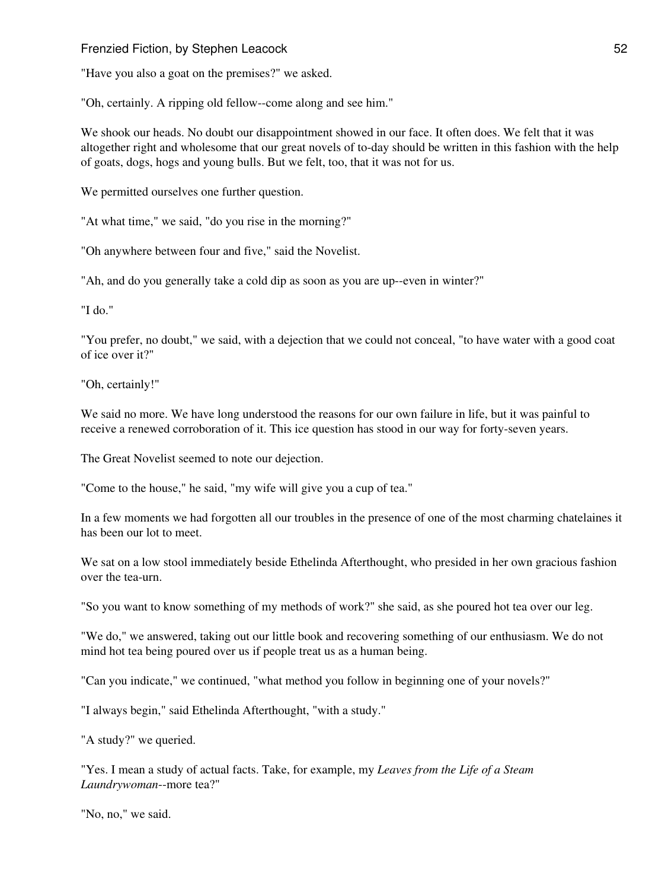"Have you also a goat on the premises?" we asked.

"Oh, certainly. A ripping old fellow--come along and see him."

We shook our heads. No doubt our disappointment showed in our face. It often does. We felt that it was altogether right and wholesome that our great novels of to-day should be written in this fashion with the help of goats, dogs, hogs and young bulls. But we felt, too, that it was not for us.

We permitted ourselves one further question.

"At what time," we said, "do you rise in the morning?"

"Oh anywhere between four and five," said the Novelist.

"Ah, and do you generally take a cold dip as soon as you are up--even in winter?"

"I do."

"You prefer, no doubt," we said, with a dejection that we could not conceal, "to have water with a good coat of ice over it?"

"Oh, certainly!"

We said no more. We have long understood the reasons for our own failure in life, but it was painful to receive a renewed corroboration of it. This ice question has stood in our way for forty-seven years.

The Great Novelist seemed to note our dejection.

"Come to the house," he said, "my wife will give you a cup of tea."

In a few moments we had forgotten all our troubles in the presence of one of the most charming chatelaines it has been our lot to meet.

We sat on a low stool immediately beside Ethelinda Afterthought, who presided in her own gracious fashion over the tea-urn.

"So you want to know something of my methods of work?" she said, as she poured hot tea over our leg.

"We do," we answered, taking out our little book and recovering something of our enthusiasm. We do not mind hot tea being poured over us if people treat us as a human being.

"Can you indicate," we continued, "what method you follow in beginning one of your novels?"

"I always begin," said Ethelinda Afterthought, "with a study."

"A study?" we queried.

"Yes. I mean a study of actual facts. Take, for example, my *Leaves from the Life of a Steam Laundrywoman*--more tea?"

"No, no," we said.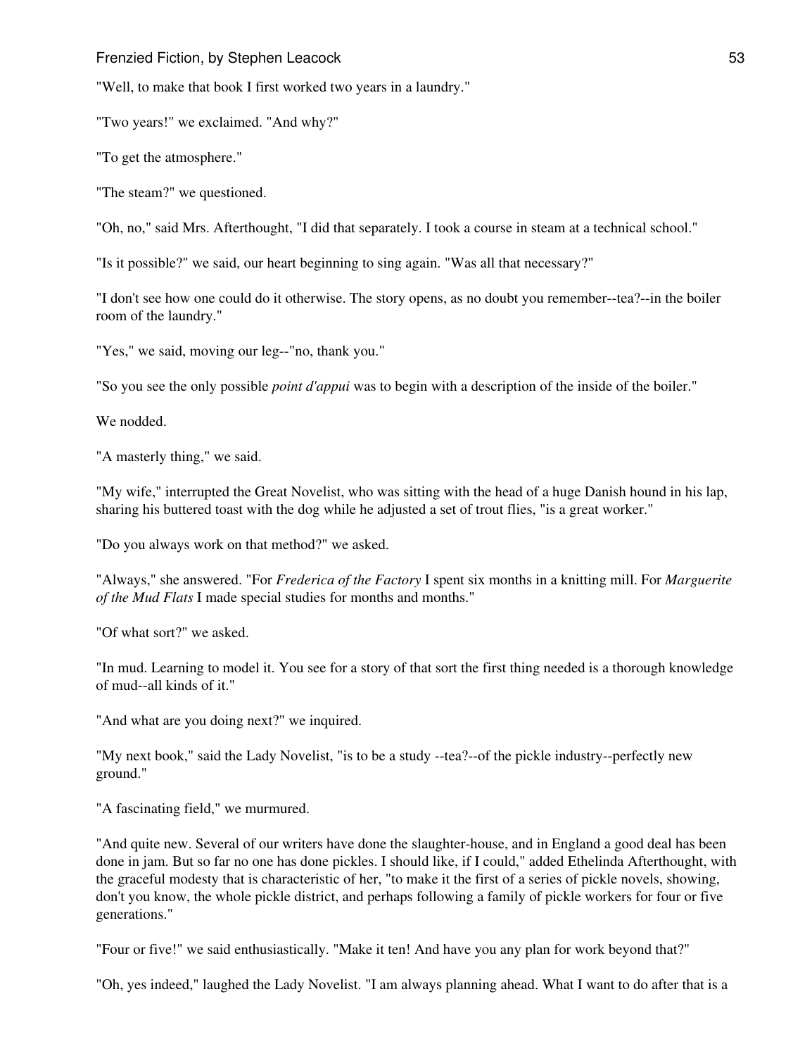"Well, to make that book I first worked two years in a laundry."

"Two years!" we exclaimed. "And why?"

"To get the atmosphere."

"The steam?" we questioned.

"Oh, no," said Mrs. Afterthought, "I did that separately. I took a course in steam at a technical school."

"Is it possible?" we said, our heart beginning to sing again. "Was all that necessary?"

"I don't see how one could do it otherwise. The story opens, as no doubt you remember--tea?--in the boiler room of the laundry."

"Yes," we said, moving our leg--"no, thank you."

"So you see the only possible *point d'appui* was to begin with a description of the inside of the boiler."

We nodded.

"A masterly thing," we said.

"My wife," interrupted the Great Novelist, who was sitting with the head of a huge Danish hound in his lap, sharing his buttered toast with the dog while he adjusted a set of trout flies, "is a great worker."

"Do you always work on that method?" we asked.

"Always," she answered. "For *Frederica of the Factory* I spent six months in a knitting mill. For *Marguerite of the Mud Flats* I made special studies for months and months."

"Of what sort?" we asked.

"In mud. Learning to model it. You see for a story of that sort the first thing needed is a thorough knowledge of mud--all kinds of it."

"And what are you doing next?" we inquired.

"My next book," said the Lady Novelist, "is to be a study --tea?--of the pickle industry--perfectly new ground."

"A fascinating field," we murmured.

"And quite new. Several of our writers have done the slaughter-house, and in England a good deal has been done in jam. But so far no one has done pickles. I should like, if I could," added Ethelinda Afterthought, with the graceful modesty that is characteristic of her, "to make it the first of a series of pickle novels, showing, don't you know, the whole pickle district, and perhaps following a family of pickle workers for four or five generations."

"Four or five!" we said enthusiastically. "Make it ten! And have you any plan for work beyond that?"

"Oh, yes indeed," laughed the Lady Novelist. "I am always planning ahead. What I want to do after that is a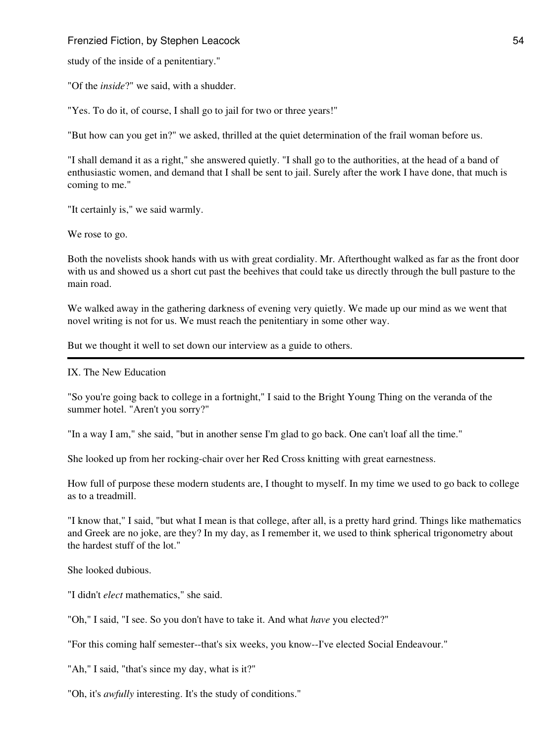study of the inside of a penitentiary."

"Of the *inside*?" we said, with a shudder.

"Yes. To do it, of course, I shall go to jail for two or three years!"

"But how can you get in?" we asked, thrilled at the quiet determination of the frail woman before us.

"I shall demand it as a right," she answered quietly. "I shall go to the authorities, at the head of a band of enthusiastic women, and demand that I shall be sent to jail. Surely after the work I have done, that much is coming to me."

"It certainly is," we said warmly.

We rose to go.

Both the novelists shook hands with us with great cordiality. Mr. Afterthought walked as far as the front door with us and showed us a short cut past the beehives that could take us directly through the bull pasture to the main road.

We walked away in the gathering darkness of evening very quietly. We made up our mind as we went that novel writing is not for us. We must reach the penitentiary in some other way.

But we thought it well to set down our interview as a guide to others.

---

## IX. The New Education

"So you're going back to college in a fortnight," I said to the Bright Young Thing on the veranda of the summer hotel. "Aren't you sorry?"

"In a way I am," she said, "but in another sense I'm glad to go back. One can't loaf all the time."

She looked up from her rocking-chair over her Red Cross knitting with great earnestness.

How full of purpose these modern students are, I thought to myself. In my time we used to go back to college as to a treadmill.

"I know that," I said, "but what I mean is that college, after all, is a pretty hard grind. Things like mathematics and Greek are no joke, are they? In my day, as I remember it, we used to think spherical trigonometry about the hardest stuff of the lot."

She looked dubious.

"I didn't *elect* mathematics," she said.

"Oh," I said, "I see. So you don't have to take it. And what *have* you elected?"

"For this coming half semester--that's six weeks, you know--I've elected Social Endeavour."

"Ah," I said, "that's since my day, what is it?"

"Oh, it's *awfully* interesting. It's the study of conditions."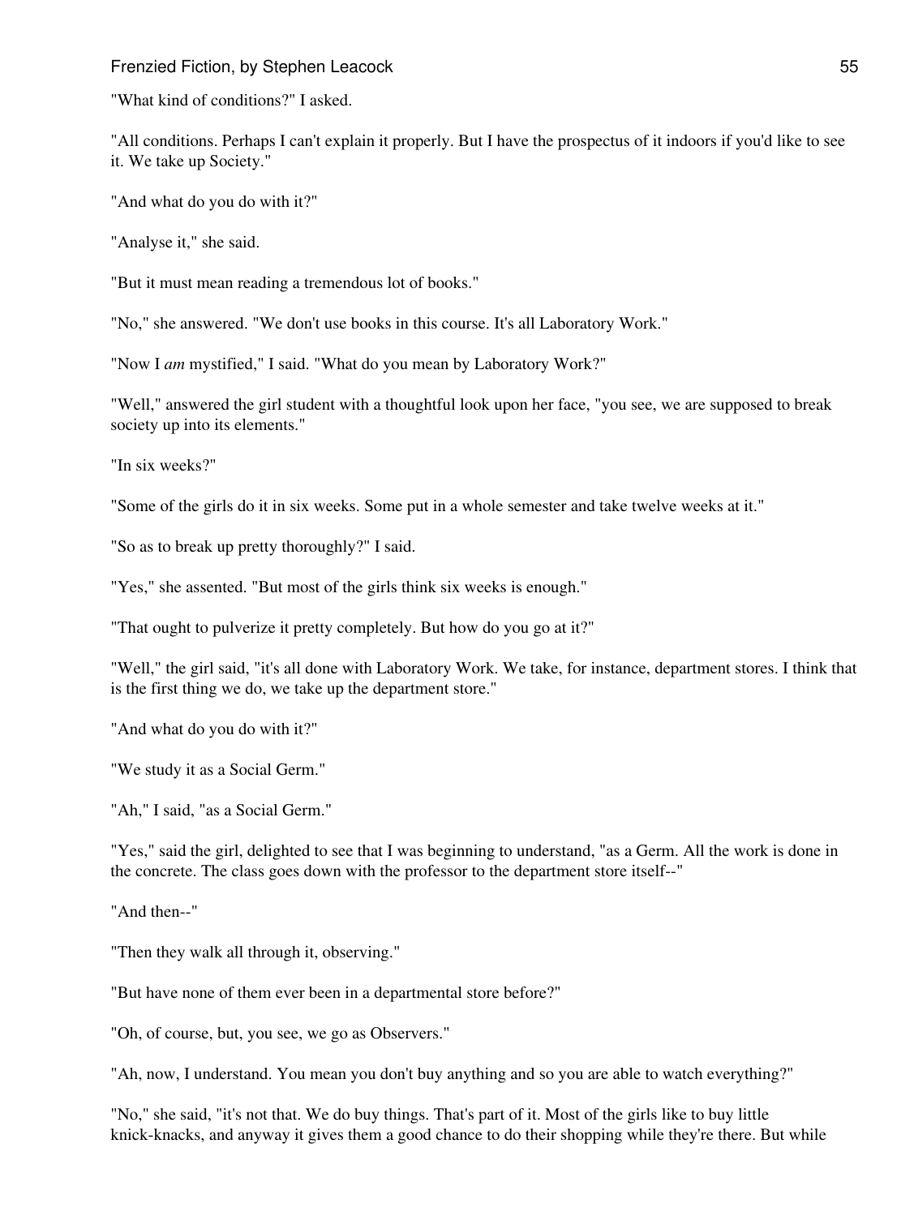"What kind of conditions?" I asked.

"All conditions. Perhaps I can't explain it properly. But I have the prospectus of it indoors if you'd like to see it. We take up Society."

"And what do you do with it?"

"Analyse it," she said.

"But it must mean reading a tremendous lot of books."

"No," she answered. "We don't use books in this course. It's all Laboratory Work."

"Now I *am* mystified," I said. "What do you mean by Laboratory Work?"

"Well," answered the girl student with a thoughtful look upon her face, "you see, we are supposed to break society up into its elements."

"In six weeks?"

"Some of the girls do it in six weeks. Some put in a whole semester and take twelve weeks at it."

"So as to break up pretty thoroughly?" I said.

"Yes," she assented. "But most of the girls think six weeks is enough."

"That ought to pulverize it pretty completely. But how do you go at it?"

"Well," the girl said, "it's all done with Laboratory Work. We take, for instance, department stores. I think that is the first thing we do, we take up the department store."

"And what do you do with it?"

"We study it as a Social Germ."

"Ah," I said, "as a Social Germ."

"Yes," said the girl, delighted to see that I was beginning to understand, "as a Germ. All the work is done in the concrete. The class goes down with the professor to the department store itself--"

"And then--"

"Then they walk all through it, observing."

"But have none of them ever been in a departmental store before?"

"Oh, of course, but, you see, we go as Observers."

"Ah, now, I understand. You mean you don't buy anything and so you are able to watch everything?"

"No," she said, "it's not that. We do buy things. That's part of it. Most of the girls like to buy little knick-knacks, and anyway it gives them a good chance to do their shopping while they're there. But while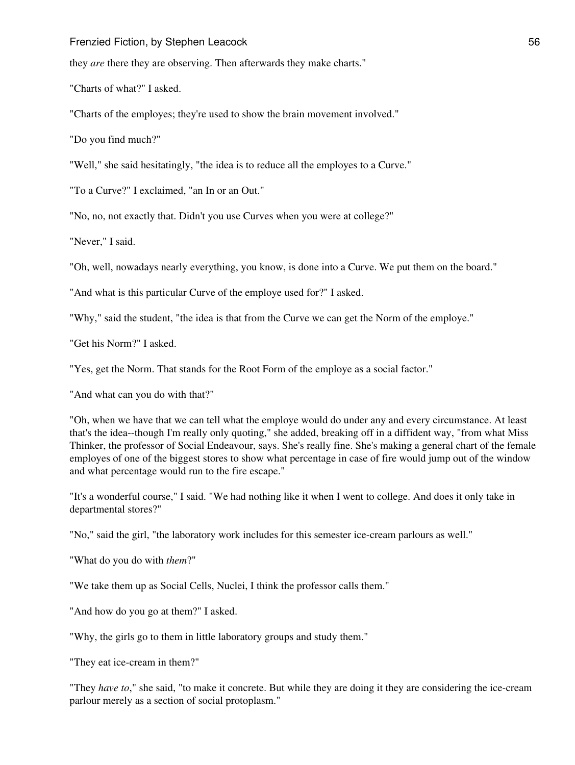they *are* there they are observing. Then afterwards they make charts."

"Charts of what?" I asked.

"Charts of the employes; they're used to show the brain movement involved."

"Do you find much?"

"Well," she said hesitatingly, "the idea is to reduce all the employes to a Curve."

"To a Curve?" I exclaimed, "an In or an Out."

"No, no, not exactly that. Didn't you use Curves when you were at college?"

"Never," I said.

"Oh, well, nowadays nearly everything, you know, is done into a Curve. We put them on the board."

"And what is this particular Curve of the employe used for?" I asked.

"Why," said the student, "the idea is that from the Curve we can get the Norm of the employe."

"Get his Norm?" I asked.

"Yes, get the Norm. That stands for the Root Form of the employe as a social factor."

"And what can you do with that?"

"Oh, when we have that we can tell what the employe would do under any and every circumstance. At least that's the idea--though I'm really only quoting," she added, breaking off in a diffident way, "from what Miss Thinker, the professor of Social Endeavour, says. She's really fine. She's making a general chart of the female employes of one of the biggest stores to show what percentage in case of fire would jump out of the window and what percentage would run to the fire escape."

"It's a wonderful course," I said. "We had nothing like it when I went to college. And does it only take in departmental stores?"

"No," said the girl, "the laboratory work includes for this semester ice-cream parlours as well."

"What do you do with *them*?"

"We take them up as Social Cells, Nuclei, I think the professor calls them."

"And how do you go at them?" I asked.

"Why, the girls go to them in little laboratory groups and study them."

"They eat ice-cream in them?"

"They *have to*," she said, "to make it concrete. But while they are doing it they are considering the ice-cream parlour merely as a section of social protoplasm."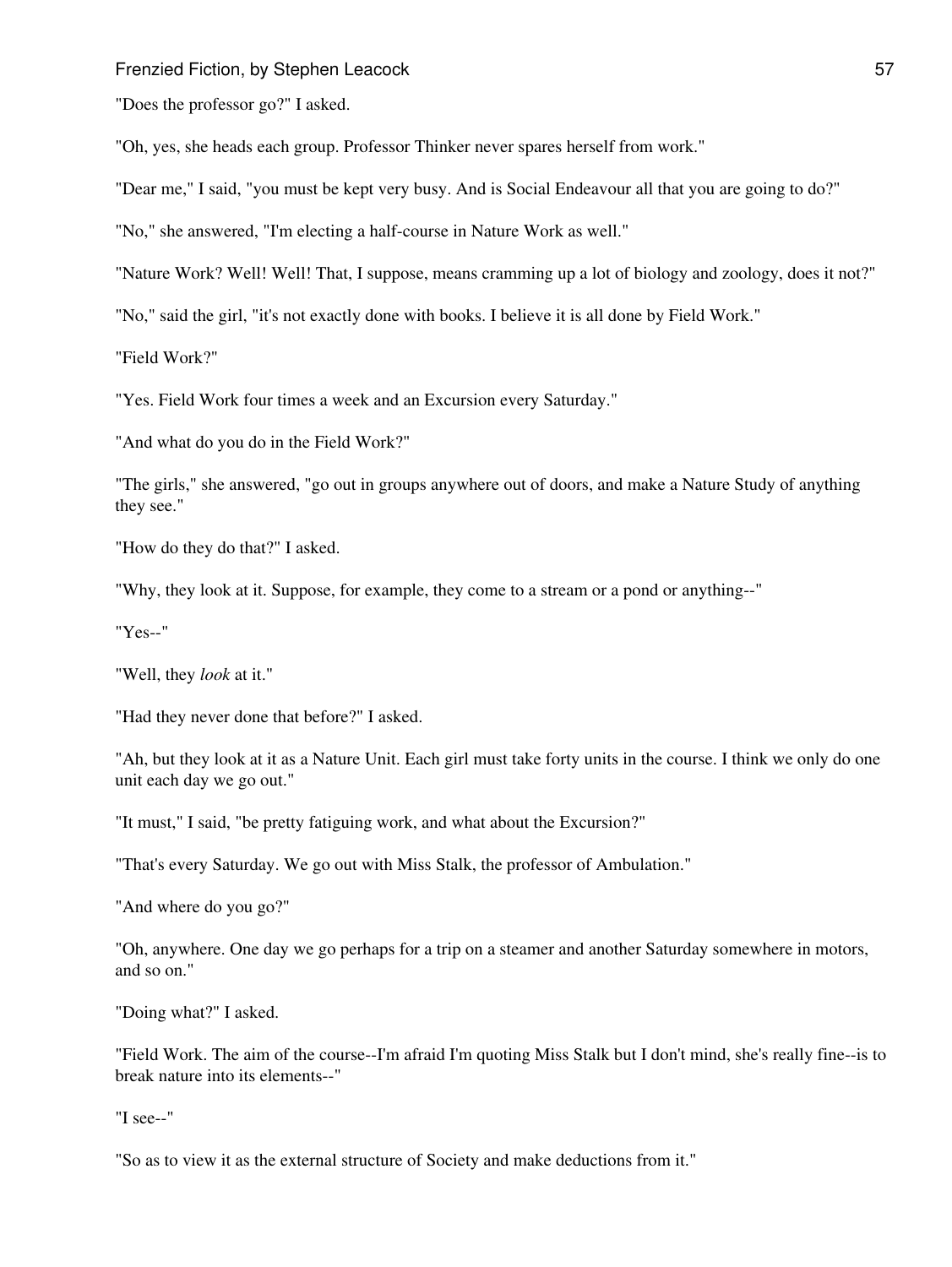"Does the professor go?" I asked.

"Oh, yes, she heads each group. Professor Thinker never spares herself from work."

"Dear me," I said, "you must be kept very busy. And is Social Endeavour all that you are going to do?"

"No," she answered, "I'm electing a half-course in Nature Work as well."

"Nature Work? Well! Well! That, I suppose, means cramming up a lot of biology and zoology, does it not?"

"No," said the girl, "it's not exactly done with books. I believe it is all done by Field Work."

"Field Work?"

"Yes. Field Work four times a week and an Excursion every Saturday."

"And what do you do in the Field Work?"

"The girls," she answered, "go out in groups anywhere out of doors, and make a Nature Study of anything they see."

"How do they do that?" I asked.

"Why, they look at it. Suppose, for example, they come to a stream or a pond or anything--"

"Yes--"

"Well, they *look* at it."

"Had they never done that before?" I asked.

"Ah, but they look at it as a Nature Unit. Each girl must take forty units in the course. I think we only do one unit each day we go out."

"It must," I said, "be pretty fatiguing work, and what about the Excursion?"

"That's every Saturday. We go out with Miss Stalk, the professor of Ambulation."

"And where do you go?"

"Oh, anywhere. One day we go perhaps for a trip on a steamer and another Saturday somewhere in motors, and so on."

"Doing what?" I asked.

"Field Work. The aim of the course--I'm afraid I'm quoting Miss Stalk but I don't mind, she's really fine--is to break nature into its elements--"

"I see--"

"So as to view it as the external structure of Society and make deductions from it."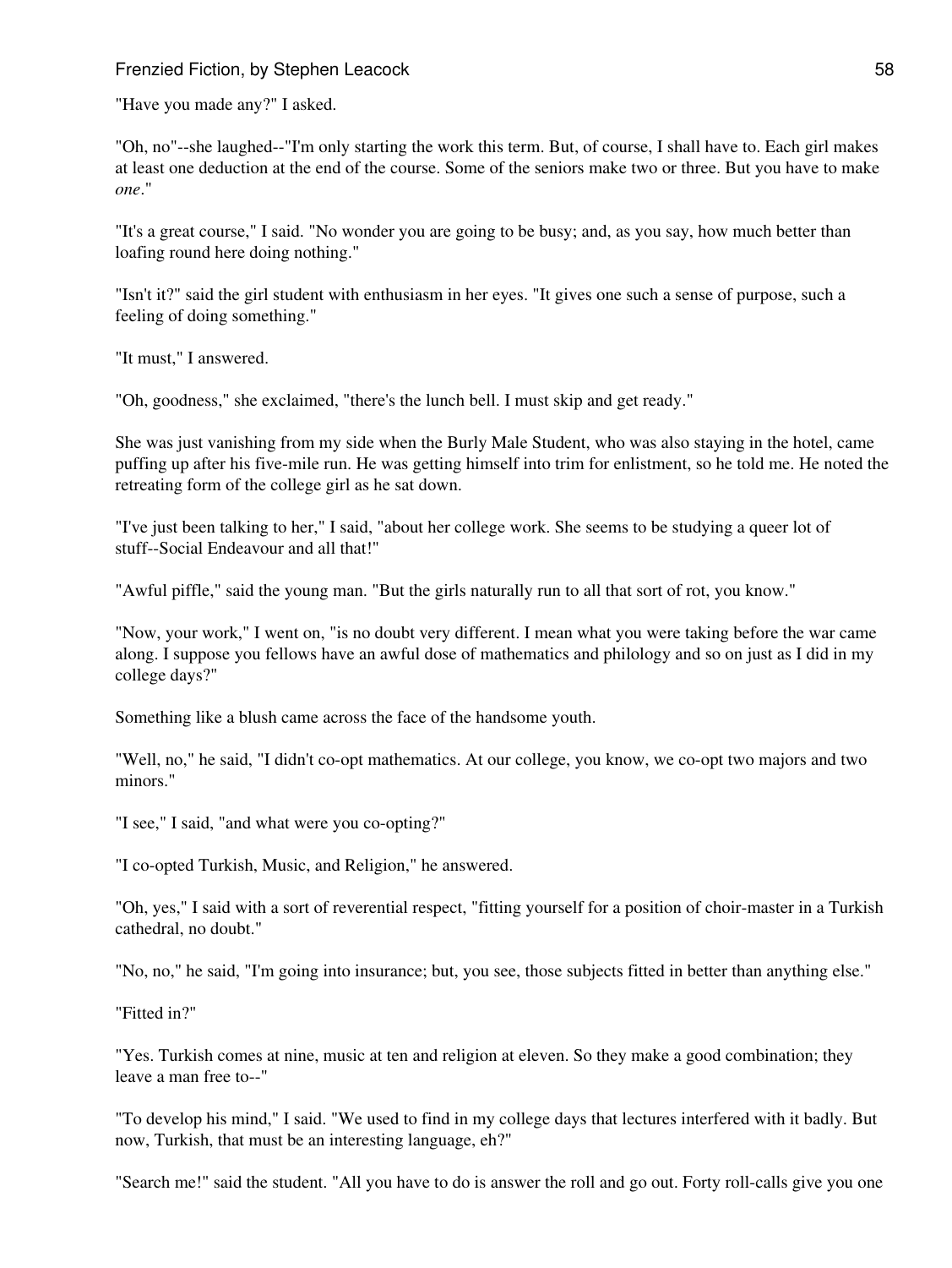"Have you made any?" I asked.

"Oh, no"--she laughed--"I'm only starting the work this term. But, of course, I shall have to. Each girl makes at least one deduction at the end of the course. Some of the seniors make two or three. But you have to make *one*."

"It's a great course," I said. "No wonder you are going to be busy; and, as you say, how much better than loafing round here doing nothing."

"Isn't it?" said the girl student with enthusiasm in her eyes. "It gives one such a sense of purpose, such a feeling of doing something."

"It must," I answered.

"Oh, goodness," she exclaimed, "there's the lunch bell. I must skip and get ready."

She was just vanishing from my side when the Burly Male Student, who was also staying in the hotel, came puffing up after his five-mile run. He was getting himself into trim for enlistment, so he told me. He noted the retreating form of the college girl as he sat down.

"I've just been talking to her," I said, "about her college work. She seems to be studying a queer lot of stuff--Social Endeavour and all that!"

"Awful piffle," said the young man. "But the girls naturally run to all that sort of rot, you know."

"Now, your work," I went on, "is no doubt very different. I mean what you were taking before the war came along. I suppose you fellows have an awful dose of mathematics and philology and so on just as I did in my college days?"

Something like a blush came across the face of the handsome youth.

"Well, no," he said, "I didn't co-opt mathematics. At our college, you know, we co-opt two majors and two minors."

"I see," I said, "and what were you co-opting?"

"I co-opted Turkish, Music, and Religion," he answered.

"Oh, yes," I said with a sort of reverential respect, "fitting yourself for a position of choir-master in a Turkish cathedral, no doubt."

"No, no," he said, "I'm going into insurance; but, you see, those subjects fitted in better than anything else."

"Fitted in?"

"Yes. Turkish comes at nine, music at ten and religion at eleven. So they make a good combination; they leave a man free to--"

"To develop his mind," I said. "We used to find in my college days that lectures interfered with it badly. But now, Turkish, that must be an interesting language, eh?"

"Search me!" said the student. "All you have to do is answer the roll and go out. Forty roll-calls give you one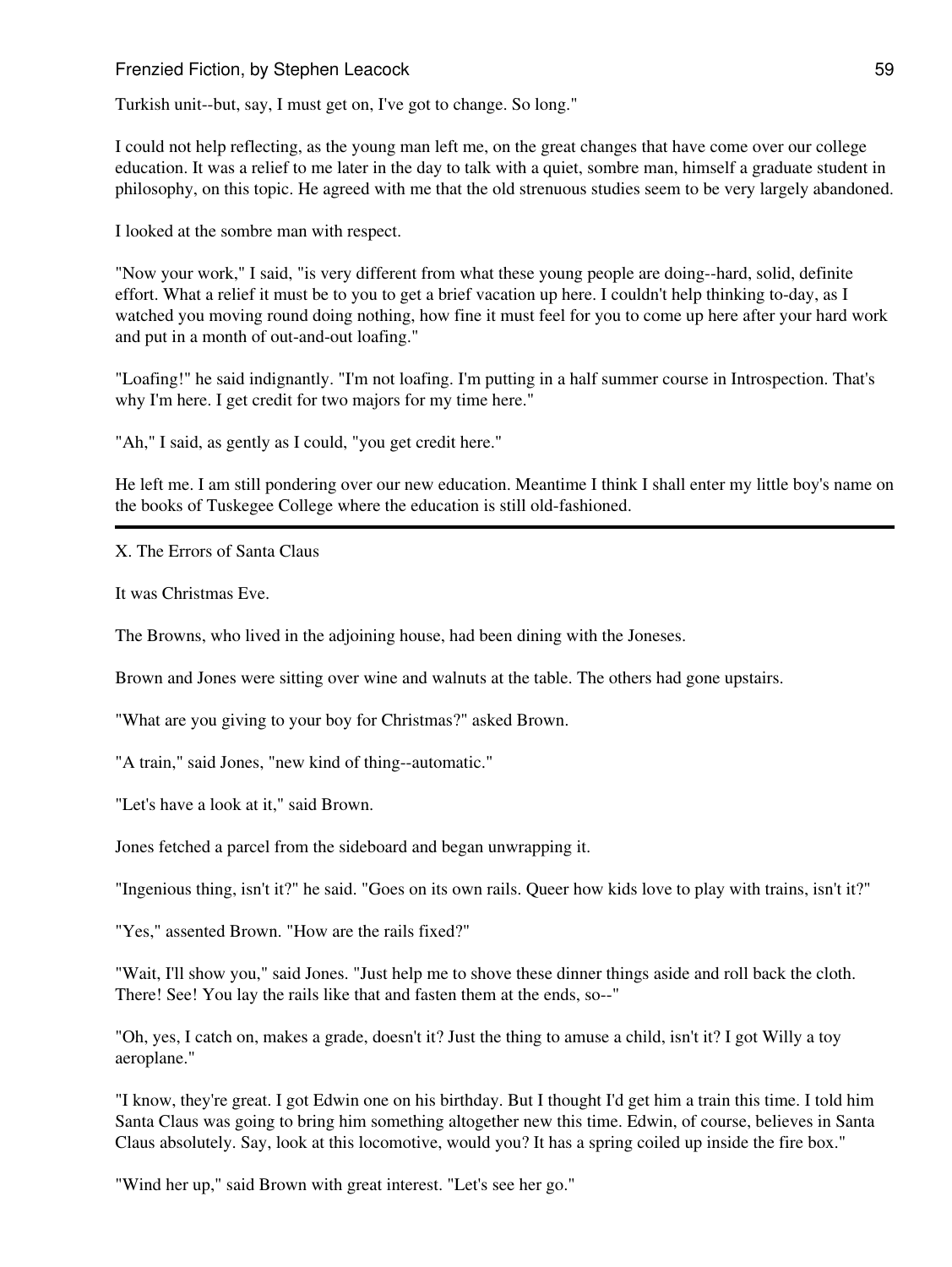Turkish unit--but, say, I must get on, I've got to change. So long."

I could not help reflecting, as the young man left me, on the great changes that have come over our college education. It was a relief to me later in the day to talk with a quiet, sombre man, himself a graduate student in philosophy, on this topic. He agreed with me that the old strenuous studies seem to be very largely abandoned.

I looked at the sombre man with respect.

"Now your work," I said, "is very different from what these young people are doing--hard, solid, definite effort. What a relief it must be to you to get a brief vacation up here. I couldn't help thinking to-day, as I watched you moving round doing nothing, how fine it must feel for you to come up here after your hard work and put in a month of out-and-out loafing."

"Loafing!" he said indignantly. "I'm not loafing. I'm putting in a half summer course in Introspection. That's why I'm here. I get credit for two majors for my time here."

"Ah," I said, as gently as I could, "you get credit here."

He left me. I am still pondering over our new education. Meantime I think I shall enter my little boy's name on the books of Tuskegee College where the education is still old-fashioned.

---

## X. The Errors of Santa Claus

It was Christmas Eve.

The Browns, who lived in the adjoining house, had been dining with the Joneses.

Brown and Jones were sitting over wine and walnuts at the table. The others had gone upstairs.

"What are you giving to your boy for Christmas?" asked Brown.

"A train," said Jones, "new kind of thing--automatic."

"Let's have a look at it," said Brown.

Jones fetched a parcel from the sideboard and began unwrapping it.

"Ingenious thing, isn't it?" he said. "Goes on its own rails. Queer how kids love to play with trains, isn't it?"

"Yes," assented Brown. "How are the rails fixed?"

"Wait, I'll show you," said Jones. "Just help me to shove these dinner things aside and roll back the cloth. There! See! You lay the rails like that and fasten them at the ends, so--"

"Oh, yes, I catch on, makes a grade, doesn't it? Just the thing to amuse a child, isn't it? I got Willy a toy aeroplane."

"I know, they're great. I got Edwin one on his birthday. But I thought I'd get him a train this time. I told him Santa Claus was going to bring him something altogether new this time. Edwin, of course, believes in Santa Claus absolutely. Say, look at this locomotive, would you? It has a spring coiled up inside the fire box."

"Wind her up," said Brown with great interest. "Let's see her go."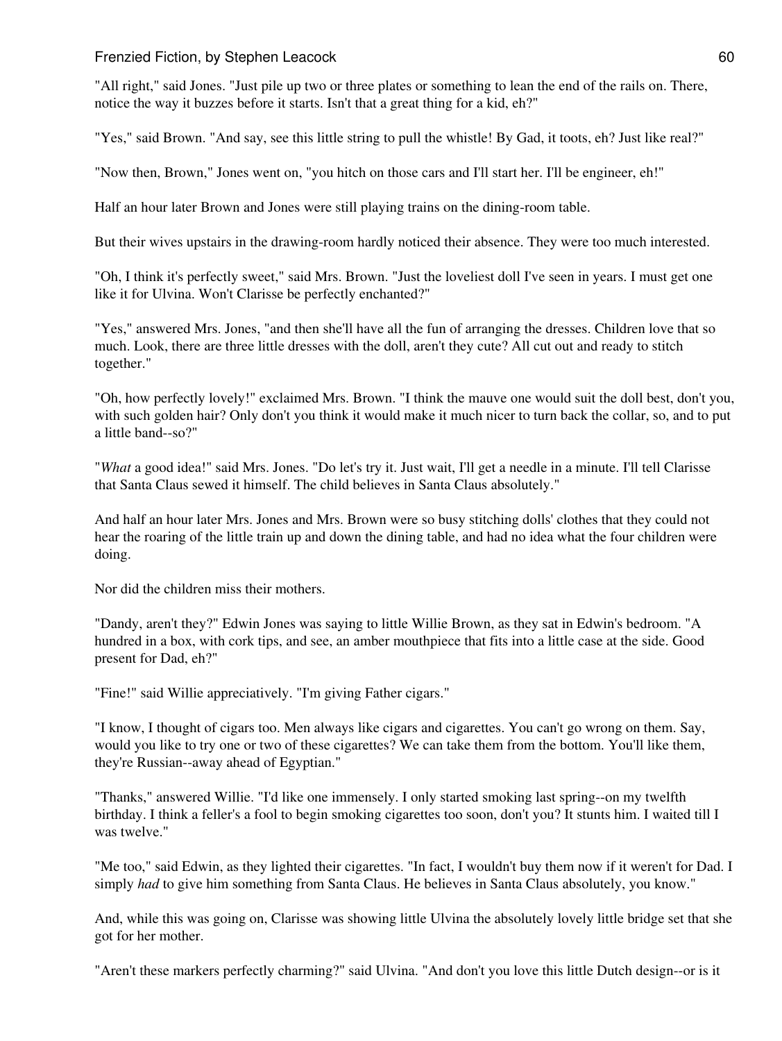"All right," said Jones. "Just pile up two or three plates or something to lean the end of the rails on. There, notice the way it buzzes before it starts. Isn't that a great thing for a kid, eh?"

"Yes," said Brown. "And say, see this little string to pull the whistle! By Gad, it toots, eh? Just like real?"

"Now then, Brown," Jones went on, "you hitch on those cars and I'll start her. I'll be engineer, eh!"

Half an hour later Brown and Jones were still playing trains on the dining-room table.

But their wives upstairs in the drawing-room hardly noticed their absence. They were too much interested.

"Oh, I think it's perfectly sweet," said Mrs. Brown. "Just the loveliest doll I've seen in years. I must get one like it for Ulvina. Won't Clarisse be perfectly enchanted?"

"Yes," answered Mrs. Jones, "and then she'll have all the fun of arranging the dresses. Children love that so much. Look, there are three little dresses with the doll, aren't they cute? All cut out and ready to stitch together."

"Oh, how perfectly lovely!" exclaimed Mrs. Brown. "I think the mauve one would suit the doll best, don't you, with such golden hair? Only don't you think it would make it much nicer to turn back the collar, so, and to put a little band--so?"

"*What* a good idea!" said Mrs. Jones. "Do let's try it. Just wait, I'll get a needle in a minute. I'll tell Clarisse that Santa Claus sewed it himself. The child believes in Santa Claus absolutely."

And half an hour later Mrs. Jones and Mrs. Brown were so busy stitching dolls' clothes that they could not hear the roaring of the little train up and down the dining table, and had no idea what the four children were doing.

Nor did the children miss their mothers.

"Dandy, aren't they?" Edwin Jones was saying to little Willie Brown, as they sat in Edwin's bedroom. "A hundred in a box, with cork tips, and see, an amber mouthpiece that fits into a little case at the side. Good present for Dad, eh?"

"Fine!" said Willie appreciatively. "I'm giving Father cigars."

"I know, I thought of cigars too. Men always like cigars and cigarettes. You can't go wrong on them. Say, would you like to try one or two of these cigarettes? We can take them from the bottom. You'll like them, they're Russian--away ahead of Egyptian."

"Thanks," answered Willie. "I'd like one immensely. I only started smoking last spring--on my twelfth birthday. I think a feller's a fool to begin smoking cigarettes too soon, don't you? It stunts him. I waited till I was twelve."

"Me too," said Edwin, as they lighted their cigarettes. "In fact, I wouldn't buy them now if it weren't for Dad. I simply *had* to give him something from Santa Claus. He believes in Santa Claus absolutely, you know."

And, while this was going on, Clarisse was showing little Ulvina the absolutely lovely little bridge set that she got for her mother.

"Aren't these markers perfectly charming?" said Ulvina. "And don't you love this little Dutch design--or is it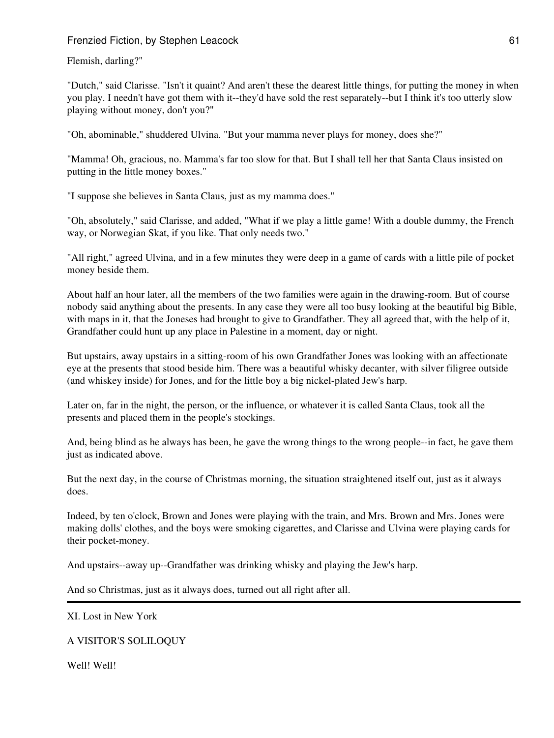Flemish, darling?"

"Dutch," said Clarisse. "Isn't it quaint? And aren't these the dearest little things, for putting the money in when you play. I needn't have got them with it--they'd have sold the rest separately--but I think it's too utterly slow playing without money, don't you?"

"Oh, abominable," shuddered Ulvina. "But your mamma never plays for money, does she?"

"Mamma! Oh, gracious, no. Mamma's far too slow for that. But I shall tell her that Santa Claus insisted on putting in the little money boxes."

"I suppose she believes in Santa Claus, just as my mamma does."

"Oh, absolutely," said Clarisse, and added, "What if we play a little game! With a double dummy, the French way, or Norwegian Skat, if you like. That only needs two."

"All right," agreed Ulvina, and in a few minutes they were deep in a game of cards with a little pile of pocket money beside them.

About half an hour later, all the members of the two families were again in the drawing-room. But of course nobody said anything about the presents. In any case they were all too busy looking at the beautiful big Bible, with maps in it, that the Joneses had brought to give to Grandfather. They all agreed that, with the help of it, Grandfather could hunt up any place in Palestine in a moment, day or night.

But upstairs, away upstairs in a sitting-room of his own Grandfather Jones was looking with an affectionate eye at the presents that stood beside him. There was a beautiful whisky decanter, with silver filigree outside (and whiskey inside) for Jones, and for the little boy a big nickel-plated Jew's harp.

Later on, far in the night, the person, or the influence, or whatever it is called Santa Claus, took all the presents and placed them in the people's stockings.

And, being blind as he always has been, he gave the wrong things to the wrong people--in fact, he gave them just as indicated above.

But the next day, in the course of Christmas morning, the situation straightened itself out, just as it always does.

Indeed, by ten o'clock, Brown and Jones were playing with the train, and Mrs. Brown and Mrs. Jones were making dolls' clothes, and the boys were smoking cigarettes, and Clarisse and Ulvina were playing cards for their pocket-money.

And upstairs--away up--Grandfather was drinking whisky and playing the Jew's harp.

And so Christmas, just as it always does, turned out all right after all.

---

## XI. Lost in New York

### A VISITOR'S SOLILOQUY

Well! Well!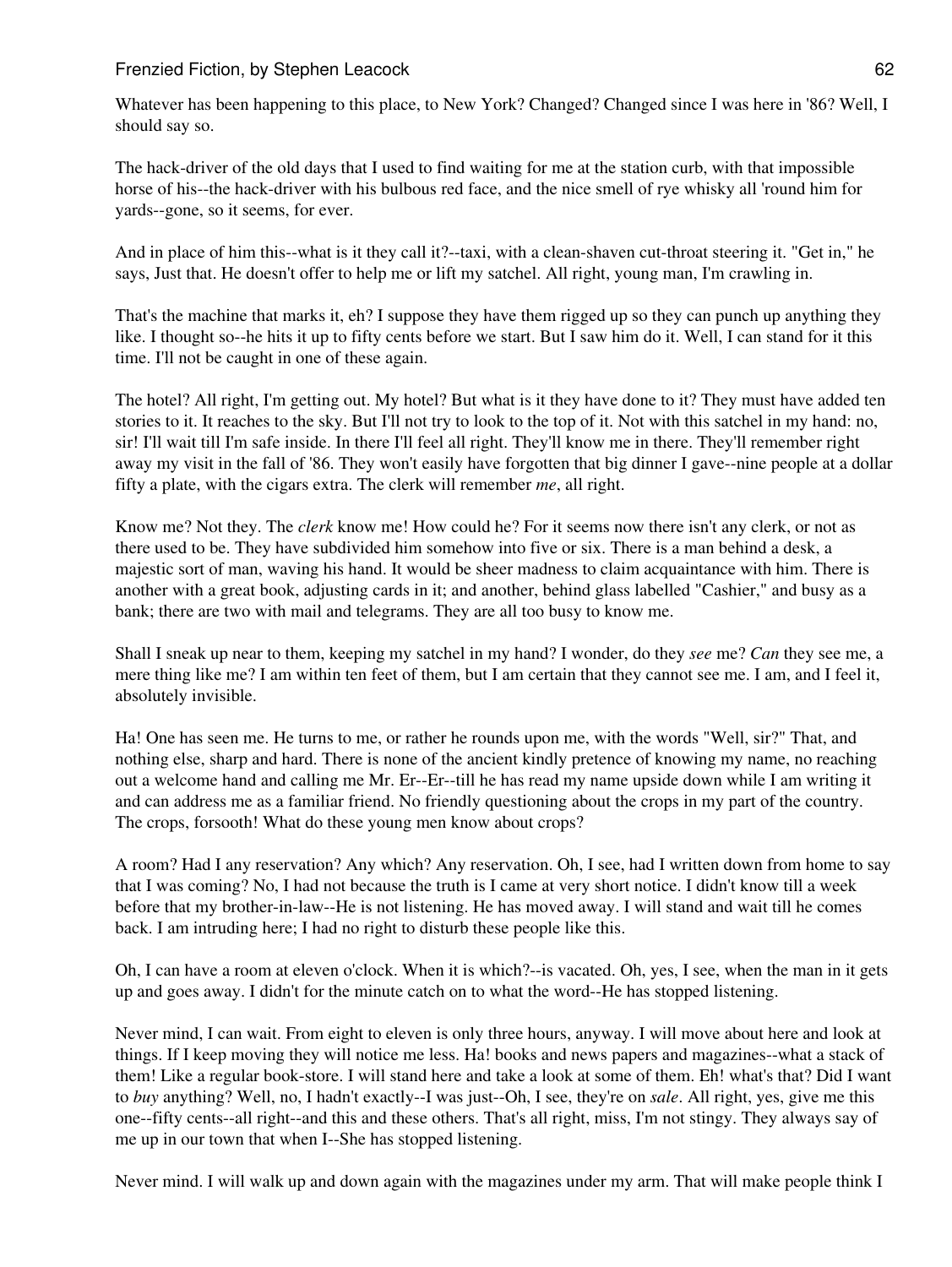Whatever has been happening to this place, to New York? Changed? Changed since I was here in '86? Well, I should say so.

The hack-driver of the old days that I used to find waiting for me at the station curb, with that impossible horse of his--the hack-driver with his bulbous red face, and the nice smell of rye whisky all 'round him for yards--gone, so it seems, for ever.

And in place of him this--what is it they call it?--taxi, with a clean-shaven cut-throat steering it. "Get in," he says, Just that. He doesn't offer to help me or lift my satchel. All right, young man, I'm crawling in.

That's the machine that marks it, eh? I suppose they have them rigged up so they can punch up anything they like. I thought so--he hits it up to fifty cents before we start. But I saw him do it. Well, I can stand for it this time. I'll not be caught in one of these again.

The hotel? All right, I'm getting out. My hotel? But what is it they have done to it? They must have added ten stories to it. It reaches to the sky. But I'll not try to look to the top of it. Not with this satchel in my hand: no, sir! I'll wait till I'm safe inside. In there I'll feel all right. They'll know me in there. They'll remember right away my visit in the fall of '86. They won't easily have forgotten that big dinner I gave--nine people at a dollar fifty a plate, with the cigars extra. The clerk will remember *me*, all right.

Know me? Not they. The *clerk* know me! How could he? For it seems now there isn't any clerk, or not as there used to be. They have subdivided him somehow into five or six. There is a man behind a desk, a majestic sort of man, waving his hand. It would be sheer madness to claim acquaintance with him. There is another with a great book, adjusting cards in it; and another, behind glass labelled "Cashier," and busy as a bank; there are two with mail and telegrams. They are all too busy to know me.

Shall I sneak up near to them, keeping my satchel in my hand? I wonder, do they *see* me? *Can* they see me, a mere thing like me? I am within ten feet of them, but I am certain that they cannot see me. I am, and I feel it, absolutely invisible.

Ha! One has seen me. He turns to me, or rather he rounds upon me, with the words "Well, sir?" That, and nothing else, sharp and hard. There is none of the ancient kindly pretence of knowing my name, no reaching out a welcome hand and calling me Mr. Er--Er--till he has read my name upside down while I am writing it and can address me as a familiar friend. No friendly questioning about the crops in my part of the country. The crops, forsooth! What do these young men know about crops?

A room? Had I any reservation? Any which? Any reservation. Oh, I see, had I written down from home to say that I was coming? No, I had not because the truth is I came at very short notice. I didn't know till a week before that my brother-in-law--He is not listening. He has moved away. I will stand and wait till he comes back. I am intruding here; I had no right to disturb these people like this.

Oh, I can have a room at eleven o'clock. When it is which?--is vacated. Oh, yes, I see, when the man in it gets up and goes away. I didn't for the minute catch on to what the word--He has stopped listening.

Never mind, I can wait. From eight to eleven is only three hours, anyway. I will move about here and look at things. If I keep moving they will notice me less. Ha! books and news papers and magazines--what a stack of them! Like a regular book-store. I will stand here and take a look at some of them. Eh! what's that? Did I want to *buy* anything? Well, no, I hadn't exactly--I was just--Oh, I see, they're on *sale*. All right, yes, give me this one--fifty cents--all right--and this and these others. That's all right, miss, I'm not stingy. They always say of me up in our town that when I--She has stopped listening.

Never mind. I will walk up and down again with the magazines under my arm. That will make people think I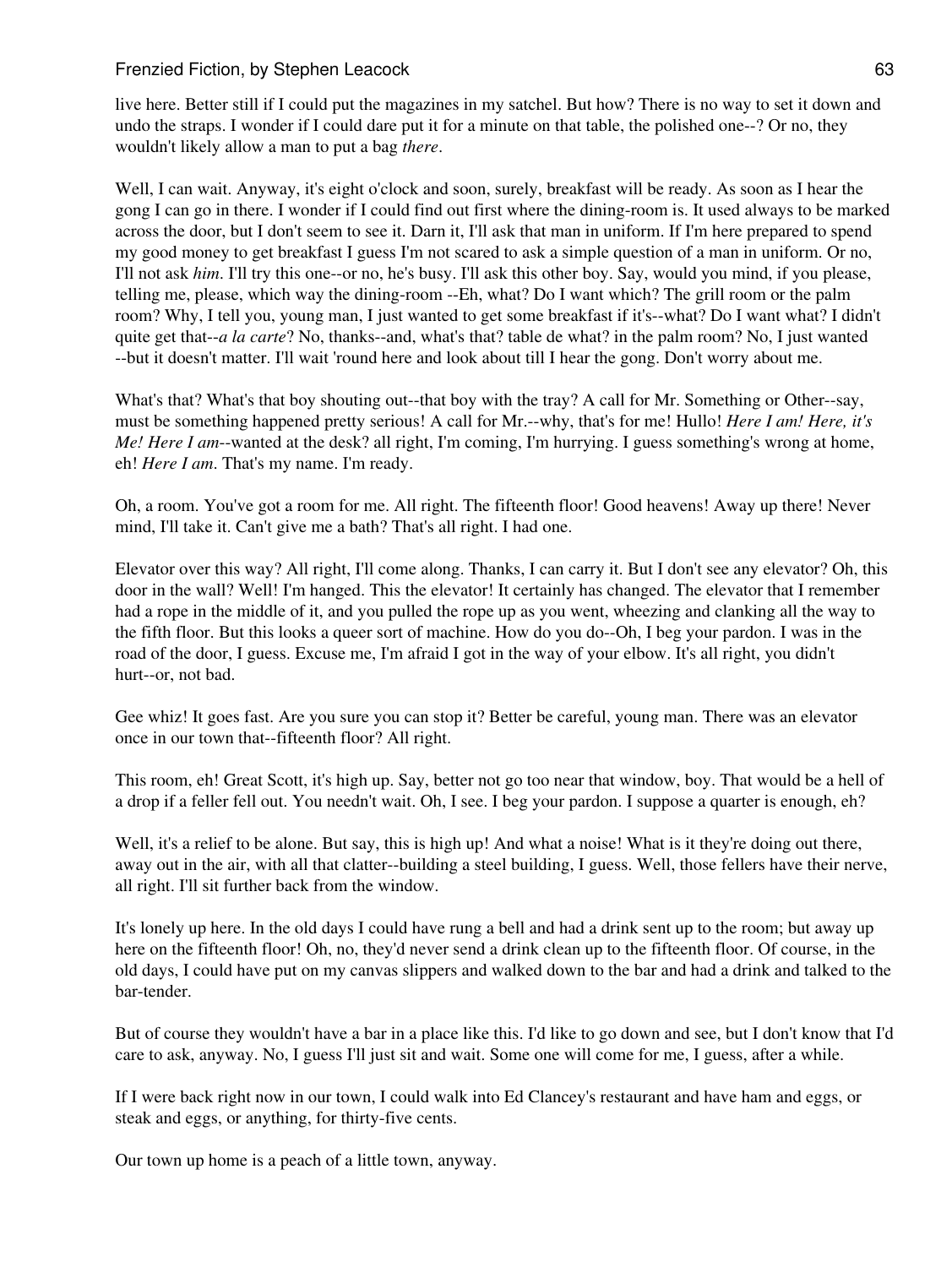live here. Better still if I could put the magazines in my satchel. But how? There is no way to set it down and undo the straps. I wonder if I could dare put it for a minute on that table, the polished one--? Or no, they wouldn't likely allow a man to put a bag *there*.

Well, I can wait. Anyway, it's eight o'clock and soon, surely, breakfast will be ready. As soon as I hear the gong I can go in there. I wonder if I could find out first where the dining-room is. It used always to be marked across the door, but I don't seem to see it. Darn it, I'll ask that man in uniform. If I'm here prepared to spend my good money to get breakfast I guess I'm not scared to ask a simple question of a man in uniform. Or no, I'll not ask *him*. I'll try this one--or no, he's busy. I'll ask this other boy. Say, would you mind, if you please, telling me, please, which way the dining-room --Eh, what? Do I want which? The grill room or the palm room? Why, I tell you, young man, I just wanted to get some breakfast if it's--what? Do I want what? I didn't quite get that--*a la carte*? No, thanks--and, what's that? table de what? in the palm room? No, I just wanted --but it doesn't matter. I'll wait 'round here and look about till I hear the gong. Don't worry about me.

What's that? What's that boy shouting out--that boy with the tray? A call for Mr. Something or Other--say, must be something happened pretty serious! A call for Mr.--why, that's for me! Hullo! *Here I am! Here, it's Me! Here I am*--wanted at the desk? all right, I'm coming, I'm hurrying. I guess something's wrong at home, eh! *Here I am*. That's my name. I'm ready.

Oh, a room. You've got a room for me. All right. The fifteenth floor! Good heavens! Away up there! Never mind, I'll take it. Can't give me a bath? That's all right. I had one.

Elevator over this way? All right, I'll come along. Thanks, I can carry it. But I don't see any elevator? Oh, this door in the wall? Well! I'm hanged. This the elevator! It certainly has changed. The elevator that I remember had a rope in the middle of it, and you pulled the rope up as you went, wheezing and clanking all the way to the fifth floor. But this looks a queer sort of machine. How do you do--Oh, I beg your pardon. I was in the road of the door, I guess. Excuse me, I'm afraid I got in the way of your elbow. It's all right, you didn't hurt--or, not bad.

Gee whiz! It goes fast. Are you sure you can stop it? Better be careful, young man. There was an elevator once in our town that--fifteenth floor? All right.

This room, eh! Great Scott, it's high up. Say, better not go too near that window, boy. That would be a hell of a drop if a feller fell out. You needn't wait. Oh, I see. I beg your pardon. I suppose a quarter is enough, eh?

Well, it's a relief to be alone. But say, this is high up! And what a noise! What is it they're doing out there, away out in the air, with all that clatter--building a steel building, I guess. Well, those fellers have their nerve, all right. I'll sit further back from the window.

It's lonely up here. In the old days I could have rung a bell and had a drink sent up to the room; but away up here on the fifteenth floor! Oh, no, they'd never send a drink clean up to the fifteenth floor. Of course, in the old days, I could have put on my canvas slippers and walked down to the bar and had a drink and talked to the bar-tender.

But of course they wouldn't have a bar in a place like this. I'd like to go down and see, but I don't know that I'd care to ask, anyway. No, I guess I'll just sit and wait. Some one will come for me, I guess, after a while.

If I were back right now in our town, I could walk into Ed Clancey's restaurant and have ham and eggs, or steak and eggs, or anything, for thirty-five cents.

Our town up home is a peach of a little town, anyway.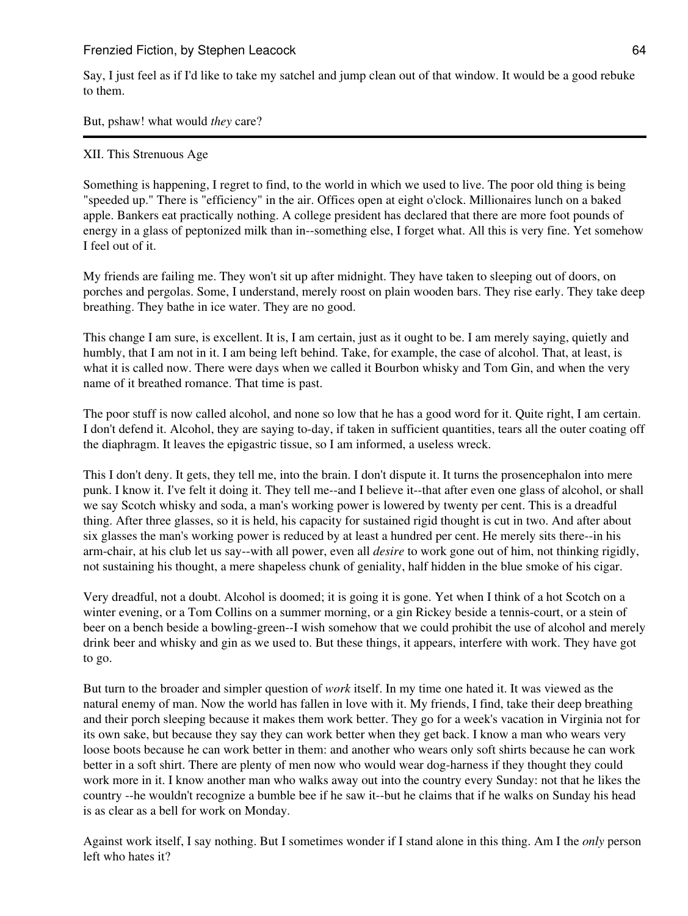Say, I just feel as if I'd like to take my satchel and jump clean out of that window. It would be a good rebuke to them.

But, pshaw! what would *they* care?

---

## XII. This Strenuous Age

Something is happening, I regret to find, to the world in which we used to live. The poor old thing is being "speeded up." There is "efficiency" in the air. Offices open at eight o'clock. Millionaires lunch on a baked apple. Bankers eat practically nothing. A college president has declared that there are more foot pounds of energy in a glass of peptonized milk than in--something else, I forget what. All this is very fine. Yet somehow I feel out of it.

My friends are failing me. They won't sit up after midnight. They have taken to sleeping out of doors, on porches and pergolas. Some, I understand, merely roost on plain wooden bars. They rise early. They take deep breathing. They bathe in ice water. They are no good.

This change I am sure, is excellent. It is, I am certain, just as it ought to be. I am merely saying, quietly and humbly, that I am not in it. I am being left behind. Take, for example, the case of alcohol. That, at least, is what it is called now. There were days when we called it Bourbon whisky and Tom Gin, and when the very name of it breathed romance. That time is past.

The poor stuff is now called alcohol, and none so low that he has a good word for it. Quite right, I am certain. I don't defend it. Alcohol, they are saying to-day, if taken in sufficient quantities, tears all the outer coating off the diaphragm. It leaves the epigastric tissue, so I am informed, a useless wreck.

This I don't deny. It gets, they tell me, into the brain. I don't dispute it. It turns the prosencephalon into mere punk. I know it. I've felt it doing it. They tell me--and I believe it--that after even one glass of alcohol, or shall we say Scotch whisky and soda, a man's working power is lowered by twenty per cent. This is a dreadful thing. After three glasses, so it is held, his capacity for sustained rigid thought is cut in two. And after about six glasses the man's working power is reduced by at least a hundred per cent. He merely sits there--in his arm-chair, at his club let us say--with all power, even all *desire* to work gone out of him, not thinking rigidly, not sustaining his thought, a mere shapeless chunk of geniality, half hidden in the blue smoke of his cigar.

Very dreadful, not a doubt. Alcohol is doomed; it is going it is gone. Yet when I think of a hot Scotch on a winter evening, or a Tom Collins on a summer morning, or a gin Rickey beside a tennis-court, or a stein of beer on a bench beside a bowling-green--I wish somehow that we could prohibit the use of alcohol and merely drink beer and whisky and gin as we used to. But these things, it appears, interfere with work. They have got to go.

But turn to the broader and simpler question of *work* itself. In my time one hated it. It was viewed as the natural enemy of man. Now the world has fallen in love with it. My friends, I find, take their deep breathing and their porch sleeping because it makes them work better. They go for a week's vacation in Virginia not for its own sake, but because they say they can work better when they get back. I know a man who wears very loose boots because he can work better in them: and another who wears only soft shirts because he can work better in a soft shirt. There are plenty of men now who would wear dog-harness if they thought they could work more in it. I know another man who walks away out into the country every Sunday: not that he likes the country --he wouldn't recognize a bumble bee if he saw it--but he claims that if he walks on Sunday his head is as clear as a bell for work on Monday.

Against work itself, I say nothing. But I sometimes wonder if I stand alone in this thing. Am I the *only* person left who hates it?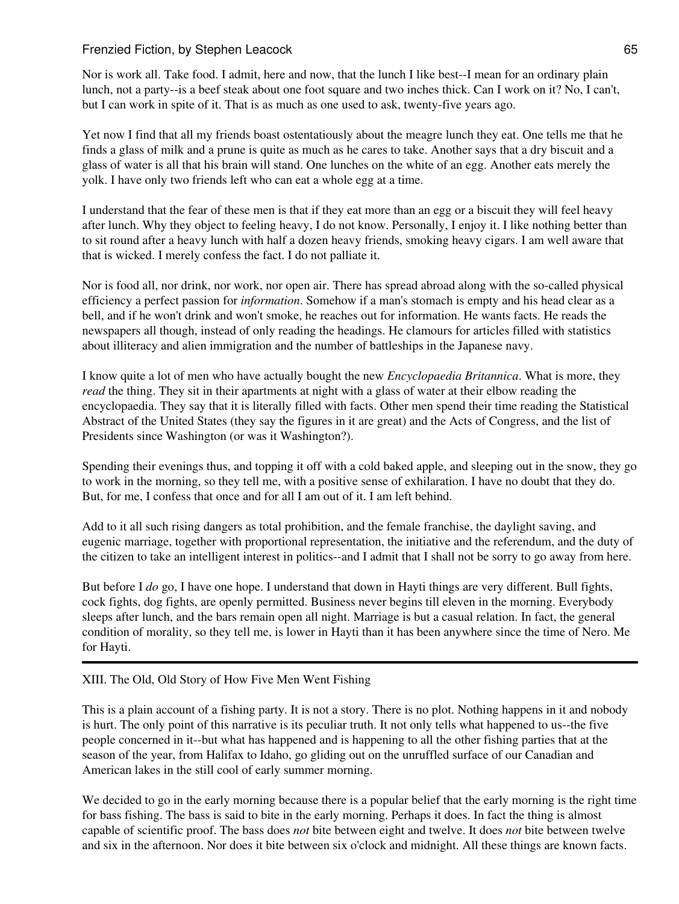Nor is work all. Take food. I admit, here and now, that the lunch I like best--I mean for an ordinary plain lunch, not a party--is a beef steak about one foot square and two inches thick. Can I work on it? No, I can't, but I can work in spite of it. That is as much as one used to ask, twenty-five years ago.

Yet now I find that all my friends boast ostentatiously about the meagre lunch they eat. One tells me that he finds a glass of milk and a prune is quite as much as he cares to take. Another says that a dry biscuit and a glass of water is all that his brain will stand. One lunches on the white of an egg. Another eats merely the yolk. I have only two friends left who can eat a whole egg at a time.

I understand that the fear of these men is that if they eat more than an egg or a biscuit they will feel heavy after lunch. Why they object to feeling heavy, I do not know. Personally, I enjoy it. I like nothing better than to sit round after a heavy lunch with half a dozen heavy friends, smoking heavy cigars. I am well aware that that is wicked. I merely confess the fact. I do not palliate it.

Nor is food all, nor drink, nor work, nor open air. There has spread abroad along with the so-called physical efficiency a perfect passion for *information*. Somehow if a man's stomach is empty and his head clear as a bell, and if he won't drink and won't smoke, he reaches out for information. He wants facts. He reads the newspapers all though, instead of only reading the headings. He clamours for articles filled with statistics about illiteracy and alien immigration and the number of battleships in the Japanese navy.

I know quite a lot of men who have actually bought the new *Encyclopaedia Britannica*. What is more, they *read* the thing. They sit in their apartments at night with a glass of water at their elbow reading the encyclopaedia. They say that it is literally filled with facts. Other men spend their time reading the Statistical Abstract of the United States (they say the figures in it are great) and the Acts of Congress, and the list of Presidents since Washington (or was it Washington?).

Spending their evenings thus, and topping it off with a cold baked apple, and sleeping out in the snow, they go to work in the morning, so they tell me, with a positive sense of exhilaration. I have no doubt that they do. But, for me, I confess that once and for all I am out of it. I am left behind.

Add to it all such rising dangers as total prohibition, and the female franchise, the daylight saving, and eugenic marriage, together with proportional representation, the initiative and the referendum, and the duty of the citizen to take an intelligent interest in politics--and I admit that I shall not be sorry to go away from here.

But before I *do* go, I have one hope. I understand that down in Hayti things are very different. Bull fights, cock fights, dog fights, are openly permitted. Business never begins till eleven in the morning. Everybody sleeps after lunch, and the bars remain open all night. Marriage is but a casual relation. In fact, the general condition of morality, so they tell me, is lower in Hayti than it has been anywhere since the time of Nero. Me for Hayti.

---

## XIII. The Old, Old Story of How Five Men Went Fishing

This is a plain account of a fishing party. It is not a story. There is no plot. Nothing happens in it and nobody is hurt. The only point of this narrative is its peculiar truth. It not only tells what happened to us--the five people concerned in it--but what has happened and is happening to all the other fishing parties that at the season of the year, from Halifax to Idaho, go gliding out on the unruffled surface of our Canadian and American lakes in the still cool of early summer morning.

We decided to go in the early morning because there is a popular belief that the early morning is the right time for bass fishing. The bass is said to bite in the early morning. Perhaps it does. In fact the thing is almost capable of scientific proof. The bass does *not* bite between eight and twelve. It does *not* bite between twelve and six in the afternoon. Nor does it bite between six o'clock and midnight. All these things are known facts.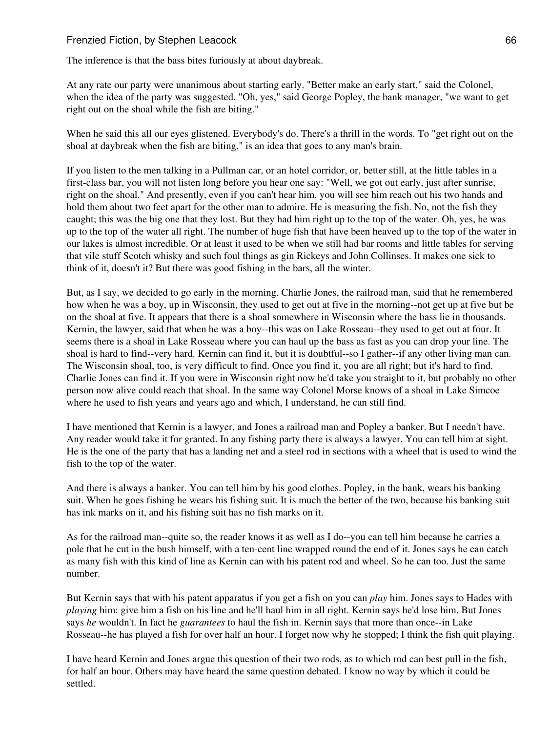The inference is that the bass bites furiously at about daybreak.

At any rate our party were unanimous about starting early. "Better make an early start," said the Colonel, when the idea of the party was suggested. "Oh, yes," said George Popley, the bank manager, "we want to get right out on the shoal while the fish are biting."

When he said this all our eyes glistened. Everybody's do. There's a thrill in the words. To "get right out on the shoal at daybreak when the fish are biting," is an idea that goes to any man's brain.

If you listen to the men talking in a Pullman car, or an hotel corridor, or, better still, at the little tables in a first-class bar, you will not listen long before you hear one say: "Well, we got out early, just after sunrise, right on the shoal." And presently, even if you can't hear him, you will see him reach out his two hands and hold them about two feet apart for the other man to admire. He is measuring the fish. No, not the fish they caught; this was the big one that they lost. But they had him right up to the top of the water. Oh, yes, he was up to the top of the water all right. The number of huge fish that have been heaved up to the top of the water in our lakes is almost incredible. Or at least it used to be when we still had bar rooms and little tables for serving that vile stuff Scotch whisky and such foul things as gin Rickeys and John Collinses. It makes one sick to think of it, doesn't it? But there was good fishing in the bars, all the winter.

But, as I say, we decided to go early in the morning. Charlie Jones, the railroad man, said that he remembered how when he was a boy, up in Wisconsin, they used to get out at five in the morning--not get up at five but be on the shoal at five. It appears that there is a shoal somewhere in Wisconsin where the bass lie in thousands. Kernin, the lawyer, said that when he was a boy--this was on Lake Rosseau--they used to get out at four. It seems there is a shoal in Lake Rosseau where you can haul up the bass as fast as you can drop your line. The shoal is hard to find--very hard. Kernin can find it, but it is doubtful--so I gather--if any other living man can. The Wisconsin shoal, too, is very difficult to find. Once you find it, you are all right; but it's hard to find. Charlie Jones can find it. If you were in Wisconsin right now he'd take you straight to it, but probably no other person now alive could reach that shoal. In the same way Colonel Morse knows of a shoal in Lake Simcoe where he used to fish years and years ago and which, I understand, he can still find.

I have mentioned that Kernin is a lawyer, and Jones a railroad man and Popley a banker. But I needn't have. Any reader would take it for granted. In any fishing party there is always a lawyer. You can tell him at sight. He is the one of the party that has a landing net and a steel rod in sections with a wheel that is used to wind the fish to the top of the water.

And there is always a banker. You can tell him by his good clothes. Popley, in the bank, wears his banking suit. When he goes fishing he wears his fishing suit. It is much the better of the two, because his banking suit has ink marks on it, and his fishing suit has no fish marks on it.

As for the railroad man--quite so, the reader knows it as well as I do--you can tell him because he carries a pole that he cut in the bush himself, with a ten-cent line wrapped round the end of it. Jones says he can catch as many fish with this kind of line as Kernin can with his patent rod and wheel. So he can too. Just the same number.

But Kernin says that with his patent apparatus if you get a fish on you can *play* him. Jones says to Hades with *playing* him: give him a fish on his line and he'll haul him in all right. Kernin says he'd lose him. But Jones says *he* wouldn't. In fact he *guarantees* to haul the fish in. Kernin says that more than once--in Lake Rosseau--he has played a fish for over half an hour. I forget now why he stopped; I think the fish quit playing.

I have heard Kernin and Jones argue this question of their two rods, as to which rod can best pull in the fish, for half an hour. Others may have heard the same question debated. I know no way by which it could be settled.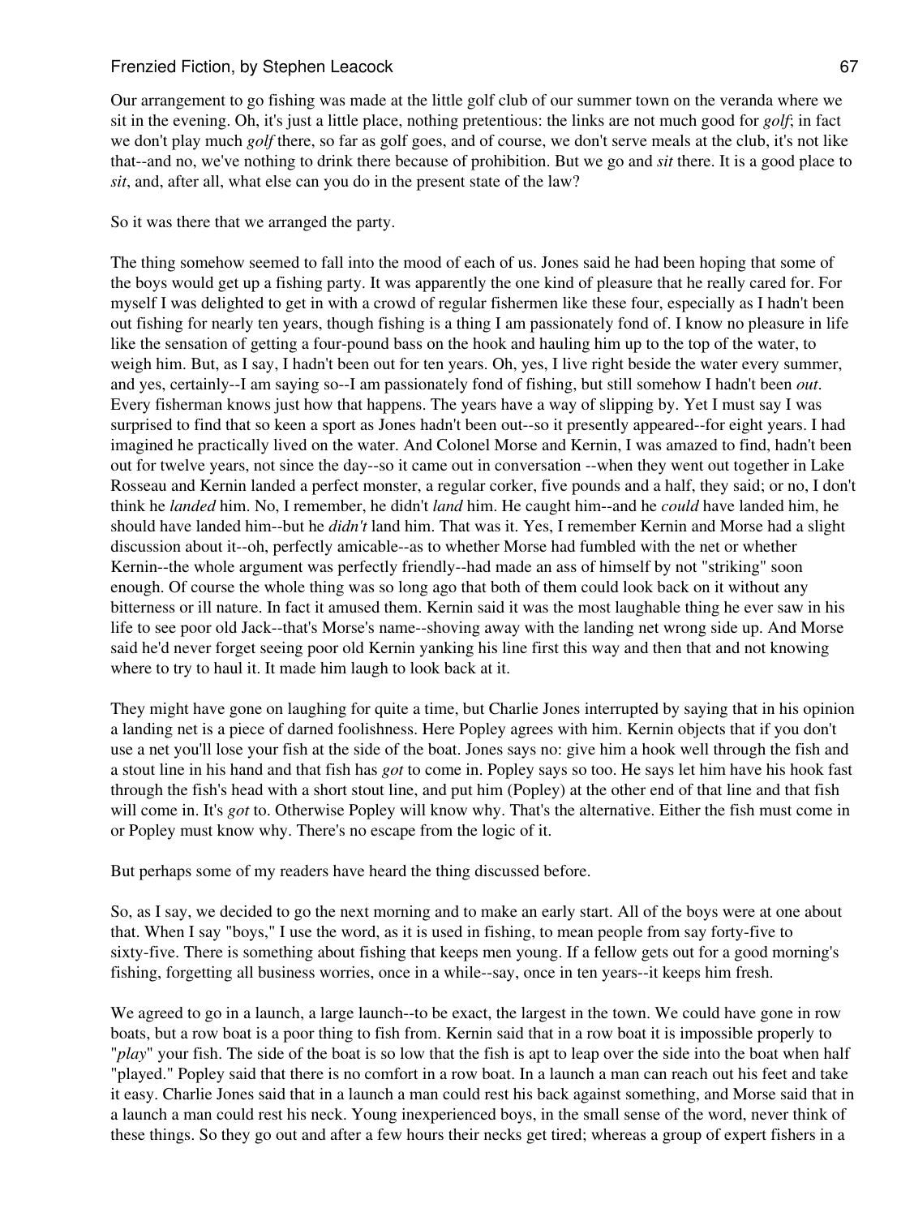Our arrangement to go fishing was made at the little golf club of our summer town on the veranda where we sit in the evening. Oh, it's just a little place, nothing pretentious: the links are not much good for *golf*; in fact we don't play much *golf* there, so far as golf goes, and of course, we don't serve meals at the club, it's not like that--and no, we've nothing to drink there because of prohibition. But we go and *sit* there. It is a good place to *sit*, and, after all, what else can you do in the present state of the law?

So it was there that we arranged the party.

The thing somehow seemed to fall into the mood of each of us. Jones said he had been hoping that some of the boys would get up a fishing party. It was apparently the one kind of pleasure that he really cared for. For myself I was delighted to get in with a crowd of regular fishermen like these four, especially as I hadn't been out fishing for nearly ten years, though fishing is a thing I am passionately fond of. I know no pleasure in life like the sensation of getting a four-pound bass on the hook and hauling him up to the top of the water, to weigh him. But, as I say, I hadn't been out for ten years. Oh, yes, I live right beside the water every summer, and yes, certainly--I am saying so--I am passionately fond of fishing, but still somehow I hadn't been *out*. Every fisherman knows just how that happens. The years have a way of slipping by. Yet I must say I was surprised to find that so keen a sport as Jones hadn't been out--so it presently appeared--for eight years. I had imagined he practically lived on the water. And Colonel Morse and Kernin, I was amazed to find, hadn't been out for twelve years, not since the day--so it came out in conversation --when they went out together in Lake Rosseau and Kernin landed a perfect monster, a regular corker, five pounds and a half, they said; or no, I don't think he *landed* him. No, I remember, he didn't *land* him. He caught him--and he *could* have landed him, he should have landed him--but he *didn't* land him. That was it. Yes, I remember Kernin and Morse had a slight discussion about it--oh, perfectly amicable--as to whether Morse had fumbled with the net or whether Kernin--the whole argument was perfectly friendly--had made an ass of himself by not "striking" soon enough. Of course the whole thing was so long ago that both of them could look back on it without any bitterness or ill nature. In fact it amused them. Kernin said it was the most laughable thing he ever saw in his life to see poor old Jack--that's Morse's name--shoving away with the landing net wrong side up. And Morse said he'd never forget seeing poor old Kernin yanking his line first this way and then that and not knowing where to try to haul it. It made him laugh to look back at it.

They might have gone on laughing for quite a time, but Charlie Jones interrupted by saying that in his opinion a landing net is a piece of darned foolishness. Here Popley agrees with him. Kernin objects that if you don't use a net you'll lose your fish at the side of the boat. Jones says no: give him a hook well through the fish and a stout line in his hand and that fish has *got* to come in. Popley says so too. He says let him have his hook fast through the fish's head with a short stout line, and put him (Popley) at the other end of that line and that fish will come in. It's *got* to. Otherwise Popley will know why. That's the alternative. Either the fish must come in or Popley must know why. There's no escape from the logic of it.

But perhaps some of my readers have heard the thing discussed before.

So, as I say, we decided to go the next morning and to make an early start. All of the boys were at one about that. When I say "boys," I use the word, as it is used in fishing, to mean people from say forty-five to sixty-five. There is something about fishing that keeps men young. If a fellow gets out for a good morning's fishing, forgetting all business worries, once in a while--say, once in ten years--it keeps him fresh.

We agreed to go in a launch, a large launch--to be exact, the largest in the town. We could have gone in row boats, but a row boat is a poor thing to fish from. Kernin said that in a row boat it is impossible properly to "*play*" your fish. The side of the boat is so low that the fish is apt to leap over the side into the boat when half "played." Popley said that there is no comfort in a row boat. In a launch a man can reach out his feet and take it easy. Charlie Jones said that in a launch a man could rest his back against something, and Morse said that in a launch a man could rest his neck. Young inexperienced boys, in the small sense of the word, never think of these things. So they go out and after a few hours their necks get tired; whereas a group of expert fishers in a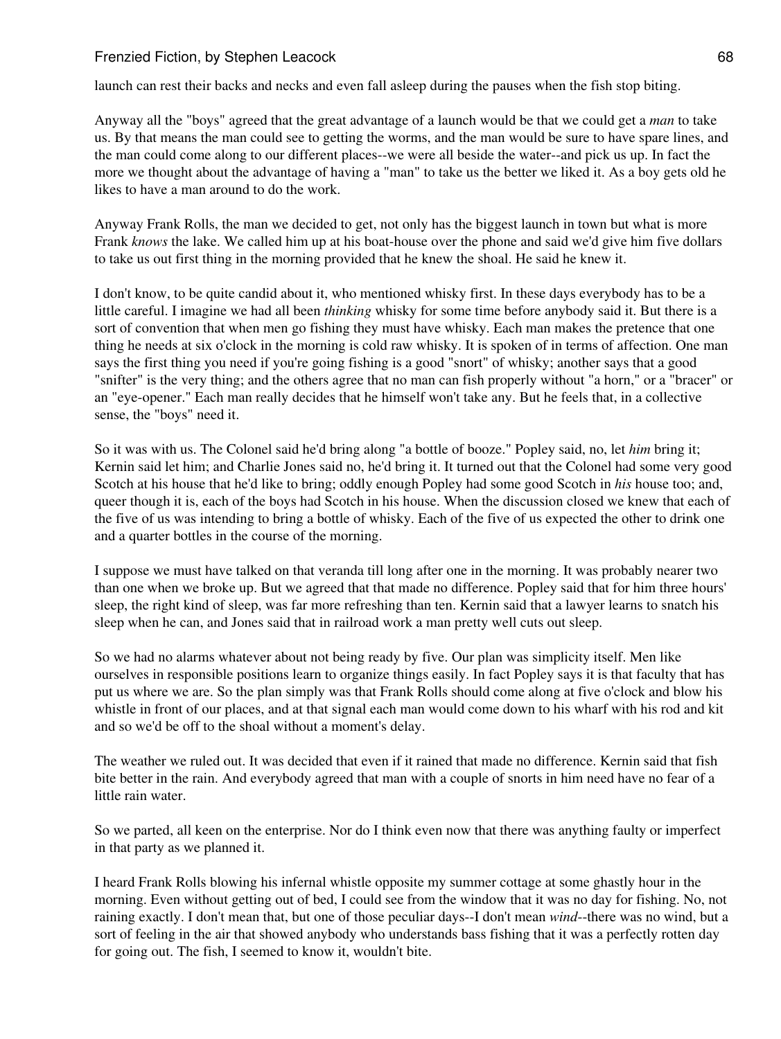launch can rest their backs and necks and even fall asleep during the pauses when the fish stop biting.

Anyway all the "boys" agreed that the great advantage of a launch would be that we could get a *man* to take us. By that means the man could see to getting the worms, and the man would be sure to have spare lines, and the man could come along to our different places--we were all beside the water--and pick us up. In fact the more we thought about the advantage of having a "man" to take us the better we liked it. As a boy gets old he likes to have a man around to do the work.

Anyway Frank Rolls, the man we decided to get, not only has the biggest launch in town but what is more Frank *knows* the lake. We called him up at his boat-house over the phone and said we'd give him five dollars to take us out first thing in the morning provided that he knew the shoal. He said he knew it.

I don't know, to be quite candid about it, who mentioned whisky first. In these days everybody has to be a little careful. I imagine we had all been *thinking* whisky for some time before anybody said it. But there is a sort of convention that when men go fishing they must have whisky. Each man makes the pretence that one thing he needs at six o'clock in the morning is cold raw whisky. It is spoken of in terms of affection. One man says the first thing you need if you're going fishing is a good "snort" of whisky; another says that a good "snifter" is the very thing; and the others agree that no man can fish properly without "a horn," or a "bracer" or an "eye-opener." Each man really decides that he himself won't take any. But he feels that, in a collective sense, the "boys" need it.

So it was with us. The Colonel said he'd bring along "a bottle of booze." Popley said, no, let *him* bring it; Kernin said let him; and Charlie Jones said no, he'd bring it. It turned out that the Colonel had some very good Scotch at his house that he'd like to bring; oddly enough Popley had some good Scotch in *his* house too; and, queer though it is, each of the boys had Scotch in his house. When the discussion closed we knew that each of the five of us was intending to bring a bottle of whisky. Each of the five of us expected the other to drink one and a quarter bottles in the course of the morning.

I suppose we must have talked on that veranda till long after one in the morning. It was probably nearer two than one when we broke up. But we agreed that that made no difference. Popley said that for him three hours' sleep, the right kind of sleep, was far more refreshing than ten. Kernin said that a lawyer learns to snatch his sleep when he can, and Jones said that in railroad work a man pretty well cuts out sleep.

So we had no alarms whatever about not being ready by five. Our plan was simplicity itself. Men like ourselves in responsible positions learn to organize things easily. In fact Popley says it is that faculty that has put us where we are. So the plan simply was that Frank Rolls should come along at five o'clock and blow his whistle in front of our places, and at that signal each man would come down to his wharf with his rod and kit and so we'd be off to the shoal without a moment's delay.

The weather we ruled out. It was decided that even if it rained that made no difference. Kernin said that fish bite better in the rain. And everybody agreed that man with a couple of snorts in him need have no fear of a little rain water.

So we parted, all keen on the enterprise. Nor do I think even now that there was anything faulty or imperfect in that party as we planned it.

I heard Frank Rolls blowing his infernal whistle opposite my summer cottage at some ghastly hour in the morning. Even without getting out of bed, I could see from the window that it was no day for fishing. No, not raining exactly. I don't mean that, but one of those peculiar days--I don't mean *wind*--there was no wind, but a sort of feeling in the air that showed anybody who understands bass fishing that it was a perfectly rotten day for going out. The fish, I seemed to know it, wouldn't bite.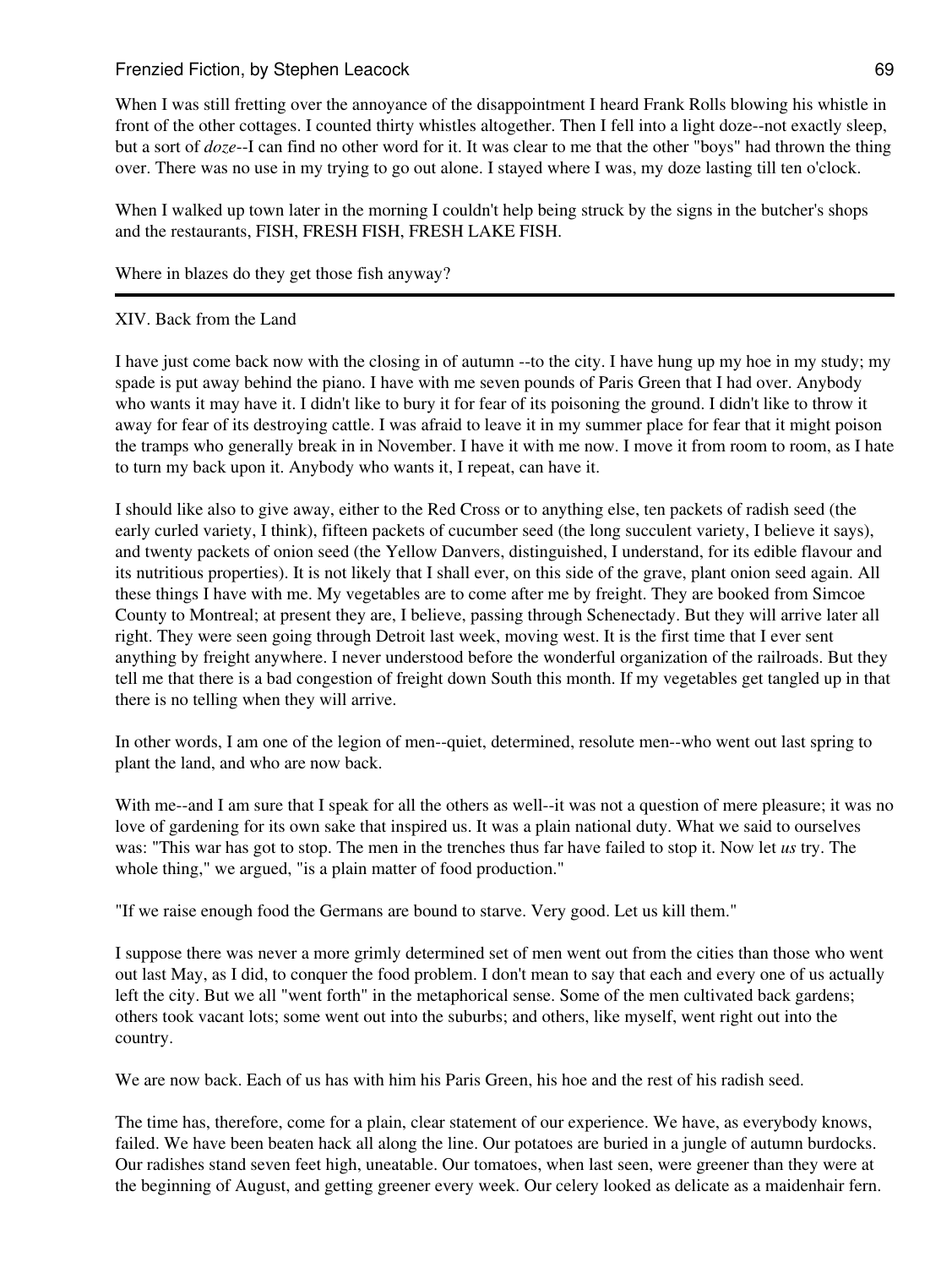When I was still fretting over the annoyance of the disappointment I heard Frank Rolls blowing his whistle in front of the other cottages. I counted thirty whistles altogether. Then I fell into a light doze--not exactly sleep, but a sort of *doze*--I can find no other word for it. It was clear to me that the other "boys" had thrown the thing over. There was no use in my trying to go out alone. I stayed where I was, my doze lasting till ten o'clock.

When I walked up town later in the morning I couldn't help being struck by the signs in the butcher's shops and the restaurants, FISH, FRESH FISH, FRESH LAKE FISH.

Where in blazes do they get those fish anyway?

---

## XIV. Back from the Land

I have just come back now with the closing in of autumn --to the city. I have hung up my hoe in my study; my spade is put away behind the piano. I have with me seven pounds of Paris Green that I had over. Anybody who wants it may have it. I didn't like to bury it for fear of its poisoning the ground. I didn't like to throw it away for fear of its destroying cattle. I was afraid to leave it in my summer place for fear that it might poison the tramps who generally break in in November. I have it with me now. I move it from room to room, as I hate to turn my back upon it. Anybody who wants it, I repeat, can have it.

I should like also to give away, either to the Red Cross or to anything else, ten packets of radish seed (the early curled variety, I think), fifteen packets of cucumber seed (the long succulent variety, I believe it says), and twenty packets of onion seed (the Yellow Danvers, distinguished, I understand, for its edible flavour and its nutritious properties). It is not likely that I shall ever, on this side of the grave, plant onion seed again. All these things I have with me. My vegetables are to come after me by freight. They are booked from Simcoe County to Montreal; at present they are, I believe, passing through Schenectady. But they will arrive later all right. They were seen going through Detroit last week, moving west. It is the first time that I ever sent anything by freight anywhere. I never understood before the wonderful organization of the railroads. But they tell me that there is a bad congestion of freight down South this month. If my vegetables get tangled up in that there is no telling when they will arrive.

In other words, I am one of the legion of men--quiet, determined, resolute men--who went out last spring to plant the land, and who are now back.

With me--and I am sure that I speak for all the others as well--it was not a question of mere pleasure; it was no love of gardening for its own sake that inspired us. It was a plain national duty. What we said to ourselves was: "This war has got to stop. The men in the trenches thus far have failed to stop it. Now let *us* try. The whole thing," we argued, "is a plain matter of food production."

"If we raise enough food the Germans are bound to starve. Very good. Let us kill them."

I suppose there was never a more grimly determined set of men went out from the cities than those who went out last May, as I did, to conquer the food problem. I don't mean to say that each and every one of us actually left the city. But we all "went forth" in the metaphorical sense. Some of the men cultivated back gardens; others took vacant lots; some went out into the suburbs; and others, like myself, went right out into the country.

We are now back. Each of us has with him his Paris Green, his hoe and the rest of his radish seed.

The time has, therefore, come for a plain, clear statement of our experience. We have, as everybody knows, failed. We have been beaten hack all along the line. Our potatoes are buried in a jungle of autumn burdocks. Our radishes stand seven feet high, uneatable. Our tomatoes, when last seen, were greener than they were at the beginning of August, and getting greener every week. Our celery looked as delicate as a maidenhair fern.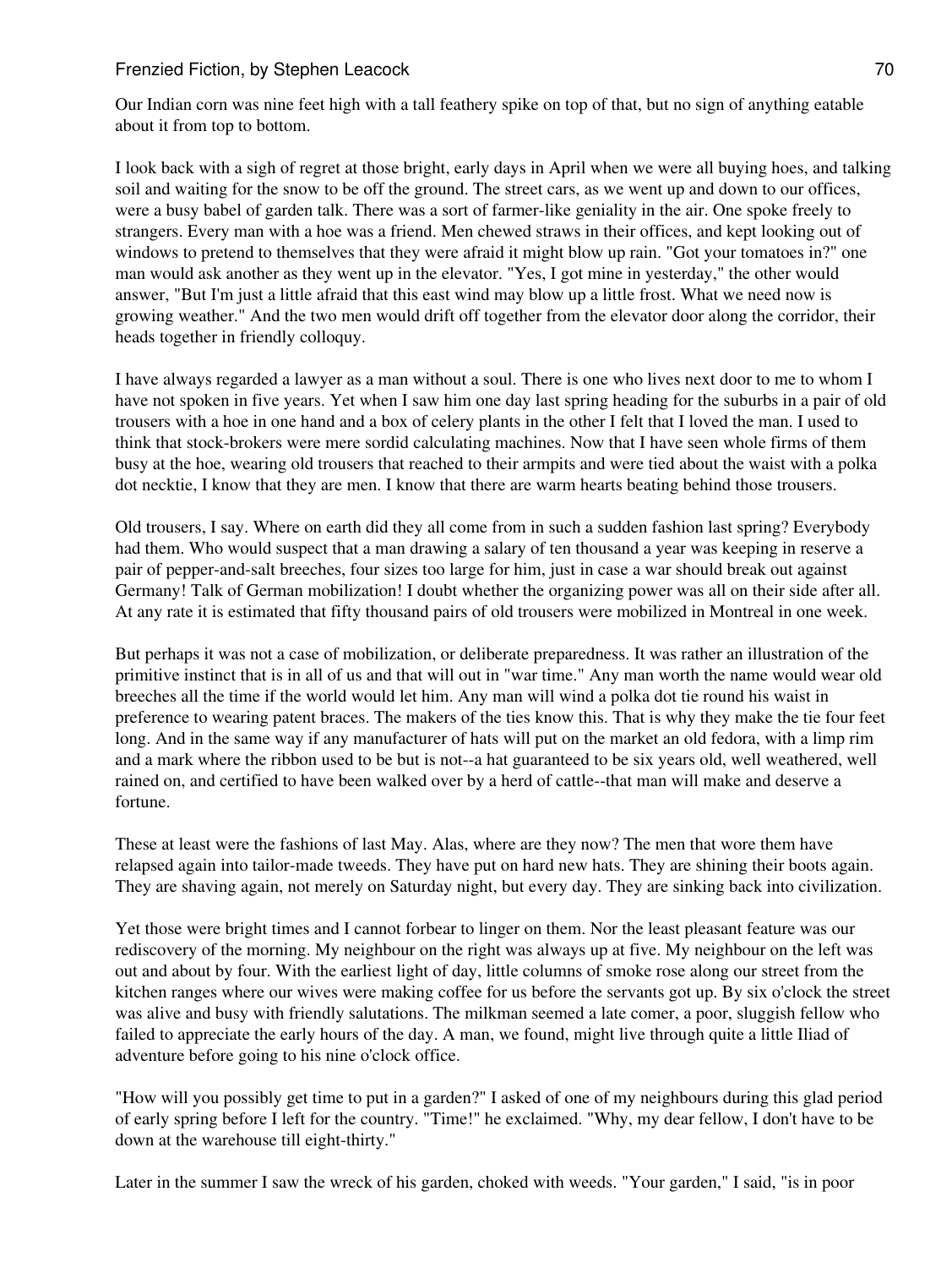Our Indian corn was nine feet high with a tall feathery spike on top of that, but no sign of anything eatable about it from top to bottom.

I look back with a sigh of regret at those bright, early days in April when we were all buying hoes, and talking soil and waiting for the snow to be off the ground. The street cars, as we went up and down to our offices, were a busy babel of garden talk. There was a sort of farmer-like geniality in the air. One spoke freely to strangers. Every man with a hoe was a friend. Men chewed straws in their offices, and kept looking out of windows to pretend to themselves that they were afraid it might blow up rain. "Got your tomatoes in?" one man would ask another as they went up in the elevator. "Yes, I got mine in yesterday," the other would answer, "But I'm just a little afraid that this east wind may blow up a little frost. What we need now is growing weather." And the two men would drift off together from the elevator door along the corridor, their heads together in friendly colloquy.

I have always regarded a lawyer as a man without a soul. There is one who lives next door to me to whom I have not spoken in five years. Yet when I saw him one day last spring heading for the suburbs in a pair of old trousers with a hoe in one hand and a box of celery plants in the other I felt that I loved the man. I used to think that stock-brokers were mere sordid calculating machines. Now that I have seen whole firms of them busy at the hoe, wearing old trousers that reached to their armpits and were tied about the waist with a polka dot necktie, I know that they are men. I know that there are warm hearts beating behind those trousers.

Old trousers, I say. Where on earth did they all come from in such a sudden fashion last spring? Everybody had them. Who would suspect that a man drawing a salary of ten thousand a year was keeping in reserve a pair of pepper-and-salt breeches, four sizes too large for him, just in case a war should break out against Germany! Talk of German mobilization! I doubt whether the organizing power was all on their side after all. At any rate it is estimated that fifty thousand pairs of old trousers were mobilized in Montreal in one week.

But perhaps it was not a case of mobilization, or deliberate preparedness. It was rather an illustration of the primitive instinct that is in all of us and that will out in "war time." Any man worth the name would wear old breeches all the time if the world would let him. Any man will wind a polka dot tie round his waist in preference to wearing patent braces. The makers of the ties know this. That is why they make the tie four feet long. And in the same way if any manufacturer of hats will put on the market an old fedora, with a limp rim and a mark where the ribbon used to be but is not--a hat guaranteed to be six years old, well weathered, well rained on, and certified to have been walked over by a herd of cattle--that man will make and deserve a fortune.

These at least were the fashions of last May. Alas, where are they now? The men that wore them have relapsed again into tailor-made tweeds. They have put on hard new hats. They are shining their boots again. They are shaving again, not merely on Saturday night, but every day. They are sinking back into civilization.

Yet those were bright times and I cannot forbear to linger on them. Nor the least pleasant feature was our rediscovery of the morning. My neighbour on the right was always up at five. My neighbour on the left was out and about by four. With the earliest light of day, little columns of smoke rose along our street from the kitchen ranges where our wives were making coffee for us before the servants got up. By six o'clock the street was alive and busy with friendly salutations. The milkman seemed a late comer, a poor, sluggish fellow who failed to appreciate the early hours of the day. A man, we found, might live through quite a little Iliad of adventure before going to his nine o'clock office.

"How will you possibly get time to put in a garden?" I asked of one of my neighbours during this glad period of early spring before I left for the country. "Time!" he exclaimed. "Why, my dear fellow, I don't have to be down at the warehouse till eight-thirty."

Later in the summer I saw the wreck of his garden, choked with weeds. "Your garden," I said, "is in poor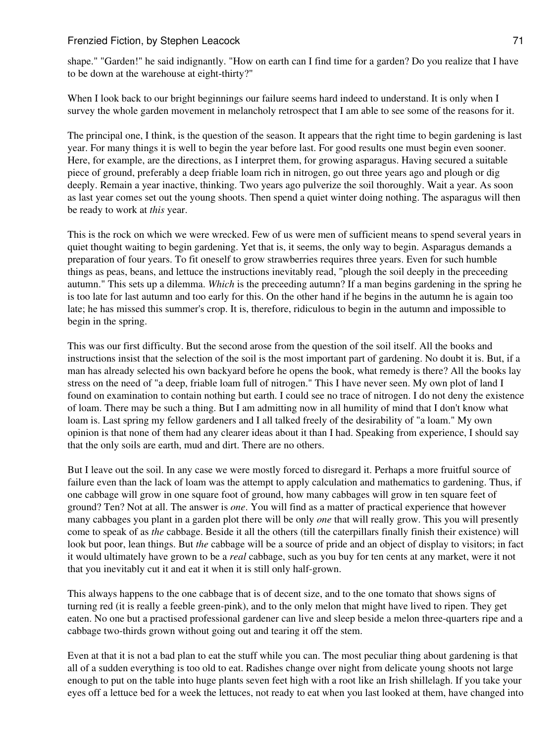shape." "Garden!" he said indignantly. "How on earth can I find time for a garden? Do you realize that I have to be down at the warehouse at eight-thirty?"

When I look back to our bright beginnings our failure seems hard indeed to understand. It is only when I survey the whole garden movement in melancholy retrospect that I am able to see some of the reasons for it.

The principal one, I think, is the question of the season. It appears that the right time to begin gardening is last year. For many things it is well to begin the year before last. For good results one must begin even sooner. Here, for example, are the directions, as I interpret them, for growing asparagus. Having secured a suitable piece of ground, preferably a deep friable loam rich in nitrogen, go out three years ago and plough or dig deeply. Remain a year inactive, thinking. Two years ago pulverize the soil thoroughly. Wait a year. As soon as last year comes set out the young shoots. Then spend a quiet winter doing nothing. The asparagus will then be ready to work at *this* year.

This is the rock on which we were wrecked. Few of us were men of sufficient means to spend several years in quiet thought waiting to begin gardening. Yet that is, it seems, the only way to begin. Asparagus demands a preparation of four years. To fit oneself to grow strawberries requires three years. Even for such humble things as peas, beans, and lettuce the instructions inevitably read, "plough the soil deeply in the preceeding autumn." This sets up a dilemma. *Which* is the preceeding autumn? If a man begins gardening in the spring he is too late for last autumn and too early for this. On the other hand if he begins in the autumn he is again too late; he has missed this summer's crop. It is, therefore, ridiculous to begin in the autumn and impossible to begin in the spring.

This was our first difficulty. But the second arose from the question of the soil itself. All the books and instructions insist that the selection of the soil is the most important part of gardening. No doubt it is. But, if a man has already selected his own backyard before he opens the book, what remedy is there? All the books lay stress on the need of "a deep, friable loam full of nitrogen." This I have never seen. My own plot of land I found on examination to contain nothing but earth. I could see no trace of nitrogen. I do not deny the existence of loam. There may be such a thing. But I am admitting now in all humility of mind that I don't know what loam is. Last spring my fellow gardeners and I all talked freely of the desirability of "a loam." My own opinion is that none of them had any clearer ideas about it than I had. Speaking from experience, I should say that the only soils are earth, mud and dirt. There are no others.

But I leave out the soil. In any case we were mostly forced to disregard it. Perhaps a more fruitful source of failure even than the lack of loam was the attempt to apply calculation and mathematics to gardening. Thus, if one cabbage will grow in one square foot of ground, how many cabbages will grow in ten square feet of ground? Ten? Not at all. The answer is *one*. You will find as a matter of practical experience that however many cabbages you plant in a garden plot there will be only *one* that will really grow. This you will presently come to speak of as *the* cabbage. Beside it all the others (till the caterpillars finally finish their existence) will look but poor, lean things. But *the* cabbage will be a source of pride and an object of display to visitors; in fact it would ultimately have grown to be a *real* cabbage, such as you buy for ten cents at any market, were it not that you inevitably cut it and eat it when it is still only half-grown.

This always happens to the one cabbage that is of decent size, and to the one tomato that shows signs of turning red (it is really a feeble green-pink), and to the only melon that might have lived to ripen. They get eaten. No one but a practised professional gardener can live and sleep beside a melon three-quarters ripe and a cabbage two-thirds grown without going out and tearing it off the stem.

Even at that it is not a bad plan to eat the stuff while you can. The most peculiar thing about gardening is that all of a sudden everything is too old to eat. Radishes change over night from delicate young shoots not large enough to put on the table into huge plants seven feet high with a root like an Irish shillelagh. If you take your eyes off a lettuce bed for a week the lettuces, not ready to eat when you last looked at them, have changed into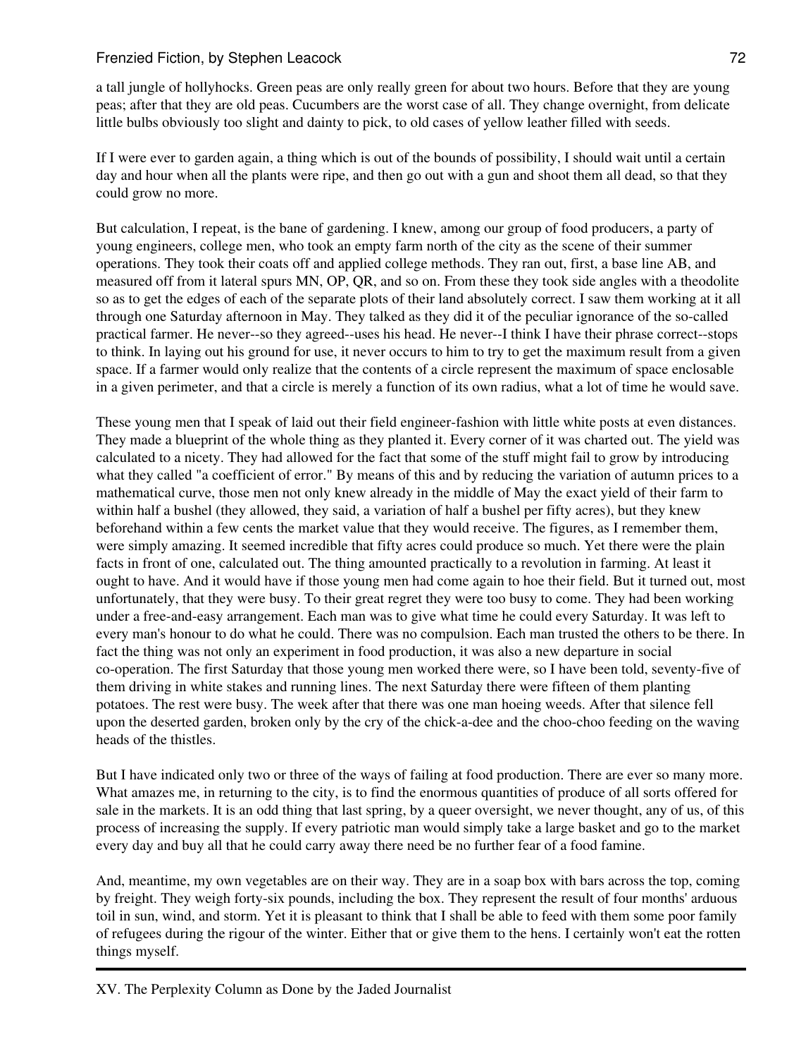a tall jungle of hollyhocks. Green peas are only really green for about two hours. Before that they are young peas; after that they are old peas. Cucumbers are the worst case of all. They change overnight, from delicate little bulbs obviously too slight and dainty to pick, to old cases of yellow leather filled with seeds.

If I were ever to garden again, a thing which is out of the bounds of possibility, I should wait until a certain day and hour when all the plants were ripe, and then go out with a gun and shoot them all dead, so that they could grow no more.

But calculation, I repeat, is the bane of gardening. I knew, among our group of food producers, a party of young engineers, college men, who took an empty farm north of the city as the scene of their summer operations. They took their coats off and applied college methods. They ran out, first, a base line AB, and measured off from it lateral spurs MN, OP, QR, and so on. From these they took side angles with a theodolite so as to get the edges of each of the separate plots of their land absolutely correct. I saw them working at it all through one Saturday afternoon in May. They talked as they did it of the peculiar ignorance of the so-called practical farmer. He never--so they agreed--uses his head. He never--I think I have their phrase correct--stops to think. In laying out his ground for use, it never occurs to him to try to get the maximum result from a given space. If a farmer would only realize that the contents of a circle represent the maximum of space enclosable in a given perimeter, and that a circle is merely a function of its own radius, what a lot of time he would save.

These young men that I speak of laid out their field engineer-fashion with little white posts at even distances. They made a blueprint of the whole thing as they planted it. Every corner of it was charted out. The yield was calculated to a nicety. They had allowed for the fact that some of the stuff might fail to grow by introducing what they called "a coefficient of error." By means of this and by reducing the variation of autumn prices to a mathematical curve, those men not only knew already in the middle of May the exact yield of their farm to within half a bushel (they allowed, they said, a variation of half a bushel per fifty acres), but they knew beforehand within a few cents the market value that they would receive. The figures, as I remember them, were simply amazing. It seemed incredible that fifty acres could produce so much. Yet there were the plain facts in front of one, calculated out. The thing amounted practically to a revolution in farming. At least it ought to have. And it would have if those young men had come again to hoe their field. But it turned out, most unfortunately, that they were busy. To their great regret they were too busy to come. They had been working under a free-and-easy arrangement. Each man was to give what time he could every Saturday. It was left to every man's honour to do what he could. There was no compulsion. Each man trusted the others to be there. In fact the thing was not only an experiment in food production, it was also a new departure in social co-operation. The first Saturday that those young men worked there were, so I have been told, seventy-five of them driving in white stakes and running lines. The next Saturday there were fifteen of them planting potatoes. The rest were busy. The week after that there was one man hoeing weeds. After that silence fell upon the deserted garden, broken only by the cry of the chick-a-dee and the choo-choo feeding on the waving heads of the thistles.

But I have indicated only two or three of the ways of failing at food production. There are ever so many more. What amazes me, in returning to the city, is to find the enormous quantities of produce of all sorts offered for sale in the markets. It is an odd thing that last spring, by a queer oversight, we never thought, any of us, of this process of increasing the supply. If every patriotic man would simply take a large basket and go to the market every day and buy all that he could carry away there need be no further fear of a food famine.

And, meantime, my own vegetables are on their way. They are in a soap box with bars across the top, coming by freight. They weigh forty-six pounds, including the box. They represent the result of four months' arduous toil in sun, wind, and storm. Yet it is pleasant to think that I shall be able to feed with them some poor family of refugees during the rigour of the winter. Either that or give them to the hens. I certainly won't eat the rotten things myself.

---

## XV. The Perplexity Column as Done by the Jaded Journalist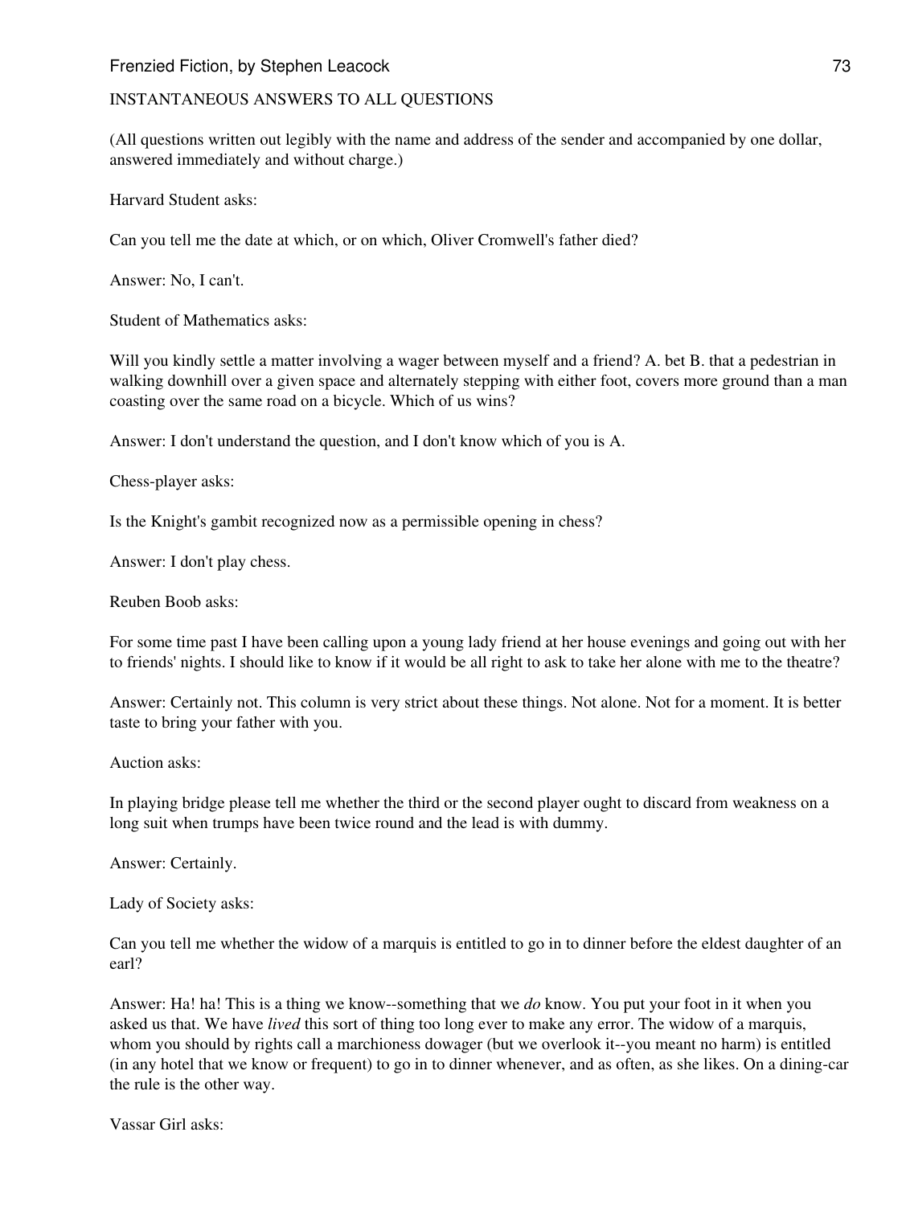INSTANTANEOUS ANSWERS TO ALL QUESTIONS

(All questions written out legibly with the name and address of the sender and accompanied by one dollar, answered immediately and without charge.)

Harvard Student asks:

Can you tell me the date at which, or on which, Oliver Cromwell's father died?

Answer: No, I can't.

Student of Mathematics asks:

Will you kindly settle a matter involving a wager between myself and a friend? A. bet B. that a pedestrian in walking downhill over a given space and alternately stepping with either foot, covers more ground than a man coasting over the same road on a bicycle. Which of us wins?

Answer: I don't understand the question, and I don't know which of you is A.

Chess-player asks:

Is the Knight's gambit recognized now as a permissible opening in chess?

Answer: I don't play chess.

Reuben Boob asks:

For some time past I have been calling upon a young lady friend at her house evenings and going out with her to friends' nights. I should like to know if it would be all right to ask to take her alone with me to the theatre?

Answer: Certainly not. This column is very strict about these things. Not alone. Not for a moment. It is better taste to bring your father with you.

Auction asks:

In playing bridge please tell me whether the third or the second player ought to discard from weakness on a long suit when trumps have been twice round and the lead is with dummy.

Answer: Certainly.

Lady of Society asks:

Can you tell me whether the widow of a marquis is entitled to go in to dinner before the eldest daughter of an earl?

Answer: Ha! ha! This is a thing we know--something that we *do* know. You put your foot in it when you asked us that. We have *lived* this sort of thing too long ever to make any error. The widow of a marquis, whom you should by rights call a marchioness dowager (but we overlook it--you meant no harm) is entitled (in any hotel that we know or frequent) to go in to dinner whenever, and as often, as she likes. On a dining-car the rule is the other way.

Vassar Girl asks: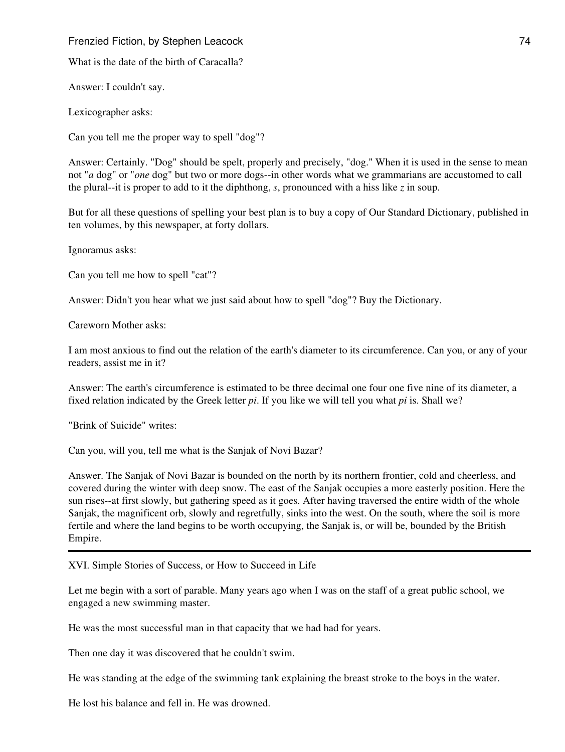What is the date of the birth of Caracalla?

Answer: I couldn't say.

Lexicographer asks:

Can you tell me the proper way to spell "dog"?

Answer: Certainly. "Dog" should be spelt, properly and precisely, "dog." When it is used in the sense to mean not "*a* dog" or "*one* dog" but two or more dogs--in other words what we grammarians are accustomed to call the plural--it is proper to add to it the diphthong, *s*, pronounced with a hiss like *z* in soup.

But for all these questions of spelling your best plan is to buy a copy of Our Standard Dictionary, published in ten volumes, by this newspaper, at forty dollars.

Ignoramus asks:

Can you tell me how to spell "cat"?

Answer: Didn't you hear what we just said about how to spell "dog"? Buy the Dictionary.

Careworn Mother asks:

I am most anxious to find out the relation of the earth's diameter to its circumference. Can you, or any of your readers, assist me in it?

Answer: The earth's circumference is estimated to be three decimal one four one five nine of its diameter, a fixed relation indicated by the Greek letter *pi*. If you like we will tell you what *pi* is. Shall we?

"Brink of Suicide" writes:

Can you, will you, tell me what is the Sanjak of Novi Bazar?

Answer. The Sanjak of Novi Bazar is bounded on the north by its northern frontier, cold and cheerless, and covered during the winter with deep snow. The east of the Sanjak occupies a more easterly position. Here the sun rises--at first slowly, but gathering speed as it goes. After having traversed the entire width of the whole Sanjak, the magnificent orb, slowly and regretfully, sinks into the west. On the south, where the soil is more fertile and where the land begins to be worth occupying, the Sanjak is, or will be, bounded by the British Empire.

---

## XVI. Simple Stories of Success, or How to Succeed in Life

Let me begin with a sort of parable. Many years ago when I was on the staff of a great public school, we engaged a new swimming master.

He was the most successful man in that capacity that we had had for years.

Then one day it was discovered that he couldn't swim.

He was standing at the edge of the swimming tank explaining the breast stroke to the boys in the water.

He lost his balance and fell in. He was drowned.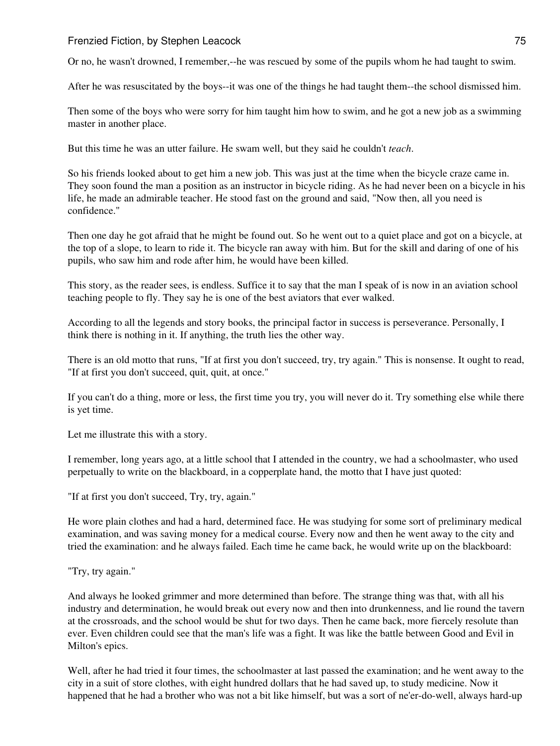Or no, he wasn't drowned, I remember,--he was rescued by some of the pupils whom he had taught to swim.

After he was resuscitated by the boys--it was one of the things he had taught them--the school dismissed him.

Then some of the boys who were sorry for him taught him how to swim, and he got a new job as a swimming master in another place.

But this time he was an utter failure. He swam well, but they said he couldn't *teach*.

So his friends looked about to get him a new job. This was just at the time when the bicycle craze came in. They soon found the man a position as an instructor in bicycle riding. As he had never been on a bicycle in his life, he made an admirable teacher. He stood fast on the ground and said, "Now then, all you need is confidence."

Then one day he got afraid that he might be found out. So he went out to a quiet place and got on a bicycle, at the top of a slope, to learn to ride it. The bicycle ran away with him. But for the skill and daring of one of his pupils, who saw him and rode after him, he would have been killed.

This story, as the reader sees, is endless. Suffice it to say that the man I speak of is now in an aviation school teaching people to fly. They say he is one of the best aviators that ever walked.

According to all the legends and story books, the principal factor in success is perseverance. Personally, I think there is nothing in it. If anything, the truth lies the other way.

There is an old motto that runs, "If at first you don't succeed, try, try again." This is nonsense. It ought to read, "If at first you don't succeed, quit, quit, at once."

If you can't do a thing, more or less, the first time you try, you will never do it. Try something else while there is yet time.

Let me illustrate this with a story.

I remember, long years ago, at a little school that I attended in the country, we had a schoolmaster, who used perpetually to write on the blackboard, in a copperplate hand, the motto that I have just quoted:

"If at first you don't succeed, Try, try, again."

He wore plain clothes and had a hard, determined face. He was studying for some sort of preliminary medical examination, and was saving money for a medical course. Every now and then he went away to the city and tried the examination: and he always failed. Each time he came back, he would write up on the blackboard:

"Try, try again."

And always he looked grimmer and more determined than before. The strange thing was that, with all his industry and determination, he would break out every now and then into drunkenness, and lie round the tavern at the crossroads, and the school would be shut for two days. Then he came back, more fiercely resolute than ever. Even children could see that the man's life was a fight. It was like the battle between Good and Evil in Milton's epics.

Well, after he had tried it four times, the schoolmaster at last passed the examination; and he went away to the city in a suit of store clothes, with eight hundred dollars that he had saved up, to study medicine. Now it happened that he had a brother who was not a bit like himself, but was a sort of ne'er-do-well, always hard-up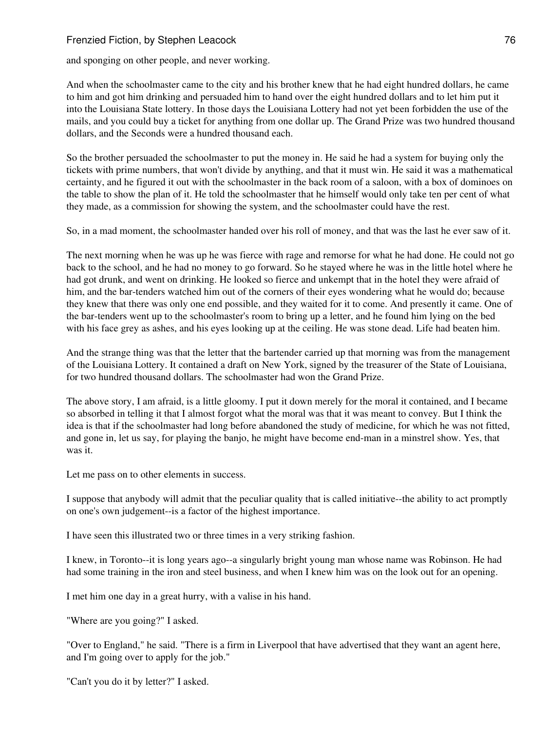and sponging on other people, and never working.

And when the schoolmaster came to the city and his brother knew that he had eight hundred dollars, he came to him and got him drinking and persuaded him to hand over the eight hundred dollars and to let him put it into the Louisiana State lottery. In those days the Louisiana Lottery had not yet been forbidden the use of the mails, and you could buy a ticket for anything from one dollar up. The Grand Prize was two hundred thousand dollars, and the Seconds were a hundred thousand each.

So the brother persuaded the schoolmaster to put the money in. He said he had a system for buying only the tickets with prime numbers, that won't divide by anything, and that it must win. He said it was a mathematical certainty, and he figured it out with the schoolmaster in the back room of a saloon, with a box of dominoes on the table to show the plan of it. He told the schoolmaster that he himself would only take ten per cent of what they made, as a commission for showing the system, and the schoolmaster could have the rest.

So, in a mad moment, the schoolmaster handed over his roll of money, and that was the last he ever saw of it.

The next morning when he was up he was fierce with rage and remorse for what he had done. He could not go back to the school, and he had no money to go forward. So he stayed where he was in the little hotel where he had got drunk, and went on drinking. He looked so fierce and unkempt that in the hotel they were afraid of him, and the bar-tenders watched him out of the corners of their eyes wondering what he would do; because they knew that there was only one end possible, and they waited for it to come. And presently it came. One of the bar-tenders went up to the schoolmaster's room to bring up a letter, and he found him lying on the bed with his face grey as ashes, and his eyes looking up at the ceiling. He was stone dead. Life had beaten him.

And the strange thing was that the letter that the bartender carried up that morning was from the management of the Louisiana Lottery. It contained a draft on New York, signed by the treasurer of the State of Louisiana, for two hundred thousand dollars. The schoolmaster had won the Grand Prize.

The above story, I am afraid, is a little gloomy. I put it down merely for the moral it contained, and I became so absorbed in telling it that I almost forgot what the moral was that it was meant to convey. But I think the idea is that if the schoolmaster had long before abandoned the study of medicine, for which he was not fitted, and gone in, let us say, for playing the banjo, he might have become end-man in a minstrel show. Yes, that was it.

Let me pass on to other elements in success.

I suppose that anybody will admit that the peculiar quality that is called initiative--the ability to act promptly on one's own judgement--is a factor of the highest importance.

I have seen this illustrated two or three times in a very striking fashion.

I knew, in Toronto--it is long years ago--a singularly bright young man whose name was Robinson. He had had some training in the iron and steel business, and when I knew him was on the look out for an opening.

I met him one day in a great hurry, with a valise in his hand.

"Where are you going?" I asked.

"Over to England," he said. "There is a firm in Liverpool that have advertised that they want an agent here, and I'm going over to apply for the job."

"Can't you do it by letter?" I asked.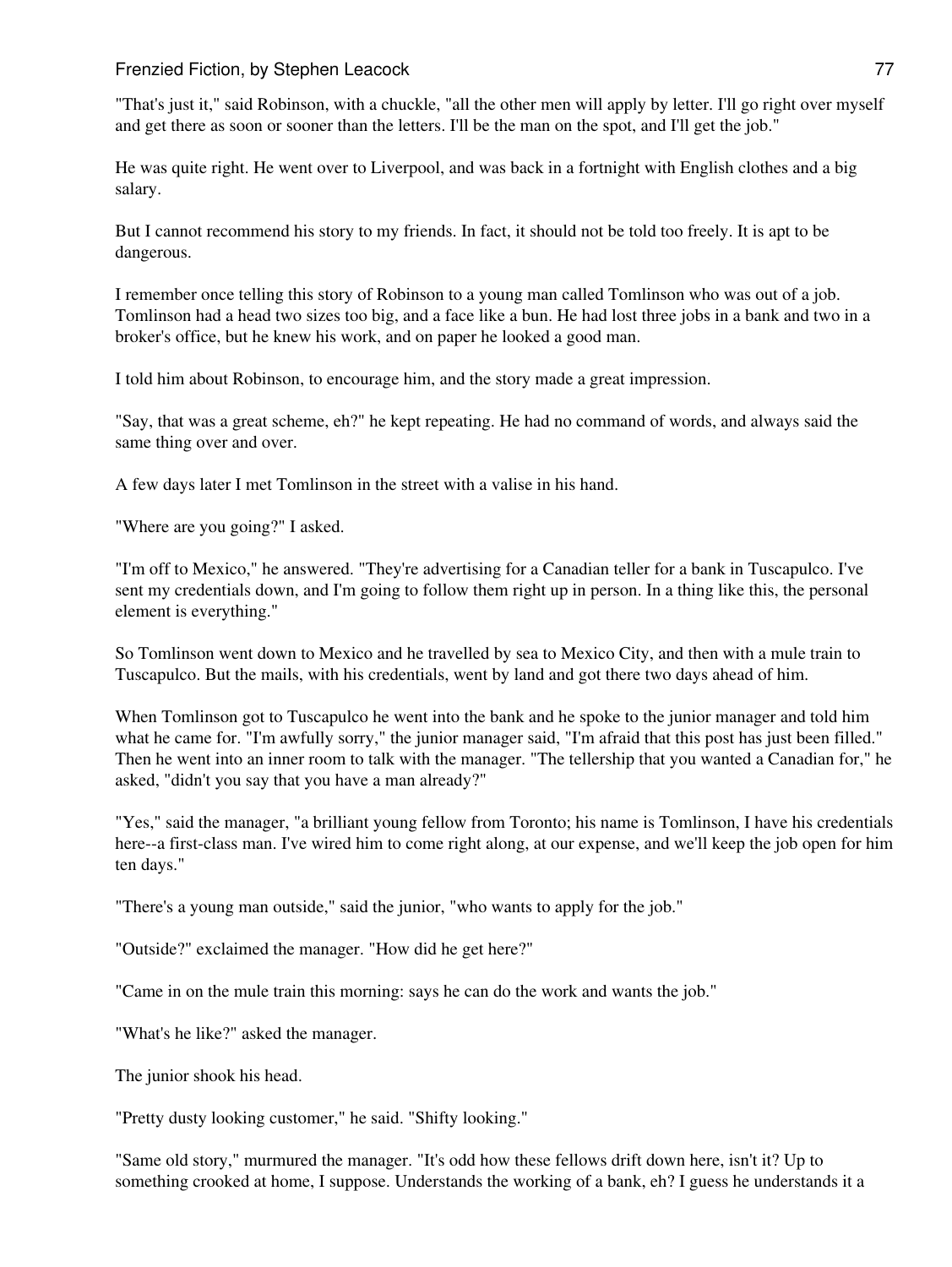"That's just it," said Robinson, with a chuckle, "all the other men will apply by letter. I'll go right over myself and get there as soon or sooner than the letters. I'll be the man on the spot, and I'll get the job."

He was quite right. He went over to Liverpool, and was back in a fortnight with English clothes and a big salary.

But I cannot recommend his story to my friends. In fact, it should not be told too freely. It is apt to be dangerous.

I remember once telling this story of Robinson to a young man called Tomlinson who was out of a job. Tomlinson had a head two sizes too big, and a face like a bun. He had lost three jobs in a bank and two in a broker's office, but he knew his work, and on paper he looked a good man.

I told him about Robinson, to encourage him, and the story made a great impression.

"Say, that was a great scheme, eh?" he kept repeating. He had no command of words, and always said the same thing over and over.

A few days later I met Tomlinson in the street with a valise in his hand.

"Where are you going?" I asked.

"I'm off to Mexico," he answered. "They're advertising for a Canadian teller for a bank in Tuscapulco. I've sent my credentials down, and I'm going to follow them right up in person. In a thing like this, the personal element is everything."

So Tomlinson went down to Mexico and he travelled by sea to Mexico City, and then with a mule train to Tuscapulco. But the mails, with his credentials, went by land and got there two days ahead of him.

When Tomlinson got to Tuscapulco he went into the bank and he spoke to the junior manager and told him what he came for. "I'm awfully sorry," the junior manager said, "I'm afraid that this post has just been filled." Then he went into an inner room to talk with the manager. "The tellership that you wanted a Canadian for," he asked, "didn't you say that you have a man already?"

"Yes," said the manager, "a brilliant young fellow from Toronto; his name is Tomlinson, I have his credentials here--a first-class man. I've wired him to come right along, at our expense, and we'll keep the job open for him ten days."

"There's a young man outside," said the junior, "who wants to apply for the job."

"Outside?" exclaimed the manager. "How did he get here?"

"Came in on the mule train this morning: says he can do the work and wants the job."

"What's he like?" asked the manager.

The junior shook his head.

"Pretty dusty looking customer," he said. "Shifty looking."

"Same old story," murmured the manager. "It's odd how these fellows drift down here, isn't it? Up to something crooked at home, I suppose. Understands the working of a bank, eh? I guess he understands it a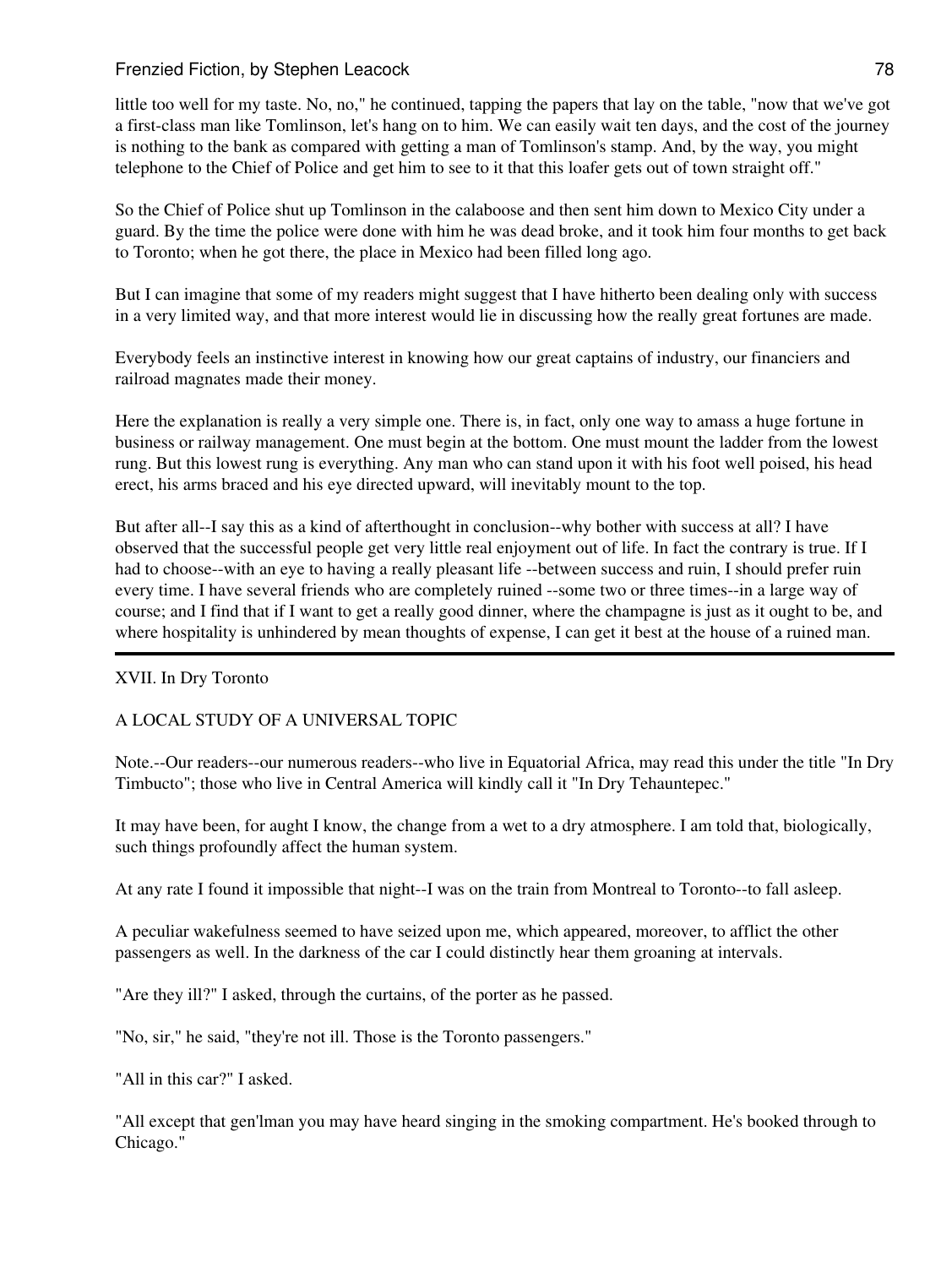little too well for my taste. No, no," he continued, tapping the papers that lay on the table, "now that we've got a first-class man like Tomlinson, let's hang on to him. We can easily wait ten days, and the cost of the journey is nothing to the bank as compared with getting a man of Tomlinson's stamp. And, by the way, you might telephone to the Chief of Police and get him to see to it that this loafer gets out of town straight off."

So the Chief of Police shut up Tomlinson in the calaboose and then sent him down to Mexico City under a guard. By the time the police were done with him he was dead broke, and it took him four months to get back to Toronto; when he got there, the place in Mexico had been filled long ago.

But I can imagine that some of my readers might suggest that I have hitherto been dealing only with success in a very limited way, and that more interest would lie in discussing how the really great fortunes are made.

Everybody feels an instinctive interest in knowing how our great captains of industry, our financiers and railroad magnates made their money.

Here the explanation is really a very simple one. There is, in fact, only one way to amass a huge fortune in business or railway management. One must begin at the bottom. One must mount the ladder from the lowest rung. But this lowest rung is everything. Any man who can stand upon it with his foot well poised, his head erect, his arms braced and his eye directed upward, will inevitably mount to the top.

But after all--I say this as a kind of afterthought in conclusion--why bother with success at all? I have observed that the successful people get very little real enjoyment out of life. In fact the contrary is true. If I had to choose--with an eye to having a really pleasant life --between success and ruin, I should prefer ruin every time. I have several friends who are completely ruined --some two or three times--in a large way of course; and I find that if I want to get a really good dinner, where the champagne is just as it ought to be, and where hospitality is unhindered by mean thoughts of expense, I can get it best at the house of a ruined man.

---

## XVII. In Dry Toronto

### A LOCAL STUDY OF A UNIVERSAL TOPIC

Note.--Our readers--our numerous readers--who live in Equatorial Africa, may read this under the title "In Dry Timbucto"; those who live in Central America will kindly call it "In Dry Tehauntepec."

It may have been, for aught I know, the change from a wet to a dry atmosphere. I am told that, biologically, such things profoundly affect the human system.

At any rate I found it impossible that night--I was on the train from Montreal to Toronto--to fall asleep.

A peculiar wakefulness seemed to have seized upon me, which appeared, moreover, to afflict the other passengers as well. In the darkness of the car I could distinctly hear them groaning at intervals.

"Are they ill?" I asked, through the curtains, of the porter as he passed.

"No, sir," he said, "they're not ill. Those is the Toronto passengers."

"All in this car?" I asked.

"All except that gen'lman you may have heard singing in the smoking compartment. He's booked through to Chicago."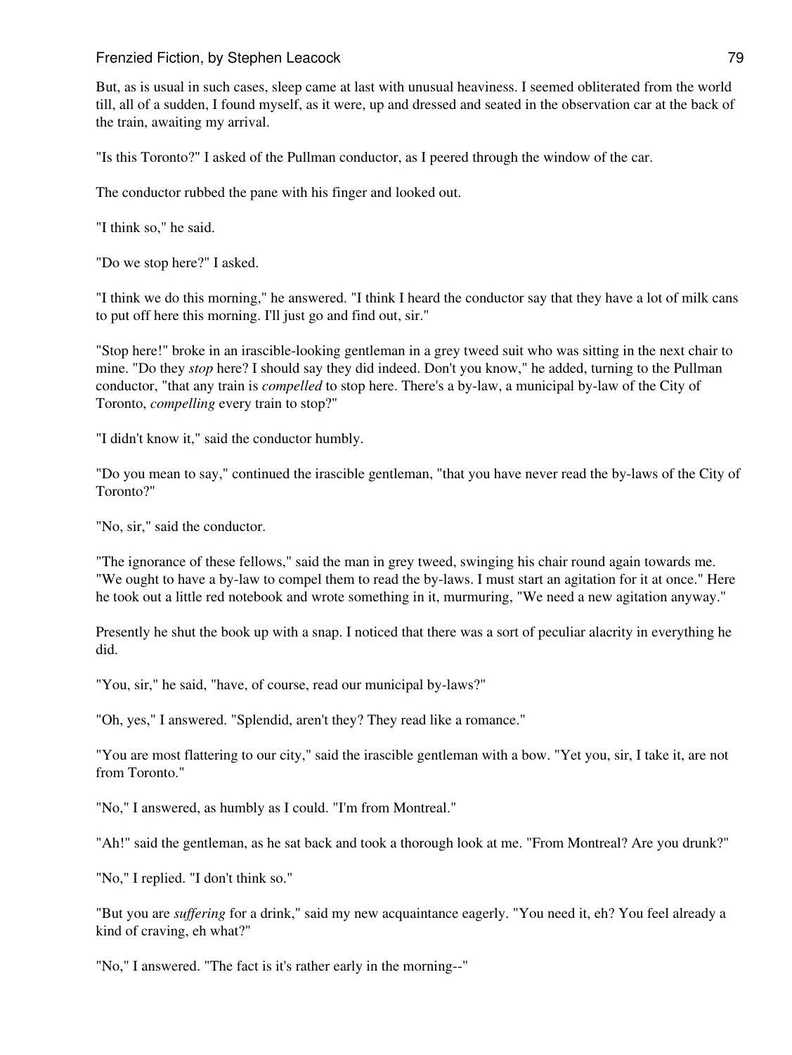But, as is usual in such cases, sleep came at last with unusual heaviness. I seemed obliterated from the world till, all of a sudden, I found myself, as it were, up and dressed and seated in the observation car at the back of the train, awaiting my arrival.

"Is this Toronto?" I asked of the Pullman conductor, as I peered through the window of the car.

The conductor rubbed the pane with his finger and looked out.

"I think so," he said.

"Do we stop here?" I asked.

"I think we do this morning," he answered. "I think I heard the conductor say that they have a lot of milk cans to put off here this morning. I'll just go and find out, sir."

"Stop here!" broke in an irascible-looking gentleman in a grey tweed suit who was sitting in the next chair to mine. "Do they *stop* here? I should say they did indeed. Don't you know," he added, turning to the Pullman conductor, "that any train is *compelled* to stop here. There's a by-law, a municipal by-law of the City of Toronto, *compelling* every train to stop?"

"I didn't know it," said the conductor humbly.

"Do you mean to say," continued the irascible gentleman, "that you have never read the by-laws of the City of Toronto?"

"No, sir," said the conductor.

"The ignorance of these fellows," said the man in grey tweed, swinging his chair round again towards me. "We ought to have a by-law to compel them to read the by-laws. I must start an agitation for it at once." Here he took out a little red notebook and wrote something in it, murmuring, "We need a new agitation anyway."

Presently he shut the book up with a snap. I noticed that there was a sort of peculiar alacrity in everything he did.

"You, sir," he said, "have, of course, read our municipal by-laws?"

"Oh, yes," I answered. "Splendid, aren't they? They read like a romance."

"You are most flattering to our city," said the irascible gentleman with a bow. "Yet you, sir, I take it, are not from Toronto."

"No," I answered, as humbly as I could. "I'm from Montreal."

"Ah!" said the gentleman, as he sat back and took a thorough look at me. "From Montreal? Are you drunk?"

"No," I replied. "I don't think so."

"But you are *suffering* for a drink," said my new acquaintance eagerly. "You need it, eh? You feel already a kind of craving, eh what?"

"No," I answered. "The fact is it's rather early in the morning--"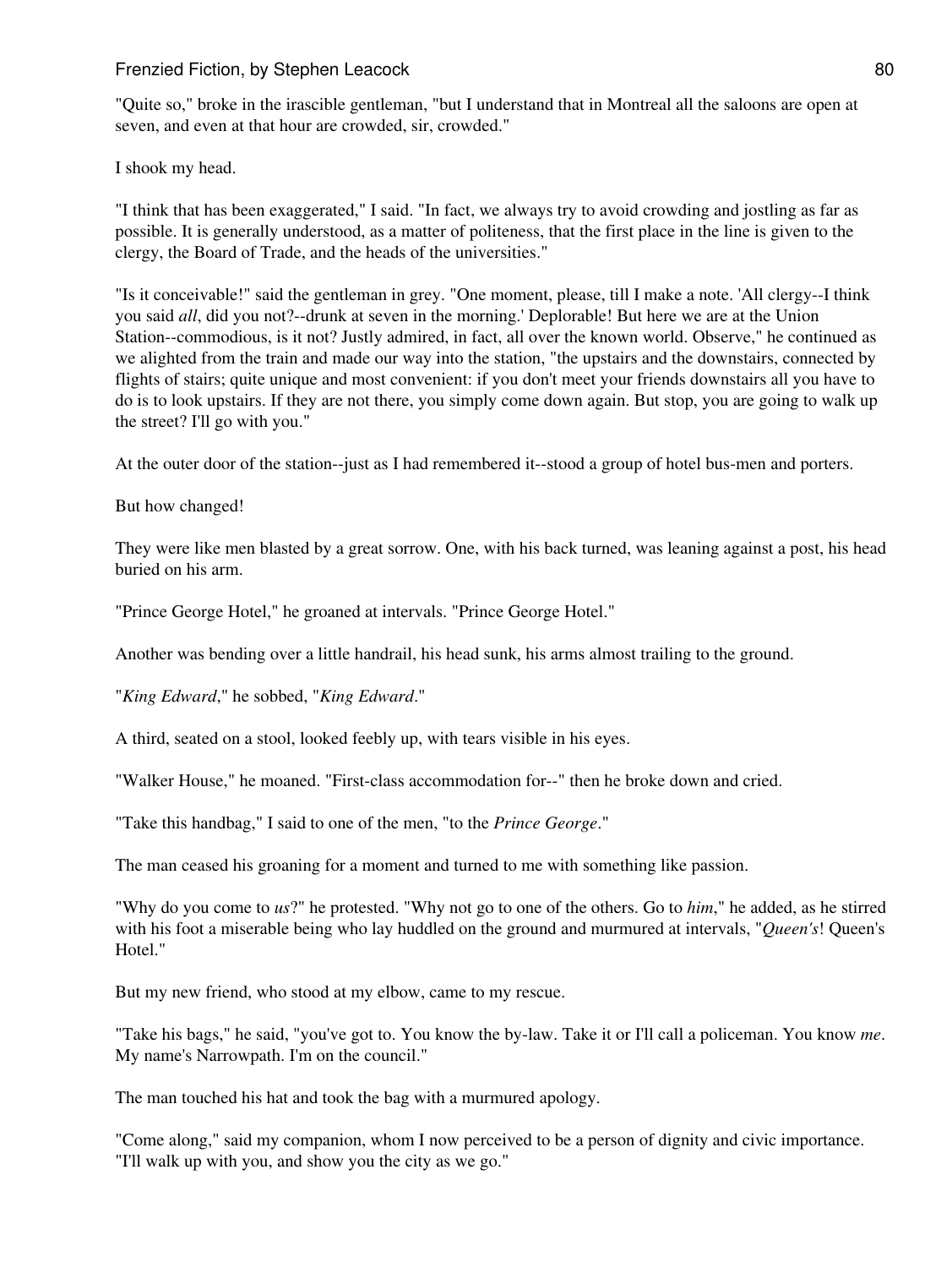"Quite so," broke in the irascible gentleman, "but I understand that in Montreal all the saloons are open at seven, and even at that hour are crowded, sir, crowded."

I shook my head.

"I think that has been exaggerated," I said. "In fact, we always try to avoid crowding and jostling as far as possible. It is generally understood, as a matter of politeness, that the first place in the line is given to the clergy, the Board of Trade, and the heads of the universities."

"Is it conceivable!" said the gentleman in grey. "One moment, please, till I make a note. 'All clergy--I think you said *all*, did you not?--drunk at seven in the morning.' Deplorable! But here we are at the Union Station--commodious, is it not? Justly admired, in fact, all over the known world. Observe," he continued as we alighted from the train and made our way into the station, "the upstairs and the downstairs, connected by flights of stairs; quite unique and most convenient: if you don't meet your friends downstairs all you have to do is to look upstairs. If they are not there, you simply come down again. But stop, you are going to walk up the street? I'll go with you."

At the outer door of the station--just as I had remembered it--stood a group of hotel bus-men and porters.

But how changed!

They were like men blasted by a great sorrow. One, with his back turned, was leaning against a post, his head buried on his arm.

"Prince George Hotel," he groaned at intervals. "Prince George Hotel."

Another was bending over a little handrail, his head sunk, his arms almost trailing to the ground.

"*King Edward*," he sobbed, "*King Edward*."

A third, seated on a stool, looked feebly up, with tears visible in his eyes.

"Walker House," he moaned. "First-class accommodation for--" then he broke down and cried.

"Take this handbag," I said to one of the men, "to the *Prince George*."

The man ceased his groaning for a moment and turned to me with something like passion.

"Why do you come to *us*?" he protested. "Why not go to one of the others. Go to *him*," he added, as he stirred with his foot a miserable being who lay huddled on the ground and murmured at intervals, "*Queen's*! Queen's Hotel."

But my new friend, who stood at my elbow, came to my rescue.

"Take his bags," he said, "you've got to. You know the by-law. Take it or I'll call a policeman. You know *me*. My name's Narrowpath. I'm on the council."

The man touched his hat and took the bag with a murmured apology.

"Come along," said my companion, whom I now perceived to be a person of dignity and civic importance. "I'll walk up with you, and show you the city as we go."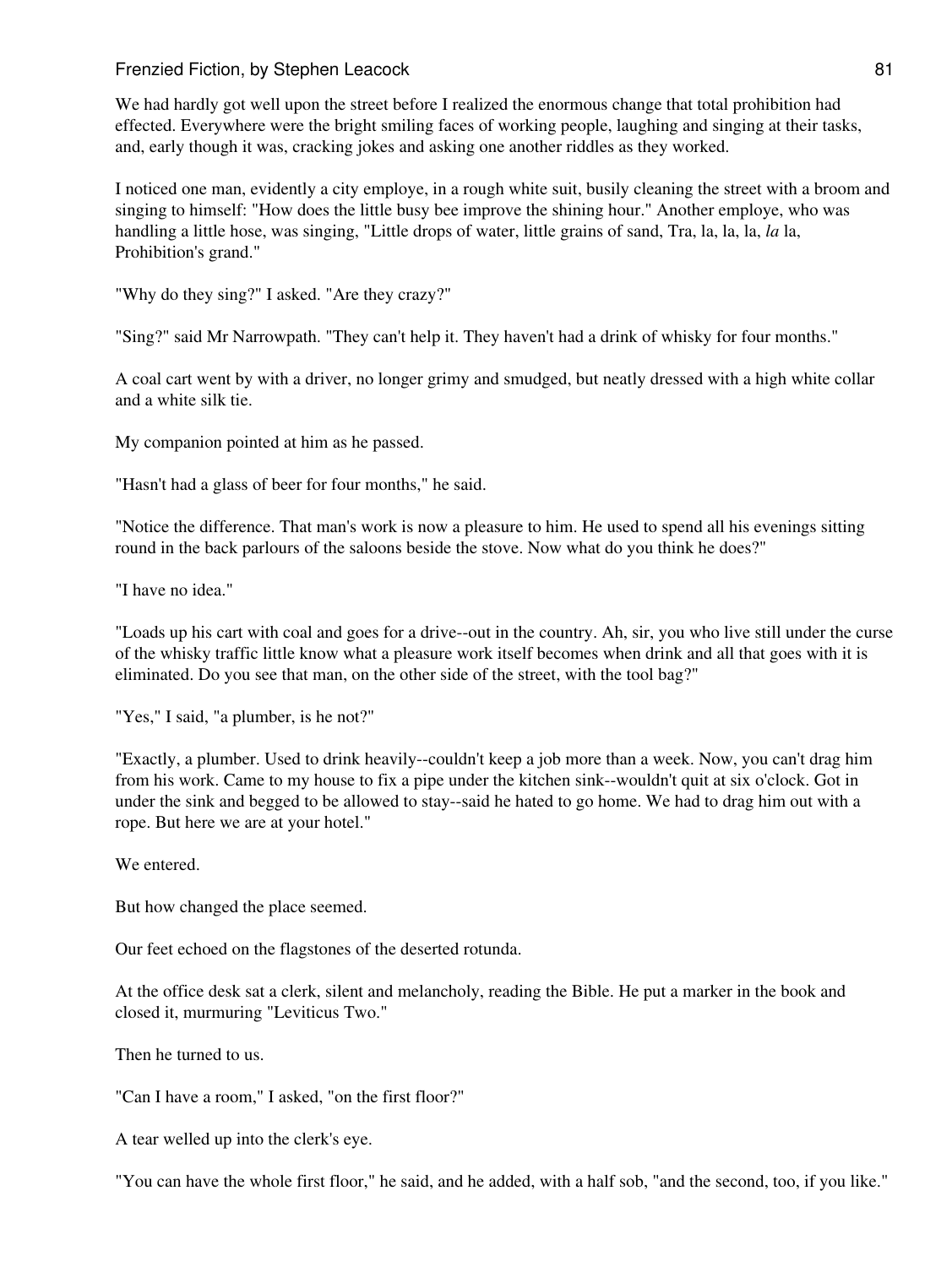We had hardly got well upon the street before I realized the enormous change that total prohibition had effected. Everywhere were the bright smiling faces of working people, laughing and singing at their tasks, and, early though it was, cracking jokes and asking one another riddles as they worked.

I noticed one man, evidently a city employe, in a rough white suit, busily cleaning the street with a broom and singing to himself: "How does the little busy bee improve the shining hour." Another employe, who was handling a little hose, was singing, "Little drops of water, little grains of sand, Tra, la, la, la, *la* la, Prohibition's grand."

"Why do they sing?" I asked. "Are they crazy?"

"Sing?" said Mr Narrowpath. "They can't help it. They haven't had a drink of whisky for four months."

A coal cart went by with a driver, no longer grimy and smudged, but neatly dressed with a high white collar and a white silk tie.

My companion pointed at him as he passed.

"Hasn't had a glass of beer for four months," he said.

"Notice the difference. That man's work is now a pleasure to him. He used to spend all his evenings sitting round in the back parlours of the saloons beside the stove. Now what do you think he does?"

"I have no idea."

"Loads up his cart with coal and goes for a drive--out in the country. Ah, sir, you who live still under the curse of the whisky traffic little know what a pleasure work itself becomes when drink and all that goes with it is eliminated. Do you see that man, on the other side of the street, with the tool bag?"

"Yes," I said, "a plumber, is he not?"

"Exactly, a plumber. Used to drink heavily--couldn't keep a job more than a week. Now, you can't drag him from his work. Came to my house to fix a pipe under the kitchen sink--wouldn't quit at six o'clock. Got in under the sink and begged to be allowed to stay--said he hated to go home. We had to drag him out with a rope. But here we are at your hotel."

We entered.

But how changed the place seemed.

Our feet echoed on the flagstones of the deserted rotunda.

At the office desk sat a clerk, silent and melancholy, reading the Bible. He put a marker in the book and closed it, murmuring "Leviticus Two."

Then he turned to us.

"Can I have a room," I asked, "on the first floor?"

A tear welled up into the clerk's eye.

"You can have the whole first floor," he said, and he added, with a half sob, "and the second, too, if you like."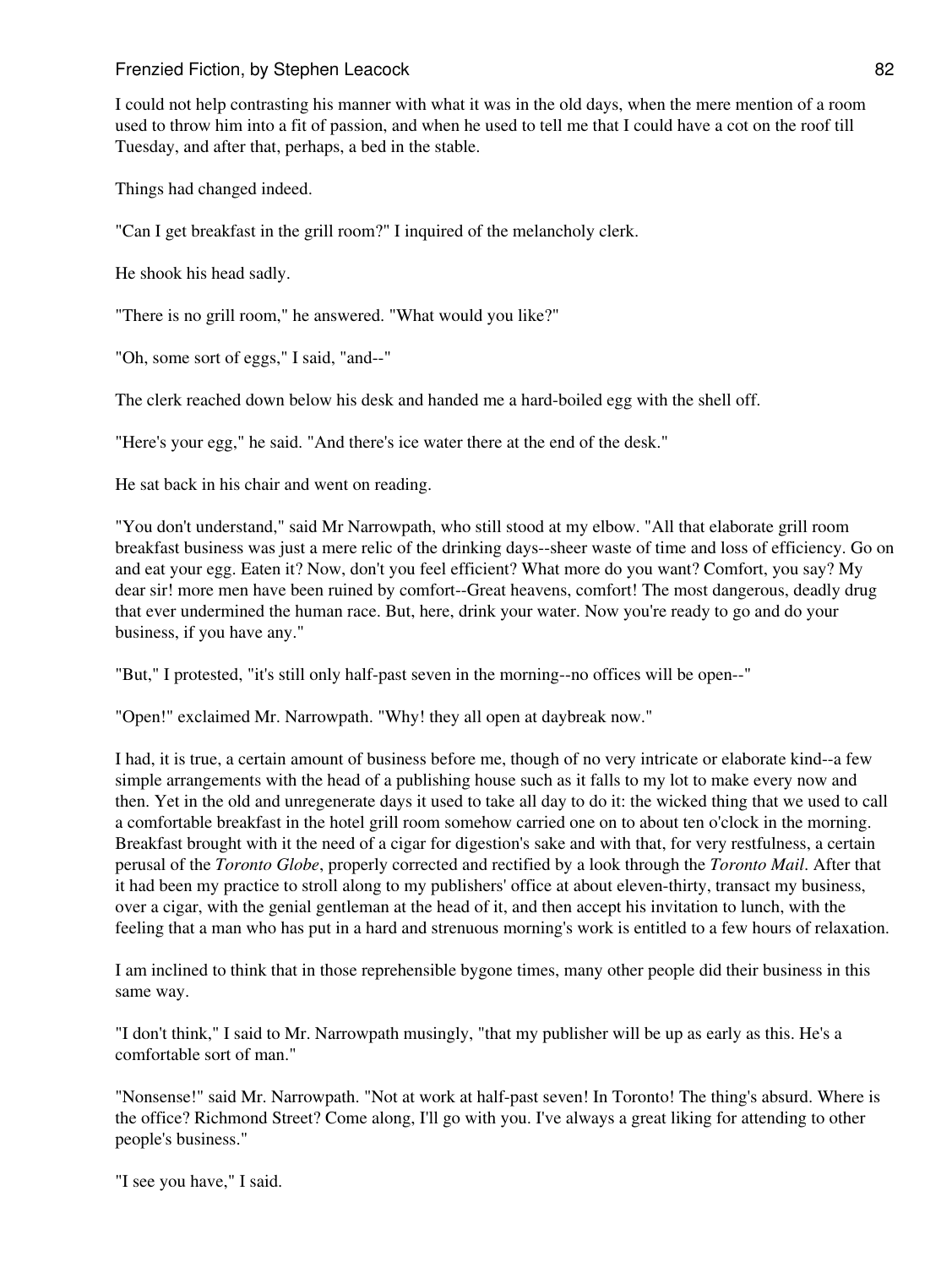I could not help contrasting his manner with what it was in the old days, when the mere mention of a room used to throw him into a fit of passion, and when he used to tell me that I could have a cot on the roof till Tuesday, and after that, perhaps, a bed in the stable.

Things had changed indeed.

"Can I get breakfast in the grill room?" I inquired of the melancholy clerk.

He shook his head sadly.

"There is no grill room," he answered. "What would you like?"

"Oh, some sort of eggs," I said, "and--"

The clerk reached down below his desk and handed me a hard-boiled egg with the shell off.

"Here's your egg," he said. "And there's ice water there at the end of the desk."

He sat back in his chair and went on reading.

"You don't understand," said Mr Narrowpath, who still stood at my elbow. "All that elaborate grill room breakfast business was just a mere relic of the drinking days--sheer waste of time and loss of efficiency. Go on and eat your egg. Eaten it? Now, don't you feel efficient? What more do you want? Comfort, you say? My dear sir! more men have been ruined by comfort--Great heavens, comfort! The most dangerous, deadly drug that ever undermined the human race. But, here, drink your water. Now you're ready to go and do your business, if you have any."

"But," I protested, "it's still only half-past seven in the morning--no offices will be open--"

"Open!" exclaimed Mr. Narrowpath. "Why! they all open at daybreak now."

I had, it is true, a certain amount of business before me, though of no very intricate or elaborate kind--a few simple arrangements with the head of a publishing house such as it falls to my lot to make every now and then. Yet in the old and unregenerate days it used to take all day to do it: the wicked thing that we used to call a comfortable breakfast in the hotel grill room somehow carried one on to about ten o'clock in the morning. Breakfast brought with it the need of a cigar for digestion's sake and with that, for very restfulness, a certain perusal of the *Toronto Globe*, properly corrected and rectified by a look through the *Toronto Mail*. After that it had been my practice to stroll along to my publishers' office at about eleven-thirty, transact my business, over a cigar, with the genial gentleman at the head of it, and then accept his invitation to lunch, with the feeling that a man who has put in a hard and strenuous morning's work is entitled to a few hours of relaxation.

I am inclined to think that in those reprehensible bygone times, many other people did their business in this same way.

"I don't think," I said to Mr. Narrowpath musingly, "that my publisher will be up as early as this. He's a comfortable sort of man."

"Nonsense!" said Mr. Narrowpath. "Not at work at half-past seven! In Toronto! The thing's absurd. Where is the office? Richmond Street? Come along, I'll go with you. I've always a great liking for attending to other people's business."

"I see you have," I said.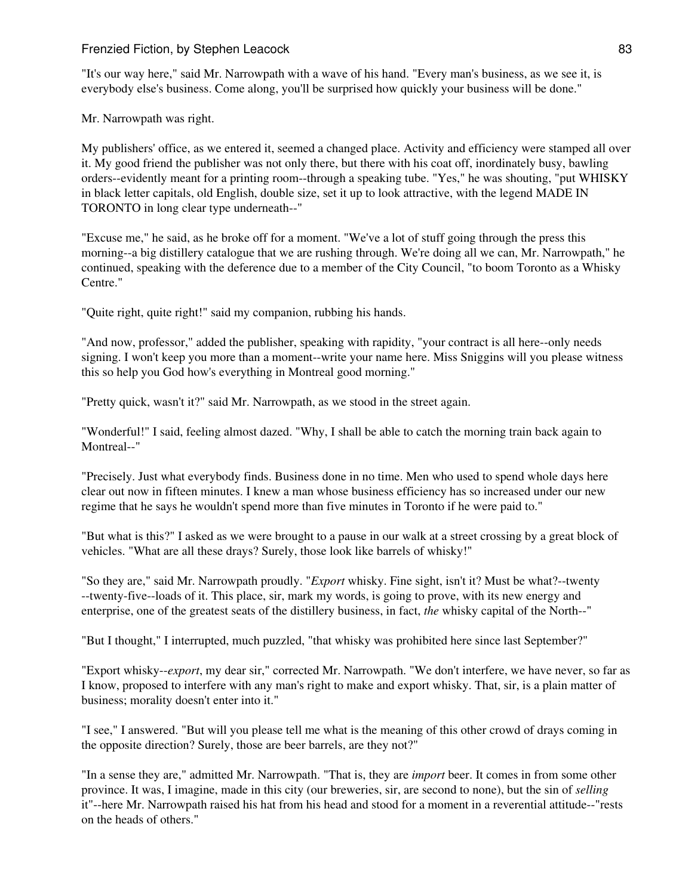"It's our way here," said Mr. Narrowpath with a wave of his hand. "Every man's business, as we see it, is everybody else's business. Come along, you'll be surprised how quickly your business will be done."

Mr. Narrowpath was right.

My publishers' office, as we entered it, seemed a changed place. Activity and efficiency were stamped all over it. My good friend the publisher was not only there, but there with his coat off, inordinately busy, bawling orders--evidently meant for a printing room--through a speaking tube. "Yes," he was shouting, "put WHISKY in black letter capitals, old English, double size, set it up to look attractive, with the legend MADE IN TORONTO in long clear type underneath--"

"Excuse me," he said, as he broke off for a moment. "We've a lot of stuff going through the press this morning--a big distillery catalogue that we are rushing through. We're doing all we can, Mr. Narrowpath," he continued, speaking with the deference due to a member of the City Council, "to boom Toronto as a Whisky Centre."

"Quite right, quite right!" said my companion, rubbing his hands.

"And now, professor," added the publisher, speaking with rapidity, "your contract is all here--only needs signing. I won't keep you more than a moment--write your name here. Miss Sniggins will you please witness this so help you God how's everything in Montreal good morning."

"Pretty quick, wasn't it?" said Mr. Narrowpath, as we stood in the street again.

"Wonderful!" I said, feeling almost dazed. "Why, I shall be able to catch the morning train back again to Montreal--"

"Precisely. Just what everybody finds. Business done in no time. Men who used to spend whole days here clear out now in fifteen minutes. I knew a man whose business efficiency has so increased under our new regime that he says he wouldn't spend more than five minutes in Toronto if he were paid to."

"But what is this?" I asked as we were brought to a pause in our walk at a street crossing by a great block of vehicles. "What are all these drays? Surely, those look like barrels of whisky!"

"So they are," said Mr. Narrowpath proudly. "*Export* whisky. Fine sight, isn't it? Must be what?--twenty --twenty-five--loads of it. This place, sir, mark my words, is going to prove, with its new energy and enterprise, one of the greatest seats of the distillery business, in fact, *the* whisky capital of the North--"

"But I thought," I interrupted, much puzzled, "that whisky was prohibited here since last September?"

"Export whisky--*export*, my dear sir," corrected Mr. Narrowpath. "We don't interfere, we have never, so far as I know, proposed to interfere with any man's right to make and export whisky. That, sir, is a plain matter of business; morality doesn't enter into it."

"I see," I answered. "But will you please tell me what is the meaning of this other crowd of drays coming in the opposite direction? Surely, those are beer barrels, are they not?"

"In a sense they are," admitted Mr. Narrowpath. "That is, they are *import* beer. It comes in from some other province. It was, I imagine, made in this city (our breweries, sir, are second to none), but the sin of *selling* it"--here Mr. Narrowpath raised his hat from his head and stood for a moment in a reverential attitude--"rests on the heads of others."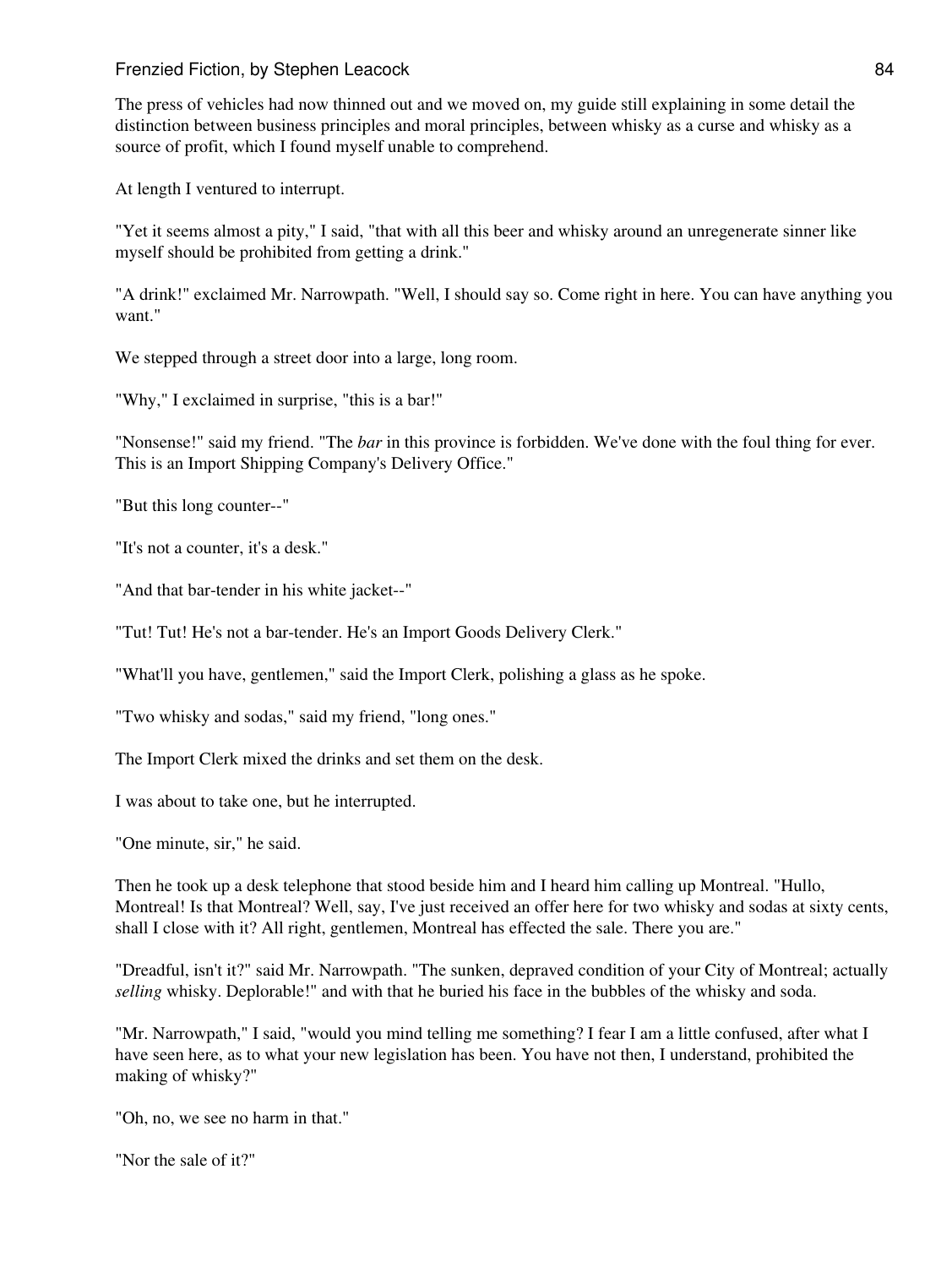The press of vehicles had now thinned out and we moved on, my guide still explaining in some detail the distinction between business principles and moral principles, between whisky as a curse and whisky as a source of profit, which I found myself unable to comprehend.

At length I ventured to interrupt.

"Yet it seems almost a pity," I said, "that with all this beer and whisky around an unregenerate sinner like myself should be prohibited from getting a drink."

"A drink!" exclaimed Mr. Narrowpath. "Well, I should say so. Come right in here. You can have anything you want."

We stepped through a street door into a large, long room.

"Why," I exclaimed in surprise, "this is a bar!"

"Nonsense!" said my friend. "The *bar* in this province is forbidden. We've done with the foul thing for ever. This is an Import Shipping Company's Delivery Office."

"But this long counter--"

"It's not a counter, it's a desk."

"And that bar-tender in his white jacket--"

"Tut! Tut! He's not a bar-tender. He's an Import Goods Delivery Clerk."

"What'll you have, gentlemen," said the Import Clerk, polishing a glass as he spoke.

"Two whisky and sodas," said my friend, "long ones."

The Import Clerk mixed the drinks and set them on the desk.

I was about to take one, but he interrupted.

"One minute, sir," he said.

Then he took up a desk telephone that stood beside him and I heard him calling up Montreal. "Hullo, Montreal! Is that Montreal? Well, say, I've just received an offer here for two whisky and sodas at sixty cents, shall I close with it? All right, gentlemen, Montreal has effected the sale. There you are."

"Dreadful, isn't it?" said Mr. Narrowpath. "The sunken, depraved condition of your City of Montreal; actually *selling* whisky. Deplorable!" and with that he buried his face in the bubbles of the whisky and soda.

"Mr. Narrowpath," I said, "would you mind telling me something? I fear I am a little confused, after what I have seen here, as to what your new legislation has been. You have not then, I understand, prohibited the making of whisky?"

"Oh, no, we see no harm in that."

"Nor the sale of it?"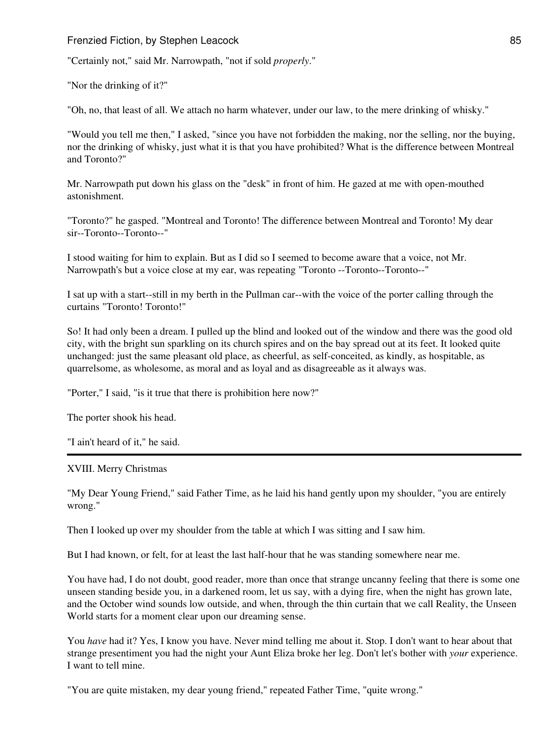"Certainly not," said Mr. Narrowpath, "not if sold *properly*."

"Nor the drinking of it?"

"Oh, no, that least of all. We attach no harm whatever, under our law, to the mere drinking of whisky."

"Would you tell me then," I asked, "since you have not forbidden the making, nor the selling, nor the buying, nor the drinking of whisky, just what it is that you have prohibited? What is the difference between Montreal and Toronto?"

Mr. Narrowpath put down his glass on the "desk" in front of him. He gazed at me with open-mouthed astonishment.

"Toronto?" he gasped. "Montreal and Toronto! The difference between Montreal and Toronto! My dear sir--Toronto--Toronto--"

I stood waiting for him to explain. But as I did so I seemed to become aware that a voice, not Mr. Narrowpath's but a voice close at my ear, was repeating "Toronto --Toronto--Toronto--"

I sat up with a start--still in my berth in the Pullman car--with the voice of the porter calling through the curtains "Toronto! Toronto!"

So! It had only been a dream. I pulled up the blind and looked out of the window and there was the good old city, with the bright sun sparkling on its church spires and on the bay spread out at its feet. It looked quite unchanged: just the same pleasant old place, as cheerful, as self-conceited, as kindly, as hospitable, as quarrelsome, as wholesome, as moral and as loyal and as disagreeable as it always was.

"Porter," I said, "is it true that there is prohibition here now?"

The porter shook his head.

"I ain't heard of it," he said.

---

## XVIII. Merry Christmas

"My Dear Young Friend," said Father Time, as he laid his hand gently upon my shoulder, "you are entirely wrong."

Then I looked up over my shoulder from the table at which I was sitting and I saw him.

But I had known, or felt, for at least the last half-hour that he was standing somewhere near me.

You have had, I do not doubt, good reader, more than once that strange uncanny feeling that there is some one unseen standing beside you, in a darkened room, let us say, with a dying fire, when the night has grown late, and the October wind sounds low outside, and when, through the thin curtain that we call Reality, the Unseen World starts for a moment clear upon our dreaming sense.

You *have* had it? Yes, I know you have. Never mind telling me about it. Stop. I don't want to hear about that strange presentiment you had the night your Aunt Eliza broke her leg. Don't let's bother with *your* experience. I want to tell mine.

"You are quite mistaken, my dear young friend," repeated Father Time, "quite wrong."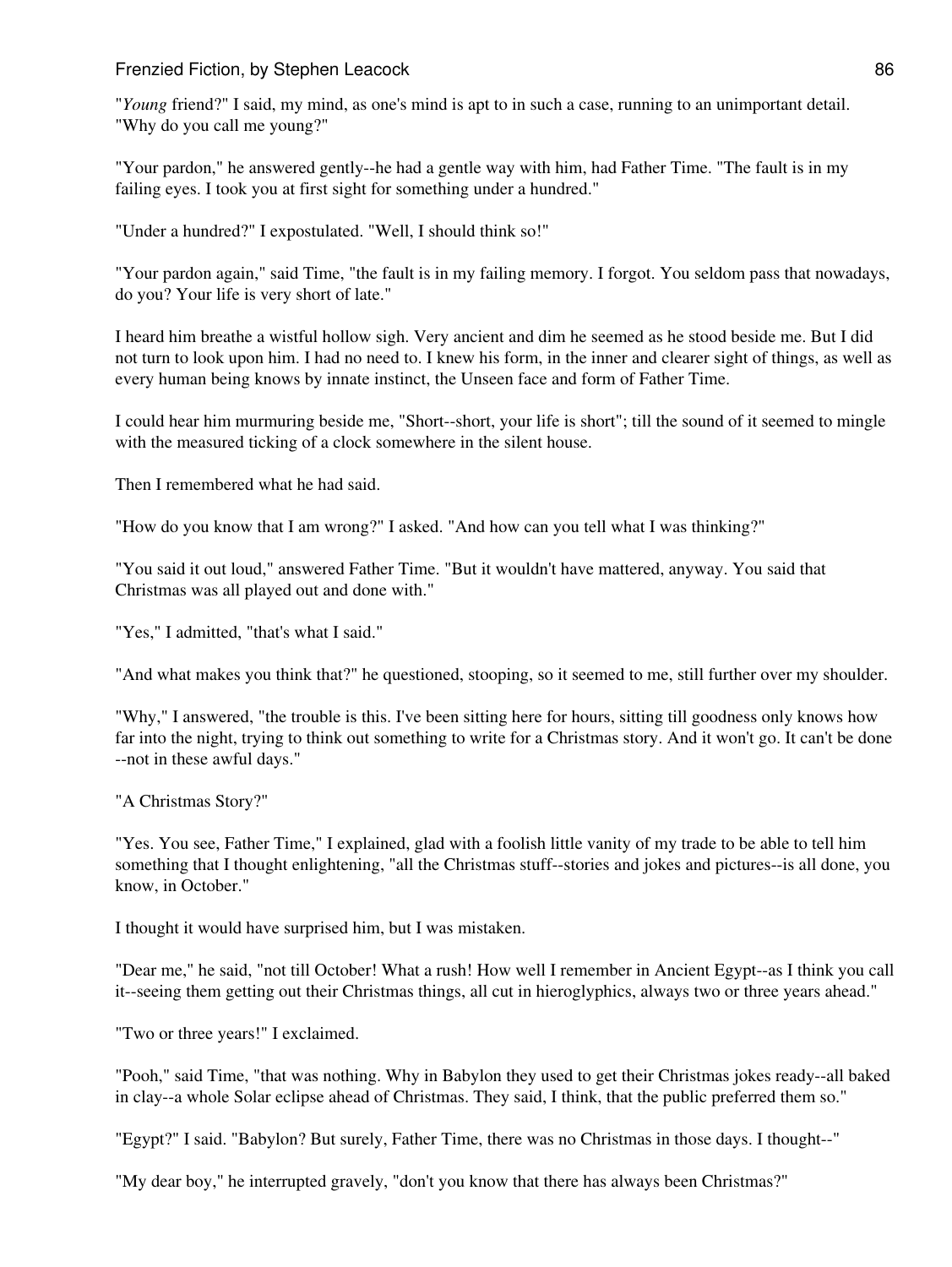"*Young* friend?" I said, my mind, as one's mind is apt to in such a case, running to an unimportant detail. "Why do you call me young?"

"Your pardon," he answered gently--he had a gentle way with him, had Father Time. "The fault is in my failing eyes. I took you at first sight for something under a hundred."

"Under a hundred?" I expostulated. "Well, I should think so!"

"Your pardon again," said Time, "the fault is in my failing memory. I forgot. You seldom pass that nowadays, do you? Your life is very short of late."

I heard him breathe a wistful hollow sigh. Very ancient and dim he seemed as he stood beside me. But I did not turn to look upon him. I had no need to. I knew his form, in the inner and clearer sight of things, as well as every human being knows by innate instinct, the Unseen face and form of Father Time.

I could hear him murmuring beside me, "Short--short, your life is short"; till the sound of it seemed to mingle with the measured ticking of a clock somewhere in the silent house.

Then I remembered what he had said.

"How do you know that I am wrong?" I asked. "And how can you tell what I was thinking?"

"You said it out loud," answered Father Time. "But it wouldn't have mattered, anyway. You said that Christmas was all played out and done with."

"Yes," I admitted, "that's what I said."

"And what makes you think that?" he questioned, stooping, so it seemed to me, still further over my shoulder.

"Why," I answered, "the trouble is this. I've been sitting here for hours, sitting till goodness only knows how far into the night, trying to think out something to write for a Christmas story. And it won't go. It can't be done --not in these awful days."

"A Christmas Story?"

"Yes. You see, Father Time," I explained, glad with a foolish little vanity of my trade to be able to tell him something that I thought enlightening, "all the Christmas stuff--stories and jokes and pictures--is all done, you know, in October."

I thought it would have surprised him, but I was mistaken.

"Dear me," he said, "not till October! What a rush! How well I remember in Ancient Egypt--as I think you call it--seeing them getting out their Christmas things, all cut in hieroglyphics, always two or three years ahead."

"Two or three years!" I exclaimed.

"Pooh," said Time, "that was nothing. Why in Babylon they used to get their Christmas jokes ready--all baked in clay--a whole Solar eclipse ahead of Christmas. They said, I think, that the public preferred them so."

"Egypt?" I said. "Babylon? But surely, Father Time, there was no Christmas in those days. I thought--"

"My dear boy," he interrupted gravely, "don't you know that there has always been Christmas?"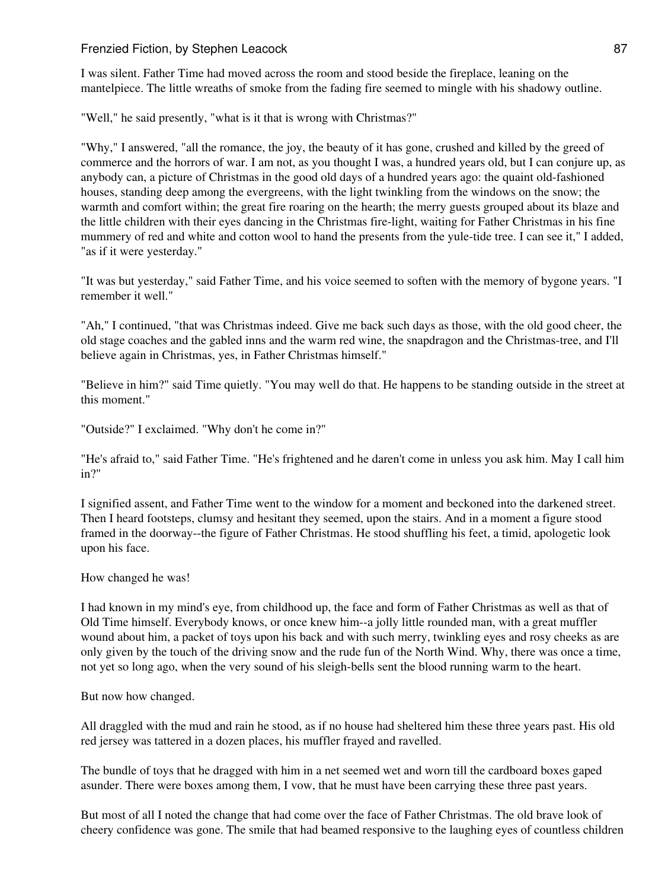I was silent. Father Time had moved across the room and stood beside the fireplace, leaning on the mantelpiece. The little wreaths of smoke from the fading fire seemed to mingle with his shadowy outline.

"Well," he said presently, "what is it that is wrong with Christmas?"

"Why," I answered, "all the romance, the joy, the beauty of it has gone, crushed and killed by the greed of commerce and the horrors of war. I am not, as you thought I was, a hundred years old, but I can conjure up, as anybody can, a picture of Christmas in the good old days of a hundred years ago: the quaint old-fashioned houses, standing deep among the evergreens, with the light twinkling from the windows on the snow; the warmth and comfort within; the great fire roaring on the hearth; the merry guests grouped about its blaze and the little children with their eyes dancing in the Christmas fire-light, waiting for Father Christmas in his fine mummery of red and white and cotton wool to hand the presents from the yule-tide tree. I can see it," I added, "as if it were yesterday."

"It was but yesterday," said Father Time, and his voice seemed to soften with the memory of bygone years. "I remember it well."

"Ah," I continued, "that was Christmas indeed. Give me back such days as those, with the old good cheer, the old stage coaches and the gabled inns and the warm red wine, the snapdragon and the Christmas-tree, and I'll believe again in Christmas, yes, in Father Christmas himself."

"Believe in him?" said Time quietly. "You may well do that. He happens to be standing outside in the street at this moment."

"Outside?" I exclaimed. "Why don't he come in?"

"He's afraid to," said Father Time. "He's frightened and he daren't come in unless you ask him. May I call him in?"

I signified assent, and Father Time went to the window for a moment and beckoned into the darkened street. Then I heard footsteps, clumsy and hesitant they seemed, upon the stairs. And in a moment a figure stood framed in the doorway--the figure of Father Christmas. He stood shuffling his feet, a timid, apologetic look upon his face.

How changed he was!

I had known in my mind's eye, from childhood up, the face and form of Father Christmas as well as that of Old Time himself. Everybody knows, or once knew him--a jolly little rounded man, with a great muffler wound about him, a packet of toys upon his back and with such merry, twinkling eyes and rosy cheeks as are only given by the touch of the driving snow and the rude fun of the North Wind. Why, there was once a time, not yet so long ago, when the very sound of his sleigh-bells sent the blood running warm to the heart.

But now how changed.

All draggled with the mud and rain he stood, as if no house had sheltered him these three years past. His old red jersey was tattered in a dozen places, his muffler frayed and ravelled.

The bundle of toys that he dragged with him in a net seemed wet and worn till the cardboard boxes gaped asunder. There were boxes among them, I vow, that he must have been carrying these three past years.

But most of all I noted the change that had come over the face of Father Christmas. The old brave look of cheery confidence was gone. The smile that had beamed responsive to the laughing eyes of countless children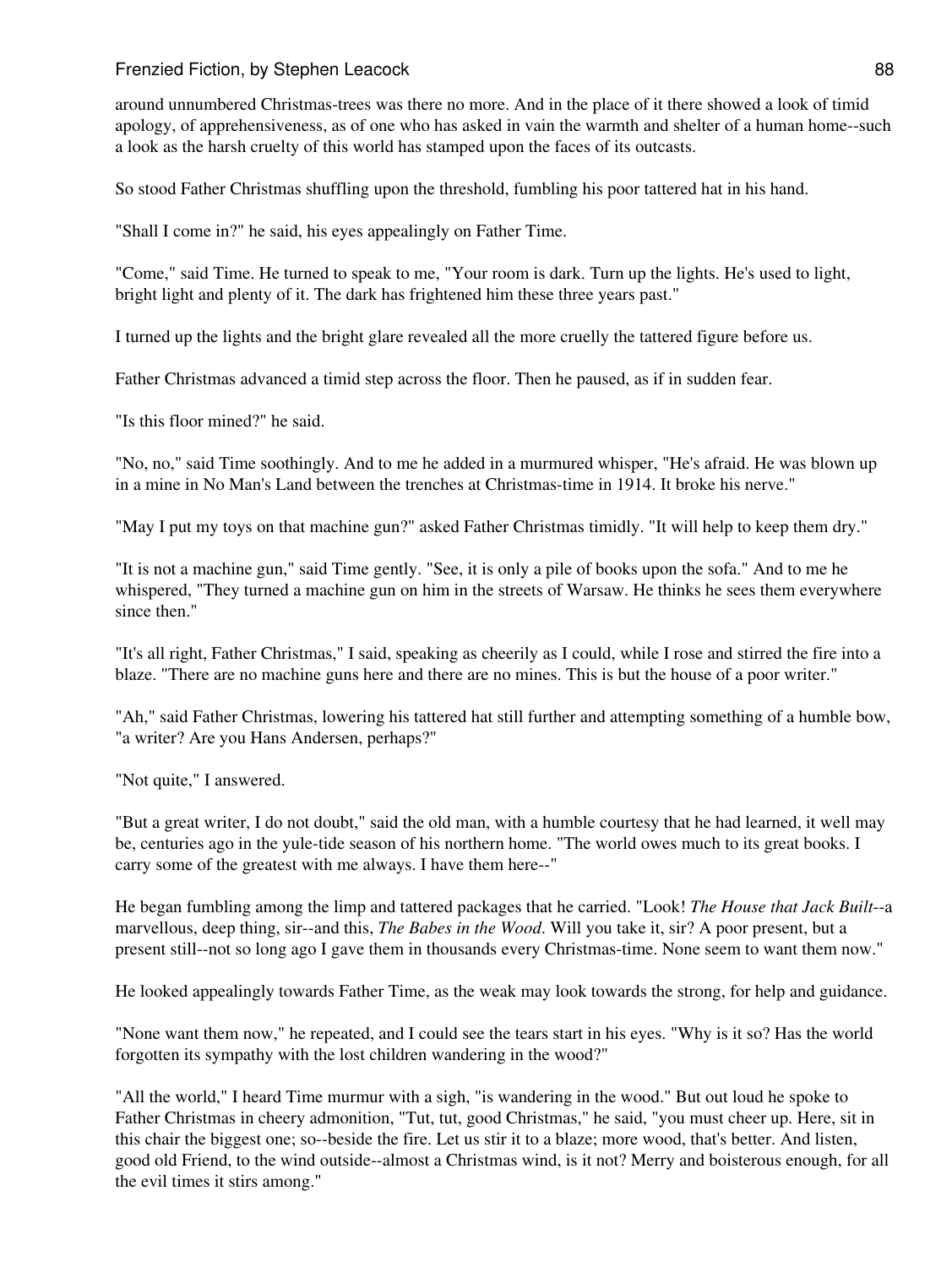around unnumbered Christmas-trees was there no more. And in the place of it there showed a look of timid apology, of apprehensiveness, as of one who has asked in vain the warmth and shelter of a human home--such a look as the harsh cruelty of this world has stamped upon the faces of its outcasts.

So stood Father Christmas shuffling upon the threshold, fumbling his poor tattered hat in his hand.

"Shall I come in?" he said, his eyes appealingly on Father Time.

"Come," said Time. He turned to speak to me, "Your room is dark. Turn up the lights. He's used to light, bright light and plenty of it. The dark has frightened him these three years past."

I turned up the lights and the bright glare revealed all the more cruelly the tattered figure before us.

Father Christmas advanced a timid step across the floor. Then he paused, as if in sudden fear.

"Is this floor mined?" he said.

"No, no," said Time soothingly. And to me he added in a murmured whisper, "He's afraid. He was blown up in a mine in No Man's Land between the trenches at Christmas-time in 1914. It broke his nerve."

"May I put my toys on that machine gun?" asked Father Christmas timidly. "It will help to keep them dry."

"It is not a machine gun," said Time gently. "See, it is only a pile of books upon the sofa." And to me he whispered, "They turned a machine gun on him in the streets of Warsaw. He thinks he sees them everywhere since then."

"It's all right, Father Christmas," I said, speaking as cheerily as I could, while I rose and stirred the fire into a blaze. "There are no machine guns here and there are no mines. This is but the house of a poor writer."

"Ah," said Father Christmas, lowering his tattered hat still further and attempting something of a humble bow, "a writer? Are you Hans Andersen, perhaps?"

"Not quite," I answered.

"But a great writer, I do not doubt," said the old man, with a humble courtesy that he had learned, it well may be, centuries ago in the yule-tide season of his northern home. "The world owes much to its great books. I carry some of the greatest with me always. I have them here--"

He began fumbling among the limp and tattered packages that he carried. "Look! *The House that Jack Built*--a marvellous, deep thing, sir--and this, *The Babes in the Wood*. Will you take it, sir? A poor present, but a present still--not so long ago I gave them in thousands every Christmas-time. None seem to want them now."

He looked appealingly towards Father Time, as the weak may look towards the strong, for help and guidance.

"None want them now," he repeated, and I could see the tears start in his eyes. "Why is it so? Has the world forgotten its sympathy with the lost children wandering in the wood?"

"All the world," I heard Time murmur with a sigh, "is wandering in the wood." But out loud he spoke to Father Christmas in cheery admonition, "Tut, tut, good Christmas," he said, "you must cheer up. Here, sit in this chair the biggest one; so--beside the fire. Let us stir it to a blaze; more wood, that's better. And listen, good old Friend, to the wind outside--almost a Christmas wind, is it not? Merry and boisterous enough, for all the evil times it stirs among."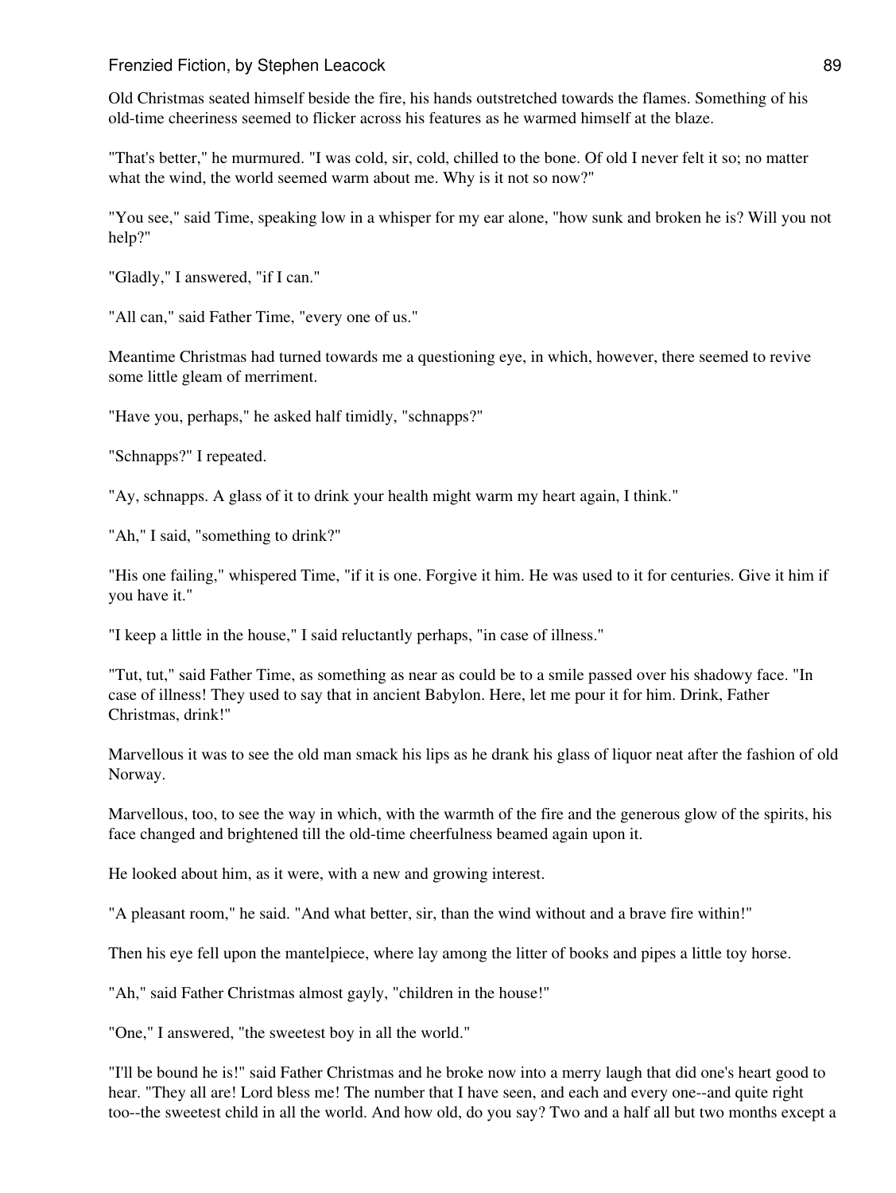Old Christmas seated himself beside the fire, his hands outstretched towards the flames. Something of his old-time cheeriness seemed to flicker across his features as he warmed himself at the blaze.

"That's better," he murmured. "I was cold, sir, cold, chilled to the bone. Of old I never felt it so; no matter what the wind, the world seemed warm about me. Why is it not so now?"

"You see," said Time, speaking low in a whisper for my ear alone, "how sunk and broken he is? Will you not help?"

"Gladly," I answered, "if I can."

"All can," said Father Time, "every one of us."

Meantime Christmas had turned towards me a questioning eye, in which, however, there seemed to revive some little gleam of merriment.

"Have you, perhaps," he asked half timidly, "schnapps?"

"Schnapps?" I repeated.

"Ay, schnapps. A glass of it to drink your health might warm my heart again, I think."

"Ah," I said, "something to drink?"

"His one failing," whispered Time, "if it is one. Forgive it him. He was used to it for centuries. Give it him if you have it."

"I keep a little in the house," I said reluctantly perhaps, "in case of illness."

"Tut, tut," said Father Time, as something as near as could be to a smile passed over his shadowy face. "In case of illness! They used to say that in ancient Babylon. Here, let me pour it for him. Drink, Father Christmas, drink!"

Marvellous it was to see the old man smack his lips as he drank his glass of liquor neat after the fashion of old Norway.

Marvellous, too, to see the way in which, with the warmth of the fire and the generous glow of the spirits, his face changed and brightened till the old-time cheerfulness beamed again upon it.

He looked about him, as it were, with a new and growing interest.

"A pleasant room," he said. "And what better, sir, than the wind without and a brave fire within!"

Then his eye fell upon the mantelpiece, where lay among the litter of books and pipes a little toy horse.

"Ah," said Father Christmas almost gayly, "children in the house!"

"One," I answered, "the sweetest boy in all the world."

"I'll be bound he is!" said Father Christmas and he broke now into a merry laugh that did one's heart good to hear. "They all are! Lord bless me! The number that I have seen, and each and every one--and quite right too--the sweetest child in all the world. And how old, do you say? Two and a half all but two months except a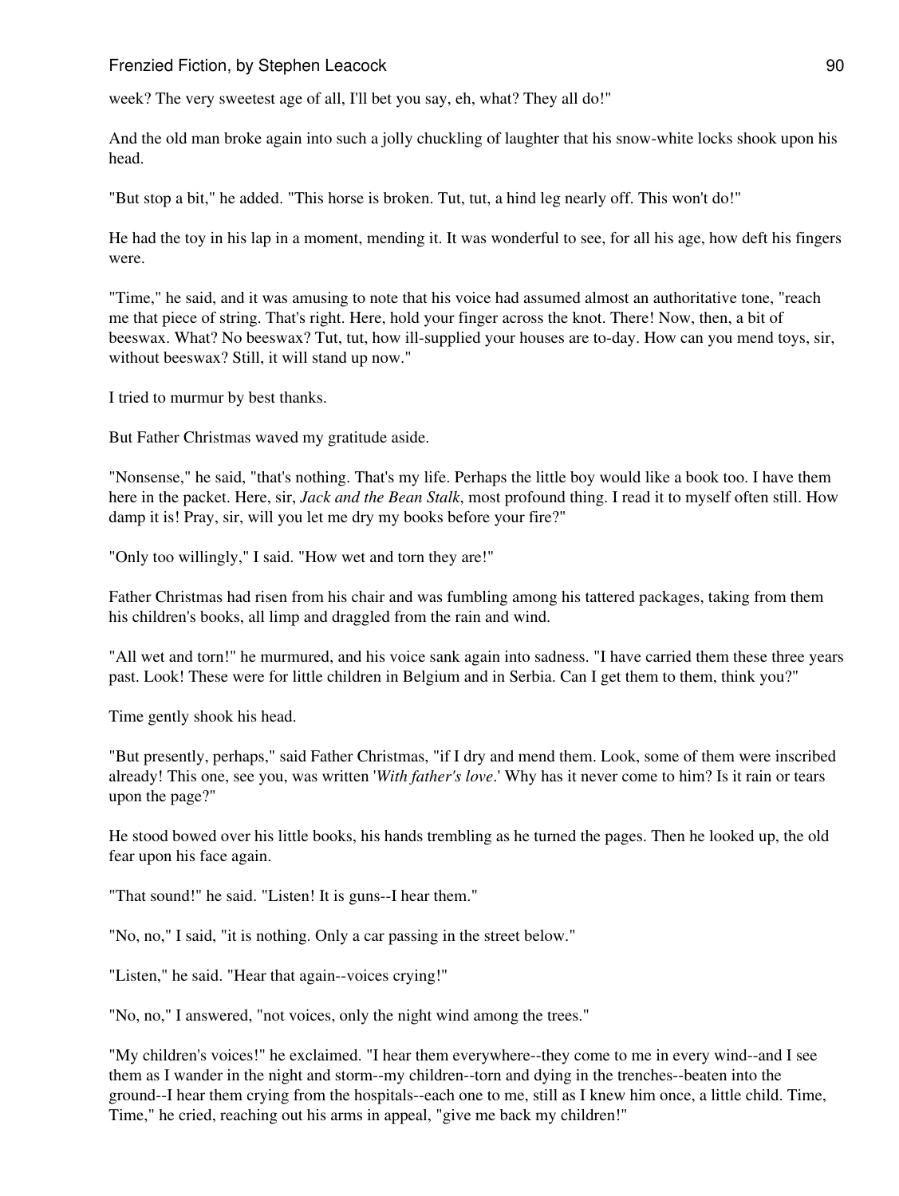week? The very sweetest age of all, I'll bet you say, eh, what? They all do!"

And the old man broke again into such a jolly chuckling of laughter that his snow-white locks shook upon his head.

"But stop a bit," he added. "This horse is broken. Tut, tut, a hind leg nearly off. This won't do!"

He had the toy in his lap in a moment, mending it. It was wonderful to see, for all his age, how deft his fingers were.

"Time," he said, and it was amusing to note that his voice had assumed almost an authoritative tone, "reach me that piece of string. That's right. Here, hold your finger across the knot. There! Now, then, a bit of beeswax. What? No beeswax? Tut, tut, how ill-supplied your houses are to-day. How can you mend toys, sir, without beeswax? Still, it will stand up now."

I tried to murmur by best thanks.

But Father Christmas waved my gratitude aside.

"Nonsense," he said, "that's nothing. That's my life. Perhaps the little boy would like a book too. I have them here in the packet. Here, sir, *Jack and the Bean Stalk*, most profound thing. I read it to myself often still. How damp it is! Pray, sir, will you let me dry my books before your fire?"

"Only too willingly," I said. "How wet and torn they are!"

Father Christmas had risen from his chair and was fumbling among his tattered packages, taking from them his children's books, all limp and draggled from the rain and wind.

"All wet and torn!" he murmured, and his voice sank again into sadness. "I have carried them these three years past. Look! These were for little children in Belgium and in Serbia. Can I get them to them, think you?"

Time gently shook his head.

"But presently, perhaps," said Father Christmas, "if I dry and mend them. Look, some of them were inscribed already! This one, see you, was written '*With father's love*.' Why has it never come to him? Is it rain or tears upon the page?"

He stood bowed over his little books, his hands trembling as he turned the pages. Then he looked up, the old fear upon his face again.

"That sound!" he said. "Listen! It is guns--I hear them."

"No, no," I said, "it is nothing. Only a car passing in the street below."

"Listen," he said. "Hear that again--voices crying!"

"No, no," I answered, "not voices, only the night wind among the trees."

"My children's voices!" he exclaimed. "I hear them everywhere--they come to me in every wind--and I see them as I wander in the night and storm--my children--torn and dying in the trenches--beaten into the ground--I hear them crying from the hospitals--each one to me, still as I knew him once, a little child. Time, Time," he cried, reaching out his arms in appeal, "give me back my children!"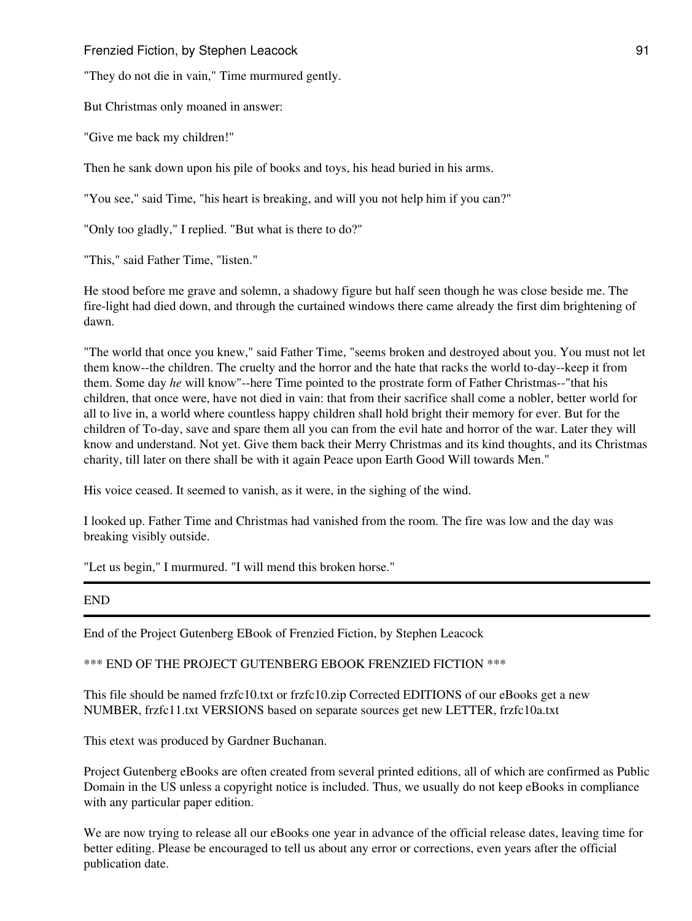"They do not die in vain," Time murmured gently.

But Christmas only moaned in answer:

"Give me back my children!"

Then he sank down upon his pile of books and toys, his head buried in his arms.

"You see," said Time, "his heart is breaking, and will you not help him if you can?"

"Only too gladly," I replied. "But what is there to do?"

"This," said Father Time, "listen."

He stood before me grave and solemn, a shadowy figure but half seen though he was close beside me. The fire-light had died down, and through the curtained windows there came already the first dim brightening of dawn.

"The world that once you knew," said Father Time, "seems broken and destroyed about you. You must not let them know--the children. The cruelty and the horror and the hate that racks the world to-day--keep it from them. Some day *he* will know"--here Time pointed to the prostrate form of Father Christmas--"that his children, that once were, have not died in vain: that from their sacrifice shall come a nobler, better world for all to live in, a world where countless happy children shall hold bright their memory for ever. But for the children of To-day, save and spare them all you can from the evil hate and horror of the war. Later they will know and understand. Not yet. Give them back their Merry Christmas and its kind thoughts, and its Christmas charity, till later on there shall be with it again Peace upon Earth Good Will towards Men."

His voice ceased. It seemed to vanish, as it were, in the sighing of the wind.

I looked up. Father Time and Christmas had vanished from the room. The fire was low and the day was breaking visibly outside.

"Let us begin," I murmured. "I will mend this broken horse."

---

END

---

End of the Project Gutenberg EBook of Frenzied Fiction, by Stephen Leacock

*** END OF THE PROJECT GUTENBERG EBOOK FRENZIED FICTION ***

This file should be named frzfc10.txt or frzfc10.zip Corrected EDITIONS of our eBooks get a new NUMBER, frzfc11.txt VERSIONS based on separate sources get new LETTER, frzfc10a.txt

This etext was produced by Gardner Buchanan.

Project Gutenberg eBooks are often created from several printed editions, all of which are confirmed as Public Domain in the US unless a copyright notice is included. Thus, we usually do not keep eBooks in compliance with any particular paper edition.

We are now trying to release all our eBooks one year in advance of the official release dates, leaving time for better editing. Please be encouraged to tell us about any error or corrections, even years after the official publication date.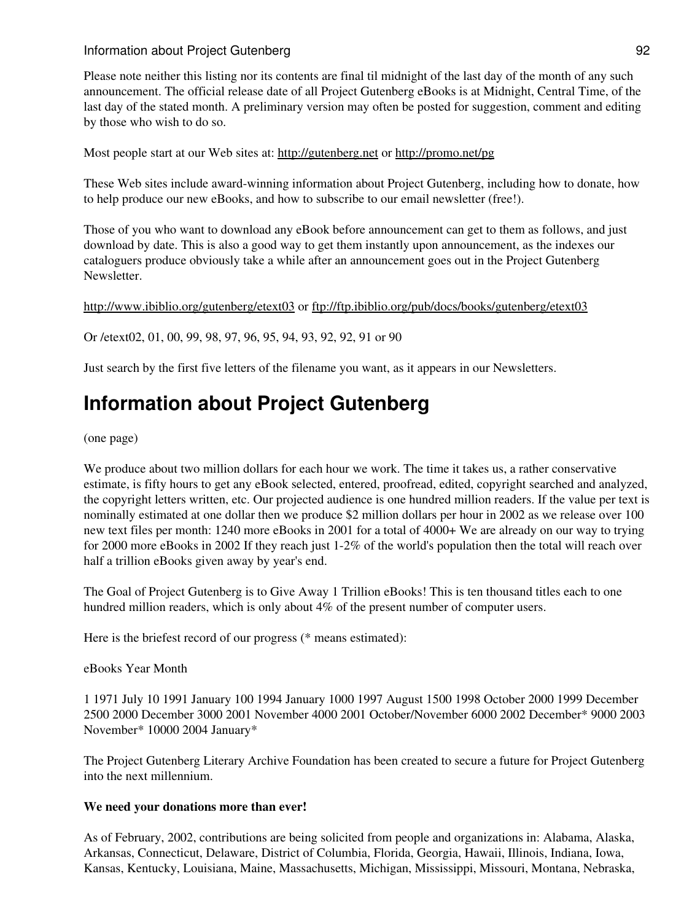Please note neither this listing nor its contents are final til midnight of the last day of the month of any such announcement. The official release date of all Project Gutenberg eBooks is at Midnight, Central Time, of the last day of the stated month. A preliminary version may often be posted for suggestion, comment and editing by those who wish to do so.

Most people start at our Web sites at: http://gutenberg.net or http://promo.net/pg

These Web sites include award-winning information about Project Gutenberg, including how to donate, how to help produce our new eBooks, and how to subscribe to our email newsletter (free!).

Those of you who want to download any eBook before announcement can get to them as follows, and just download by date. This is also a good way to get them instantly upon announcement, as the indexes our cataloguers produce obviously take a while after an announcement goes out in the Project Gutenberg Newsletter.

http://www.ibiblio.org/gutenberg/etext03 or ftp://ftp.ibiblio.org/pub/docs/books/gutenberg/etext03

Or /etext02, 01, 00, 99, 98, 97, 96, 95, 94, 93, 92, 92, 91 or 90

Just search by the first five letters of the filename you want, as it appears in our Newsletters.

# Information about Project Gutenberg

(one page)

We produce about two million dollars for each hour we work. The time it takes us, a rather conservative estimate, is fifty hours to get any eBook selected, entered, proofread, edited, copyright searched and analyzed, the copyright letters written, etc. Our projected audience is one hundred million readers. If the value per text is nominally estimated at one dollar then we produce $2 million dollars per hour in 2002 as we release over 100 new text files per month: 1240 more eBooks in 2001 for a total of 4000+ We are already on our way to trying for 2000 more eBooks in 2002 If they reach just 1-2% of the world's population then the total will reach over half a trillion eBooks given away by year's end.

The Goal of Project Gutenberg is to Give Away 1 Trillion eBooks! This is ten thousand titles each to one hundred million readers, which is only about 4% of the present number of computer users.

Here is the briefest record of our progress (* means estimated):

eBooks Year Month

1 1971 July 10 1991 January 100 1994 January 1000 1997 August 1500 1998 October 2000 1999 December 2500 2000 December 3000 2001 November 4000 2001 October/November 6000 2002 December* 9000 2003 November* 10000 2004 January*

The Project Gutenberg Literary Archive Foundation has been created to secure a future for Project Gutenberg into the next millennium.

**We need your donations more than ever!**

As of February, 2002, contributions are being solicited from people and organizations in: Alabama, Alaska, Arkansas, Connecticut, Delaware, District of Columbia, Florida, Georgia, Hawaii, Illinois, Indiana, Iowa, Kansas, Kentucky, Louisiana, Maine, Massachusetts, Michigan, Mississippi, Missouri, Montana, Nebraska,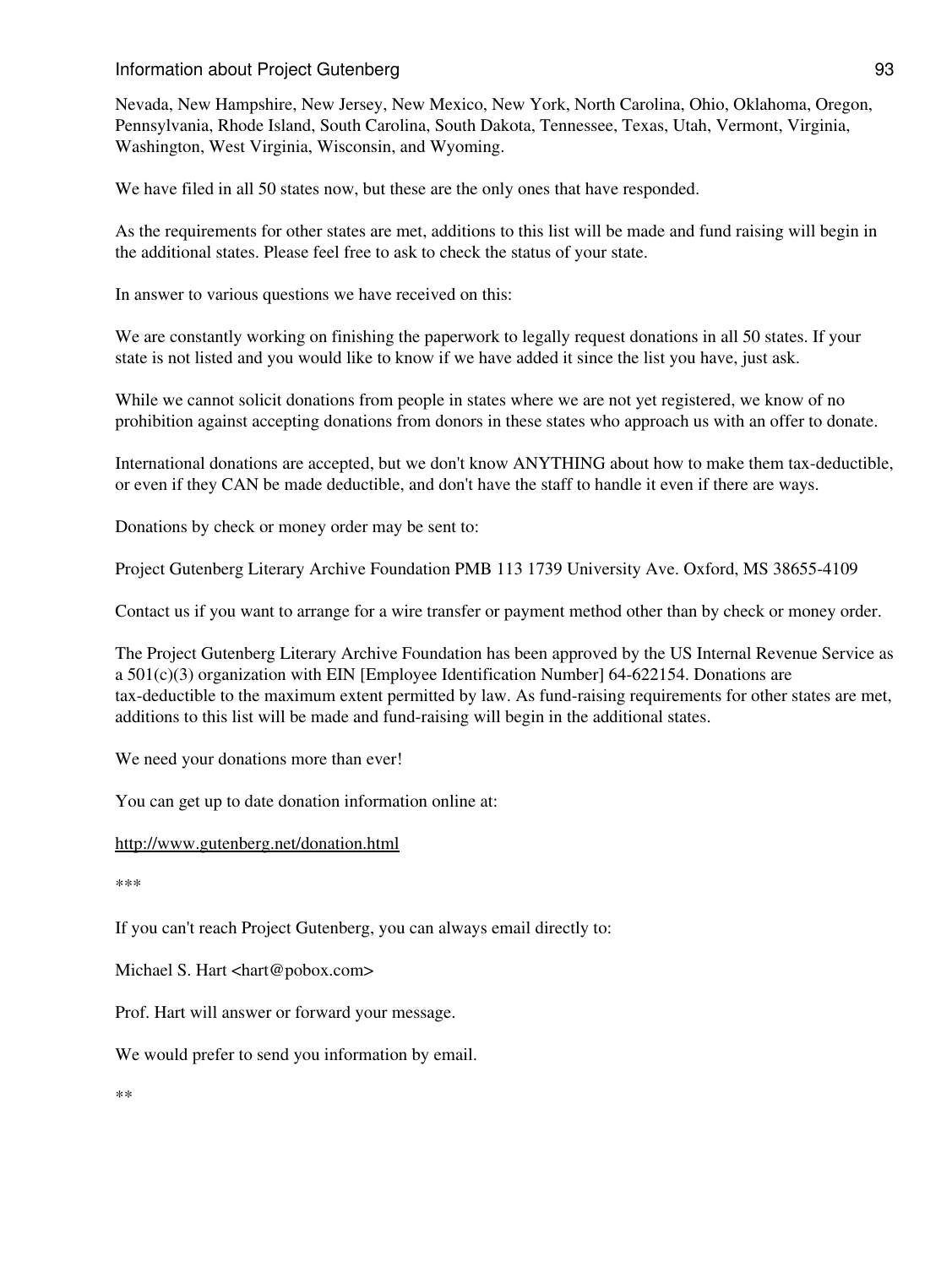Nevada, New Hampshire, New Jersey, New Mexico, New York, North Carolina, Ohio, Oklahoma, Oregon, Pennsylvania, Rhode Island, South Carolina, South Dakota, Tennessee, Texas, Utah, Vermont, Virginia, Washington, West Virginia, Wisconsin, and Wyoming.

We have filed in all 50 states now, but these are the only ones that have responded.

As the requirements for other states are met, additions to this list will be made and fund raising will begin in the additional states. Please feel free to ask to check the status of your state.

In answer to various questions we have received on this:

We are constantly working on finishing the paperwork to legally request donations in all 50 states. If your state is not listed and you would like to know if we have added it since the list you have, just ask.

While we cannot solicit donations from people in states where we are not yet registered, we know of no prohibition against accepting donations from donors in these states who approach us with an offer to donate.

International donations are accepted, but we don't know ANYTHING about how to make them tax-deductible, or even if they CAN be made deductible, and don't have the staff to handle it even if there are ways.

Donations by check or money order may be sent to:

Project Gutenberg Literary Archive Foundation PMB 113 1739 University Ave. Oxford, MS 38655-4109

Contact us if you want to arrange for a wire transfer or payment method other than by check or money order.

The Project Gutenberg Literary Archive Foundation has been approved by the US Internal Revenue Service as a 501(c)(3) organization with EIN [Employee Identification Number] 64-622154. Donations are tax-deductible to the maximum extent permitted by law. As fund-raising requirements for other states are met, additions to this list will be made and fund-raising will begin in the additional states.

We need your donations more than ever!

You can get up to date donation information online at:

http://www.gutenberg.net/donation.html

***

If you can't reach Project Gutenberg, you can always email directly to:

Michael S. Hart <hart@pobox.com>

Prof. Hart will answer or forward your message.

We would prefer to send you information by email.

**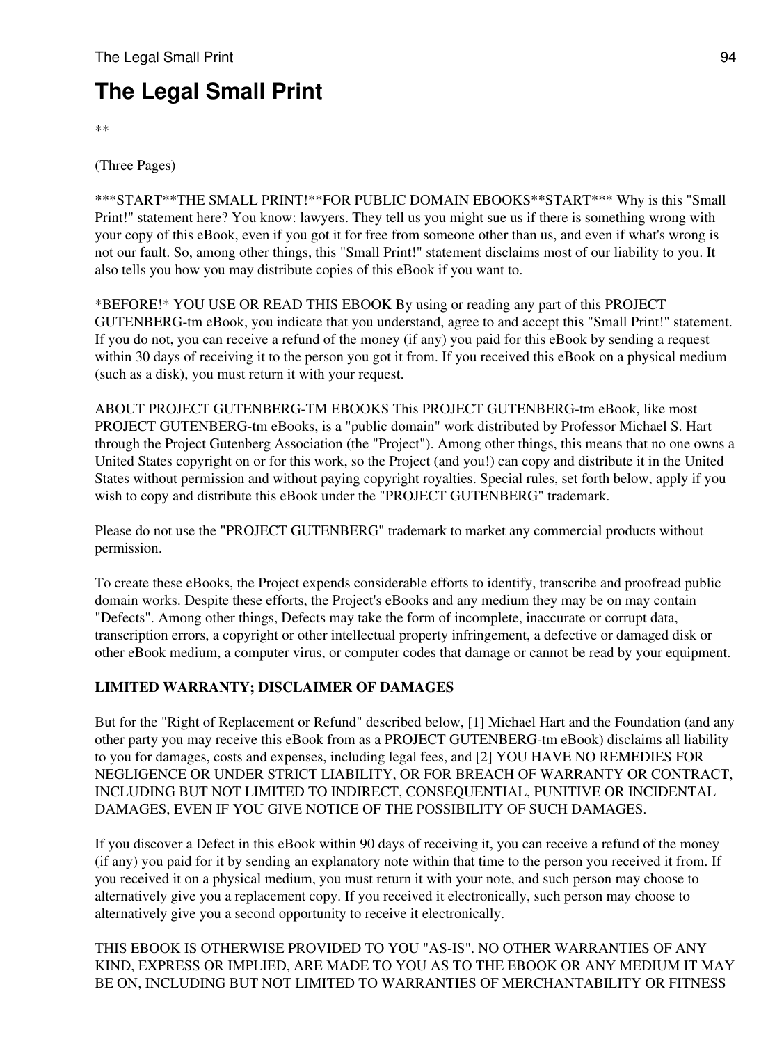# The Legal Small Print

**

(Three Pages)

***START**THE SMALL PRINT!**FOR PUBLIC DOMAIN EBOOKS**START*** Why is this "Small Print!" statement here? You know: lawyers. They tell us you might sue us if there is something wrong with your copy of this eBook, even if you got it for free from someone other than us, and even if what's wrong is not our fault. So, among other things, this "Small Print!" statement disclaims most of our liability to you. It also tells you how you may distribute copies of this eBook if you want to.

*BEFORE!* YOU USE OR READ THIS EBOOK By using or reading any part of this PROJECT GUTENBERG-tm eBook, you indicate that you understand, agree to and accept this "Small Print!" statement. If you do not, you can receive a refund of the money (if any) you paid for this eBook by sending a request within 30 days of receiving it to the person you got it from. If you received this eBook on a physical medium (such as a disk), you must return it with your request.

ABOUT PROJECT GUTENBERG-TM EBOOKS This PROJECT GUTENBERG-tm eBook, like most PROJECT GUTENBERG-tm eBooks, is a "public domain" work distributed by Professor Michael S. Hart through the Project Gutenberg Association (the "Project"). Among other things, this means that no one owns a United States copyright on or for this work, so the Project (and you!) can copy and distribute it in the United States without permission and without paying copyright royalties. Special rules, set forth below, apply if you wish to copy and distribute this eBook under the "PROJECT GUTENBERG" trademark.

Please do not use the "PROJECT GUTENBERG" trademark to market any commercial products without permission.

To create these eBooks, the Project expends considerable efforts to identify, transcribe and proofread public domain works. Despite these efforts, the Project's eBooks and any medium they may be on may contain "Defects". Among other things, Defects may take the form of incomplete, inaccurate or corrupt data, transcription errors, a copyright or other intellectual property infringement, a defective or damaged disk or other eBook medium, a computer virus, or computer codes that damage or cannot be read by your equipment.

**LIMITED WARRANTY; DISCLAIMER OF DAMAGES**

But for the "Right of Replacement or Refund" described below, [1] Michael Hart and the Foundation (and any other party you may receive this eBook from as a PROJECT GUTENBERG-tm eBook) disclaims all liability to you for damages, costs and expenses, including legal fees, and [2] YOU HAVE NO REMEDIES FOR NEGLIGENCE OR UNDER STRICT LIABILITY, OR FOR BREACH OF WARRANTY OR CONTRACT, INCLUDING BUT NOT LIMITED TO INDIRECT, CONSEQUENTIAL, PUNITIVE OR INCIDENTAL DAMAGES, EVEN IF YOU GIVE NOTICE OF THE POSSIBILITY OF SUCH DAMAGES.

If you discover a Defect in this eBook within 90 days of receiving it, you can receive a refund of the money (if any) you paid for it by sending an explanatory note within that time to the person you received it from. If you received it on a physical medium, you must return it with your note, and such person may choose to alternatively give you a replacement copy. If you received it electronically, such person may choose to alternatively give you a second opportunity to receive it electronically.

THIS EBOOK IS OTHERWISE PROVIDED TO YOU "AS-IS". NO OTHER WARRANTIES OF ANY KIND, EXPRESS OR IMPLIED, ARE MADE TO YOU AS TO THE EBOOK OR ANY MEDIUM IT MAY BE ON, INCLUDING BUT NOT LIMITED TO WARRANTIES OF MERCHANTABILITY OR FITNESS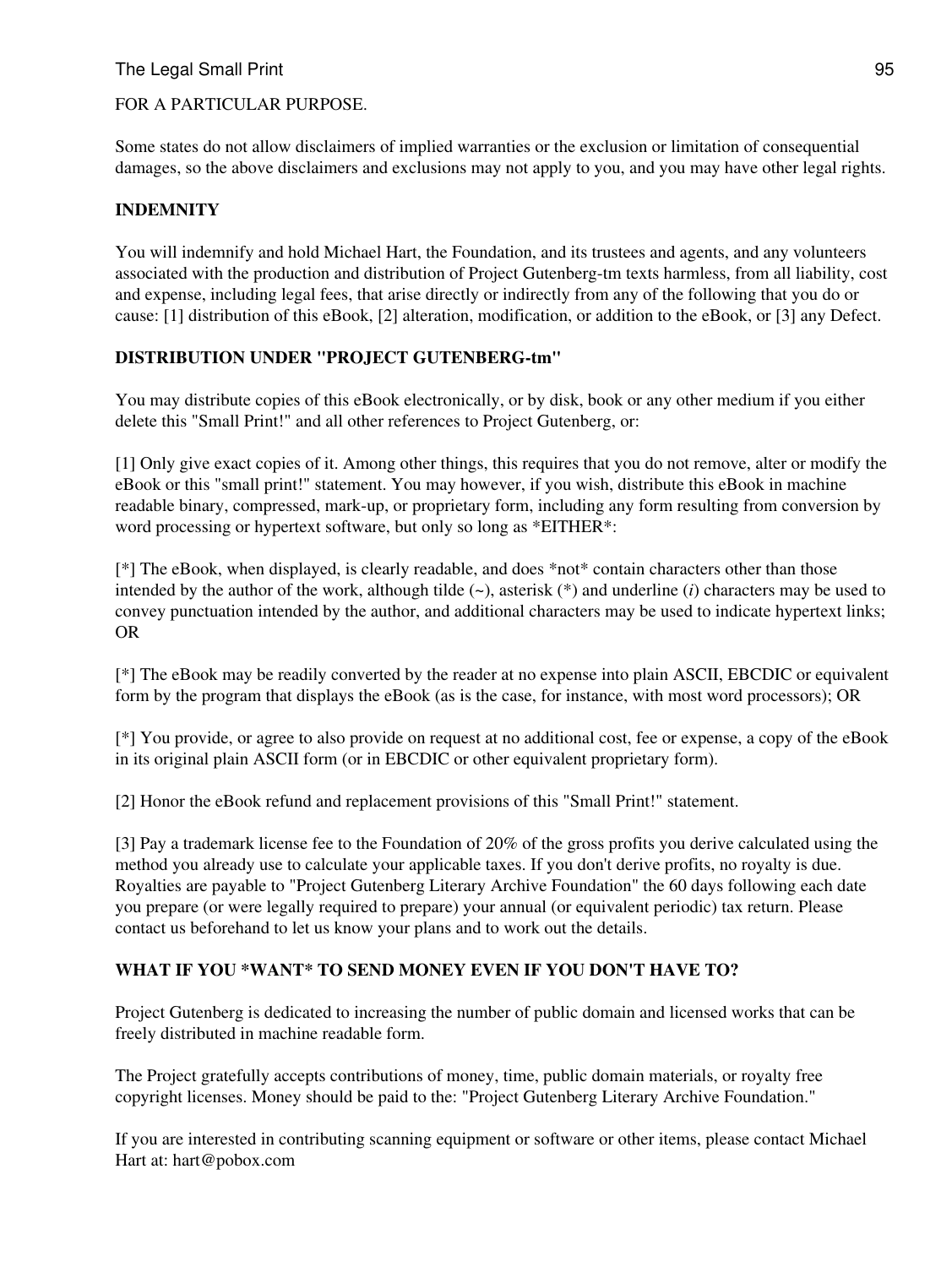FOR A PARTICULAR PURPOSE.

Some states do not allow disclaimers of implied warranties or the exclusion or limitation of consequential damages, so the above disclaimers and exclusions may not apply to you, and you may have other legal rights.

**INDEMNITY**

You will indemnify and hold Michael Hart, the Foundation, and its trustees and agents, and any volunteers associated with the production and distribution of Project Gutenberg-tm texts harmless, from all liability, cost and expense, including legal fees, that arise directly or indirectly from any of the following that you do or cause: [1] distribution of this eBook, [2] alteration, modification, or addition to the eBook, or [3] any Defect.

**DISTRIBUTION UNDER "PROJECT GUTENBERG-tm"**

You may distribute copies of this eBook electronically, or by disk, book or any other medium if you either delete this "Small Print!" and all other references to Project Gutenberg, or:

[1] Only give exact copies of it. Among other things, this requires that you do not remove, alter or modify the eBook or this "small print!" statement. You may however, if you wish, distribute this eBook in machine readable binary, compressed, mark-up, or proprietary form, including any form resulting from conversion by word processing or hypertext software, but only so long as *EITHER*:

[*] The eBook, when displayed, is clearly readable, and does *not* contain characters other than those intended by the author of the work, although tilde (~), asterisk (*) and underline (*i*) characters may be used to convey punctuation intended by the author, and additional characters may be used to indicate hypertext links; OR

[*] The eBook may be readily converted by the reader at no expense into plain ASCII, EBCDIC or equivalent form by the program that displays the eBook (as is the case, for instance, with most word processors); OR

[*] You provide, or agree to also provide on request at no additional cost, fee or expense, a copy of the eBook in its original plain ASCII form (or in EBCDIC or other equivalent proprietary form).

[2] Honor the eBook refund and replacement provisions of this "Small Print!" statement.

[3] Pay a trademark license fee to the Foundation of 20% of the gross profits you derive calculated using the method you already use to calculate your applicable taxes. If you don't derive profits, no royalty is due. Royalties are payable to "Project Gutenberg Literary Archive Foundation" the 60 days following each date you prepare (or were legally required to prepare) your annual (or equivalent periodic) tax return. Please contact us beforehand to let us know your plans and to work out the details.

**WHAT IF YOU *WANT* TO SEND MONEY EVEN IF YOU DON'T HAVE TO?**

Project Gutenberg is dedicated to increasing the number of public domain and licensed works that can be freely distributed in machine readable form.

The Project gratefully accepts contributions of money, time, public domain materials, or royalty free copyright licenses. Money should be paid to the: "Project Gutenberg Literary Archive Foundation."

If you are interested in contributing scanning equipment or software or other items, please contact Michael Hart at: hart@pobox.com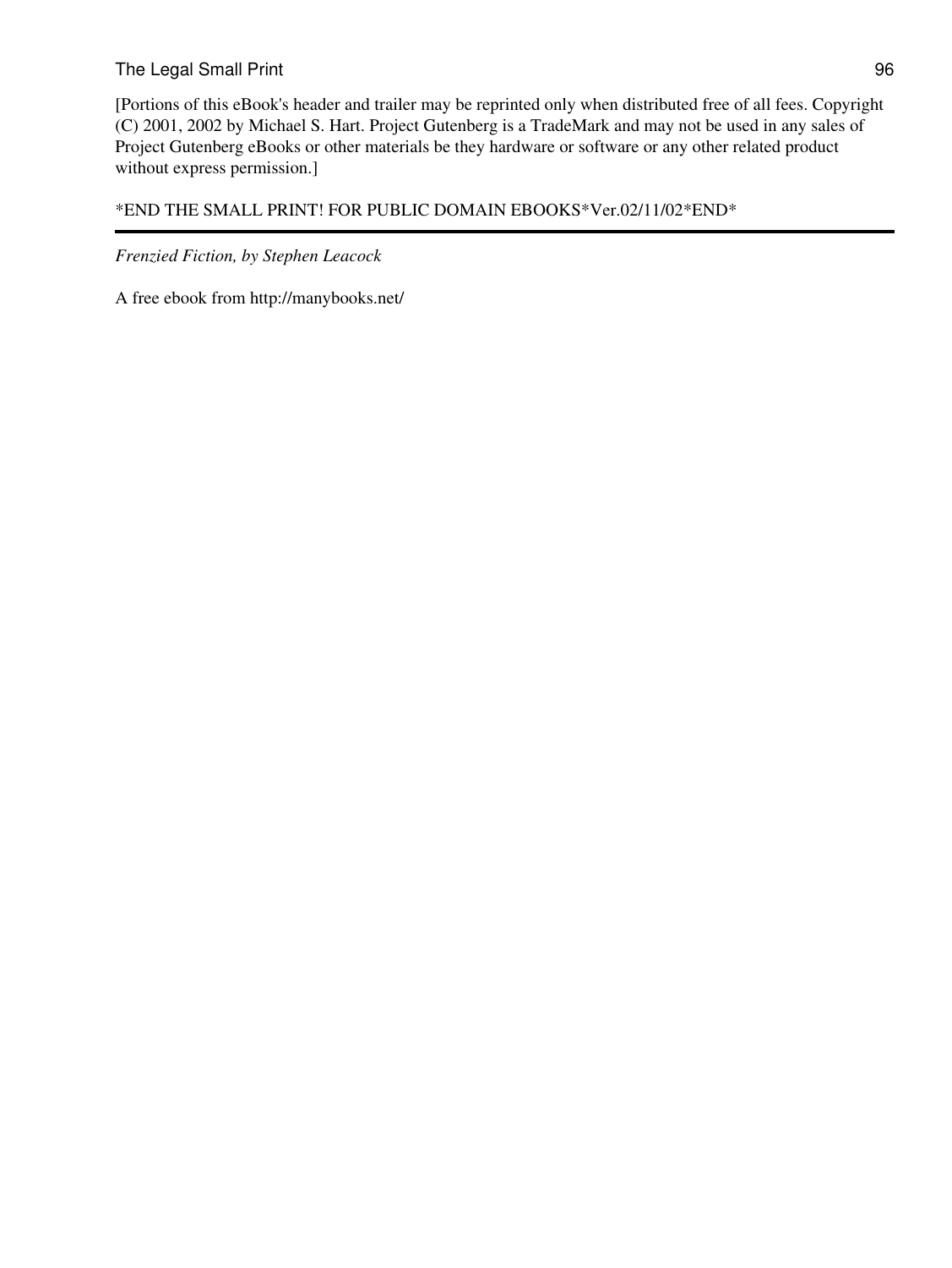[Portions of this eBook's header and trailer may be reprinted only when distributed free of all fees. Copyright (C) 2001, 2002 by Michael S. Hart. Project Gutenberg is a TradeMark and may not be used in any sales of Project Gutenberg eBooks or other materials be they hardware or software or any other related product without express permission.]

*END THE SMALL PRINT! FOR PUBLIC DOMAIN EBOOKS*Ver.02/11/02*END*

---

*Frenzied Fiction, by Stephen Leacock*

A free ebook from http://manybooks.net/